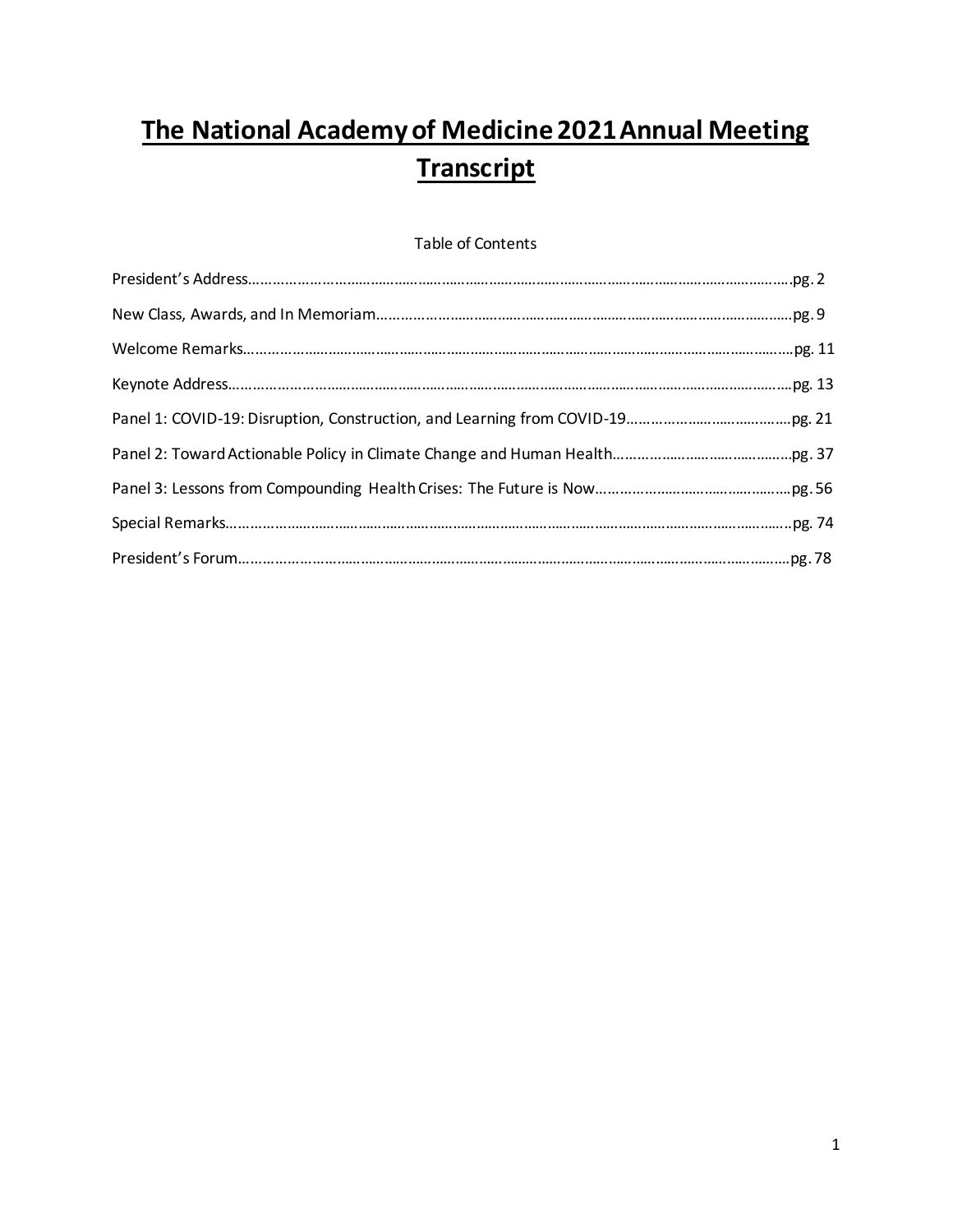# The National Academy of Medicine 2021 Annual Meeting Transcript

Table of Contents

President's Address……………………………………………………………………………………pg. 2

New Class, Awards, and In Memoriam……………………………………………………………pg. 9

Welcome Remarks………………………………………………………………………………………pg. 11

Keynote Address…………………………………………………………………………………………pg. 13

Panel 1: COVID-19: Disruption, Construction, and Learning from COVID-19…………………pg. 21

Panel 2: Toward Actionable Policy in Climate Change and Human Health……………………pg. 37

Panel 3: Lessons from Compounding Health Crises: The Future is Now………………………pg. 56

Special Remarks…………………………………………………………………………………………pg. 74

President's Forum………………………………………………………………………………………pg. 78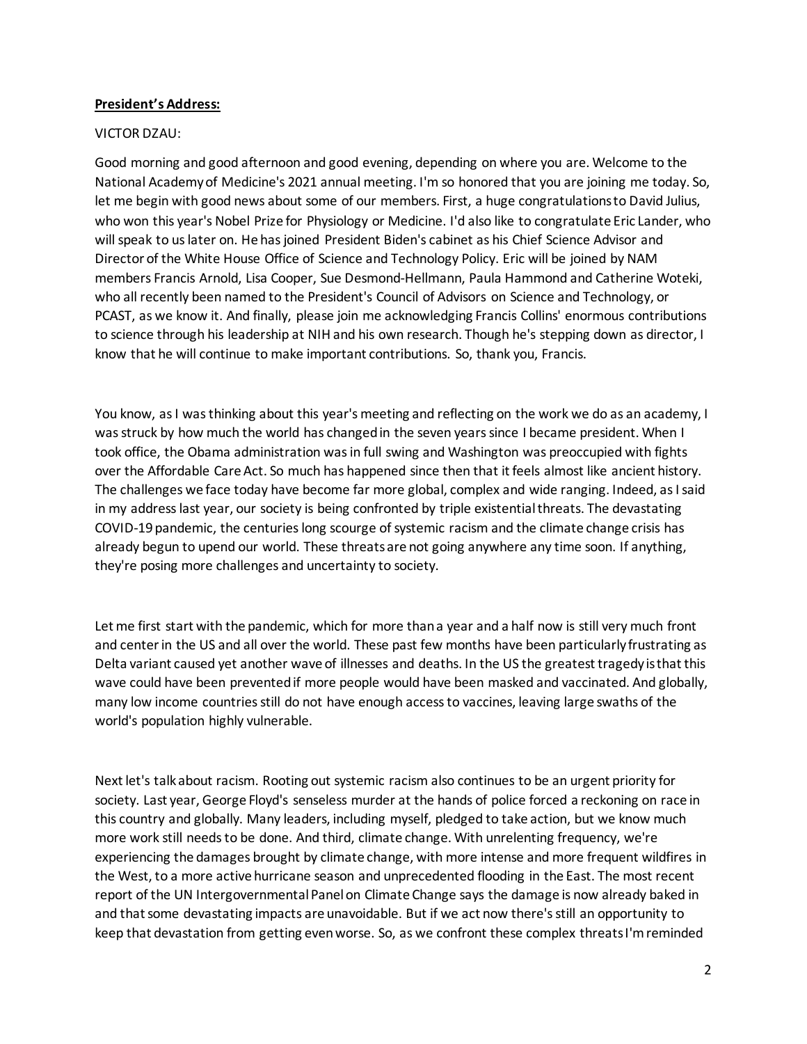**President's Address:**

VICTOR DZAU:

Good morning and good afternoon and good evening, depending on where you are. Welcome to the National Academy of Medicine's 2021 annual meeting. I'm so honored that you are joining me today. So, let me begin with good news about some of our members. First, a huge congratulations to David Julius, who won this year's Nobel Prize for Physiology or Medicine. I'd also like to congratulate Eric Lander, who will speak to us later on. He has joined President Biden's cabinet as his Chief Science Advisor and Director of the White House Office of Science and Technology Policy. Eric will be joined by NAM members Francis Arnold, Lisa Cooper, Sue Desmond-Hellmann, Paula Hammond and Catherine Woteki, who all recently been named to the President's Council of Advisors on Science and Technology, or PCAST, as we know it. And finally, please join me acknowledging Francis Collins' enormous contributions to science through his leadership at NIH and his own research. Though he's stepping down as director, I know that he will continue to make important contributions. So, thank you, Francis.

You know, as I was thinking about this year's meeting and reflecting on the work we do as an academy, I was struck by how much the world has changed in the seven years since I became president. When I took office, the Obama administration was in full swing and Washington was preoccupied with fights over the Affordable Care Act. So much has happened since then that it feels almost like ancient history. The challenges we face today have become far more global, complex and wide ranging. Indeed, as I said in my address last year, our society is being confronted by triple existential threats. The devastating COVID-19 pandemic, the centuries long scourge of systemic racism and the climate change crisis has already begun to upend our world. These threats are not going anywhere any time soon. If anything, they're posing more challenges and uncertainty to society.

Let me first start with the pandemic, which for more than a year and a half now is still very much front and center in the US and all over the world. These past few months have been particularly frustrating as Delta variant caused yet another wave of illnesses and deaths. In the US the greatest tragedy is that this wave could have been prevented if more people would have been masked and vaccinated. And globally, many low income countries still do not have enough access to vaccines, leaving large swaths of the world's population highly vulnerable.

Next let's talk about racism. Rooting out systemic racism also continues to be an urgent priority for society. Last year, George Floyd's senseless murder at the hands of police forced a reckoning on race in this country and globally. Many leaders, including myself, pledged to take action, but we know much more work still needs to be done. And third, climate change. With unrelenting frequency, we're experiencing the damages brought by climate change, with more intense and more frequent wildfires in the West, to a more active hurricane season and unprecedented flooding in the East. The most recent report of the UN Intergovernmental Panel on Climate Change says the damage is now already baked in and that some devastating impacts are unavoidable. But if we act now there's still an opportunity to keep that devastation from getting even worse. So, as we confront these complex threats I'm reminded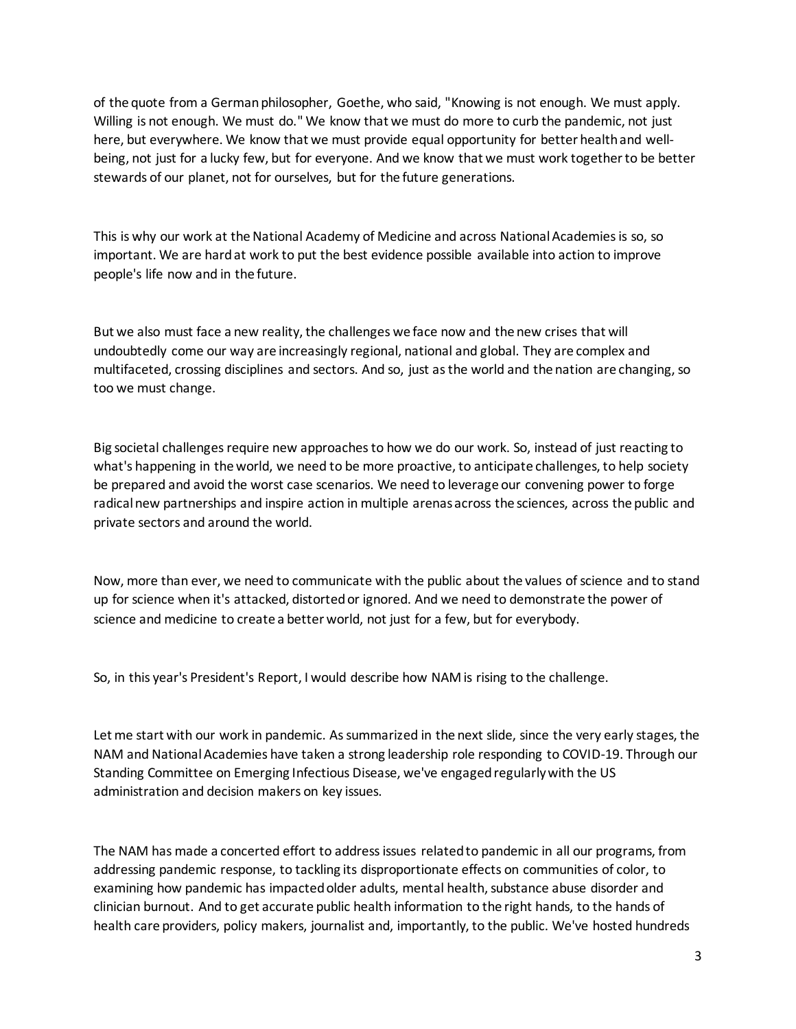of the quote from a German philosopher, Goethe, who said, "Knowing is not enough. We must apply. Willing is not enough. We must do." We know that we must do more to curb the pandemic, not just here, but everywhere. We know that we must provide equal opportunity for better health and well-being, not just for a lucky few, but for everyone. And we know that we must work together to be better stewards of our planet, not for ourselves, but for the future generations.

This is why our work at the National Academy of Medicine and across National Academies is so, so important. We are hard at work to put the best evidence possible available into action to improve people's life now and in the future.

But we also must face a new reality, the challenges we face now and the new crises that will undoubtedly come our way are increasingly regional, national and global. They are complex and multifaceted, crossing disciplines and sectors. And so, just as the world and the nation are changing, so too we must change.

Big societal challenges require new approaches to how we do our work. So, instead of just reacting to what's happening in the world, we need to be more proactive, to anticipate challenges, to help society be prepared and avoid the worst case scenarios. We need to leverage our convening power to forge radical new partnerships and inspire action in multiple arenas across the sciences, across the public and private sectors and around the world.

Now, more than ever, we need to communicate with the public about the values of science and to stand up for science when it's attacked, distorted or ignored. And we need to demonstrate the power of science and medicine to create a better world, not just for a few, but for everybody.

So, in this year's President's Report, I would describe how NAM is rising to the challenge.

Let me start with our work in pandemic. As summarized in the next slide, since the very early stages, the NAM and National Academies have taken a strong leadership role responding to COVID-19. Through our Standing Committee on Emerging Infectious Disease, we've engaged regularly with the US administration and decision makers on key issues.

The NAM has made a concerted effort to address issues related to pandemic in all our programs, from addressing pandemic response, to tackling its disproportionate effects on communities of color, to examining how pandemic has impacted older adults, mental health, substance abuse disorder and clinician burnout. And to get accurate public health information to the right hands, to the hands of health care providers, policy makers, journalist and, importantly, to the public. We've hosted hundreds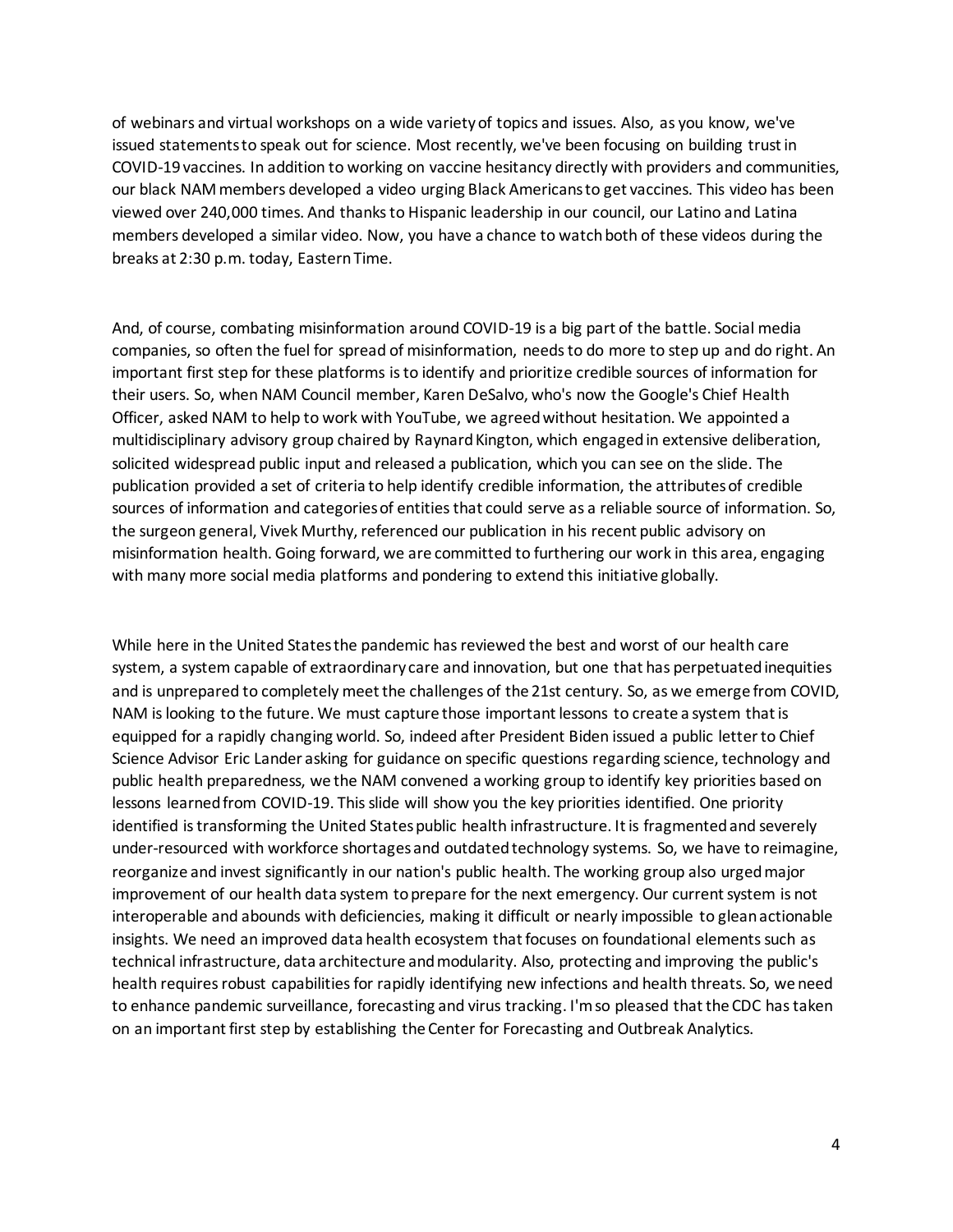of webinars and virtual workshops on a wide variety of topics and issues. Also, as you know, we've issued statements to speak out for science. Most recently, we've been focusing on building trust in COVID-19 vaccines. In addition to working on vaccine hesitancy directly with providers and communities, our black NAM members developed a video urging Black Americans to get vaccines. This video has been viewed over 240,000 times. And thanks to Hispanic leadership in our council, our Latino and Latina members developed a similar video. Now, you have a chance to watch both of these videos during the breaks at 2:30 p.m. today, Eastern Time.

And, of course, combating misinformation around COVID-19 is a big part of the battle. Social media companies, so often the fuel for spread of misinformation, needs to do more to step up and do right. An important first step for these platforms is to identify and prioritize credible sources of information for their users. So, when NAM Council member, Karen DeSalvo, who's now the Google's Chief Health Officer, asked NAM to help to work with YouTube, we agreed without hesitation. We appointed a multidisciplinary advisory group chaired by Raynard Kington, which engaged in extensive deliberation, solicited widespread public input and released a publication, which you can see on the slide. The publication provided a set of criteria to help identify credible information, the attributes of credible sources of information and categories of entities that could serve as a reliable source of information. So, the surgeon general, Vivek Murthy, referenced our publication in his recent public advisory on misinformation health. Going forward, we are committed to furthering our work in this area, engaging with many more social media platforms and pondering to extend this initiative globally.

While here in the United States the pandemic has reviewed the best and worst of our health care system, a system capable of extraordinary care and innovation, but one that has perpetuated inequities and is unprepared to completely meet the challenges of the 21st century. So, as we emerge from COVID, NAM is looking to the future. We must capture those important lessons to create a system that is equipped for a rapidly changing world. So, indeed after President Biden issued a public letter to Chief Science Advisor Eric Lander asking for guidance on specific questions regarding science, technology and public health preparedness, we the NAM convened a working group to identify key priorities based on lessons learned from COVID-19. This slide will show you the key priorities identified. One priority identified is transforming the United States public health infrastructure. It is fragmented and severely under-resourced with workforce shortages and outdated technology systems. So, we have to reimagine, reorganize and invest significantly in our nation's public health. The working group also urged major improvement of our health data system to prepare for the next emergency. Our current system is not interoperable and abounds with deficiencies, making it difficult or nearly impossible to glean actionable insights. We need an improved data health ecosystem that focuses on foundational elements such as technical infrastructure, data architecture and modularity. Also, protecting and improving the public's health requires robust capabilities for rapidly identifying new infections and health threats. So, we need to enhance pandemic surveillance, forecasting and virus tracking. I'm so pleased that the CDC has taken on an important first step by establishing the Center for Forecasting and Outbreak Analytics.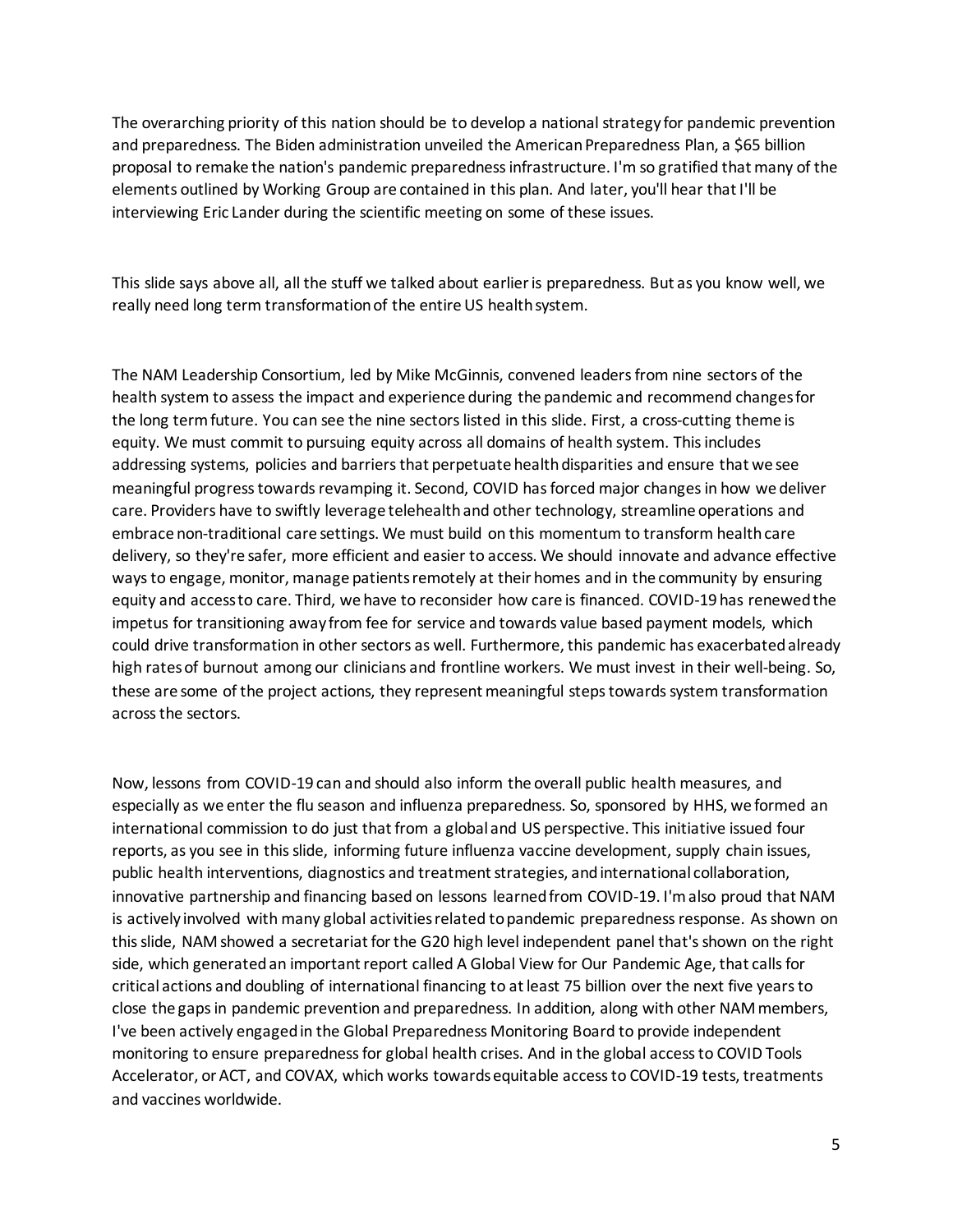The overarching priority of this nation should be to develop a national strategy for pandemic prevention and preparedness. The Biden administration unveiled the American Preparedness Plan, a $65 billion proposal to remake the nation's pandemic preparedness infrastructure. I'm so gratified that many of the elements outlined by Working Group are contained in this plan. And later, you'll hear that I'll be interviewing Eric Lander during the scientific meeting on some of these issues.

This slide says above all, all the stuff we talked about earlier is preparedness. But as you know well, we really need long term transformation of the entire US health system.

The NAM Leadership Consortium, led by Mike McGinnis, convened leaders from nine sectors of the health system to assess the impact and experience during the pandemic and recommend changes for the long term future. You can see the nine sectors listed in this slide. First, a cross-cutting theme is equity. We must commit to pursuing equity across all domains of health system. This includes addressing systems, policies and barriers that perpetuate health disparities and ensure that we see meaningful progress towards revamping it. Second, COVID has forced major changes in how we deliver care. Providers have to swiftly leverage telehealth and other technology, streamline operations and embrace non-traditional care settings. We must build on this momentum to transform health care delivery, so they're safer, more efficient and easier to access. We should innovate and advance effective ways to engage, monitor, manage patients remotely at their homes and in the community by ensuring equity and access to care. Third, we have to reconsider how care is financed. COVID-19 has renewed the impetus for transitioning away from fee for service and towards value based payment models, which could drive transformation in other sectors as well. Furthermore, this pandemic has exacerbated already high rates of burnout among our clinicians and frontline workers. We must invest in their well-being. So, these are some of the project actions, they represent meaningful steps towards system transformation across the sectors.

Now, lessons from COVID-19 can and should also inform the overall public health measures, and especially as we enter the flu season and influenza preparedness. So, sponsored by HHS, we formed an international commission to do just that from a global and US perspective. This initiative issued four reports, as you see in this slide, informing future influenza vaccine development, supply chain issues, public health interventions, diagnostics and treatment strategies, and international collaboration, innovative partnership and financing based on lessons learned from COVID-19. I'm also proud that NAM is actively involved with many global activities related to pandemic preparedness response. As shown on this slide, NAM showed a secretariat for the G20 high level independent panel that's shown on the right side, which generated an important report called A Global View for Our Pandemic Age, that calls for critical actions and doubling of international financing to at least 75 billion over the next five years to close the gaps in pandemic prevention and preparedness. In addition, along with other NAM members, I've been actively engaged in the Global Preparedness Monitoring Board to provide independent monitoring to ensure preparedness for global health crises. And in the global access to COVID Tools Accelerator, or ACT, and COVAX, which works towards equitable access to COVID-19 tests, treatments and vaccines worldwide.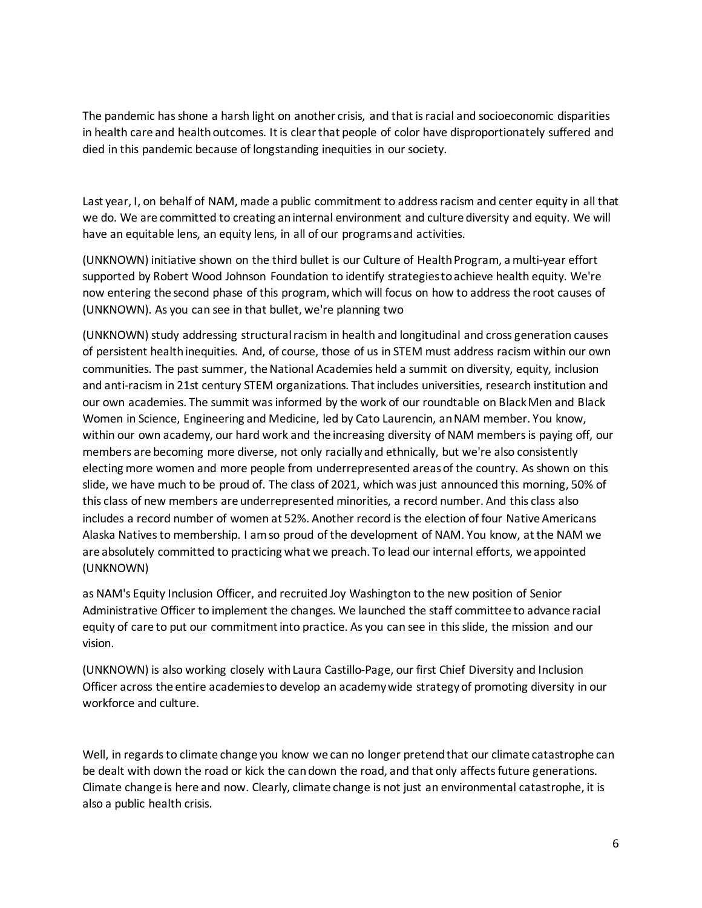The pandemic has shone a harsh light on another crisis, and that is racial and socioeconomic disparities in health care and health outcomes. It is clear that people of color have disproportionately suffered and died in this pandemic because of longstanding inequities in our society.

Last year, I, on behalf of NAM, made a public commitment to address racism and center equity in all that we do. We are committed to creating an internal environment and culture diversity and equity. We will have an equitable lens, an equity lens, in all of our programs and activities.

(UNKNOWN) initiative shown on the third bullet is our Culture of Health Program, a multi-year effort supported by Robert Wood Johnson Foundation to identify strategies to achieve health equity. We're now entering the second phase of this program, which will focus on how to address the root causes of (UNKNOWN). As you can see in that bullet, we're planning two

(UNKNOWN) study addressing structural racism in health and longitudinal and cross generation causes of persistent health inequities. And, of course, those of us in STEM must address racism within our own communities. The past summer, the National Academies held a summit on diversity, equity, inclusion and anti-racism in 21st century STEM organizations. That includes universities, research institution and our own academies. The summit was informed by the work of our roundtable on Black Men and Black Women in Science, Engineering and Medicine, led by Cato Laurencin, an NAM member. You know, within our own academy, our hard work and the increasing diversity of NAM members is paying off, our members are becoming more diverse, not only racially and ethnically, but we're also consistently electing more women and more people from underrepresented areas of the country. As shown on this slide, we have much to be proud of. The class of 2021, which was just announced this morning, 50% of this class of new members are underrepresented minorities, a record number. And this class also includes a record number of women at 52%. Another record is the election of four Native Americans Alaska Natives to membership. I am so proud of the development of NAM. You know, at the NAM we are absolutely committed to practicing what we preach. To lead our internal efforts, we appointed (UNKNOWN)

as NAM's Equity Inclusion Officer, and recruited Joy Washington to the new position of Senior Administrative Officer to implement the changes. We launched the staff committee to advance racial equity of care to put our commitment into practice. As you can see in this slide, the mission and our vision.

(UNKNOWN) is also working closely with Laura Castillo-Page, our first Chief Diversity and Inclusion Officer across the entire academies to develop an academy wide strategy of promoting diversity in our workforce and culture.

Well, in regards to climate change you know we can no longer pretend that our climate catastrophe can be dealt with down the road or kick the can down the road, and that only affects future generations. Climate change is here and now. Clearly, climate change is not just an environmental catastrophe, it is also a public health crisis.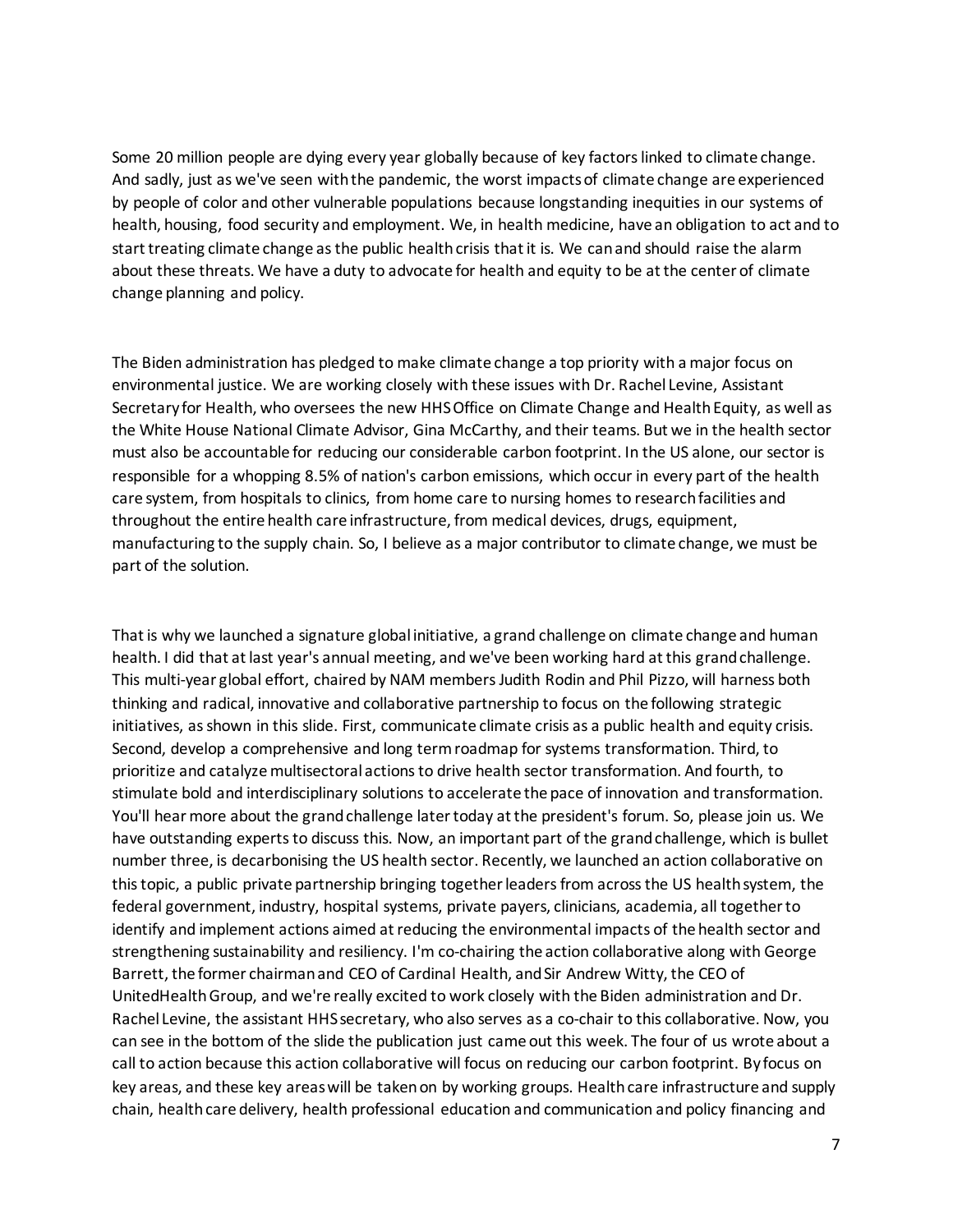Some 20 million people are dying every year globally because of key factors linked to climate change. And sadly, just as we've seen with the pandemic, the worst impacts of climate change are experienced by people of color and other vulnerable populations because longstanding inequities in our systems of health, housing, food security and employment. We, in health medicine, have an obligation to act and to start treating climate change as the public health crisis that it is. We can and should raise the alarm about these threats. We have a duty to advocate for health and equity to be at the center of climate change planning and policy.

The Biden administration has pledged to make climate change a top priority with a major focus on environmental justice. We are working closely with these issues with Dr. Rachel Levine, Assistant Secretary for Health, who oversees the new HHS Office on Climate Change and Health Equity, as well as the White House National Climate Advisor, Gina McCarthy, and their teams. But we in the health sector must also be accountable for reducing our considerable carbon footprint. In the US alone, our sector is responsible for a whopping 8.5% of nation's carbon emissions, which occur in every part of the health care system, from hospitals to clinics, from home care to nursing homes to research facilities and throughout the entire health care infrastructure, from medical devices, drugs, equipment, manufacturing to the supply chain. So, I believe as a major contributor to climate change, we must be part of the solution.

That is why we launched a signature global initiative, a grand challenge on climate change and human health. I did that at last year's annual meeting, and we've been working hard at this grand challenge. This multi-year global effort, chaired by NAM members Judith Rodin and Phil Pizzo, will harness both thinking and radical, innovative and collaborative partnership to focus on the following strategic initiatives, as shown in this slide. First, communicate climate crisis as a public health and equity crisis. Second, develop a comprehensive and long term roadmap for systems transformation. Third, to prioritize and catalyze multisectoral actions to drive health sector transformation. And fourth, to stimulate bold and interdisciplinary solutions to accelerate the pace of innovation and transformation. You'll hear more about the grand challenge later today at the president's forum. So, please join us. We have outstanding experts to discuss this. Now, an important part of the grand challenge, which is bullet number three, is decarbonising the US health sector. Recently, we launched an action collaborative on this topic, a public private partnership bringing together leaders from across the US health system, the federal government, industry, hospital systems, private payers, clinicians, academia, all together to identify and implement actions aimed at reducing the environmental impacts of the health sector and strengthening sustainability and resiliency. I'm co-chairing the action collaborative along with George Barrett, the former chairman and CEO of Cardinal Health, and Sir Andrew Witty, the CEO of UnitedHealth Group, and we're really excited to work closely with the Biden administration and Dr. Rachel Levine, the assistant HHS secretary, who also serves as a co-chair to this collaborative. Now, you can see in the bottom of the slide the publication just came out this week. The four of us wrote about a call to action because this action collaborative will focus on reducing our carbon footprint. By focus on key areas, and these key areas will be taken on by working groups. Health care infrastructure and supply chain, health care delivery, health professional education and communication and policy financing and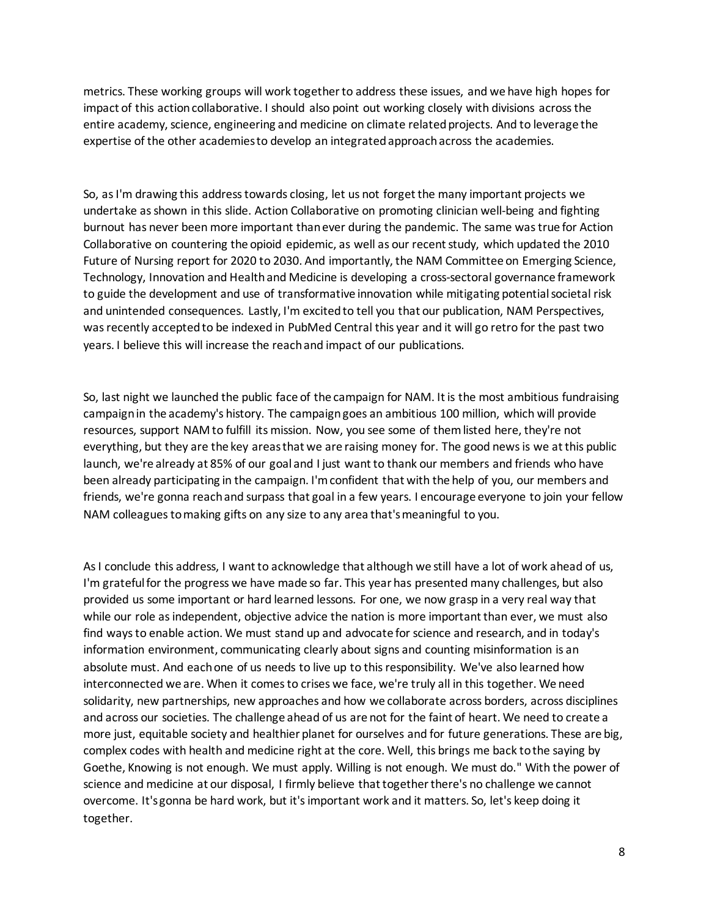metrics. These working groups will work together to address these issues, and we have high hopes for impact of this action collaborative. I should also point out working closely with divisions across the entire academy, science, engineering and medicine on climate related projects. And to leverage the expertise of the other academies to develop an integrated approach across the academies.

So, as I'm drawing this address towards closing, let us not forget the many important projects we undertake as shown in this slide. Action Collaborative on promoting clinician well-being and fighting burnout has never been more important than ever during the pandemic. The same was true for Action Collaborative on countering the opioid epidemic, as well as our recent study, which updated the 2010 Future of Nursing report for 2020 to 2030. And importantly, the NAM Committee on Emerging Science, Technology, Innovation and Health and Medicine is developing a cross-sectoral governance framework to guide the development and use of transformative innovation while mitigating potential societal risk and unintended consequences. Lastly, I'm excited to tell you that our publication, NAM Perspectives, was recently accepted to be indexed in PubMed Central this year and it will go retro for the past two years. I believe this will increase the reach and impact of our publications.

So, last night we launched the public face of the campaign for NAM. It is the most ambitious fundraising campaign in the academy's history. The campaign goes an ambitious 100 million, which will provide resources, support NAM to fulfill its mission. Now, you see some of them listed here, they're not everything, but they are the key areas that we are raising money for. The good news is we at this public launch, we're already at 85% of our goal and I just want to thank our members and friends who have been already participating in the campaign. I'm confident that with the help of you, our members and friends, we're gonna reach and surpass that goal in a few years. I encourage everyone to join your fellow NAM colleagues to making gifts on any size to any area that's meaningful to you.

As I conclude this address, I want to acknowledge that although we still have a lot of work ahead of us, I'm grateful for the progress we have made so far. This year has presented many challenges, but also provided us some important or hard learned lessons. For one, we now grasp in a very real way that while our role as independent, objective advice the nation is more important than ever, we must also find ways to enable action. We must stand up and advocate for science and research, and in today's information environment, communicating clearly about signs and counting misinformation is an absolute must. And each one of us needs to live up to this responsibility. We've also learned how interconnected we are. When it comes to crises we face, we're truly all in this together. We need solidarity, new partnerships, new approaches and how we collaborate across borders, across disciplines and across our societies. The challenge ahead of us are not for the faint of heart. We need to create a more just, equitable society and healthier planet for ourselves and for future generations. These are big, complex codes with health and medicine right at the core. Well, this brings me back to the saying by Goethe, Knowing is not enough. We must apply. Willing is not enough. We must do." With the power of science and medicine at our disposal, I firmly believe that together there's no challenge we cannot overcome. It's gonna be hard work, but it's important work and it matters. So, let's keep doing it together.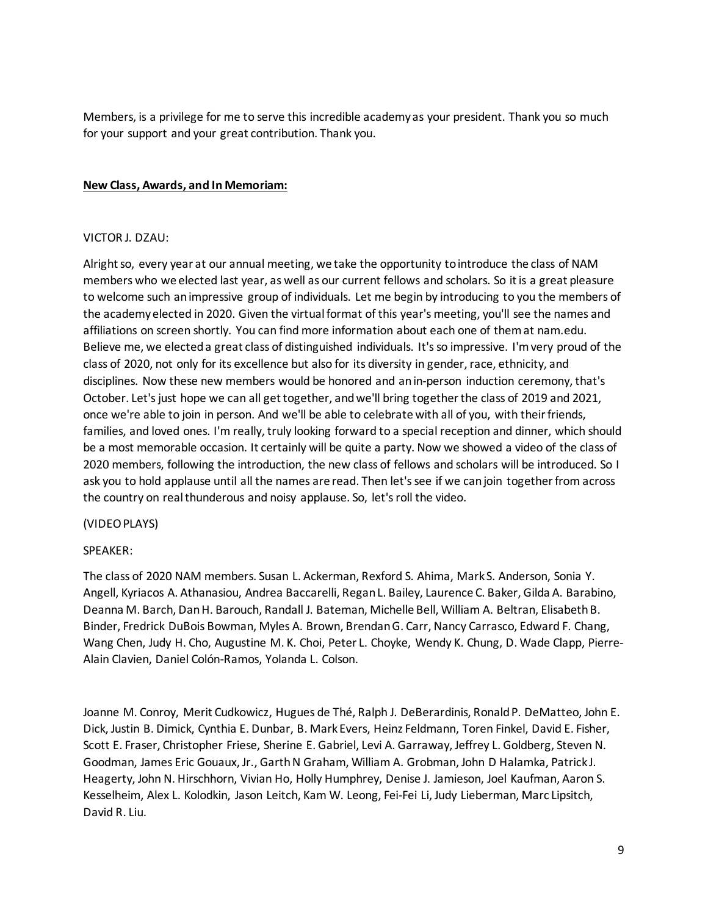Members, is a privilege for me to serve this incredible academy as your president. Thank you so much for your support and your great contribution. Thank you.

**New Class, Awards, and In Memoriam:**

VICTOR J. DZAU:

Alright so, every year at our annual meeting, we take the opportunity to introduce the class of NAM members who we elected last year, as well as our current fellows and scholars. So it is a great pleasure to welcome such an impressive group of individuals. Let me begin by introducing to you the members of the academy elected in 2020. Given the virtual format of this year's meeting, you'll see the names and affiliations on screen shortly. You can find more information about each one of them at nam.edu. Believe me, we elected a great class of distinguished individuals. It's so impressive. I'm very proud of the class of 2020, not only for its excellence but also for its diversity in gender, race, ethnicity, and disciplines. Now these new members would be honored and an in-person induction ceremony, that's October. Let's just hope we can all get together, and we'll bring together the class of 2019 and 2021, once we're able to join in person. And we'll be able to celebrate with all of you, with their friends, families, and loved ones. I'm really, truly looking forward to a special reception and dinner, which should be a most memorable occasion. It certainly will be quite a party. Now we showed a video of the class of 2020 members, following the introduction, the new class of fellows and scholars will be introduced. So I ask you to hold applause until all the names are read. Then let's see if we can join together from across the country on real thunderous and noisy applause. So, let's roll the video.

(VIDEO PLAYS)

SPEAKER:

The class of 2020 NAM members. Susan L. Ackerman, Rexford S. Ahima, Mark S. Anderson, Sonia Y. Angell, Kyriacos A. Athanasiou, Andrea Baccarelli, Regan L. Bailey, Laurence C. Baker, Gilda A. Barabino, Deanna M. Barch, Dan H. Barouch, Randall J. Bateman, Michelle Bell, William A. Beltran, Elisabeth B. Binder, Fredrick DuBois Bowman, Myles A. Brown, Brendan G. Carr, Nancy Carrasco, Edward F. Chang, Wang Chen, Judy H. Cho, Augustine M. K. Choi, Peter L. Choyke, Wendy K. Chung, D. Wade Clapp, Pierre-Alain Clavien, Daniel Colón-Ramos, Yolanda L. Colson.

Joanne M. Conroy, Merit Cudkowicz, Hugues de Thé, Ralph J. DeBerardinis, Ronald P. DeMatteo, John E. Dick, Justin B. Dimick, Cynthia E. Dunbar, B. Mark Evers, Heinz Feldmann, Toren Finkel, David E. Fisher, Scott E. Fraser, Christopher Friese, Sherine E. Gabriel, Levi A. Garraway, Jeffrey L. Goldberg, Steven N. Goodman, James Eric Gouaux, Jr., Garth N Graham, William A. Grobman, John D Halamka, Patrick J. Heagerty, John N. Hirschhorn, Vivian Ho, Holly Humphrey, Denise J. Jamieson, Joel Kaufman, Aaron S. Kesselheim, Alex L. Kolodkin, Jason Leitch, Kam W. Leong, Fei-Fei Li, Judy Lieberman, Marc Lipsitch, David R. Liu.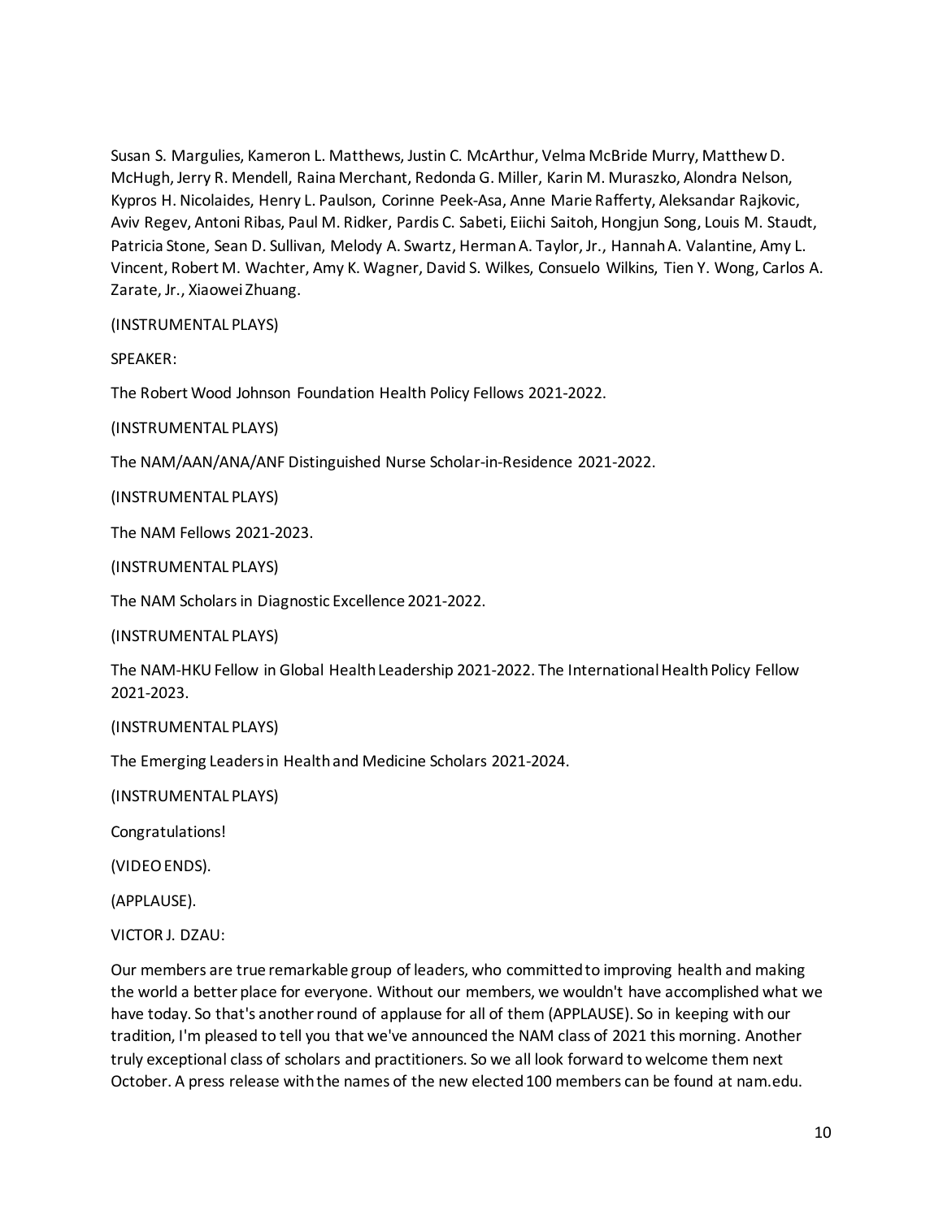Susan S. Margulies, Kameron L. Matthews, Justin C. McArthur, Velma McBride Murry, Matthew D. McHugh, Jerry R. Mendell, Raina Merchant, Redonda G. Miller, Karin M. Muraszko, Alondra Nelson, Kypros H. Nicolaides, Henry L. Paulson, Corinne Peek-Asa, Anne Marie Rafferty, Aleksandar Rajkovic, Aviv Regev, Antoni Ribas, Paul M. Ridker, Pardis C. Sabeti, Eiichi Saitoh, Hongjun Song, Louis M. Staudt, Patricia Stone, Sean D. Sullivan, Melody A. Swartz, Herman A. Taylor, Jr., Hannah A. Valantine, Amy L. Vincent, Robert M. Wachter, Amy K. Wagner, David S. Wilkes, Consuelo Wilkins, Tien Y. Wong, Carlos A. Zarate, Jr., Xiaowei Zhuang.

(INSTRUMENTAL PLAYS)

SPEAKER:

The Robert Wood Johnson Foundation Health Policy Fellows 2021-2022.

(INSTRUMENTAL PLAYS)

The NAM/AAN/ANA/ANF Distinguished Nurse Scholar-in-Residence 2021-2022.

(INSTRUMENTAL PLAYS)

The NAM Fellows 2021-2023.

(INSTRUMENTAL PLAYS)

The NAM Scholars in Diagnostic Excellence 2021-2022.

(INSTRUMENTAL PLAYS)

The NAM-HKU Fellow in Global Health Leadership 2021-2022. The International Health Policy Fellow 2021-2023.

(INSTRUMENTAL PLAYS)

The Emerging Leaders in Health and Medicine Scholars 2021-2024.

(INSTRUMENTAL PLAYS)

Congratulations!

(VIDEO ENDS).

(APPLAUSE).

VICTOR J. DZAU:

Our members are true remarkable group of leaders, who committed to improving health and making the world a better place for everyone. Without our members, we wouldn't have accomplished what we have today. So that's another round of applause for all of them (APPLAUSE). So in keeping with our tradition, I'm pleased to tell you that we've announced the NAM class of 2021 this morning. Another truly exceptional class of scholars and practitioners. So we all look forward to welcome them next October. A press release with the names of the new elected 100 members can be found at nam.edu.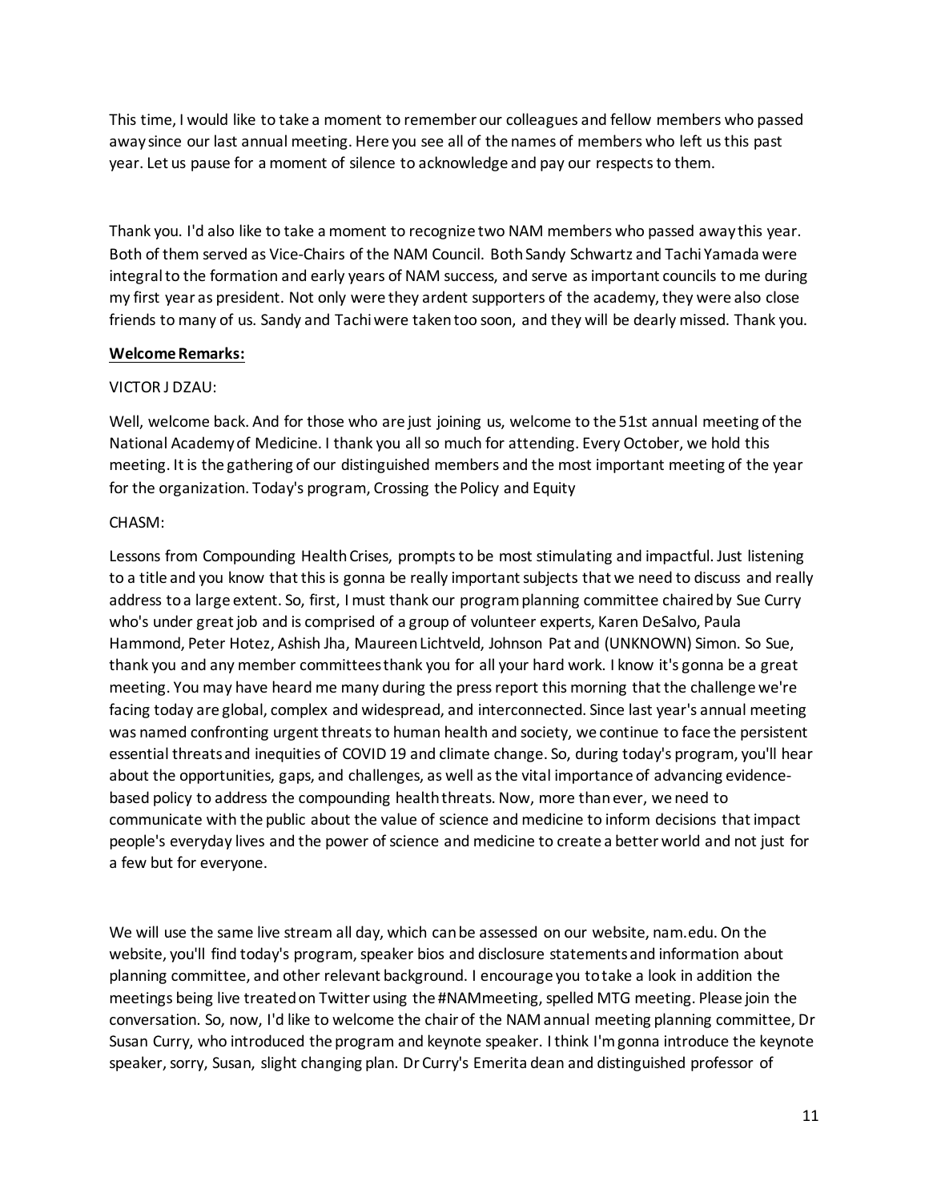This time, I would like to take a moment to remember our colleagues and fellow members who passed away since our last annual meeting. Here you see all of the names of members who left us this past year. Let us pause for a moment of silence to acknowledge and pay our respects to them.

Thank you. I'd also like to take a moment to recognize two NAM members who passed away this year. Both of them served as Vice-Chairs of the NAM Council. Both Sandy Schwartz and Tachi Yamada were integral to the formation and early years of NAM success, and serve as important councils to me during my first year as president. Not only were they ardent supporters of the academy, they were also close friends to many of us. Sandy and Tachi were taken too soon, and they will be dearly missed. Thank you.

**Welcome Remarks:**

VICTOR J DZAU:

Well, welcome back. And for those who are just joining us, welcome to the 51st annual meeting of the National Academy of Medicine. I thank you all so much for attending. Every October, we hold this meeting. It is the gathering of our distinguished members and the most important meeting of the year for the organization. Today's program, Crossing the Policy and Equity

CHASM:

Lessons from Compounding Health Crises, prompts to be most stimulating and impactful. Just listening to a title and you know that this is gonna be really important subjects that we need to discuss and really address to a large extent. So, first, I must thank our program planning committee chaired by Sue Curry who's under great job and is comprised of a group of volunteer experts, Karen DeSalvo, Paula Hammond, Peter Hotez, Ashish Jha, Maureen Lichtveld, Johnson Pat and (UNKNOWN) Simon. So Sue, thank you and any member committees thank you for all your hard work. I know it's gonna be a great meeting. You may have heard me many during the press report this morning that the challenge we're facing today are global, complex and widespread, and interconnected. Since last year's annual meeting was named confronting urgent threats to human health and society, we continue to face the persistent essential threats and inequities of COVID 19 and climate change. So, during today's program, you'll hear about the opportunities, gaps, and challenges, as well as the vital importance of advancing evidence-based policy to address the compounding health threats. Now, more than ever, we need to communicate with the public about the value of science and medicine to inform decisions that impact people's everyday lives and the power of science and medicine to create a better world and not just for a few but for everyone.

We will use the same live stream all day, which can be assessed on our website, nam.edu. On the website, you'll find today's program, speaker bios and disclosure statements and information about planning committee, and other relevant background. I encourage you to take a look in addition the meetings being live treated on Twitter using the #NAMmeeting, spelled MTG meeting. Please join the conversation. So, now, I'd like to welcome the chair of the NAM annual meeting planning committee, Dr Susan Curry, who introduced the program and keynote speaker. I think I'm gonna introduce the keynote speaker, sorry, Susan, slight changing plan. Dr Curry's Emerita dean and distinguished professor of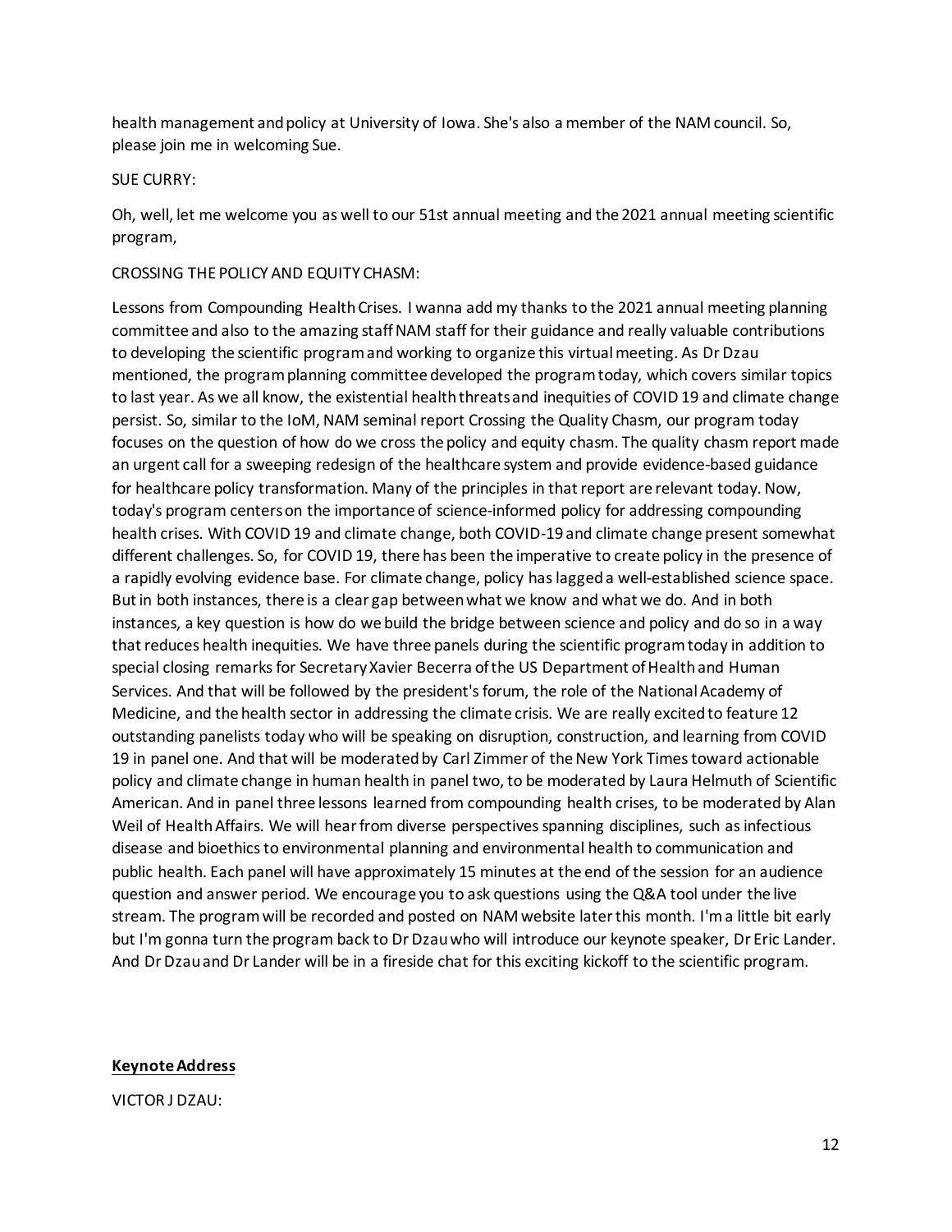health management and policy at University of Iowa. She's also a member of the NAM council. So, please join me in welcoming Sue.

SUE CURRY:

Oh, well, let me welcome you as well to our 51st annual meeting and the 2021 annual meeting scientific program,

CROSSING THE POLICY AND EQUITY CHASM:

Lessons from Compounding Health Crises. I wanna add my thanks to the 2021 annual meeting planning committee and also to the amazing staff NAM staff for their guidance and really valuable contributions to developing the scientific program and working to organize this virtual meeting. As Dr Dzau mentioned, the program planning committee developed the program today, which covers similar topics to last year. As we all know, the existential health threats and inequities of COVID 19 and climate change persist. So, similar to the IoM, NAM seminal report Crossing the Quality Chasm, our program today focuses on the question of how do we cross the policy and equity chasm. The quality chasm report made an urgent call for a sweeping redesign of the healthcare system and provide evidence-based guidance for healthcare policy transformation. Many of the principles in that report are relevant today. Now, today's program centers on the importance of science-informed policy for addressing compounding health crises. With COVID 19 and climate change, both COVID-19 and climate change present somewhat different challenges. So, for COVID 19, there has been the imperative to create policy in the presence of a rapidly evolving evidence base. For climate change, policy has lagged a well-established science space. But in both instances, there is a clear gap between what we know and what we do. And in both instances, a key question is how do we build the bridge between science and policy and do so in a way that reduces health inequities. We have three panels during the scientific program today in addition to special closing remarks for Secretary Xavier Becerra of the US Department of Health and Human Services. And that will be followed by the president's forum, the role of the National Academy of Medicine, and the health sector in addressing the climate crisis. We are really excited to feature 12 outstanding panelists today who will be speaking on disruption, construction, and learning from COVID 19 in panel one. And that will be moderated by Carl Zimmer of the New York Times toward actionable policy and climate change in human health in panel two, to be moderated by Laura Helmuth of Scientific American. And in panel three lessons learned from compounding health crises, to be moderated by Alan Weil of Health Affairs. We will hear from diverse perspectives spanning disciplines, such as infectious disease and bioethics to environmental planning and environmental health to communication and public health. Each panel will have approximately 15 minutes at the end of the session for an audience question and answer period. We encourage you to ask questions using the Q&A tool under the live stream. The program will be recorded and posted on NAM website later this month. I'm a little bit early but I'm gonna turn the program back to Dr Dzau who will introduce our keynote speaker, Dr Eric Lander. And Dr Dzau and Dr Lander will be in a fireside chat for this exciting kickoff to the scientific program.

**Keynote Address**

VICTOR J DZAU: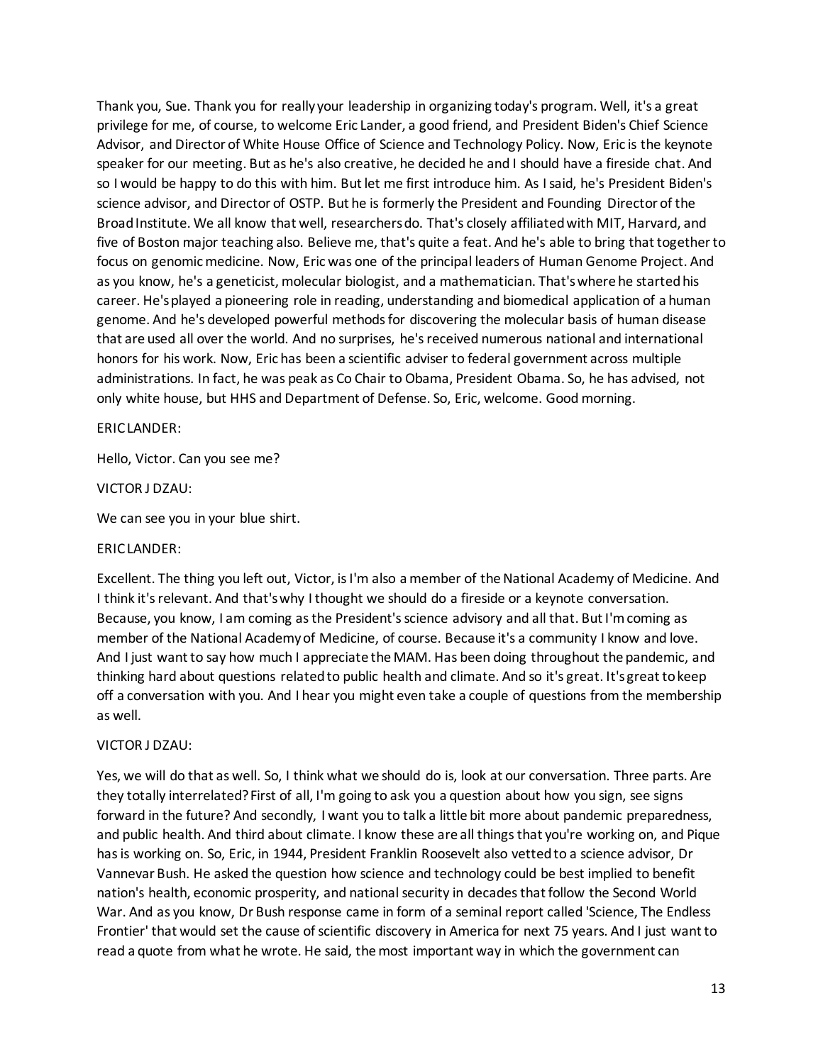Thank you, Sue. Thank you for really your leadership in organizing today's program. Well, it's a great privilege for me, of course, to welcome Eric Lander, a good friend, and President Biden's Chief Science Advisor, and Director of White House Office of Science and Technology Policy. Now, Eric is the keynote speaker for our meeting. But as he's also creative, he decided he and I should have a fireside chat. And so I would be happy to do this with him. But let me first introduce him. As I said, he's President Biden's science advisor, and Director of OSTP. But he is formerly the President and Founding Director of the Broad Institute. We all know that well, researchers do. That's closely affiliated with MIT, Harvard, and five of Boston major teaching also. Believe me, that's quite a feat. And he's able to bring that together to focus on genomic medicine. Now, Eric was one of the principal leaders of Human Genome Project. And as you know, he's a geneticist, molecular biologist, and a mathematician. That's where he started his career. He's played a pioneering role in reading, understanding and biomedical application of a human genome. And he's developed powerful methods for discovering the molecular basis of human disease that are used all over the world. And no surprises, he's received numerous national and international honors for his work. Now, Eric has been a scientific adviser to federal government across multiple administrations. In fact, he was peak as Co Chair to Obama, President Obama. So, he has advised, not only white house, but HHS and Department of Defense. So, Eric, welcome. Good morning.

ERIC LANDER:

Hello, Victor. Can you see me?

VICTOR J DZAU:

We can see you in your blue shirt.

ERIC LANDER:

Excellent. The thing you left out, Victor, is I'm also a member of the National Academy of Medicine. And I think it's relevant. And that's why I thought we should do a fireside or a keynote conversation. Because, you know, I am coming as the President's science advisory and all that. But I'm coming as member of the National Academy of Medicine, of course. Because it's a community I know and love. And I just want to say how much I appreciate the MAM. Has been doing throughout the pandemic, and thinking hard about questions related to public health and climate. And so it's great. It's great to keep off a conversation with you. And I hear you might even take a couple of questions from the membership as well.

VICTOR J DZAU:

Yes, we will do that as well. So, I think what we should do is, look at our conversation. Three parts. Are they totally interrelated? First of all, I'm going to ask you a question about how you sign, see signs forward in the future? And secondly, I want you to talk a little bit more about pandemic preparedness, and public health. And third about climate. I know these are all things that you're working on, and Pique has is working on. So, Eric, in 1944, President Franklin Roosevelt also vetted to a science advisor, Dr Vannevar Bush. He asked the question how science and technology could be best implied to benefit nation's health, economic prosperity, and national security in decades that follow the Second World War. And as you know, Dr Bush response came in form of a seminal report called 'Science, The Endless Frontier' that would set the cause of scientific discovery in America for next 75 years. And I just want to read a quote from what he wrote. He said, the most important way in which the government can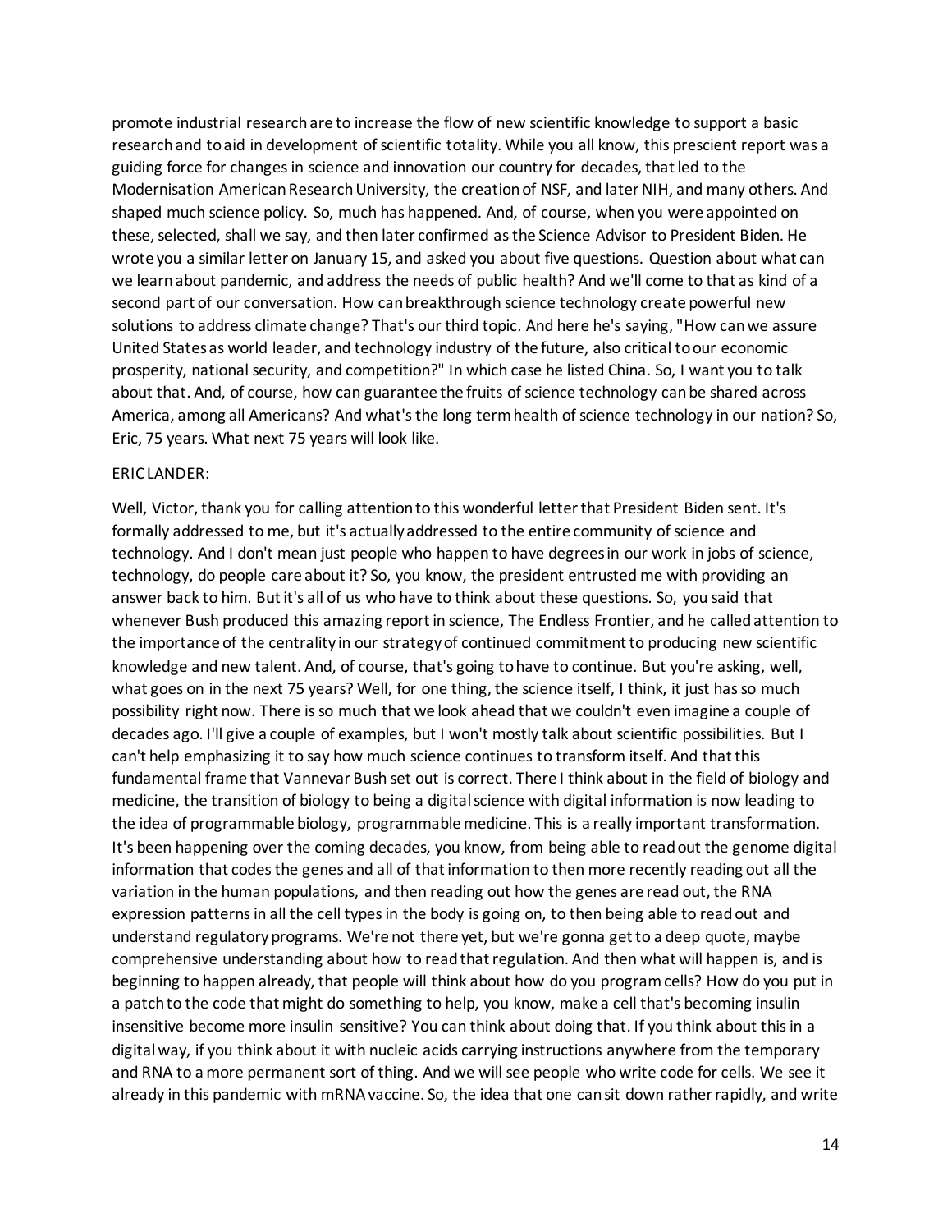promote industrial research are to increase the flow of new scientific knowledge to support a basic research and to aid in development of scientific totality. While you all know, this prescient report was a guiding force for changes in science and innovation our country for decades, that led to the Modernisation American Research University, the creation of NSF, and later NIH, and many others. And shaped much science policy. So, much has happened. And, of course, when you were appointed on these, selected, shall we say, and then later confirmed as the Science Advisor to President Biden. He wrote you a similar letter on January 15, and asked you about five questions. Question about what can we learn about pandemic, and address the needs of public health? And we'll come to that as kind of a second part of our conversation. How can breakthrough science technology create powerful new solutions to address climate change? That's our third topic. And here he's saying, "How can we assure United States as world leader, and technology industry of the future, also critical to our economic prosperity, national security, and competition?" In which case he listed China. So, I want you to talk about that. And, of course, how can guarantee the fruits of science technology can be shared across America, among all Americans? And what's the long term health of science technology in our nation? So, Eric, 75 years. What next 75 years will look like.

ERIC LANDER:

Well, Victor, thank you for calling attention to this wonderful letter that President Biden sent. It's formally addressed to me, but it's actually addressed to the entire community of science and technology. And I don't mean just people who happen to have degrees in our work in jobs of science, technology, do people care about it? So, you know, the president entrusted me with providing an answer back to him. But it's all of us who have to think about these questions. So, you said that whenever Bush produced this amazing report in science, The Endless Frontier, and he called attention to the importance of the centrality in our strategy of continued commitment to producing new scientific knowledge and new talent. And, of course, that's going to have to continue. But you're asking, well, what goes on in the next 75 years? Well, for one thing, the science itself, I think, it just has so much possibility right now. There is so much that we look ahead that we couldn't even imagine a couple of decades ago. I'll give a couple of examples, but I won't mostly talk about scientific possibilities. But I can't help emphasizing it to say how much science continues to transform itself. And that this fundamental frame that Vannevar Bush set out is correct. There I think about in the field of biology and medicine, the transition of biology to being a digital science with digital information is now leading to the idea of programmable biology, programmable medicine. This is a really important transformation. It's been happening over the coming decades, you know, from being able to read out the genome digital information that codes the genes and all of that information to then more recently reading out all the variation in the human populations, and then reading out how the genes are read out, the RNA expression patterns in all the cell types in the body is going on, to then being able to read out and understand regulatory programs. We're not there yet, but we're gonna get to a deep quote, maybe comprehensive understanding about how to read that regulation. And then what will happen is, and is beginning to happen already, that people will think about how do you program cells? How do you put in a patch to the code that might do something to help, you know, make a cell that's becoming insulin insensitive become more insulin sensitive? You can think about doing that. If you think about this in a digital way, if you think about it with nucleic acids carrying instructions anywhere from the temporary and RNA to a more permanent sort of thing. And we will see people who write code for cells. We see it already in this pandemic with mRNA vaccine. So, the idea that one can sit down rather rapidly, and write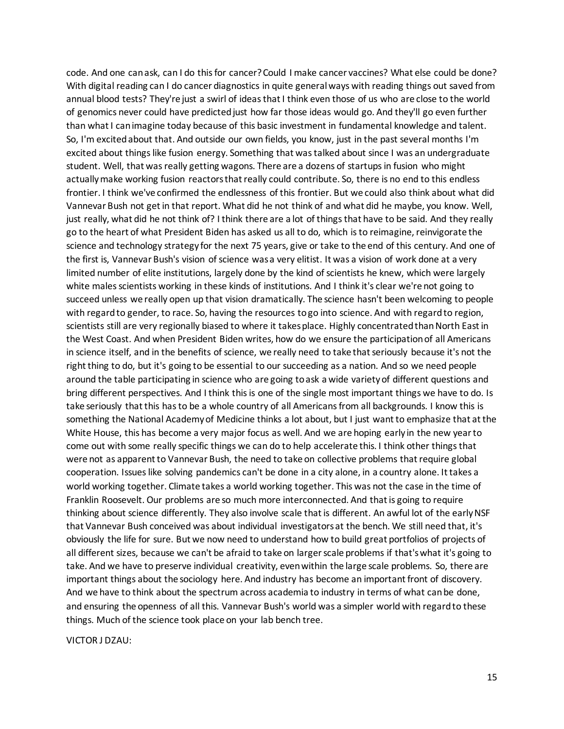code. And one can ask, can I do this for cancer? Could I make cancer vaccines? What else could be done? With digital reading can I do cancer diagnostics in quite general ways with reading things out saved from annual blood tests? They're just a swirl of ideas that I think even those of us who are close to the world of genomics never could have predicted just how far those ideas would go. And they'll go even further than what I can imagine today because of this basic investment in fundamental knowledge and talent. So, I'm excited about that. And outside our own fields, you know, just in the past several months I'm excited about things like fusion energy. Something that was talked about since I was an undergraduate student. Well, that was really getting wagons. There are a dozens of startups in fusion who might actually make working fusion reactors that really could contribute. So, there is no end to this endless frontier. I think we've confirmed the endlessness of this frontier. But we could also think about what did Vannevar Bush not get in that report. What did he not think of and what did he maybe, you know. Well, just really, what did he not think of? I think there are a lot of things that have to be said. And they really go to the heart of what President Biden has asked us all to do, which is to reimagine, reinvigorate the science and technology strategy for the next 75 years, give or take to the end of this century. And one of the first is, Vannevar Bush's vision of science was a very elitist. It was a vision of work done at a very limited number of elite institutions, largely done by the kind of scientists he knew, which were largely white males scientists working in these kinds of institutions. And I think it's clear we're not going to succeed unless we really open up that vision dramatically. The science hasn't been welcoming to people with regard to gender, to race. So, having the resources to go into science. And with regard to region, scientists still are very regionally biased to where it takes place. Highly concentrated than North East in the West Coast. And when President Biden writes, how do we ensure the participation of all Americans in science itself, and in the benefits of science, we really need to take that seriously because it's not the right thing to do, but it's going to be essential to our succeeding as a nation. And so we need people around the table participating in science who are going to ask a wide variety of different questions and bring different perspectives. And I think this is one of the single most important things we have to do. Is take seriously that this has to be a whole country of all Americans from all backgrounds. I know this is something the National Academy of Medicine thinks a lot about, but I just want to emphasize that at the White House, this has become a very major focus as well. And we are hoping early in the new year to come out with some really specific things we can do to help accelerate this. I think other things that were not as apparent to Vannevar Bush, the need to take on collective problems that require global cooperation. Issues like solving pandemics can't be done in a city alone, in a country alone. It takes a world working together. Climate takes a world working together. This was not the case in the time of Franklin Roosevelt. Our problems are so much more interconnected. And that is going to require thinking about science differently. They also involve scale that is different. An awful lot of the early NSF that Vannevar Bush conceived was about individual investigators at the bench. We still need that, it's obviously the life for sure. But we now need to understand how to build great portfolios of projects of all different sizes, because we can't be afraid to take on larger scale problems if that's what it's going to take. And we have to preserve individual creativity, even within the large scale problems. So, there are important things about the sociology here. And industry has become an important front of discovery. And we have to think about the spectrum across academia to industry in terms of what can be done, and ensuring the openness of all this. Vannevar Bush's world was a simpler world with regard to these things. Much of the science took place on your lab bench tree.

VICTOR J DZAU: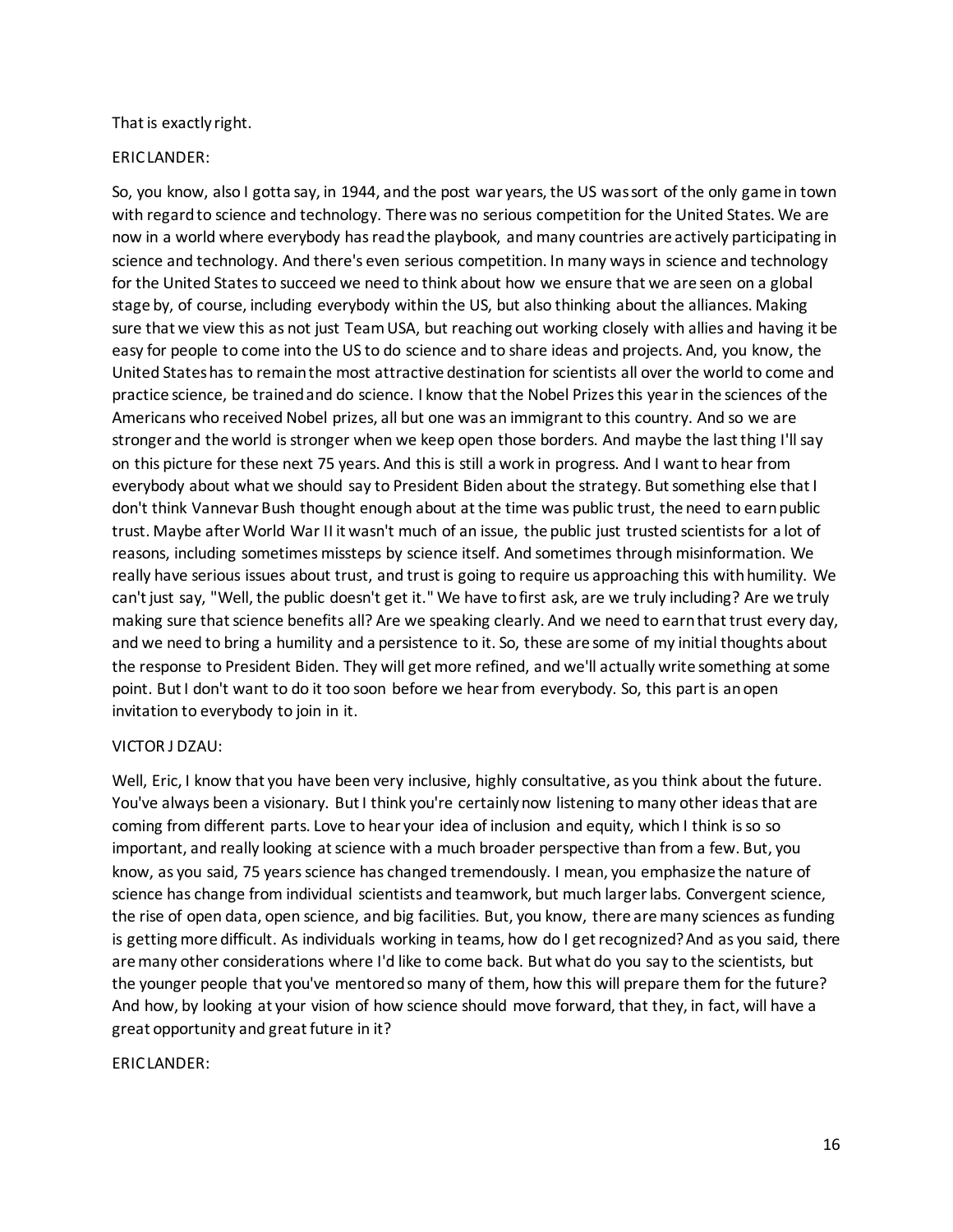That is exactly right.

ERIC LANDER:

So, you know, also I gotta say, in 1944, and the post war years, the US was sort of the only game in town with regard to science and technology. There was no serious competition for the United States. We are now in a world where everybody has read the playbook, and many countries are actively participating in science and technology. And there's even serious competition. In many ways in science and technology for the United States to succeed we need to think about how we ensure that we are seen on a global stage by, of course, including everybody within the US, but also thinking about the alliances. Making sure that we view this as not just Team USA, but reaching out working closely with allies and having it be easy for people to come into the US to do science and to share ideas and projects. And, you know, the United States has to remain the most attractive destination for scientists all over the world to come and practice science, be trained and do science. I know that the Nobel Prizes this year in the sciences of the Americans who received Nobel prizes, all but one was an immigrant to this country. And so we are stronger and the world is stronger when we keep open those borders. And maybe the last thing I'll say on this picture for these next 75 years. And this is still a work in progress. And I want to hear from everybody about what we should say to President Biden about the strategy. But something else that I don't think Vannevar Bush thought enough about at the time was public trust, the need to earn public trust. Maybe after World War II it wasn't much of an issue, the public just trusted scientists for a lot of reasons, including sometimes missteps by science itself. And sometimes through misinformation. We really have serious issues about trust, and trust is going to require us approaching this with humility. We can't just say, "Well, the public doesn't get it." We have to first ask, are we truly including? Are we truly making sure that science benefits all? Are we speaking clearly. And we need to earn that trust every day, and we need to bring a humility and a persistence to it. So, these are some of my initial thoughts about the response to President Biden. They will get more refined, and we'll actually write something at some point. But I don't want to do it too soon before we hear from everybody. So, this part is an open invitation to everybody to join in it.

VICTOR J DZAU:

Well, Eric, I know that you have been very inclusive, highly consultative, as you think about the future. You've always been a visionary. But I think you're certainly now listening to many other ideas that are coming from different parts. Love to hear your idea of inclusion and equity, which I think is so so important, and really looking at science with a much broader perspective than from a few. But, you know, as you said, 75 years science has changed tremendously. I mean, you emphasize the nature of science has change from individual scientists and teamwork, but much larger labs. Convergent science, the rise of open data, open science, and big facilities. But, you know, there are many sciences as funding is getting more difficult. As individuals working in teams, how do I get recognized? And as you said, there are many other considerations where I'd like to come back. But what do you say to the scientists, but the younger people that you've mentored so many of them, how this will prepare them for the future? And how, by looking at your vision of how science should move forward, that they, in fact, will have a great opportunity and great future in it?

ERIC LANDER: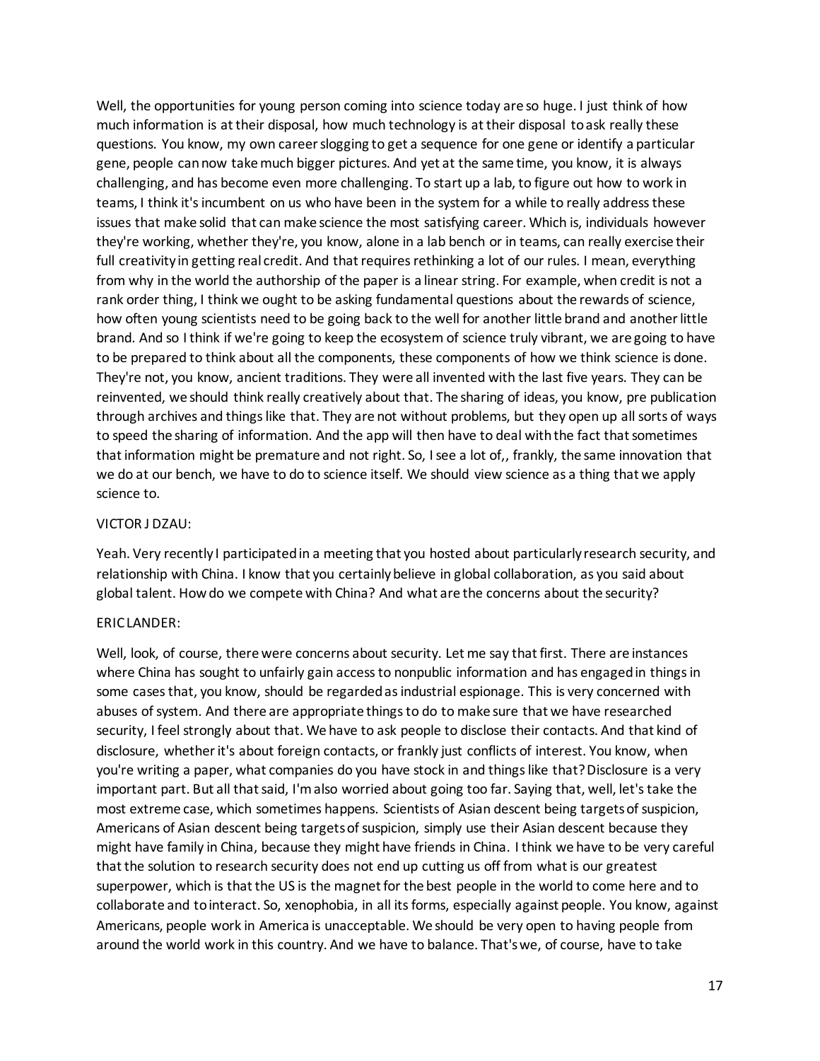Well, the opportunities for young person coming into science today are so huge. I just think of how much information is at their disposal, how much technology is at their disposal to ask really these questions. You know, my own career slogging to get a sequence for one gene or identify a particular gene, people can now take much bigger pictures. And yet at the same time, you know, it is always challenging, and has become even more challenging. To start up a lab, to figure out how to work in teams, I think it's incumbent on us who have been in the system for a while to really address these issues that make solid that can make science the most satisfying career. Which is, individuals however they're working, whether they're, you know, alone in a lab bench or in teams, can really exercise their full creativity in getting real credit. And that requires rethinking a lot of our rules. I mean, everything from why in the world the authorship of the paper is a linear string. For example, when credit is not a rank order thing, I think we ought to be asking fundamental questions about the rewards of science, how often young scientists need to be going back to the well for another little brand and another little brand. And so I think if we're going to keep the ecosystem of science truly vibrant, we are going to have to be prepared to think about all the components, these components of how we think science is done. They're not, you know, ancient traditions. They were all invented with the last five years. They can be reinvented, we should think really creatively about that. The sharing of ideas, you know, pre publication through archives and things like that. They are not without problems, but they open up all sorts of ways to speed the sharing of information. And the app will then have to deal with the fact that sometimes that information might be premature and not right. So, I see a lot of,, frankly, the same innovation that we do at our bench, we have to do to science itself. We should view science as a thing that we apply science to.

VICTOR J DZAU:

Yeah. Very recently I participated in a meeting that you hosted about particularly research security, and relationship with China. I know that you certainly believe in global collaboration, as you said about global talent. How do we compete with China? And what are the concerns about the security?

ERIC LANDER:

Well, look, of course, there were concerns about security. Let me say that first. There are instances where China has sought to unfairly gain access to nonpublic information and has engaged in things in some cases that, you know, should be regarded as industrial espionage. This is very concerned with abuses of system. And there are appropriate things to do to make sure that we have researched security, I feel strongly about that. We have to ask people to disclose their contacts. And that kind of disclosure, whether it's about foreign contacts, or frankly just conflicts of interest. You know, when you're writing a paper, what companies do you have stock in and things like that? Disclosure is a very important part. But all that said, I'm also worried about going too far. Saying that, well, let's take the most extreme case, which sometimes happens. Scientists of Asian descent being targets of suspicion, Americans of Asian descent being targets of suspicion, simply use their Asian descent because they might have family in China, because they might have friends in China. I think we have to be very careful that the solution to research security does not end up cutting us off from what is our greatest superpower, which is that the US is the magnet for the best people in the world to come here and to collaborate and to interact. So, xenophobia, in all its forms, especially against people. You know, against Americans, people work in America is unacceptable. We should be very open to having people from around the world work in this country. And we have to balance. That's we, of course, have to take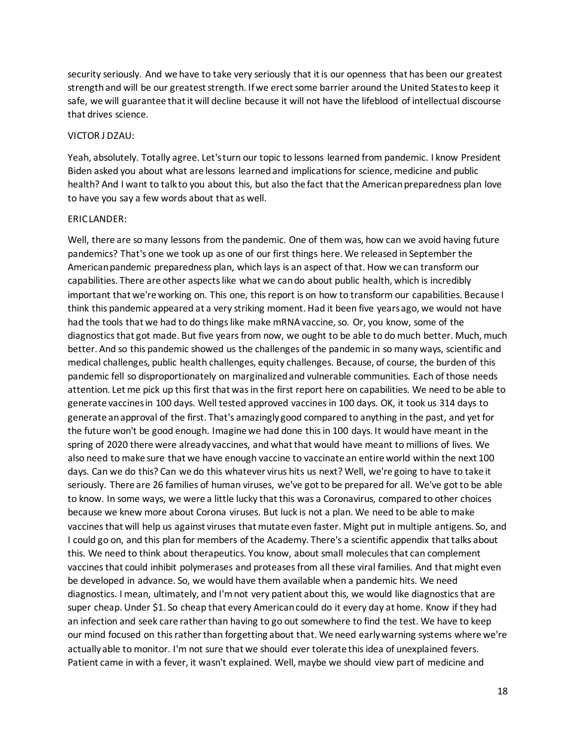security seriously. And we have to take very seriously that it is our openness that has been our greatest strength and will be our greatest strength. If we erect some barrier around the United States to keep it safe, we will guarantee that it will decline because it will not have the lifeblood of intellectual discourse that drives science.

VICTOR J DZAU:

Yeah, absolutely. Totally agree. Let's turn our topic to lessons learned from pandemic. I know President Biden asked you about what are lessons learned and implications for science, medicine and public health? And I want to talk to you about this, but also the fact that the American preparedness plan love to have you say a few words about that as well.

ERIC LANDER:

Well, there are so many lessons from the pandemic. One of them was, how can we avoid having future pandemics? That's one we took up as one of our first things here. We released in September the American pandemic preparedness plan, which lays is an aspect of that. How we can transform our capabilities. There are other aspects like what we can do about public health, which is incredibly important that we're working on. This one, this report is on how to transform our capabilities. Because I think this pandemic appeared at a very striking moment. Had it been five years ago, we would not have had the tools that we had to do things like make mRNA vaccine, so. Or, you know, some of the diagnostics that got made. But five years from now, we ought to be able to do much better. Much, much better. And so this pandemic showed us the challenges of the pandemic in so many ways, scientific and medical challenges, public health challenges, equity challenges. Because, of course, the burden of this pandemic fell so disproportionately on marginalized and vulnerable communities. Each of those needs attention. Let me pick up this first that was in the first report here on capabilities. We need to be able to generate vaccines in 100 days. Well tested approved vaccines in 100 days. OK, it took us 314 days to generate an approval of the first. That's amazingly good compared to anything in the past, and yet for the future won't be good enough. Imagine we had done this in 100 days. It would have meant in the spring of 2020 there were already vaccines, and what that would have meant to millions of lives. We also need to make sure that we have enough vaccine to vaccinate an entire world within the next 100 days. Can we do this? Can we do this whatever virus hits us next? Well, we're going to have to take it seriously. There are 26 families of human viruses, we've got to be prepared for all. We've got to be able to know. In some ways, we were a little lucky that this was a Coronavirus, compared to other choices because we knew more about Corona viruses. But luck is not a plan. We need to be able to make vaccines that will help us against viruses that mutate even faster. Might put in multiple antigens. So, and I could go on, and this plan for members of the Academy. There's a scientific appendix that talks about this. We need to think about therapeutics. You know, about small molecules that can complement vaccines that could inhibit polymerases and proteases from all these viral families. And that might even be developed in advance. So, we would have them available when a pandemic hits. We need diagnostics. I mean, ultimately, and I'm not very patient about this, we would like diagnostics that are super cheap. Under $1. So cheap that every American could do it every day at home. Know if they had an infection and seek care rather than having to go out somewhere to find the test. We have to keep our mind focused on this rather than forgetting about that. We need early warning systems where we're actually able to monitor. I'm not sure that we should ever tolerate this idea of unexplained fevers. Patient came in with a fever, it wasn't explained. Well, maybe we should view part of medicine and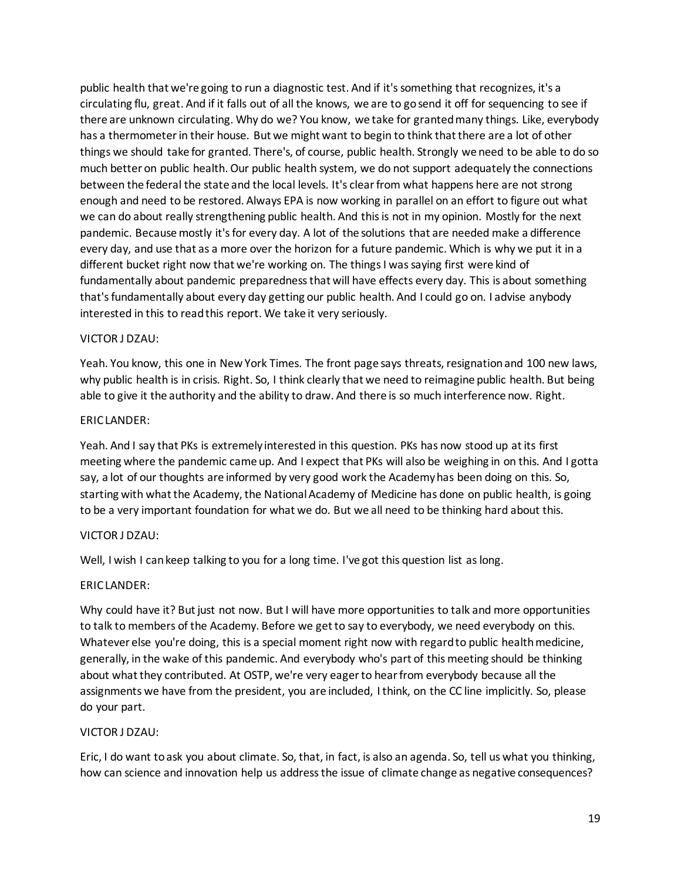public health that we're going to run a diagnostic test. And if it's something that recognizes, it's a circulating flu, great. And if it falls out of all the knows, we are to go send it off for sequencing to see if there are unknown circulating. Why do we? You know, we take for granted many things. Like, everybody has a thermometer in their house. But we might want to begin to think that there are a lot of other things we should take for granted. There's, of course, public health. Strongly we need to be able to do so much better on public health. Our public health system, we do not support adequately the connections between the federal the state and the local levels. It's clear from what happens here are not strong enough and need to be restored. Always EPA is now working in parallel on an effort to figure out what we can do about really strengthening public health. And this is not in my opinion. Mostly for the next pandemic. Because mostly it's for every day. A lot of the solutions that are needed make a difference every day, and use that as a more over the horizon for a future pandemic. Which is why we put it in a different bucket right now that we're working on. The things I was saying first were kind of fundamentally about pandemic preparedness that will have effects every day. This is about something that's fundamentally about every day getting our public health. And I could go on. I advise anybody interested in this to read this report. We take it very seriously.

VICTOR J DZAU:

Yeah. You know, this one in New York Times. The front page says threats, resignation and 100 new laws, why public health is in crisis. Right. So, I think clearly that we need to reimagine public health. But being able to give it the authority and the ability to draw. And there is so much interference now. Right.

ERIC LANDER:

Yeah. And I say that PKs is extremely interested in this question. PKs has now stood up at its first meeting where the pandemic came up. And I expect that PKs will also be weighing in on this. And I gotta say, a lot of our thoughts are informed by very good work the Academy has been doing on this. So, starting with what the Academy, the National Academy of Medicine has done on public health, is going to be a very important foundation for what we do. But we all need to be thinking hard about this.

VICTOR J DZAU:

Well, I wish I can keep talking to you for a long time. I've got this question list as long.

ERIC LANDER:

Why could have it? But just not now. But I will have more opportunities to talk and more opportunities to talk to members of the Academy. Before we get to say to everybody, we need everybody on this. Whatever else you're doing, this is a special moment right now with regard to public health medicine, generally, in the wake of this pandemic. And everybody who's part of this meeting should be thinking about what they contributed. At OSTP, we're very eager to hear from everybody because all the assignments we have from the president, you are included, I think, on the CC line implicitly. So, please do your part.

VICTOR J DZAU:

Eric, I do want to ask you about climate. So, that, in fact, is also an agenda. So, tell us what you thinking, how can science and innovation help us address the issue of climate change as negative consequences?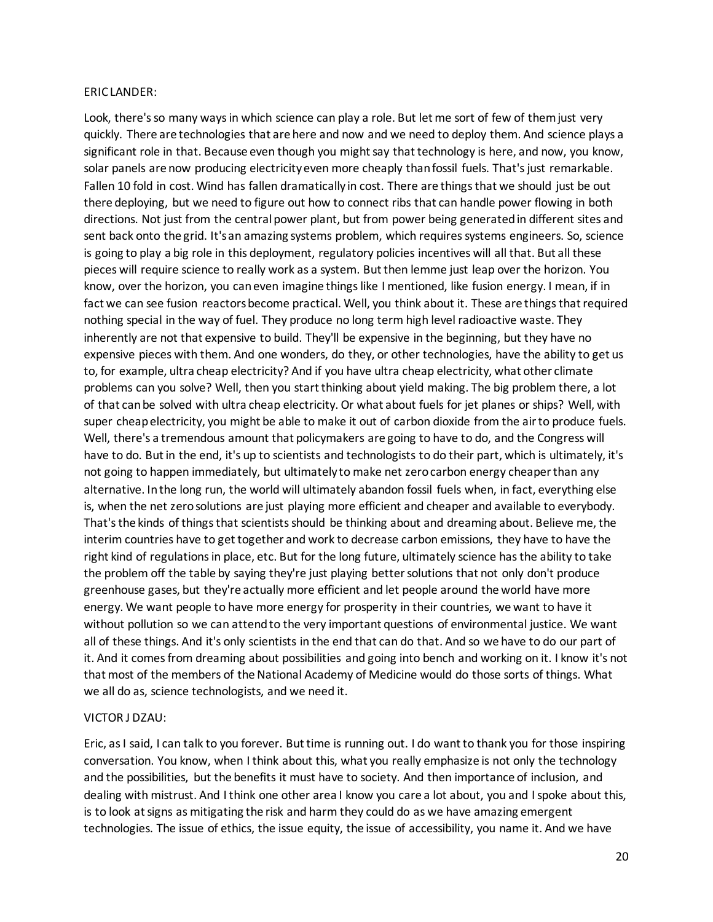ERIC LANDER:

Look, there's so many ways in which science can play a role. But let me sort of few of them just very quickly. There are technologies that are here and now and we need to deploy them. And science plays a significant role in that. Because even though you might say that technology is here, and now, you know, solar panels are now producing electricity even more cheaply than fossil fuels. That's just remarkable. Fallen 10 fold in cost. Wind has fallen dramatically in cost. There are things that we should just be out there deploying, but we need to figure out how to connect ribs that can handle power flowing in both directions. Not just from the central power plant, but from power being generated in different sites and sent back onto the grid. It's an amazing systems problem, which requires systems engineers. So, science is going to play a big role in this deployment, regulatory policies incentives will all that. But all these pieces will require science to really work as a system. But then lemme just leap over the horizon. You know, over the horizon, you can even imagine things like I mentioned, like fusion energy. I mean, if in fact we can see fusion reactors become practical. Well, you think about it. These are things that required nothing special in the way of fuel. They produce no long term high level radioactive waste. They inherently are not that expensive to build. They'll be expensive in the beginning, but they have no expensive pieces with them. And one wonders, do they, or other technologies, have the ability to get us to, for example, ultra cheap electricity? And if you have ultra cheap electricity, what other climate problems can you solve? Well, then you start thinking about yield making. The big problem there, a lot of that can be solved with ultra cheap electricity. Or what about fuels for jet planes or ships? Well, with super cheap electricity, you might be able to make it out of carbon dioxide from the air to produce fuels. Well, there's a tremendous amount that policymakers are going to have to do, and the Congress will have to do. But in the end, it's up to scientists and technologists to do their part, which is ultimately, it's not going to happen immediately, but ultimately to make net zero carbon energy cheaper than any alternative. In the long run, the world will ultimately abandon fossil fuels when, in fact, everything else is, when the net zero solutions are just playing more efficient and cheaper and available to everybody. That's the kinds of things that scientists should be thinking about and dreaming about. Believe me, the interim countries have to get together and work to decrease carbon emissions, they have to have the right kind of regulations in place, etc. But for the long future, ultimately science has the ability to take the problem off the table by saying they're just playing better solutions that not only don't produce greenhouse gases, but they're actually more efficient and let people around the world have more energy. We want people to have more energy for prosperity in their countries, we want to have it without pollution so we can attend to the very important questions of environmental justice. We want all of these things. And it's only scientists in the end that can do that. And so we have to do our part of it. And it comes from dreaming about possibilities and going into bench and working on it. I know it's not that most of the members of the National Academy of Medicine would do those sorts of things. What we all do as, science technologists, and we need it.

VICTOR J DZAU:

Eric, as I said, I can talk to you forever. But time is running out. I do want to thank you for those inspiring conversation. You know, when I think about this, what you really emphasize is not only the technology and the possibilities, but the benefits it must have to society. And then importance of inclusion, and dealing with mistrust. And I think one other area I know you care a lot about, you and I spoke about this, is to look at signs as mitigating the risk and harm they could do as we have amazing emergent technologies. The issue of ethics, the issue equity, the issue of accessibility, you name it. And we have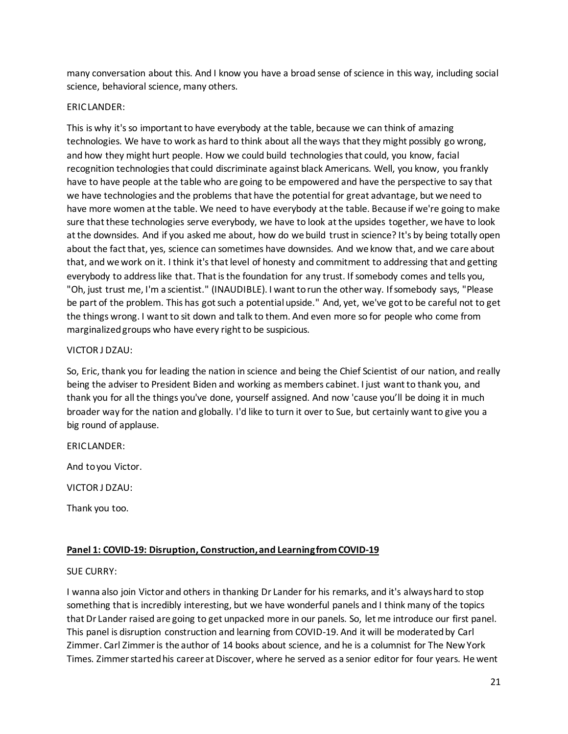many conversation about this. And I know you have a broad sense of science in this way, including social science, behavioral science, many others.

ERIC LANDER:

This is why it's so important to have everybody at the table, because we can think of amazing technologies. We have to work as hard to think about all the ways that they might possibly go wrong, and how they might hurt people. How we could build technologies that could, you know, facial recognition technologies that could discriminate against black Americans. Well, you know, you frankly have to have people at the table who are going to be empowered and have the perspective to say that we have technologies and the problems that have the potential for great advantage, but we need to have more women at the table. We need to have everybody at the table. Because if we're going to make sure that these technologies serve everybody, we have to look at the upsides together, we have to look at the downsides. And if you asked me about, how do we build trust in science? It's by being totally open about the fact that, yes, science can sometimes have downsides. And we know that, and we care about that, and we work on it. I think it's that level of honesty and commitment to addressing that and getting everybody to address like that. That is the foundation for any trust. If somebody comes and tells you, "Oh, just trust me, I'm a scientist." (INAUDIBLE). I want to run the other way. If somebody says, "Please be part of the problem. This has got such a potential upside." And, yet, we've got to be careful not to get the things wrong. I want to sit down and talk to them. And even more so for people who come from marginalized groups who have every right to be suspicious.

VICTOR J DZAU:

So, Eric, thank you for leading the nation in science and being the Chief Scientist of our nation, and really being the adviser to President Biden and working as members cabinet. I just want to thank you, and thank you for all the things you've done, yourself assigned. And now 'cause you'll be doing it in much broader way for the nation and globally. I'd like to turn it over to Sue, but certainly want to give you a big round of applause.

ERIC LANDER:

And to you Victor.

VICTOR J DZAU:

Thank you too.

## Panel 1: COVID-19: Disruption, Construction, and Learning from COVID-19

SUE CURRY:

I wanna also join Victor and others in thanking Dr Lander for his remarks, and it's always hard to stop something that is incredibly interesting, but we have wonderful panels and I think many of the topics that Dr Lander raised are going to get unpacked more in our panels. So, let me introduce our first panel. This panel is disruption construction and learning from COVID-19. And it will be moderated by Carl Zimmer. Carl Zimmer is the author of 14 books about science, and he is a columnist for The New York Times. Zimmer started his career at Discover, where he served as a senior editor for four years. He went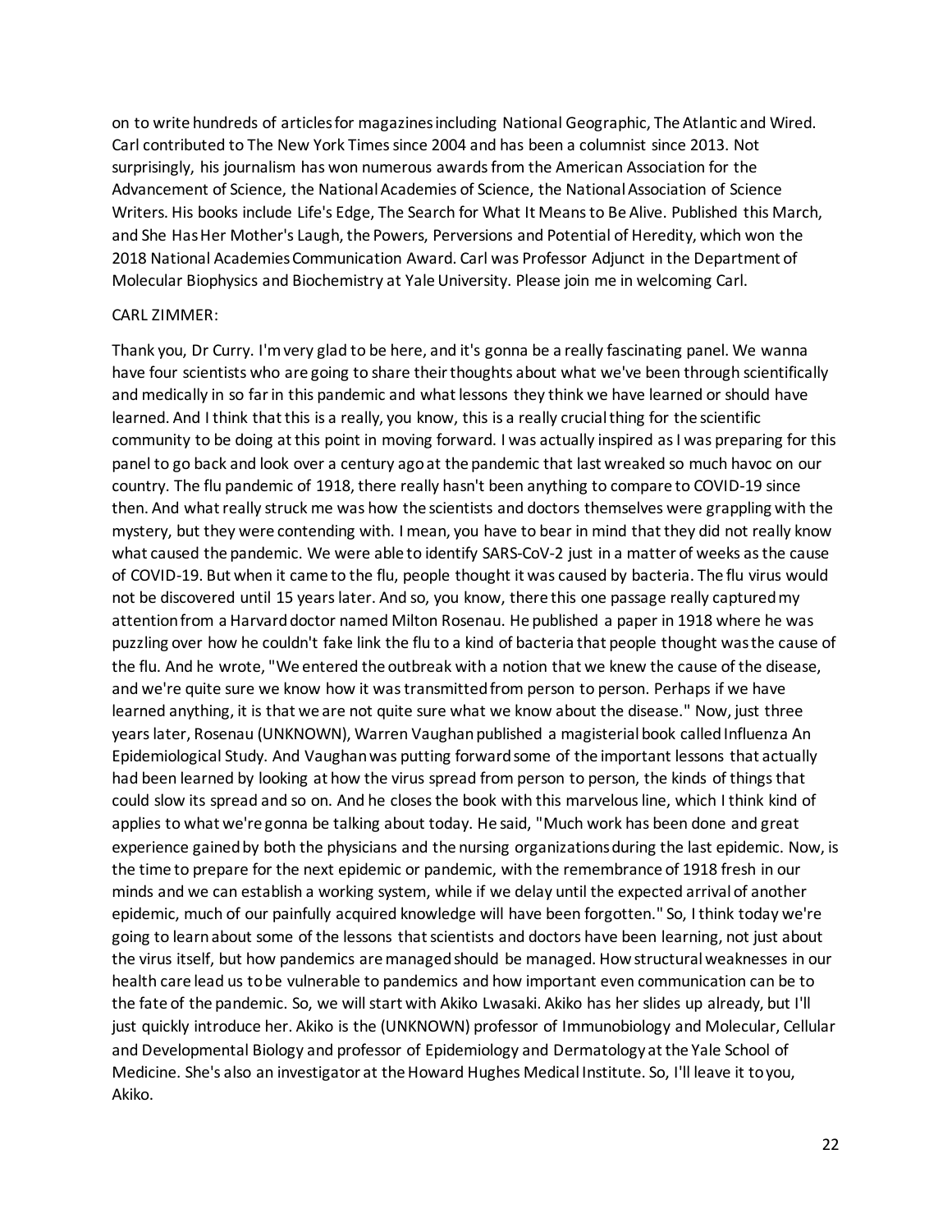on to write hundreds of articles for magazines including National Geographic, The Atlantic and Wired. Carl contributed to The New York Times since 2004 and has been a columnist since 2013. Not surprisingly, his journalism has won numerous awards from the American Association for the Advancement of Science, the National Academies of Science, the National Association of Science Writers. His books include Life's Edge, The Search for What It Means to Be Alive. Published this March, and She Has Her Mother's Laugh, the Powers, Perversions and Potential of Heredity, which won the 2018 National Academies Communication Award. Carl was Professor Adjunct in the Department of Molecular Biophysics and Biochemistry at Yale University. Please join me in welcoming Carl.

CARL ZIMMER:

Thank you, Dr Curry. I'm very glad to be here, and it's gonna be a really fascinating panel. We wanna have four scientists who are going to share their thoughts about what we've been through scientifically and medically in so far in this pandemic and what lessons they think we have learned or should have learned. And I think that this is a really, you know, this is a really crucial thing for the scientific community to be doing at this point in moving forward. I was actually inspired as I was preparing for this panel to go back and look over a century ago at the pandemic that last wreaked so much havoc on our country. The flu pandemic of 1918, there really hasn't been anything to compare to COVID-19 since then. And what really struck me was how the scientists and doctors themselves were grappling with the mystery, but they were contending with. I mean, you have to bear in mind that they did not really know what caused the pandemic. We were able to identify SARS-CoV-2 just in a matter of weeks as the cause of COVID-19. But when it came to the flu, people thought it was caused by bacteria. The flu virus would not be discovered until 15 years later. And so, you know, there this one passage really captured my attention from a Harvard doctor named Milton Rosenau. He published a paper in 1918 where he was puzzling over how he couldn't fake link the flu to a kind of bacteria that people thought was the cause of the flu. And he wrote, "We entered the outbreak with a notion that we knew the cause of the disease, and we're quite sure we know how it was transmitted from person to person. Perhaps if we have learned anything, it is that we are not quite sure what we know about the disease." Now, just three years later, Rosenau (UNKNOWN), Warren Vaughan published a magisterial book called Influenza An Epidemiological Study. And Vaughan was putting forward some of the important lessons that actually had been learned by looking at how the virus spread from person to person, the kinds of things that could slow its spread and so on. And he closes the book with this marvelous line, which I think kind of applies to what we're gonna be talking about today. He said, "Much work has been done and great experience gained by both the physicians and the nursing organizations during the last epidemic. Now, is the time to prepare for the next epidemic or pandemic, with the remembrance of 1918 fresh in our minds and we can establish a working system, while if we delay until the expected arrival of another epidemic, much of our painfully acquired knowledge will have been forgotten." So, I think today we're going to learn about some of the lessons that scientists and doctors have been learning, not just about the virus itself, but how pandemics are managed should be managed. How structural weaknesses in our health care lead us to be vulnerable to pandemics and how important even communication can be to the fate of the pandemic. So, we will start with Akiko Lwasaki. Akiko has her slides up already, but I'll just quickly introduce her. Akiko is the (UNKNOWN) professor of Immunobiology and Molecular, Cellular and Developmental Biology and professor of Epidemiology and Dermatology at the Yale School of Medicine. She's also an investigator at the Howard Hughes Medical Institute. So, I'll leave it to you, Akiko.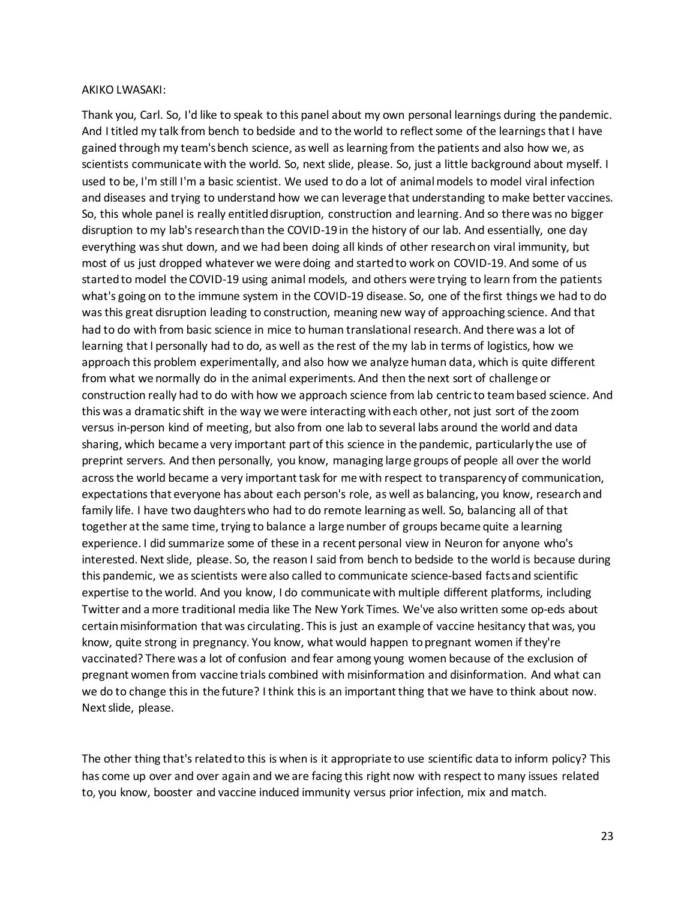AKIKO LWASAKI:

Thank you, Carl. So, I'd like to speak to this panel about my own personal learnings during the pandemic. And I titled my talk from bench to bedside and to the world to reflect some of the learnings that I have gained through my team's bench science, as well as learning from the patients and also how we, as scientists communicate with the world. So, next slide, please. So, just a little background about myself. I used to be, I'm still I'm a basic scientist. We used to do a lot of animal models to model viral infection and diseases and trying to understand how we can leverage that understanding to make better vaccines. So, this whole panel is really entitled disruption, construction and learning. And so there was no bigger disruption to my lab's research than the COVID-19 in the history of our lab. And essentially, one day everything was shut down, and we had been doing all kinds of other research on viral immunity, but most of us just dropped whatever we were doing and started to work on COVID-19. And some of us started to model the COVID-19 using animal models, and others were trying to learn from the patients what's going on to the immune system in the COVID-19 disease. So, one of the first things we had to do was this great disruption leading to construction, meaning new way of approaching science. And that had to do with from basic science in mice to human translational research. And there was a lot of learning that I personally had to do, as well as the rest of the my lab in terms of logistics, how we approach this problem experimentally, and also how we analyze human data, which is quite different from what we normally do in the animal experiments. And then the next sort of challenge or construction really had to do with how we approach science from lab centric to team based science. And this was a dramatic shift in the way we were interacting with each other, not just sort of the zoom versus in-person kind of meeting, but also from one lab to several labs around the world and data sharing, which became a very important part of this science in the pandemic, particularly the use of preprint servers. And then personally, you know, managing large groups of people all over the world across the world became a very important task for me with respect to transparency of communication, expectations that everyone has about each person's role, as well as balancing, you know, research and family life. I have two daughters who had to do remote learning as well. So, balancing all of that together at the same time, trying to balance a large number of groups became quite a learning experience. I did summarize some of these in a recent personal view in Neuron for anyone who's interested. Next slide, please. So, the reason I said from bench to bedside to the world is because during this pandemic, we as scientists were also called to communicate science-based facts and scientific expertise to the world. And you know, I do communicate with multiple different platforms, including Twitter and a more traditional media like The New York Times. We've also written some op-eds about certain misinformation that was circulating. This is just an example of vaccine hesitancy that was, you know, quite strong in pregnancy. You know, what would happen to pregnant women if they're vaccinated? There was a lot of confusion and fear among young women because of the exclusion of pregnant women from vaccine trials combined with misinformation and disinformation. And what can we do to change this in the future? I think this is an important thing that we have to think about now. Next slide, please.

The other thing that's related to this is when is it appropriate to use scientific data to inform policy? This has come up over and over again and we are facing this right now with respect to many issues related to, you know, booster and vaccine induced immunity versus prior infection, mix and match.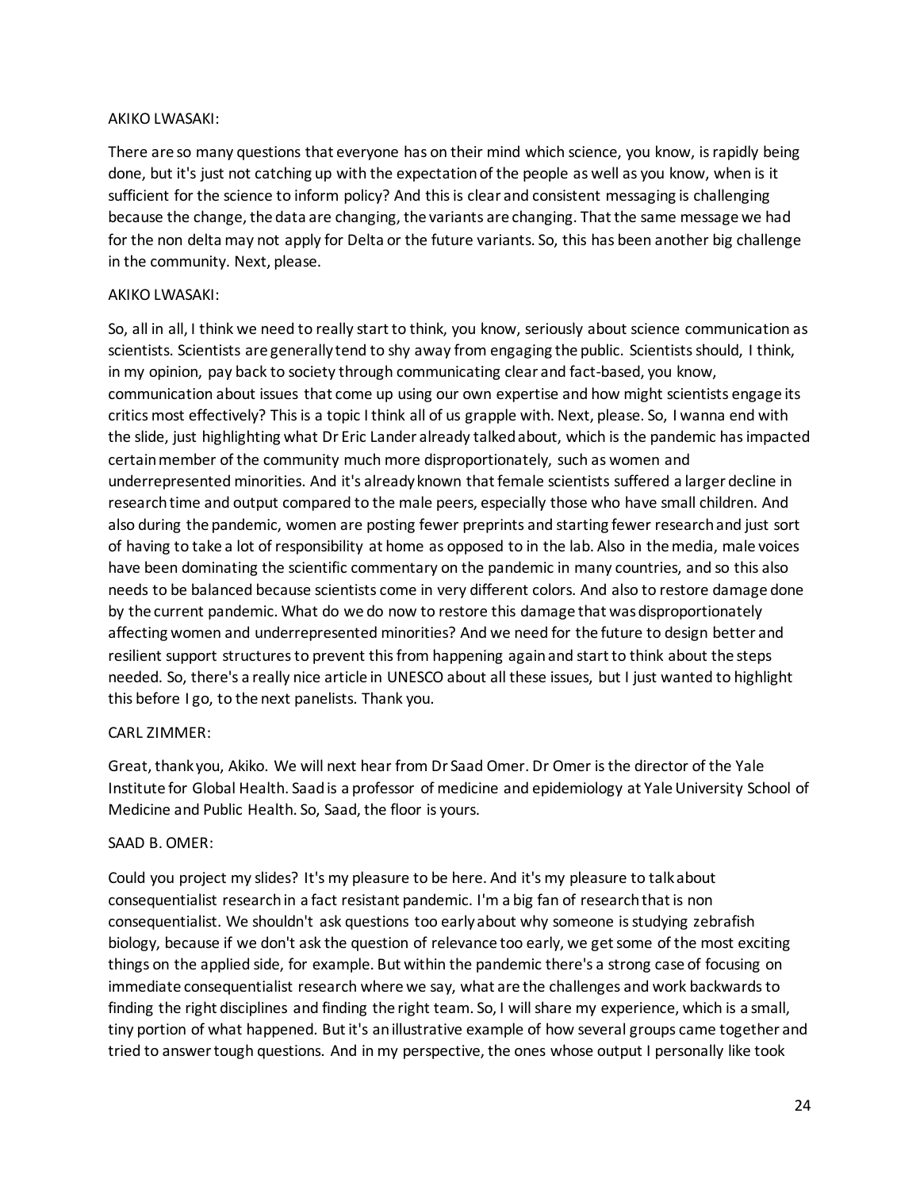AKIKO LWASAKI:

There are so many questions that everyone has on their mind which science, you know, is rapidly being done, but it's just not catching up with the expectation of the people as well as you know, when is it sufficient for the science to inform policy? And this is clear and consistent messaging is challenging because the change, the data are changing, the variants are changing. That the same message we had for the non delta may not apply for Delta or the future variants. So, this has been another big challenge in the community. Next, please.

AKIKO LWASAKI:

So, all in all, I think we need to really start to think, you know, seriously about science communication as scientists. Scientists are generally tend to shy away from engaging the public. Scientists should, I think, in my opinion, pay back to society through communicating clear and fact-based, you know, communication about issues that come up using our own expertise and how might scientists engage its critics most effectively? This is a topic I think all of us grapple with. Next, please. So, I wanna end with the slide, just highlighting what Dr Eric Lander already talked about, which is the pandemic has impacted certain member of the community much more disproportionately, such as women and underrepresented minorities. And it's already known that female scientists suffered a larger decline in research time and output compared to the male peers, especially those who have small children. And also during the pandemic, women are posting fewer preprints and starting fewer research and just sort of having to take a lot of responsibility at home as opposed to in the lab. Also in the media, male voices have been dominating the scientific commentary on the pandemic in many countries, and so this also needs to be balanced because scientists come in very different colors. And also to restore damage done by the current pandemic. What do we do now to restore this damage that was disproportionately affecting women and underrepresented minorities? And we need for the future to design better and resilient support structures to prevent this from happening again and start to think about the steps needed. So, there's a really nice article in UNESCO about all these issues, but I just wanted to highlight this before I go, to the next panelists. Thank you.

CARL ZIMMER:

Great, thank you, Akiko. We will next hear from Dr Saad Omer. Dr Omer is the director of the Yale Institute for Global Health. Saad is a professor of medicine and epidemiology at Yale University School of Medicine and Public Health. So, Saad, the floor is yours.

SAAD B. OMER:

Could you project my slides? It's my pleasure to be here. And it's my pleasure to talk about consequentialist research in a fact resistant pandemic. I'm a big fan of research that is non consequentialist. We shouldn't ask questions too early about why someone is studying zebrafish biology, because if we don't ask the question of relevance too early, we get some of the most exciting things on the applied side, for example. But within the pandemic there's a strong case of focusing on immediate consequentialist research where we say, what are the challenges and work backwards to finding the right disciplines and finding the right team. So, I will share my experience, which is a small, tiny portion of what happened. But it's an illustrative example of how several groups came together and tried to answer tough questions. And in my perspective, the ones whose output I personally like took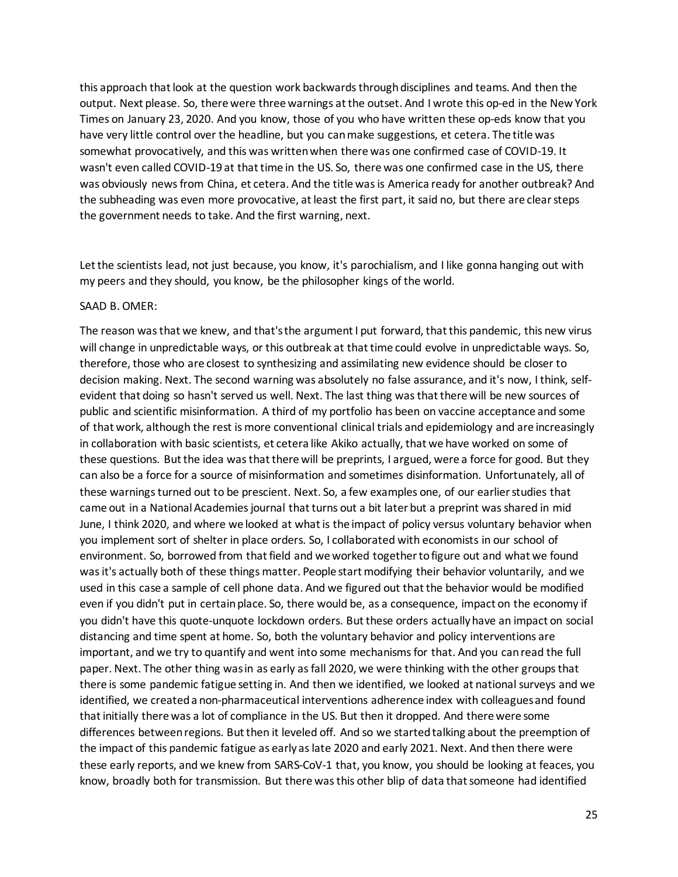this approach that look at the question work backwards through disciplines and teams. And then the output. Next please. So, there were three warnings at the outset. And I wrote this op-ed in the New York Times on January 23, 2020. And you know, those of you who have written these op-eds know that you have very little control over the headline, but you can make suggestions, et cetera. The title was somewhat provocatively, and this was written when there was one confirmed case of COVID-19. It wasn't even called COVID-19 at that time in the US. So, there was one confirmed case in the US, there was obviously news from China, et cetera. And the title was is America ready for another outbreak? And the subheading was even more provocative, at least the first part, it said no, but there are clear steps the government needs to take. And the first warning, next.

Let the scientists lead, not just because, you know, it's parochialism, and I like gonna hanging out with my peers and they should, you know, be the philosopher kings of the world.

SAAD B. OMER:

The reason was that we knew, and that's the argument I put forward, that this pandemic, this new virus will change in unpredictable ways, or this outbreak at that time could evolve in unpredictable ways. So, therefore, those who are closest to synthesizing and assimilating new evidence should be closer to decision making. Next. The second warning was absolutely no false assurance, and it's now, I think, self-evident that doing so hasn't served us well. Next. The last thing was that there will be new sources of public and scientific misinformation. A third of my portfolio has been on vaccine acceptance and some of that work, although the rest is more conventional clinical trials and epidemiology and are increasingly in collaboration with basic scientists, et cetera like Akiko actually, that we have worked on some of these questions. But the idea was that there will be preprints, I argued, were a force for good. But they can also be a force for a source of misinformation and sometimes disinformation. Unfortunately, all of these warnings turned out to be prescient. Next. So, a few examples one, of our earlier studies that came out in a National Academies journal that turns out a bit later but a preprint was shared in mid June, I think 2020, and where we looked at what is the impact of policy versus voluntary behavior when you implement sort of shelter in place orders. So, I collaborated with economists in our school of environment. So, borrowed from that field and we worked together to figure out and what we found was it's actually both of these things matter. People start modifying their behavior voluntarily, and we used in this case a sample of cell phone data. And we figured out that the behavior would be modified even if you didn't put in certain place. So, there would be, as a consequence, impact on the economy if you didn't have this quote-unquote lockdown orders. But these orders actually have an impact on social distancing and time spent at home. So, both the voluntary behavior and policy interventions are important, and we try to quantify and went into some mechanisms for that. And you can read the full paper. Next. The other thing was in as early as fall 2020, we were thinking with the other groups that there is some pandemic fatigue setting in. And then we identified, we looked at national surveys and we identified, we created a non-pharmaceutical interventions adherence index with colleagues and found that initially there was a lot of compliance in the US. But then it dropped. And there were some differences between regions. But then it leveled off. And so we started talking about the preemption of the impact of this pandemic fatigue as early as late 2020 and early 2021. Next. And then there were these early reports, and we knew from SARS-CoV-1 that, you know, you should be looking at feaces, you know, broadly both for transmission. But there was this other blip of data that someone had identified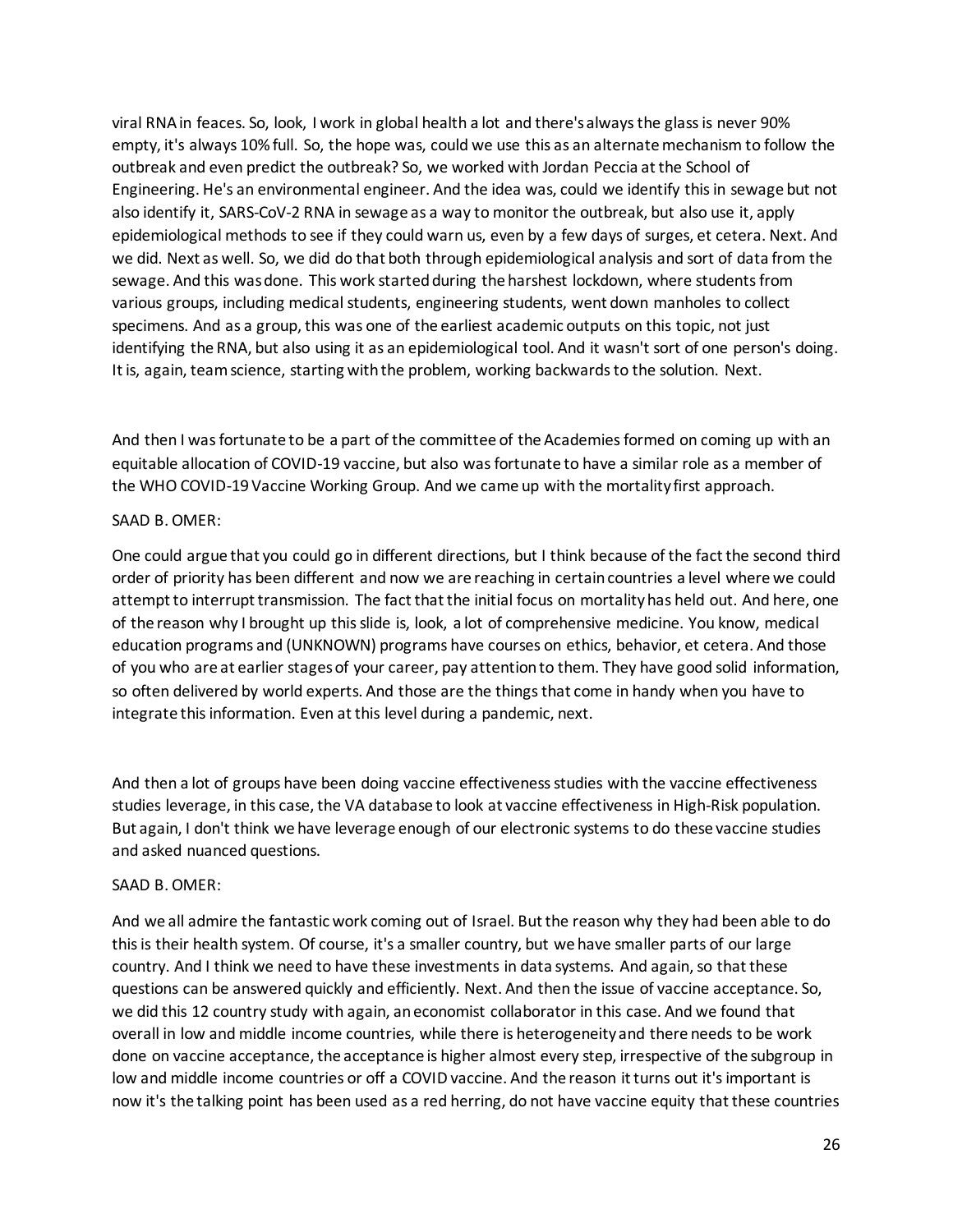viral RNA in feaces. So, look, I work in global health a lot and there's always the glass is never 90% empty, it's always 10% full. So, the hope was, could we use this as an alternate mechanism to follow the outbreak and even predict the outbreak? So, we worked with Jordan Peccia at the School of Engineering. He's an environmental engineer. And the idea was, could we identify this in sewage but not also identify it, SARS-CoV-2 RNA in sewage as a way to monitor the outbreak, but also use it, apply epidemiological methods to see if they could warn us, even by a few days of surges, et cetera. Next. And we did. Next as well. So, we did do that both through epidemiological analysis and sort of data from the sewage. And this was done. This work started during the harshest lockdown, where students from various groups, including medical students, engineering students, went down manholes to collect specimens. And as a group, this was one of the earliest academic outputs on this topic, not just identifying the RNA, but also using it as an epidemiological tool. And it wasn't sort of one person's doing. It is, again, team science, starting with the problem, working backwards to the solution. Next.

And then I was fortunate to be a part of the committee of the Academies formed on coming up with an equitable allocation of COVID-19 vaccine, but also was fortunate to have a similar role as a member of the WHO COVID-19 Vaccine Working Group. And we came up with the mortality first approach.

SAAD B. OMER:

One could argue that you could go in different directions, but I think because of the fact the second third order of priority has been different and now we are reaching in certain countries a level where we could attempt to interrupt transmission. The fact that the initial focus on mortality has held out. And here, one of the reason why I brought up this slide is, look, a lot of comprehensive medicine. You know, medical education programs and (UNKNOWN) programs have courses on ethics, behavior, et cetera. And those of you who are at earlier stages of your career, pay attention to them. They have good solid information, so often delivered by world experts. And those are the things that come in handy when you have to integrate this information. Even at this level during a pandemic, next.

And then a lot of groups have been doing vaccine effectiveness studies with the vaccine effectiveness studies leverage, in this case, the VA database to look at vaccine effectiveness in High-Risk population. But again, I don't think we have leverage enough of our electronic systems to do these vaccine studies and asked nuanced questions.

SAAD B. OMER:

And we all admire the fantastic work coming out of Israel. But the reason why they had been able to do this is their health system. Of course, it's a smaller country, but we have smaller parts of our large country. And I think we need to have these investments in data systems. And again, so that these questions can be answered quickly and efficiently. Next. And then the issue of vaccine acceptance. So, we did this 12 country study with again, an economist collaborator in this case. And we found that overall in low and middle income countries, while there is heterogeneity and there needs to be work done on vaccine acceptance, the acceptance is higher almost every step, irrespective of the subgroup in low and middle income countries or off a COVID vaccine. And the reason it turns out it's important is now it's the talking point has been used as a red herring, do not have vaccine equity that these countries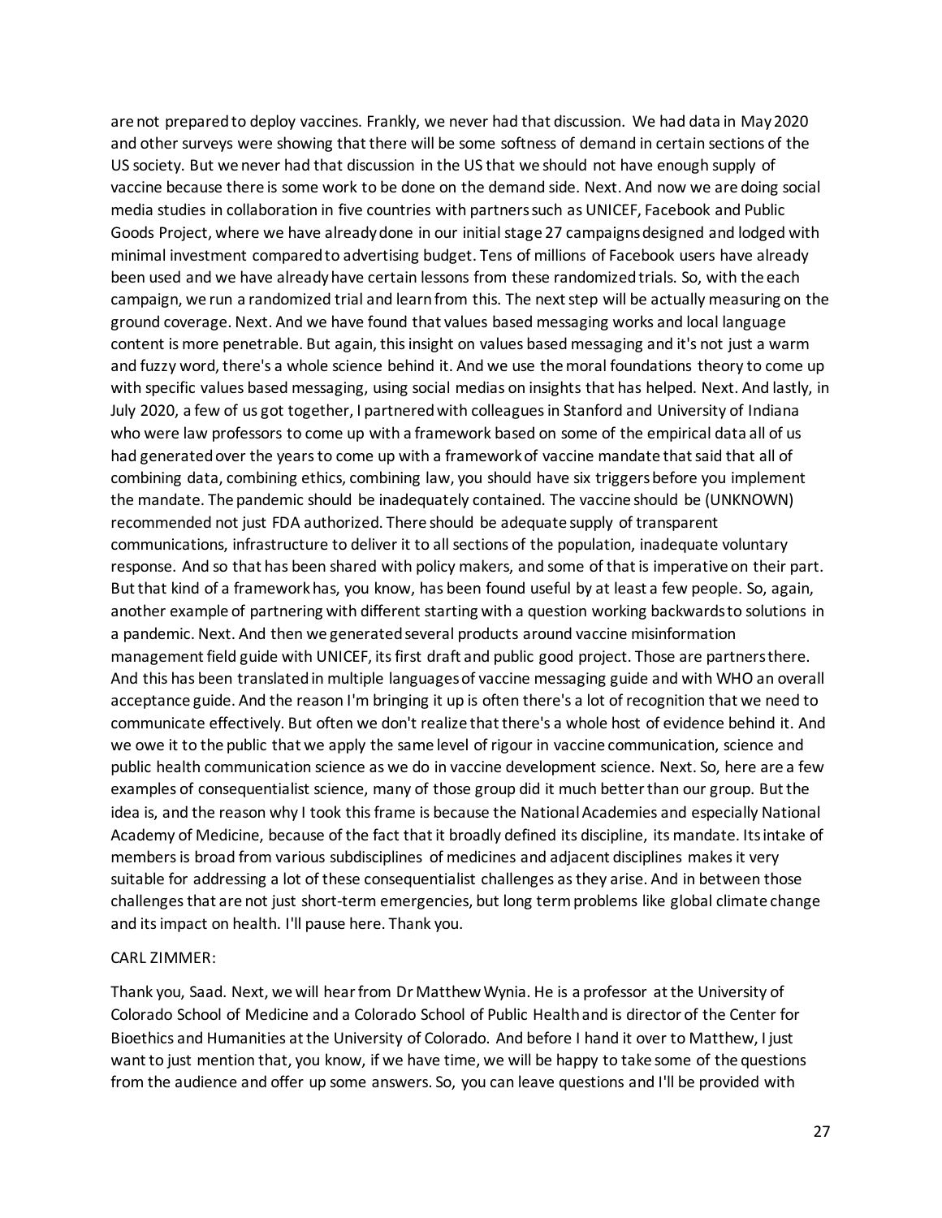are not prepared to deploy vaccines. Frankly, we never had that discussion. We had data in May 2020 and other surveys were showing that there will be some softness of demand in certain sections of the US society. But we never had that discussion in the US that we should not have enough supply of vaccine because there is some work to be done on the demand side. Next. And now we are doing social media studies in collaboration in five countries with partners such as UNICEF, Facebook and Public Goods Project, where we have already done in our initial stage 27 campaigns designed and lodged with minimal investment compared to advertising budget. Tens of millions of Facebook users have already been used and we have already have certain lessons from these randomized trials. So, with the each campaign, we run a randomized trial and learn from this. The next step will be actually measuring on the ground coverage. Next. And we have found that values based messaging works and local language content is more penetrable. But again, this insight on values based messaging and it's not just a warm and fuzzy word, there's a whole science behind it. And we use the moral foundations theory to come up with specific values based messaging, using social medias on insights that has helped. Next. And lastly, in July 2020, a few of us got together, I partnered with colleagues in Stanford and University of Indiana who were law professors to come up with a framework based on some of the empirical data all of us had generated over the years to come up with a framework of vaccine mandate that said that all of combining data, combining ethics, combining law, you should have six triggers before you implement the mandate. The pandemic should be inadequately contained. The vaccine should be (UNKNOWN) recommended not just FDA authorized. There should be adequate supply of transparent communications, infrastructure to deliver it to all sections of the population, inadequate voluntary response. And so that has been shared with policy makers, and some of that is imperative on their part. But that kind of a framework has, you know, has been found useful by at least a few people. So, again, another example of partnering with different starting with a question working backwards to solutions in a pandemic. Next. And then we generated several products around vaccine misinformation management field guide with UNICEF, its first draft and public good project. Those are partners there. And this has been translated in multiple languages of vaccine messaging guide and with WHO an overall acceptance guide. And the reason I'm bringing it up is often there's a lot of recognition that we need to communicate effectively. But often we don't realize that there's a whole host of evidence behind it. And we owe it to the public that we apply the same level of rigour in vaccine communication, science and public health communication science as we do in vaccine development science. Next. So, here are a few examples of consequentialist science, many of those group did it much better than our group. But the idea is, and the reason why I took this frame is because the National Academies and especially National Academy of Medicine, because of the fact that it broadly defined its discipline, its mandate. Its intake of members is broad from various subdisciplines of medicines and adjacent disciplines makes it very suitable for addressing a lot of these consequentialist challenges as they arise. And in between those challenges that are not just short-term emergencies, but long term problems like global climate change and its impact on health. I'll pause here. Thank you.

CARL ZIMMER:

Thank you, Saad. Next, we will hear from Dr Matthew Wynia. He is a professor at the University of Colorado School of Medicine and a Colorado School of Public Health and is director of the Center for Bioethics and Humanities at the University of Colorado. And before I hand it over to Matthew, I just want to just mention that, you know, if we have time, we will be happy to take some of the questions from the audience and offer up some answers. So, you can leave questions and I'll be provided with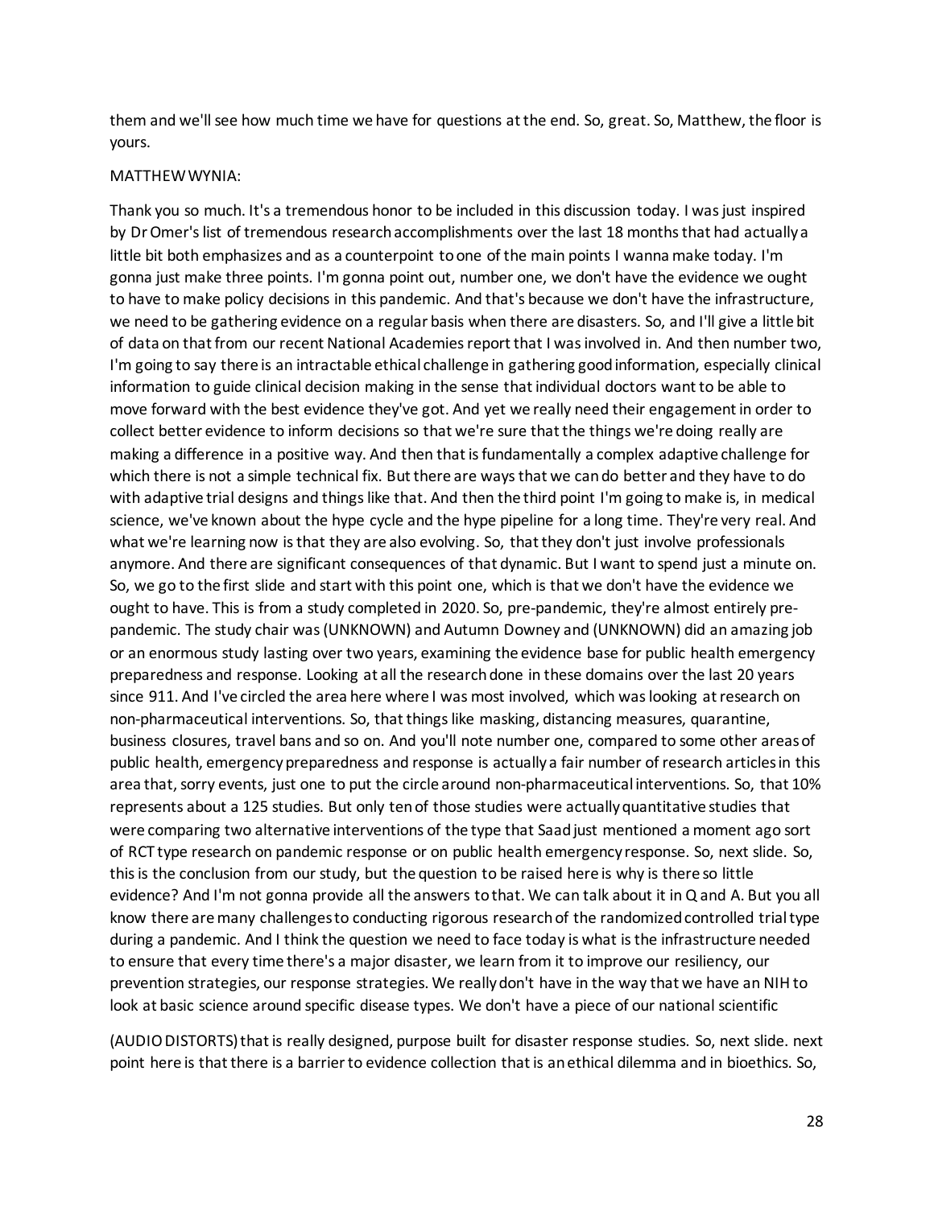them and we'll see how much time we have for questions at the end. So, great. So, Matthew, the floor is yours.

MATTHEW WYNIA:

Thank you so much. It's a tremendous honor to be included in this discussion today. I was just inspired by Dr Omer's list of tremendous research accomplishments over the last 18 months that had actually a little bit both emphasizes and as a counterpoint to one of the main points I wanna make today. I'm gonna just make three points. I'm gonna point out, number one, we don't have the evidence we ought to have to make policy decisions in this pandemic. And that's because we don't have the infrastructure, we need to be gathering evidence on a regular basis when there are disasters. So, and I'll give a little bit of data on that from our recent National Academies report that I was involved in. And then number two, I'm going to say there is an intractable ethical challenge in gathering good information, especially clinical information to guide clinical decision making in the sense that individual doctors want to be able to move forward with the best evidence they've got. And yet we really need their engagement in order to collect better evidence to inform decisions so that we're sure that the things we're doing really are making a difference in a positive way. And then that is fundamentally a complex adaptive challenge for which there is not a simple technical fix. But there are ways that we can do better and they have to do with adaptive trial designs and things like that. And then the third point I'm going to make is, in medical science, we've known about the hype cycle and the hype pipeline for a long time. They're very real. And what we're learning now is that they are also evolving. So, that they don't just involve professionals anymore. And there are significant consequences of that dynamic. But I want to spend just a minute on. So, we go to the first slide and start with this point one, which is that we don't have the evidence we ought to have. This is from a study completed in 2020. So, pre-pandemic, they're almost entirely pre-pandemic. The study chair was (UNKNOWN) and Autumn Downey and (UNKNOWN) did an amazing job or an enormous study lasting over two years, examining the evidence base for public health emergency preparedness and response. Looking at all the research done in these domains over the last 20 years since 911. And I've circled the area here where I was most involved, which was looking at research on non-pharmaceutical interventions. So, that things like masking, distancing measures, quarantine, business closures, travel bans and so on. And you'll note number one, compared to some other areas of public health, emergency preparedness and response is actually a fair number of research articles in this area that, sorry events, just one to put the circle around non-pharmaceutical interventions. So, that 10% represents about a 125 studies. But only ten of those studies were actually quantitative studies that were comparing two alternative interventions of the type that Saad just mentioned a moment ago sort of RCT type research on pandemic response or on public health emergency response. So, next slide. So, this is the conclusion from our study, but the question to be raised here is why is there so little evidence? And I'm not gonna provide all the answers to that. We can talk about it in Q and A. But you all know there are many challenges to conducting rigorous research of the randomized controlled trial type during a pandemic. And I think the question we need to face today is what is the infrastructure needed to ensure that every time there's a major disaster, we learn from it to improve our resiliency, our prevention strategies, our response strategies. We really don't have in the way that we have an NIH to look at basic science around specific disease types. We don't have a piece of our national scientific

(AUDIO DISTORTS) that is really designed, purpose built for disaster response studies. So, next slide. next point here is that there is a barrier to evidence collection that is an ethical dilemma and in bioethics. So,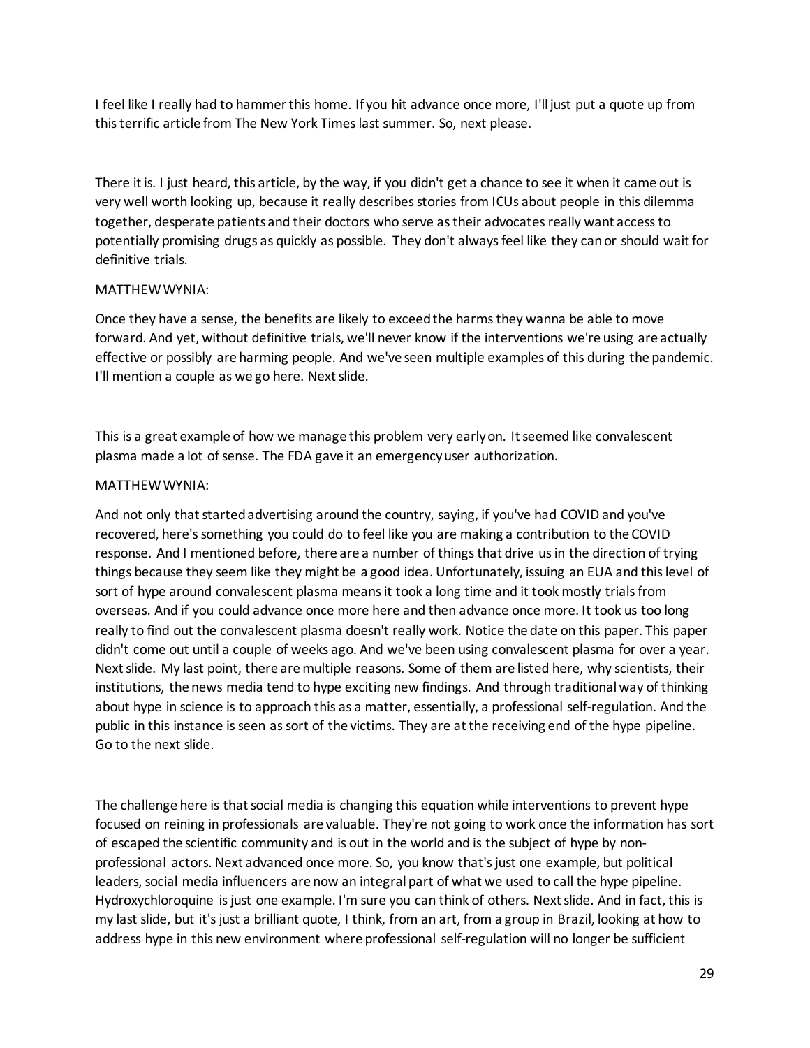I feel like I really had to hammer this home. If you hit advance once more, I'll just put a quote up from this terrific article from The New York Times last summer. So, next please.

There it is. I just heard, this article, by the way, if you didn't get a chance to see it when it came out is very well worth looking up, because it really describes stories from ICUs about people in this dilemma together, desperate patients and their doctors who serve as their advocates really want access to potentially promising drugs as quickly as possible. They don't always feel like they can or should wait for definitive trials.

MATTHEW WYNIA:

Once they have a sense, the benefits are likely to exceed the harms they wanna be able to move forward. And yet, without definitive trials, we'll never know if the interventions we're using are actually effective or possibly are harming people. And we've seen multiple examples of this during the pandemic. I'll mention a couple as we go here. Next slide.

This is a great example of how we manage this problem very early on. It seemed like convalescent plasma made a lot of sense. The FDA gave it an emergency user authorization.

MATTHEW WYNIA:

And not only that started advertising around the country, saying, if you've had COVID and you've recovered, here's something you could do to feel like you are making a contribution to the COVID response. And I mentioned before, there are a number of things that drive us in the direction of trying things because they seem like they might be a good idea. Unfortunately, issuing an EUA and this level of sort of hype around convalescent plasma means it took a long time and it took mostly trials from overseas. And if you could advance once more here and then advance once more. It took us too long really to find out the convalescent plasma doesn't really work. Notice the date on this paper. This paper didn't come out until a couple of weeks ago. And we've been using convalescent plasma for over a year. Next slide. My last point, there are multiple reasons. Some of them are listed here, why scientists, their institutions, the news media tend to hype exciting new findings. And through traditional way of thinking about hype in science is to approach this as a matter, essentially, a professional self-regulation. And the public in this instance is seen as sort of the victims. They are at the receiving end of the hype pipeline. Go to the next slide.

The challenge here is that social media is changing this equation while interventions to prevent hype focused on reining in professionals are valuable. They're not going to work once the information has sort of escaped the scientific community and is out in the world and is the subject of hype by non-professional actors. Next advanced once more. So, you know that's just one example, but political leaders, social media influencers are now an integral part of what we used to call the hype pipeline. Hydroxychloroquine is just one example. I'm sure you can think of others. Next slide. And in fact, this is my last slide, but it's just a brilliant quote, I think, from an art, from a group in Brazil, looking at how to address hype in this new environment where professional self-regulation will no longer be sufficient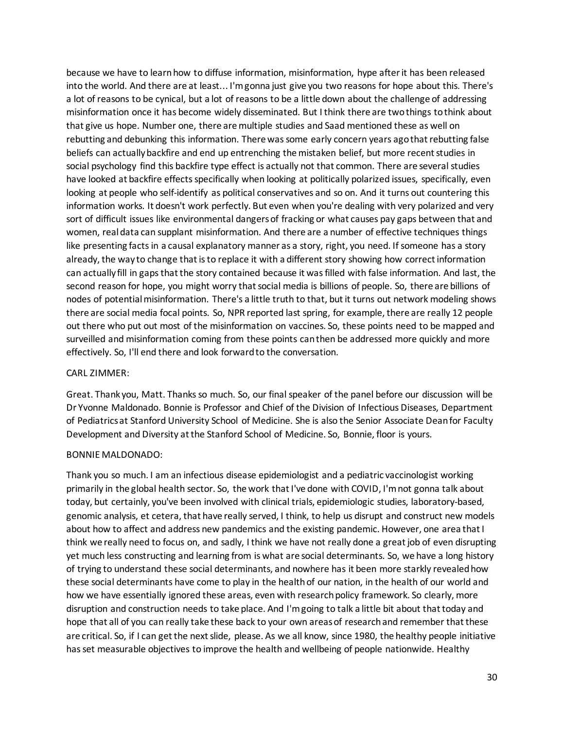because we have to learn how to diffuse information, misinformation, hype after it has been released into the world. And there are at least... I'm gonna just give you two reasons for hope about this. There's a lot of reasons to be cynical, but a lot of reasons to be a little down about the challenge of addressing misinformation once it has become widely disseminated. But I think there are two things to think about that give us hope. Number one, there are multiple studies and Saad mentioned these as well on rebutting and debunking this information. There was some early concern years ago that rebutting false beliefs can actually backfire and end up entrenching the mistaken belief, but more recent studies in social psychology find this backfire type effect is actually not that common. There are several studies have looked at backfire effects specifically when looking at politically polarized issues, specifically, even looking at people who self-identify as political conservatives and so on. And it turns out countering this information works. It doesn't work perfectly. But even when you're dealing with very polarized and very sort of difficult issues like environmental dangers of fracking or what causes pay gaps between that and women, real data can supplant misinformation. And there are a number of effective techniques things like presenting facts in a causal explanatory manner as a story, right, you need. If someone has a story already, the way to change that is to replace it with a different story showing how correct information can actually fill in gaps that the story contained because it was filled with false information. And last, the second reason for hope, you might worry that social media is billions of people. So, there are billions of nodes of potential misinformation. There's a little truth to that, but it turns out network modeling shows there are social media focal points. So, NPR reported last spring, for example, there are really 12 people out there who put out most of the misinformation on vaccines. So, these points need to be mapped and surveilled and misinformation coming from these points can then be addressed more quickly and more effectively. So, I'll end there and look forward to the conversation.

CARL ZIMMER:

Great. Thank you, Matt. Thanks so much. So, our final speaker of the panel before our discussion will be Dr Yvonne Maldonado. Bonnie is Professor and Chief of the Division of Infectious Diseases, Department of Pediatrics at Stanford University School of Medicine. She is also the Senior Associate Dean for Faculty Development and Diversity at the Stanford School of Medicine. So, Bonnie, floor is yours.

BONNIE MALDONADO:

Thank you so much. I am an infectious disease epidemiologist and a pediatric vaccinologist working primarily in the global health sector. So, the work that I've done with COVID, I'm not gonna talk about today, but certainly, you've been involved with clinical trials, epidemiologic studies, laboratory-based, genomic analysis, et cetera, that have really served, I think, to help us disrupt and construct new models about how to affect and address new pandemics and the existing pandemic. However, one area that I think we really need to focus on, and sadly, I think we have not really done a great job of even disrupting yet much less constructing and learning from is what are social determinants. So, we have a long history of trying to understand these social determinants, and nowhere has it been more starkly revealed how these social determinants have come to play in the health of our nation, in the health of our world and how we have essentially ignored these areas, even with research policy framework. So clearly, more disruption and construction needs to take place. And I'm going to talk a little bit about that today and hope that all of you can really take these back to your own areas of research and remember that these are critical. So, if I can get the next slide, please. As we all know, since 1980, the healthy people initiative has set measurable objectives to improve the health and wellbeing of people nationwide. Healthy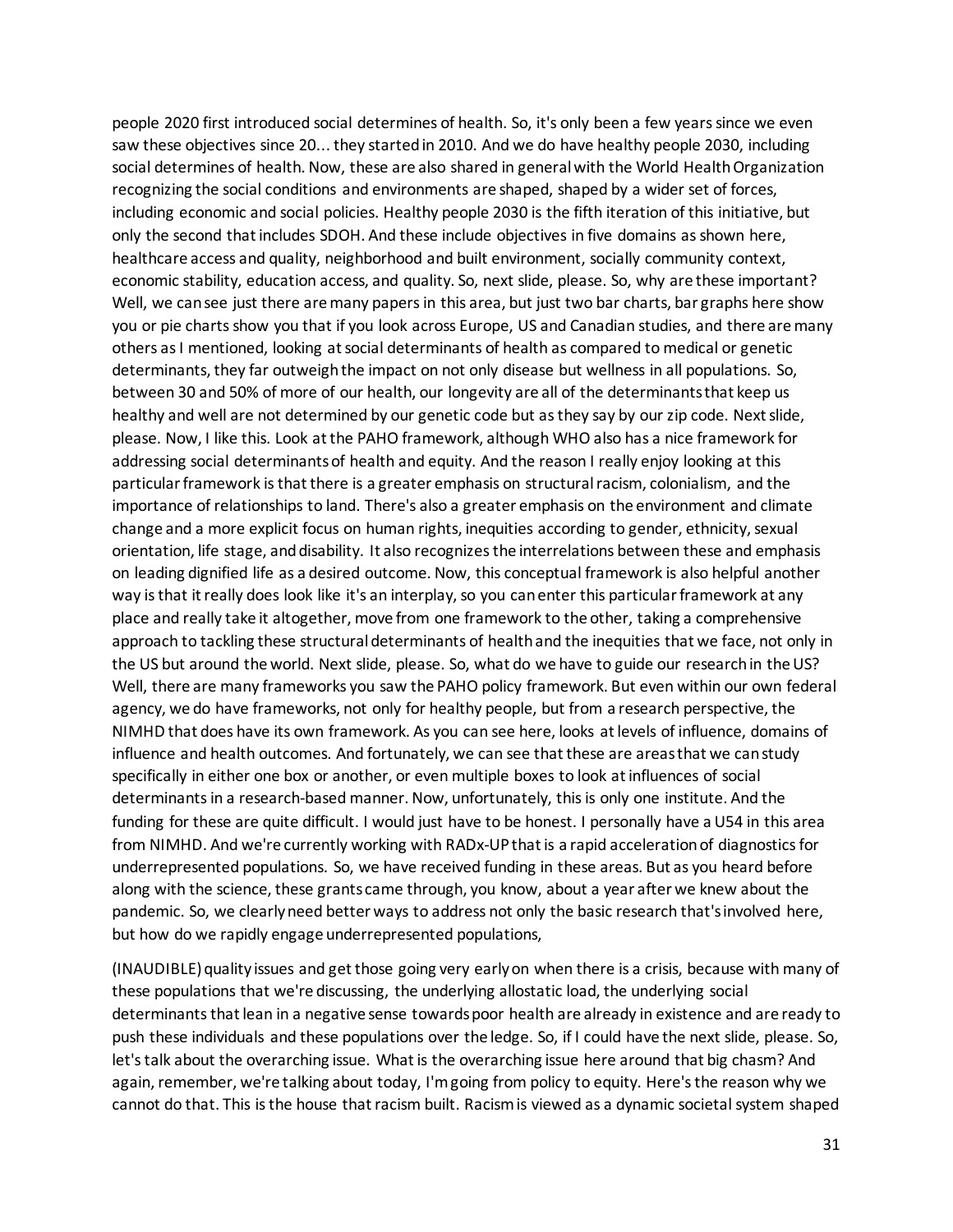people 2020 first introduced social determines of health. So, it's only been a few years since we even saw these objectives since 20... they started in 2010. And we do have healthy people 2030, including social determines of health. Now, these are also shared in general with the World Health Organization recognizing the social conditions and environments are shaped, shaped by a wider set of forces, including economic and social policies. Healthy people 2030 is the fifth iteration of this initiative, but only the second that includes SDOH. And these include objectives in five domains as shown here, healthcare access and quality, neighborhood and built environment, socially community context, economic stability, education access, and quality. So, next slide, please. So, why are these important? Well, we can see just there are many papers in this area, but just two bar charts, bar graphs here show you or pie charts show you that if you look across Europe, US and Canadian studies, and there are many others as I mentioned, looking at social determinants of health as compared to medical or genetic determinants, they far outweigh the impact on not only disease but wellness in all populations. So, between 30 and 50% of more of our health, our longevity are all of the determinants that keep us healthy and well are not determined by our genetic code but as they say by our zip code. Next slide, please. Now, I like this. Look at the PAHO framework, although WHO also has a nice framework for addressing social determinants of health and equity. And the reason I really enjoy looking at this particular framework is that there is a greater emphasis on structural racism, colonialism, and the importance of relationships to land. There's also a greater emphasis on the environment and climate change and a more explicit focus on human rights, inequities according to gender, ethnicity, sexual orientation, life stage, and disability. It also recognizes the interrelations between these and emphasis on leading dignified life as a desired outcome. Now, this conceptual framework is also helpful another way is that it really does look like it's an interplay, so you can enter this particular framework at any place and really take it altogether, move from one framework to the other, taking a comprehensive approach to tackling these structural determinants of health and the inequities that we face, not only in the US but around the world. Next slide, please. So, what do we have to guide our research in the US? Well, there are many frameworks you saw the PAHO policy framework. But even within our own federal agency, we do have frameworks, not only for healthy people, but from a research perspective, the NIMHD that does have its own framework. As you can see here, looks at levels of influence, domains of influence and health outcomes. And fortunately, we can see that these are areas that we can study specifically in either one box or another, or even multiple boxes to look at influences of social determinants in a research-based manner. Now, unfortunately, this is only one institute. And the funding for these are quite difficult. I would just have to be honest. I personally have a U54 in this area from NIMHD. And we're currently working with RADx-UP that is a rapid acceleration of diagnostics for underrepresented populations. So, we have received funding in these areas. But as you heard before along with the science, these grants came through, you know, about a year after we knew about the pandemic. So, we clearly need better ways to address not only the basic research that's involved here, but how do we rapidly engage underrepresented populations,

(INAUDIBLE) quality issues and get those going very early on when there is a crisis, because with many of these populations that we're discussing, the underlying allostatic load, the underlying social determinants that lean in a negative sense towards poor health are already in existence and are ready to push these individuals and these populations over the ledge. So, if I could have the next slide, please. So, let's talk about the overarching issue. What is the overarching issue here around that big chasm? And again, remember, we're talking about today, I'm going from policy to equity. Here's the reason why we cannot do that. This is the house that racism built. Racism is viewed as a dynamic societal system shaped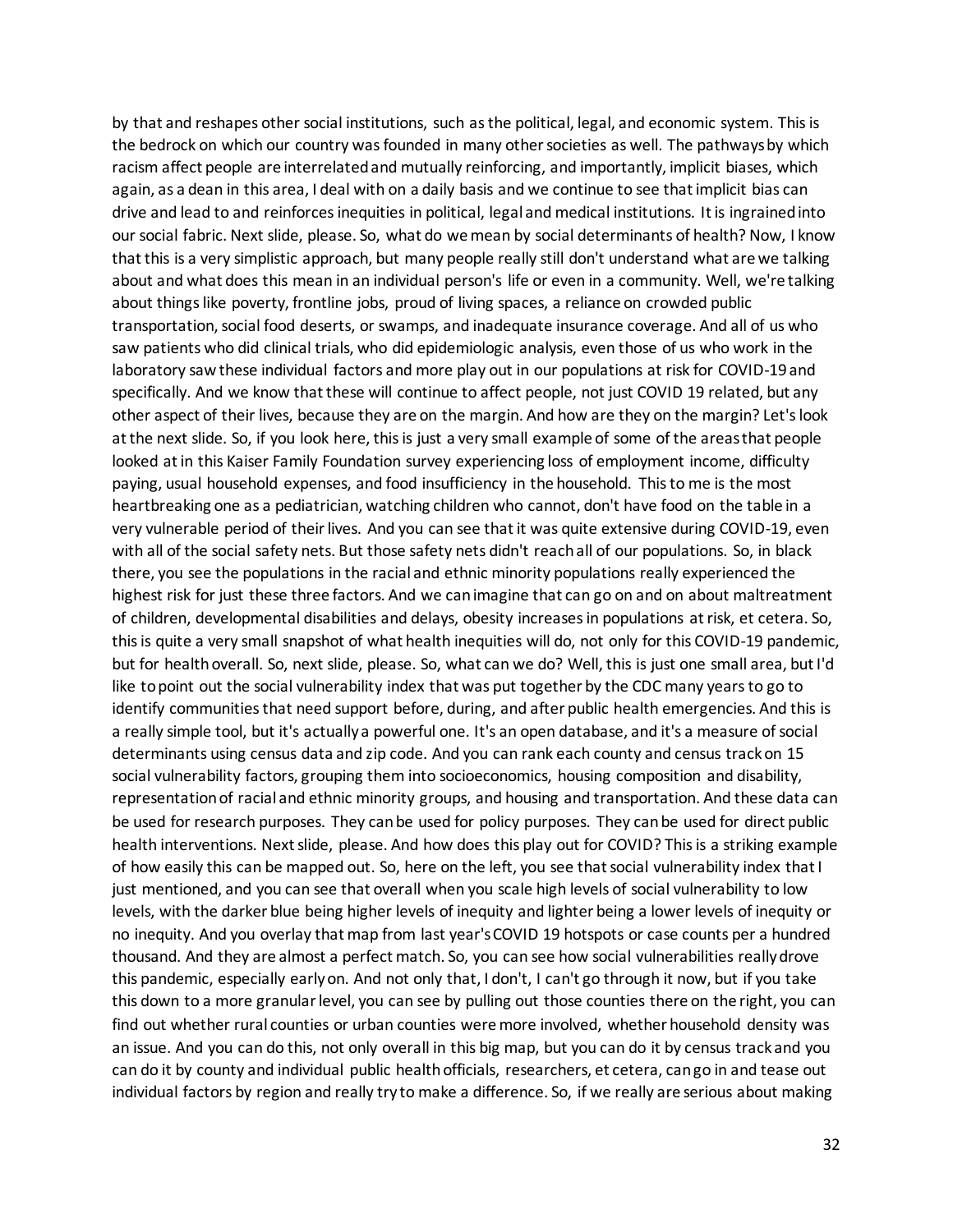by that and reshapes other social institutions, such as the political, legal, and economic system. This is the bedrock on which our country was founded in many other societies as well. The pathways by which racism affect people are interrelated and mutually reinforcing, and importantly, implicit biases, which again, as a dean in this area, I deal with on a daily basis and we continue to see that implicit bias can drive and lead to and reinforces inequities in political, legal and medical institutions. It is ingrained into our social fabric. Next slide, please. So, what do we mean by social determinants of health? Now, I know that this is a very simplistic approach, but many people really still don't understand what are we talking about and what does this mean in an individual person's life or even in a community. Well, we're talking about things like poverty, frontline jobs, proud of living spaces, a reliance on crowded public transportation, social food deserts, or swamps, and inadequate insurance coverage. And all of us who saw patients who did clinical trials, who did epidemiologic analysis, even those of us who work in the laboratory saw these individual factors and more play out in our populations at risk for COVID-19 and specifically. And we know that these will continue to affect people, not just COVID 19 related, but any other aspect of their lives, because they are on the margin. And how are they on the margin? Let's look at the next slide. So, if you look here, this is just a very small example of some of the areas that people looked at in this Kaiser Family Foundation survey experiencing loss of employment income, difficulty paying, usual household expenses, and food insufficiency in the household. This to me is the most heartbreaking one as a pediatrician, watching children who cannot, don't have food on the table in a very vulnerable period of their lives. And you can see that it was quite extensive during COVID-19, even with all of the social safety nets. But those safety nets didn't reach all of our populations. So, in black there, you see the populations in the racial and ethnic minority populations really experienced the highest risk for just these three factors. And we can imagine that can go on and on about maltreatment of children, developmental disabilities and delays, obesity increases in populations at risk, et cetera. So, this is quite a very small snapshot of what health inequities will do, not only for this COVID-19 pandemic, but for health overall. So, next slide, please. So, what can we do? Well, this is just one small area, but I'd like to point out the social vulnerability index that was put together by the CDC many years to go to identify communities that need support before, during, and after public health emergencies. And this is a really simple tool, but it's actually a powerful one. It's an open database, and it's a measure of social determinants using census data and zip code. And you can rank each county and census track on 15 social vulnerability factors, grouping them into socioeconomics, housing composition and disability, representation of racial and ethnic minority groups, and housing and transportation. And these data can be used for research purposes. They can be used for policy purposes. They can be used for direct public health interventions. Next slide, please. And how does this play out for COVID? This is a striking example of how easily this can be mapped out. So, here on the left, you see that social vulnerability index that I just mentioned, and you can see that overall when you scale high levels of social vulnerability to low levels, with the darker blue being higher levels of inequity and lighter being a lower levels of inequity or no inequity. And you overlay that map from last year's COVID 19 hotspots or case counts per a hundred thousand. And they are almost a perfect match. So, you can see how social vulnerabilities really drove this pandemic, especially early on. And not only that, I don't, I can't go through it now, but if you take this down to a more granular level, you can see by pulling out those counties there on the right, you can find out whether rural counties or urban counties were more involved, whether household density was an issue. And you can do this, not only overall in this big map, but you can do it by census track and you can do it by county and individual public health officials, researchers, et cetera, can go in and tease out individual factors by region and really try to make a difference. So, if we really are serious about making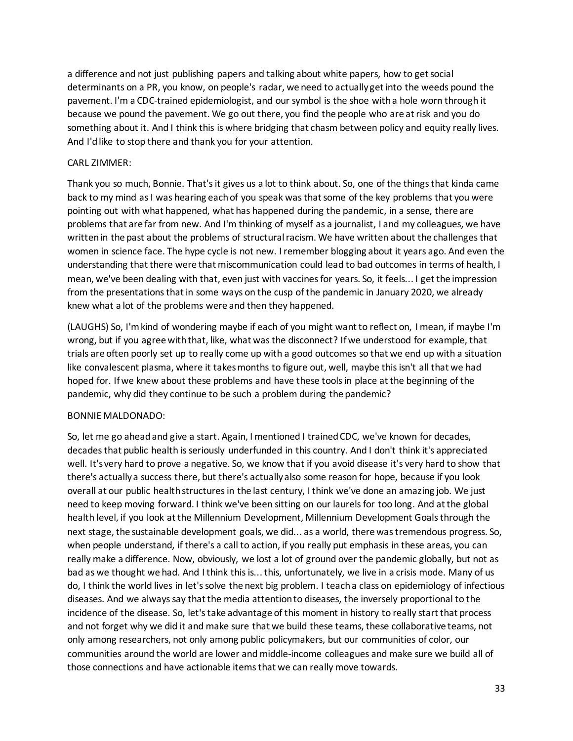a difference and not just publishing papers and talking about white papers, how to get social determinants on a PR, you know, on people's radar, we need to actually get into the weeds pound the pavement. I'm a CDC-trained epidemiologist, and our symbol is the shoe with a hole worn through it because we pound the pavement. We go out there, you find the people who are at risk and you do something about it. And I think this is where bridging that chasm between policy and equity really lives. And I'd like to stop there and thank you for your attention.

CARL ZIMMER:

Thank you so much, Bonnie. That's it gives us a lot to think about. So, one of the things that kinda came back to my mind as I was hearing each of you speak was that some of the key problems that you were pointing out with what happened, what has happened during the pandemic, in a sense, there are problems that are far from new. And I'm thinking of myself as a journalist, I and my colleagues, we have written in the past about the problems of structural racism. We have written about the challenges that women in science face. The hype cycle is not new. I remember blogging about it years ago. And even the understanding that there were that miscommunication could lead to bad outcomes in terms of health, I mean, we've been dealing with that, even just with vaccines for years. So, it feels... I get the impression from the presentations that in some ways on the cusp of the pandemic in January 2020, we already knew what a lot of the problems were and then they happened.

(LAUGHS) So, I'm kind of wondering maybe if each of you might want to reflect on, I mean, if maybe I'm wrong, but if you agree with that, like, what was the disconnect? If we understood for example, that trials are often poorly set up to really come up with a good outcomes so that we end up with a situation like convalescent plasma, where it takes months to figure out, well, maybe this isn't all that we had hoped for. If we knew about these problems and have these tools in place at the beginning of the pandemic, why did they continue to be such a problem during the pandemic?

BONNIE MALDONADO:

So, let me go ahead and give a start. Again, I mentioned I trained CDC, we've known for decades, decades that public health is seriously underfunded in this country. And I don't think it's appreciated well. It's very hard to prove a negative. So, we know that if you avoid disease it's very hard to show that there's actually a success there, but there's actually also some reason for hope, because if you look overall at our public health structures in the last century, I think we've done an amazing job. We just need to keep moving forward. I think we've been sitting on our laurels for too long. And at the global health level, if you look at the Millennium Development, Millennium Development Goals through the next stage, the sustainable development goals, we did... as a world, there was tremendous progress. So, when people understand, if there's a call to action, if you really put emphasis in these areas, you can really make a difference. Now, obviously, we lost a lot of ground over the pandemic globally, but not as bad as we thought we had. And I think this is... this, unfortunately, we live in a crisis mode. Many of us do, I think the world lives in let's solve the next big problem. I teach a class on epidemiology of infectious diseases. And we always say that the media attention to diseases, the inversely proportional to the incidence of the disease. So, let's take advantage of this moment in history to really start that process and not forget why we did it and make sure that we build these teams, these collaborative teams, not only among researchers, not only among public policymakers, but our communities of color, our communities around the world are lower and middle-income colleagues and make sure we build all of those connections and have actionable items that we can really move towards.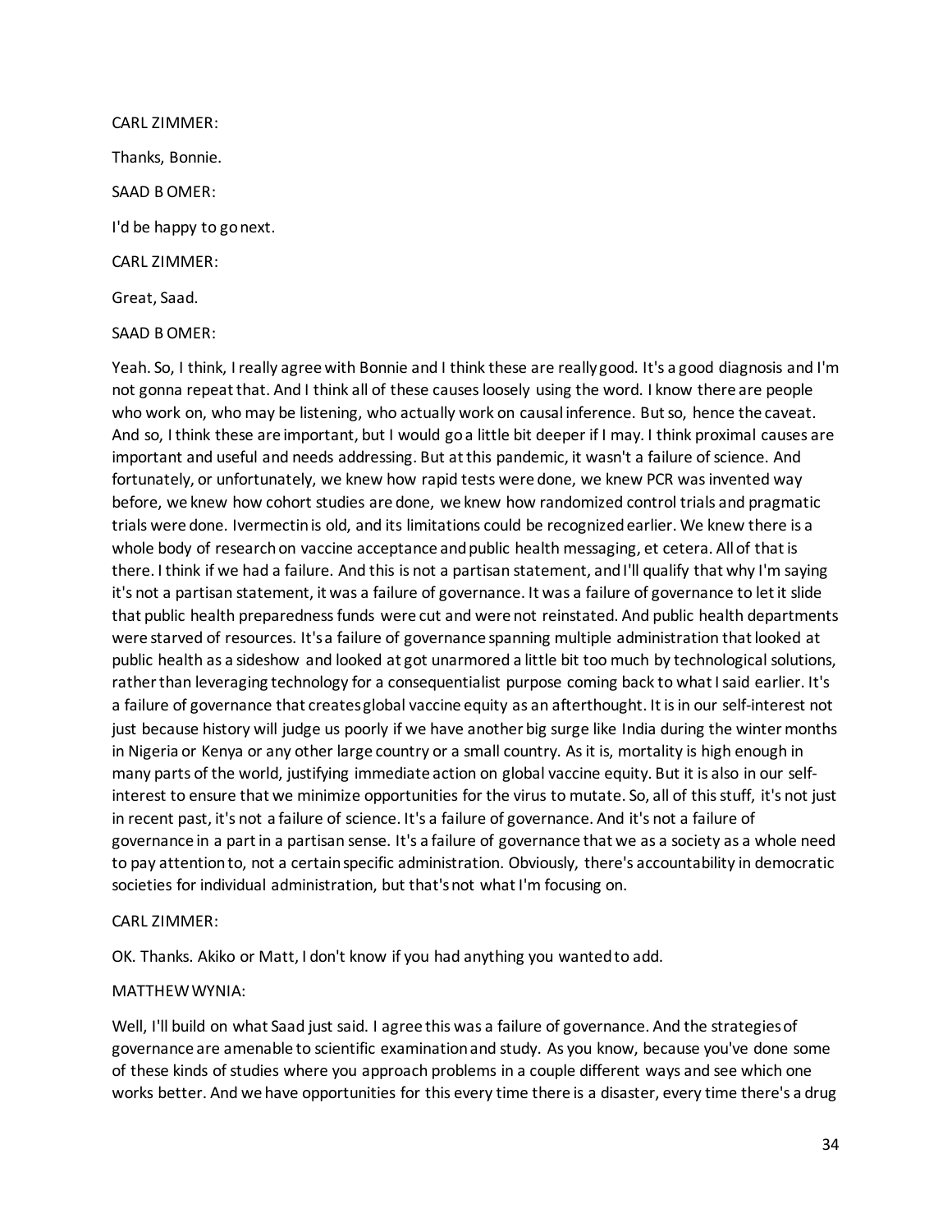CARL ZIMMER:

Thanks, Bonnie.

SAAD B OMER:

I'd be happy to go next.

CARL ZIMMER:

Great, Saad.

SAAD B OMER:

Yeah. So, I think, I really agree with Bonnie and I think these are really good. It's a good diagnosis and I'm not gonna repeat that. And I think all of these causes loosely using the word. I know there are people who work on, who may be listening, who actually work on causal inference. But so, hence the caveat. And so, I think these are important, but I would go a little bit deeper if I may. I think proximal causes are important and useful and needs addressing. But at this pandemic, it wasn't a failure of science. And fortunately, or unfortunately, we knew how rapid tests were done, we knew PCR was invented way before, we knew how cohort studies are done, we knew how randomized control trials and pragmatic trials were done. Ivermectin is old, and its limitations could be recognized earlier. We knew there is a whole body of research on vaccine acceptance and public health messaging, et cetera. All of that is there. I think if we had a failure. And this is not a partisan statement, and I'll qualify that why I'm saying it's not a partisan statement, it was a failure of governance. It was a failure of governance to let it slide that public health preparedness funds were cut and were not reinstated. And public health departments were starved of resources. It's a failure of governance spanning multiple administration that looked at public health as a sideshow and looked at got unarmored a little bit too much by technological solutions, rather than leveraging technology for a consequentialist purpose coming back to what I said earlier. It's a failure of governance that creates global vaccine equity as an afterthought. It is in our self-interest not just because history will judge us poorly if we have another big surge like India during the winter months in Nigeria or Kenya or any other large country or a small country. As it is, mortality is high enough in many parts of the world, justifying immediate action on global vaccine equity. But it is also in our self-interest to ensure that we minimize opportunities for the virus to mutate. So, all of this stuff, it's not just in recent past, it's not a failure of science. It's a failure of governance. And it's not a failure of governance in a part in a partisan sense. It's a failure of governance that we as a society as a whole need to pay attention to, not a certain specific administration. Obviously, there's accountability in democratic societies for individual administration, but that's not what I'm focusing on.

CARL ZIMMER:

OK. Thanks. Akiko or Matt, I don't know if you had anything you wanted to add.

MATTHEW WYNIA:

Well, I'll build on what Saad just said. I agree this was a failure of governance. And the strategies of governance are amenable to scientific examination and study. As you know, because you've done some of these kinds of studies where you approach problems in a couple different ways and see which one works better. And we have opportunities for this every time there is a disaster, every time there's a drug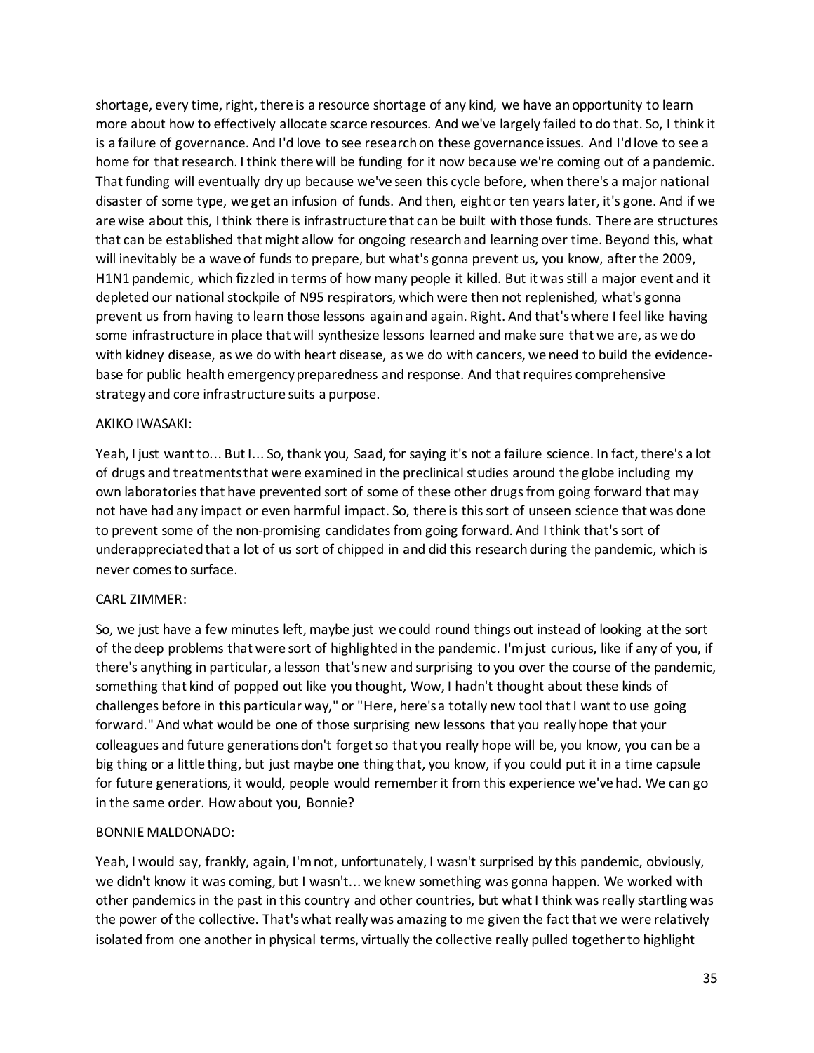shortage, every time, right, there is a resource shortage of any kind, we have an opportunity to learn more about how to effectively allocate scarce resources. And we've largely failed to do that. So, I think it is a failure of governance. And I'd love to see research on these governance issues. And I'd love to see a home for that research. I think there will be funding for it now because we're coming out of a pandemic. That funding will eventually dry up because we've seen this cycle before, when there's a major national disaster of some type, we get an infusion of funds. And then, eight or ten years later, it's gone. And if we are wise about this, I think there is infrastructure that can be built with those funds. There are structures that can be established that might allow for ongoing research and learning over time. Beyond this, what will inevitably be a wave of funds to prepare, but what's gonna prevent us, you know, after the 2009, H1N1 pandemic, which fizzled in terms of how many people it killed. But it was still a major event and it depleted our national stockpile of N95 respirators, which were then not replenished, what's gonna prevent us from having to learn those lessons again and again. Right. And that's where I feel like having some infrastructure in place that will synthesize lessons learned and make sure that we are, as we do with kidney disease, as we do with heart disease, as we do with cancers, we need to build the evidence-base for public health emergency preparedness and response. And that requires comprehensive strategy and core infrastructure suits a purpose.

AKIKO IWASAKI:

Yeah, I just want to... But I... So, thank you, Saad, for saying it's not a failure science. In fact, there's a lot of drugs and treatments that were examined in the preclinical studies around the globe including my own laboratories that have prevented sort of some of these other drugs from going forward that may not have had any impact or even harmful impact. So, there is this sort of unseen science that was done to prevent some of the non-promising candidates from going forward. And I think that's sort of underappreciated that a lot of us sort of chipped in and did this research during the pandemic, which is never comes to surface.

CARL ZIMMER:

So, we just have a few minutes left, maybe just we could round things out instead of looking at the sort of the deep problems that were sort of highlighted in the pandemic. I'm just curious, like if any of you, if there's anything in particular, a lesson that's new and surprising to you over the course of the pandemic, something that kind of popped out like you thought, Wow, I hadn't thought about these kinds of challenges before in this particular way," or "Here, here's a totally new tool that I want to use going forward." And what would be one of those surprising new lessons that you really hope that your colleagues and future generations don't forget so that you really hope will be, you know, you can be a big thing or a little thing, but just maybe one thing that, you know, if you could put it in a time capsule for future generations, it would, people would remember it from this experience we've had. We can go in the same order. How about you, Bonnie?

BONNIE MALDONADO:

Yeah, I would say, frankly, again, I'm not, unfortunately, I wasn't surprised by this pandemic, obviously, we didn't know it was coming, but I wasn't... we knew something was gonna happen. We worked with other pandemics in the past in this country and other countries, but what I think was really startling was the power of the collective. That's what really was amazing to me given the fact that we were relatively isolated from one another in physical terms, virtually the collective really pulled together to highlight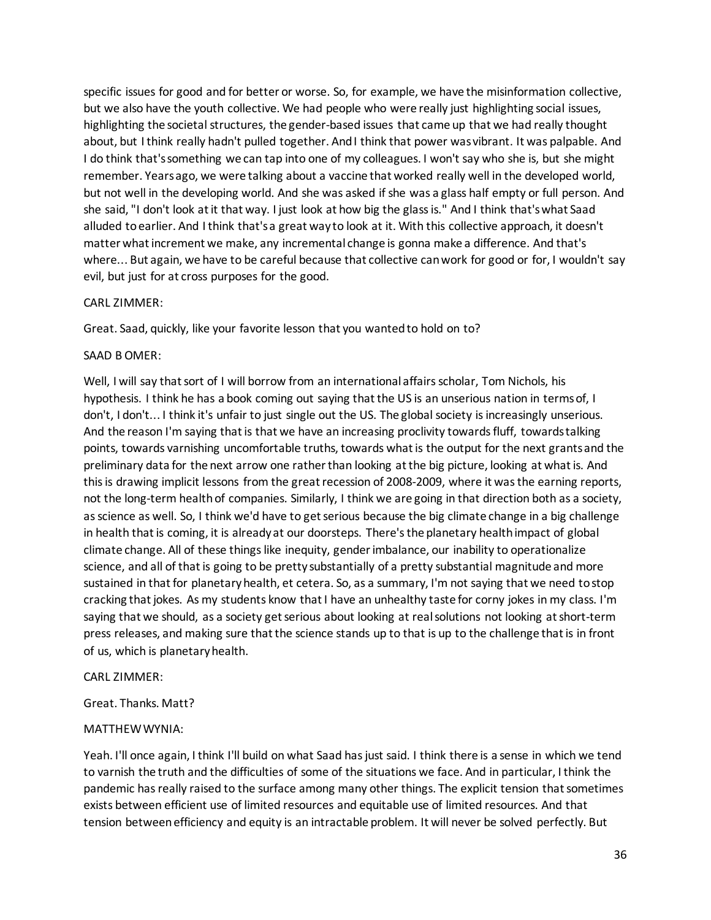specific issues for good and for better or worse. So, for example, we have the misinformation collective, but we also have the youth collective. We had people who were really just highlighting social issues, highlighting the societal structures, the gender-based issues that came up that we had really thought about, but I think really hadn't pulled together. And I think that power was vibrant. It was palpable. And I do think that's something we can tap into one of my colleagues. I won't say who she is, but she might remember. Years ago, we were talking about a vaccine that worked really well in the developed world, but not well in the developing world. And she was asked if she was a glass half empty or full person. And she said, "I don't look at it that way. I just look at how big the glass is." And I think that's what Saad alluded to earlier. And I think that's a great way to look at it. With this collective approach, it doesn't matter what increment we make, any incremental change is gonna make a difference. And that's where... But again, we have to be careful because that collective can work for good or for, I wouldn't say evil, but just for at cross purposes for the good.

CARL ZIMMER:

Great. Saad, quickly, like your favorite lesson that you wanted to hold on to?

SAAD B OMER:

Well, I will say that sort of I will borrow from an international affairs scholar, Tom Nichols, his hypothesis. I think he has a book coming out saying that the US is an unserious nation in terms of, I don't, I don't... I think it's unfair to just single out the US. The global society is increasingly unserious. And the reason I'm saying that is that we have an increasing proclivity towards fluff, towards talking points, towards varnishing uncomfortable truths, towards what is the output for the next grants and the preliminary data for the next arrow one rather than looking at the big picture, looking at what is. And this is drawing implicit lessons from the great recession of 2008-2009, where it was the earning reports, not the long-term health of companies. Similarly, I think we are going in that direction both as a society, as science as well. So, I think we'd have to get serious because the big climate change in a big challenge in health that is coming, it is already at our doorsteps. There's the planetary health impact of global climate change. All of these things like inequity, gender imbalance, our inability to operationalize science, and all of that is going to be pretty substantially of a pretty substantial magnitude and more sustained in that for planetary health, et cetera. So, as a summary, I'm not saying that we need to stop cracking that jokes. As my students know that I have an unhealthy taste for corny jokes in my class. I'm saying that we should, as a society get serious about looking at real solutions not looking at short-term press releases, and making sure that the science stands up to that is up to the challenge that is in front of us, which is planetary health.

CARL ZIMMER:

Great. Thanks. Matt?

MATTHEW WYNIA:

Yeah. I'll once again, I think I'll build on what Saad has just said. I think there is a sense in which we tend to varnish the truth and the difficulties of some of the situations we face. And in particular, I think the pandemic has really raised to the surface among many other things. The explicit tension that sometimes exists between efficient use of limited resources and equitable use of limited resources. And that tension between efficiency and equity is an intractable problem. It will never be solved perfectly. But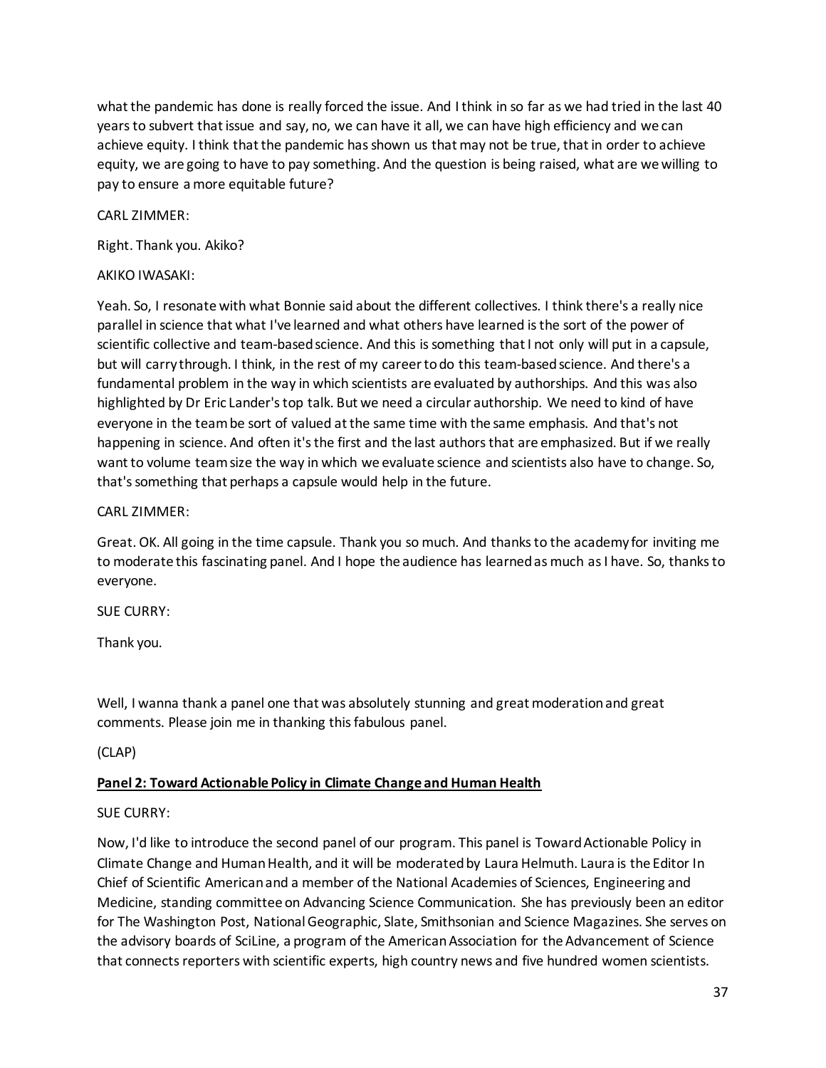what the pandemic has done is really forced the issue. And I think in so far as we had tried in the last 40 years to subvert that issue and say, no, we can have it all, we can have high efficiency and we can achieve equity. I think that the pandemic has shown us that may not be true, that in order to achieve equity, we are going to have to pay something. And the question is being raised, what are we willing to pay to ensure a more equitable future?

CARL ZIMMER:

Right. Thank you. Akiko?

AKIKO IWASAKI:

Yeah. So, I resonate with what Bonnie said about the different collectives. I think there's a really nice parallel in science that what I've learned and what others have learned is the sort of the power of scientific collective and team-based science. And this is something that I not only will put in a capsule, but will carry through. I think, in the rest of my career to do this team-based science. And there's a fundamental problem in the way in which scientists are evaluated by authorships. And this was also highlighted by Dr Eric Lander's top talk. But we need a circular authorship. We need to kind of have everyone in the team be sort of valued at the same time with the same emphasis. And that's not happening in science. And often it's the first and the last authors that are emphasized. But if we really want to volume team size the way in which we evaluate science and scientists also have to change. So, that's something that perhaps a capsule would help in the future.

CARL ZIMMER:

Great. OK. All going in the time capsule. Thank you so much. And thanks to the academy for inviting me to moderate this fascinating panel. And I hope the audience has learned as much as I have. So, thanks to everyone.

SUE CURRY:

Thank you.

Well, I wanna thank a panel one that was absolutely stunning and great moderation and great comments. Please join me in thanking this fabulous panel.

(CLAP)

**Panel 2: Toward Actionable Policy in Climate Change and Human Health**

SUE CURRY:

Now, I'd like to introduce the second panel of our program. This panel is Toward Actionable Policy in Climate Change and Human Health, and it will be moderated by Laura Helmuth. Laura is the Editor In Chief of Scientific American and a member of the National Academies of Sciences, Engineering and Medicine, standing committee on Advancing Science Communication. She has previously been an editor for The Washington Post, National Geographic, Slate, Smithsonian and Science Magazines. She serves on the advisory boards of SciLine, a program of the American Association for the Advancement of Science that connects reporters with scientific experts, high country news and five hundred women scientists.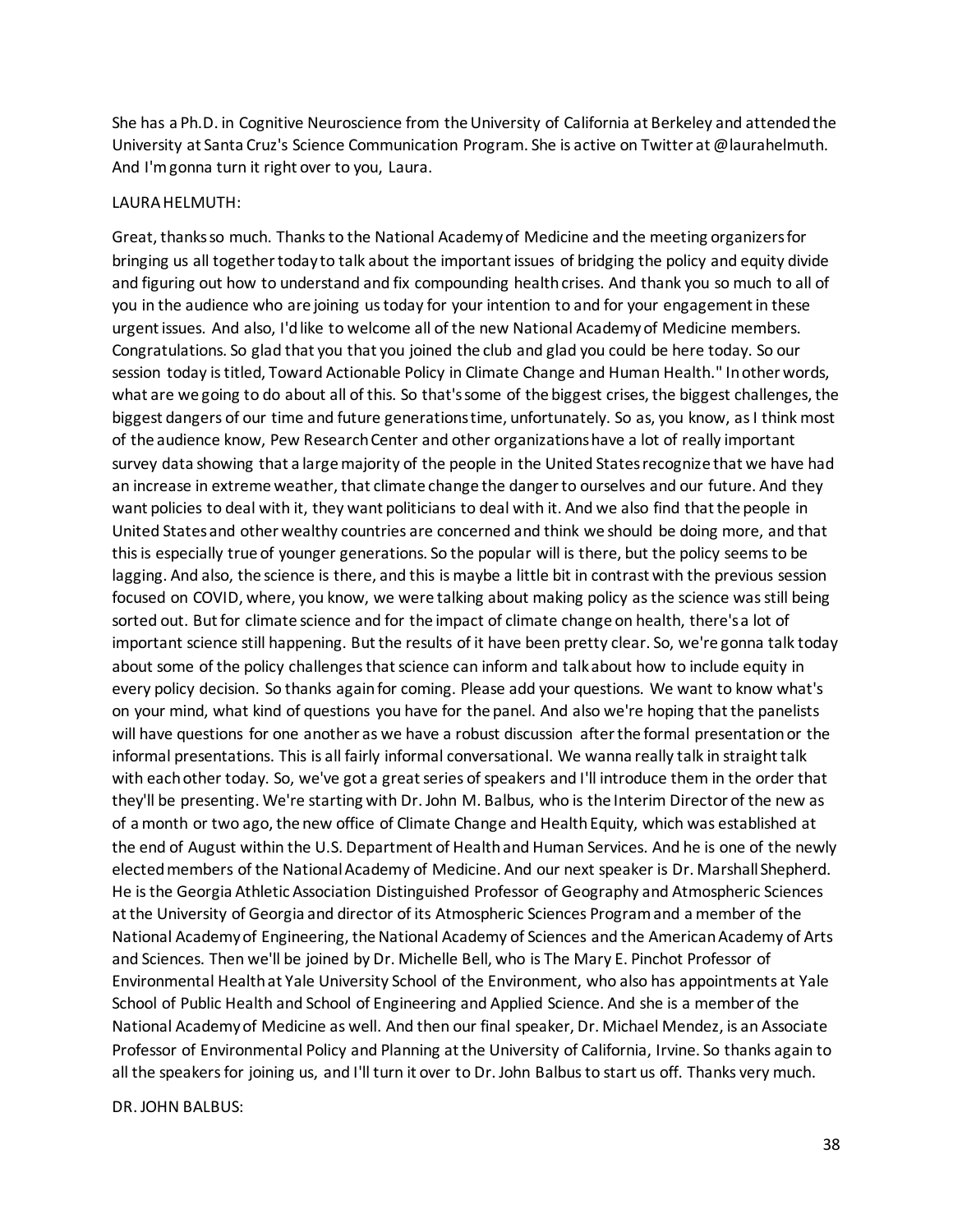She has a Ph.D. in Cognitive Neuroscience from the University of California at Berkeley and attended the University at Santa Cruz's Science Communication Program. She is active on Twitter at @laurahelmuth. And I'm gonna turn it right over to you, Laura.

LAURA HELMUTH:

Great, thanks so much. Thanks to the National Academy of Medicine and the meeting organizers for bringing us all together today to talk about the important issues of bridging the policy and equity divide and figuring out how to understand and fix compounding health crises. And thank you so much to all of you in the audience who are joining us today for your intention to and for your engagement in these urgent issues. And also, I'd like to welcome all of the new National Academy of Medicine members. Congratulations. So glad that you that you joined the club and glad you could be here today. So our session today is titled, Toward Actionable Policy in Climate Change and Human Health." In other words, what are we going to do about all of this. So that's some of the biggest crises, the biggest challenges, the biggest dangers of our time and future generations time, unfortunately. So as, you know, as I think most of the audience know, Pew Research Center and other organizations have a lot of really important survey data showing that a large majority of the people in the United States recognize that we have had an increase in extreme weather, that climate change the danger to ourselves and our future. And they want policies to deal with it, they want politicians to deal with it. And we also find that the people in United States and other wealthy countries are concerned and think we should be doing more, and that this is especially true of younger generations. So the popular will is there, but the policy seems to be lagging. And also, the science is there, and this is maybe a little bit in contrast with the previous session focused on COVID, where, you know, we were talking about making policy as the science was still being sorted out. But for climate science and for the impact of climate change on health, there's a lot of important science still happening. But the results of it have been pretty clear. So, we're gonna talk today about some of the policy challenges that science can inform and talk about how to include equity in every policy decision. So thanks again for coming. Please add your questions. We want to know what's on your mind, what kind of questions you have for the panel. And also we're hoping that the panelists will have questions for one another as we have a robust discussion after the formal presentation or the informal presentations. This is all fairly informal conversational. We wanna really talk in straight talk with each other today. So, we've got a great series of speakers and I'll introduce them in the order that they'll be presenting. We're starting with Dr. John M. Balbus, who is the Interim Director of the new as of a month or two ago, the new office of Climate Change and Health Equity, which was established at the end of August within the U.S. Department of Health and Human Services. And he is one of the newly elected members of the National Academy of Medicine. And our next speaker is Dr. Marshall Shepherd. He is the Georgia Athletic Association Distinguished Professor of Geography and Atmospheric Sciences at the University of Georgia and director of its Atmospheric Sciences Program and a member of the National Academy of Engineering, the National Academy of Sciences and the American Academy of Arts and Sciences. Then we'll be joined by Dr. Michelle Bell, who is The Mary E. Pinchot Professor of Environmental Health at Yale University School of the Environment, who also has appointments at Yale School of Public Health and School of Engineering and Applied Science. And she is a member of the National Academy of Medicine as well. And then our final speaker, Dr. Michael Mendez, is an Associate Professor of Environmental Policy and Planning at the University of California, Irvine. So thanks again to all the speakers for joining us, and I'll turn it over to Dr. John Balbus to start us off. Thanks very much.

DR. JOHN BALBUS: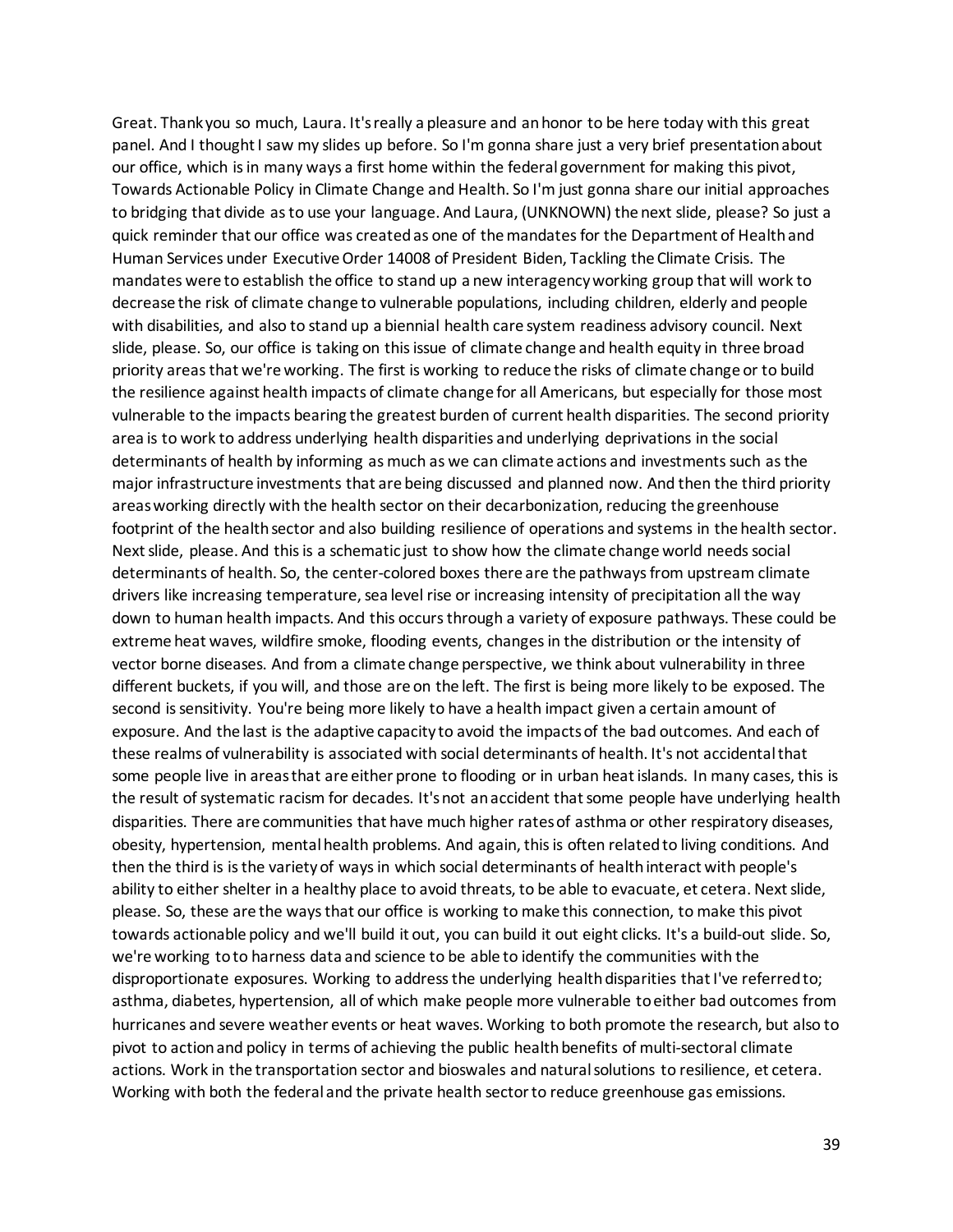Great. Thank you so much, Laura. It's really a pleasure and an honor to be here today with this great panel. And I thought I saw my slides up before. So I'm gonna share just a very brief presentation about our office, which is in many ways a first home within the federal government for making this pivot, Towards Actionable Policy in Climate Change and Health. So I'm just gonna share our initial approaches to bridging that divide as to use your language. And Laura, (UNKNOWN) the next slide, please? So just a quick reminder that our office was created as one of the mandates for the Department of Health and Human Services under Executive Order 14008 of President Biden, Tackling the Climate Crisis. The mandates were to establish the office to stand up a new interagency working group that will work to decrease the risk of climate change to vulnerable populations, including children, elderly and people with disabilities, and also to stand up a biennial health care system readiness advisory council. Next slide, please. So, our office is taking on this issue of climate change and health equity in three broad priority areas that we're working. The first is working to reduce the risks of climate change or to build the resilience against health impacts of climate change for all Americans, but especially for those most vulnerable to the impacts bearing the greatest burden of current health disparities. The second priority area is to work to address underlying health disparities and underlying deprivations in the social determinants of health by informing as much as we can climate actions and investments such as the major infrastructure investments that are being discussed and planned now. And then the third priority areas working directly with the health sector on their decarbonization, reducing the greenhouse footprint of the health sector and also building resilience of operations and systems in the health sector. Next slide, please. And this is a schematic just to show how the climate change world needs social determinants of health. So, the center-colored boxes there are the pathways from upstream climate drivers like increasing temperature, sea level rise or increasing intensity of precipitation all the way down to human health impacts. And this occurs through a variety of exposure pathways. These could be extreme heat waves, wildfire smoke, flooding events, changes in the distribution or the intensity of vector borne diseases. And from a climate change perspective, we think about vulnerability in three different buckets, if you will, and those are on the left. The first is being more likely to be exposed. The second is sensitivity. You're being more likely to have a health impact given a certain amount of exposure. And the last is the adaptive capacity to avoid the impacts of the bad outcomes. And each of these realms of vulnerability is associated with social determinants of health. It's not accidental that some people live in areas that are either prone to flooding or in urban heat islands. In many cases, this is the result of systematic racism for decades. It's not an accident that some people have underlying health disparities. There are communities that have much higher rates of asthma or other respiratory diseases, obesity, hypertension, mental health problems. And again, this is often related to living conditions. And then the third is is the variety of ways in which social determinants of health interact with people's ability to either shelter in a healthy place to avoid threats, to be able to evacuate, et cetera. Next slide, please. So, these are the ways that our office is working to make this connection, to make this pivot towards actionable policy and we'll build it out, you can build it out eight clicks. It's a build-out slide. So, we're working to to harness data and science to be able to identify the communities with the disproportionate exposures. Working to address the underlying health disparities that I've referred to; asthma, diabetes, hypertension, all of which make people more vulnerable to either bad outcomes from hurricanes and severe weather events or heat waves. Working to both promote the research, but also to pivot to action and policy in terms of achieving the public health benefits of multi-sectoral climate actions. Work in the transportation sector and bioswales and natural solutions to resilience, et cetera. Working with both the federal and the private health sector to reduce greenhouse gas emissions.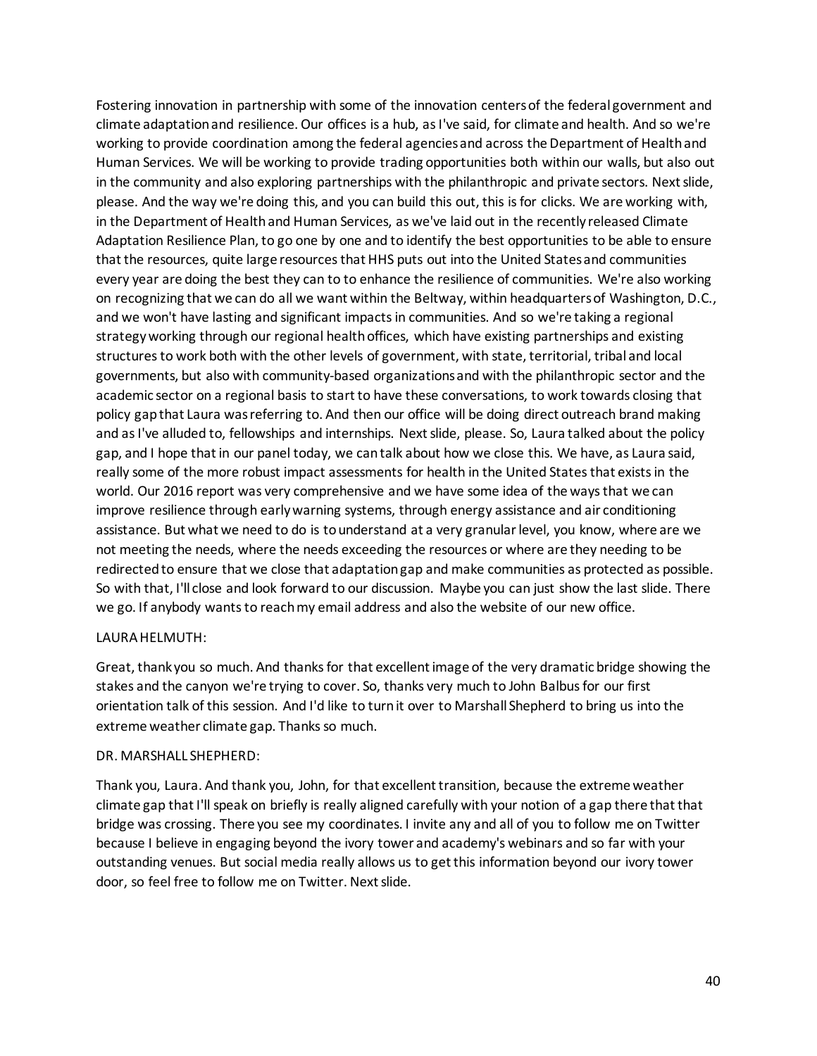Fostering innovation in partnership with some of the innovation centers of the federal government and climate adaptation and resilience. Our offices is a hub, as I've said, for climate and health. And so we're working to provide coordination among the federal agencies and across the Department of Health and Human Services. We will be working to provide trading opportunities both within our walls, but also out in the community and also exploring partnerships with the philanthropic and private sectors. Next slide, please. And the way we're doing this, and you can build this out, this is for clicks. We are working with, in the Department of Health and Human Services, as we've laid out in the recently released Climate Adaptation Resilience Plan, to go one by one and to identify the best opportunities to be able to ensure that the resources, quite large resources that HHS puts out into the United States and communities every year are doing the best they can to to enhance the resilience of communities. We're also working on recognizing that we can do all we want within the Beltway, within headquarters of Washington, D.C., and we won't have lasting and significant impacts in communities. And so we're taking a regional strategy working through our regional health offices, which have existing partnerships and existing structures to work both with the other levels of government, with state, territorial, tribal and local governments, but also with community-based organizations and with the philanthropic sector and the academic sector on a regional basis to start to have these conversations, to work towards closing that policy gap that Laura was referring to. And then our office will be doing direct outreach brand making and as I've alluded to, fellowships and internships. Next slide, please. So, Laura talked about the policy gap, and I hope that in our panel today, we can talk about how we close this. We have, as Laura said, really some of the more robust impact assessments for health in the United States that exists in the world. Our 2016 report was very comprehensive and we have some idea of the ways that we can improve resilience through early warning systems, through energy assistance and air conditioning assistance. But what we need to do is to understand at a very granular level, you know, where are we not meeting the needs, where the needs exceeding the resources or where are they needing to be redirected to ensure that we close that adaptation gap and make communities as protected as possible. So with that, I'll close and look forward to our discussion. Maybe you can just show the last slide. There we go. If anybody wants to reach my email address and also the website of our new office.

LAURA HELMUTH:

Great, thank you so much. And thanks for that excellent image of the very dramatic bridge showing the stakes and the canyon we're trying to cover. So, thanks very much to John Balbus for our first orientation talk of this session. And I'd like to turn it over to Marshall Shepherd to bring us into the extreme weather climate gap. Thanks so much.

DR. MARSHALL SHEPHERD:

Thank you, Laura. And thank you, John, for that excellent transition, because the extreme weather climate gap that I'll speak on briefly is really aligned carefully with your notion of a gap there that that bridge was crossing. There you see my coordinates. I invite any and all of you to follow me on Twitter because I believe in engaging beyond the ivory tower and academy's webinars and so far with your outstanding venues. But social media really allows us to get this information beyond our ivory tower door, so feel free to follow me on Twitter. Next slide.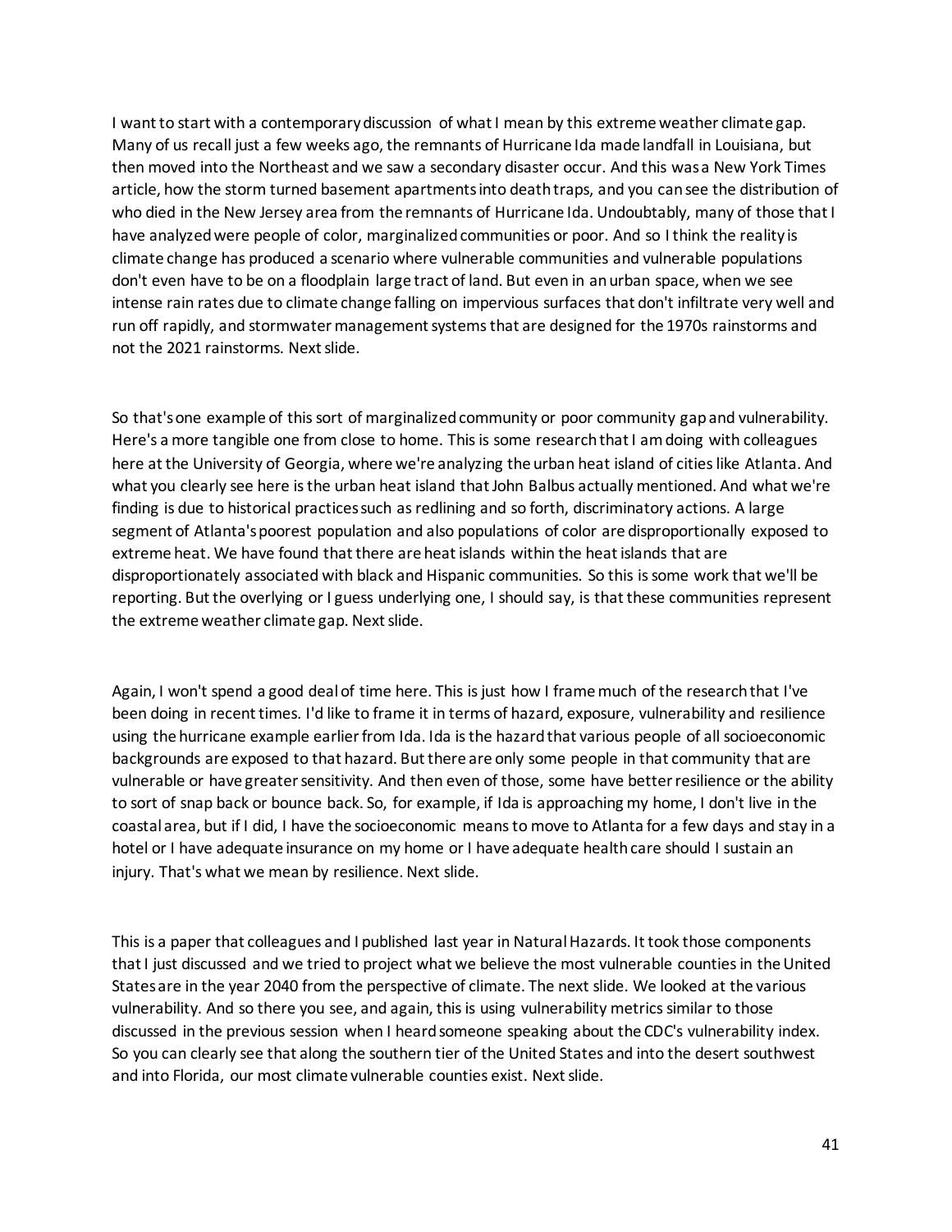I want to start with a contemporary discussion of what I mean by this extreme weather climate gap. Many of us recall just a few weeks ago, the remnants of Hurricane Ida made landfall in Louisiana, but then moved into the Northeast and we saw a secondary disaster occur. And this was a New York Times article, how the storm turned basement apartments into death traps, and you can see the distribution of who died in the New Jersey area from the remnants of Hurricane Ida. Undoubtably, many of those that I have analyzed were people of color, marginalized communities or poor. And so I think the reality is climate change has produced a scenario where vulnerable communities and vulnerable populations don't even have to be on a floodplain large tract of land. But even in an urban space, when we see intense rain rates due to climate change falling on impervious surfaces that don't infiltrate very well and run off rapidly, and stormwater management systems that are designed for the 1970s rainstorms and not the 2021 rainstorms. Next slide.

So that's one example of this sort of marginalized community or poor community gap and vulnerability. Here's a more tangible one from close to home. This is some research that I am doing with colleagues here at the University of Georgia, where we're analyzing the urban heat island of cities like Atlanta. And what you clearly see here is the urban heat island that John Balbus actually mentioned. And what we're finding is due to historical practices such as redlining and so forth, discriminatory actions. A large segment of Atlanta's poorest population and also populations of color are disproportionally exposed to extreme heat. We have found that there are heat islands within the heat islands that are disproportionately associated with black and Hispanic communities. So this is some work that we'll be reporting. But the overlying or I guess underlying one, I should say, is that these communities represent the extreme weather climate gap. Next slide.

Again, I won't spend a good deal of time here. This is just how I frame much of the research that I've been doing in recent times. I'd like to frame it in terms of hazard, exposure, vulnerability and resilience using the hurricane example earlier from Ida. Ida is the hazard that various people of all socioeconomic backgrounds are exposed to that hazard. But there are only some people in that community that are vulnerable or have greater sensitivity. And then even of those, some have better resilience or the ability to sort of snap back or bounce back. So, for example, if Ida is approaching my home, I don't live in the coastal area, but if I did, I have the socioeconomic means to move to Atlanta for a few days and stay in a hotel or I have adequate insurance on my home or I have adequate health care should I sustain an injury. That's what we mean by resilience. Next slide.

This is a paper that colleagues and I published last year in Natural Hazards. It took those components that I just discussed and we tried to project what we believe the most vulnerable counties in the United States are in the year 2040 from the perspective of climate. The next slide. We looked at the various vulnerability. And so there you see, and again, this is using vulnerability metrics similar to those discussed in the previous session when I heard someone speaking about the CDC's vulnerability index. So you can clearly see that along the southern tier of the United States and into the desert southwest and into Florida, our most climate vulnerable counties exist. Next slide.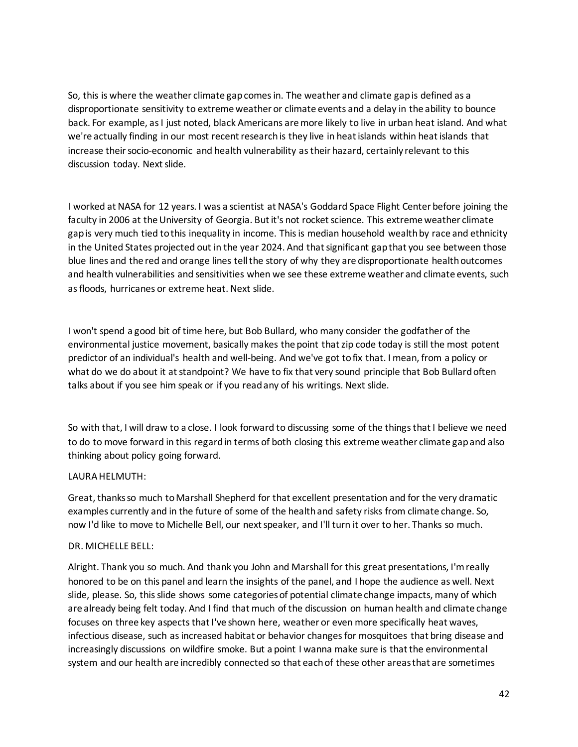So, this is where the weather climate gap comes in. The weather and climate gap is defined as a disproportionate sensitivity to extreme weather or climate events and a delay in the ability to bounce back. For example, as I just noted, black Americans are more likely to live in urban heat island. And what we're actually finding in our most recent research is they live in heat islands within heat islands that increase their socio-economic and health vulnerability as their hazard, certainly relevant to this discussion today. Next slide.

I worked at NASA for 12 years. I was a scientist at NASA's Goddard Space Flight Center before joining the faculty in 2006 at the University of Georgia. But it's not rocket science. This extreme weather climate gap is very much tied to this inequality in income. This is median household wealth by race and ethnicity in the United States projected out in the year 2024. And that significant gap that you see between those blue lines and the red and orange lines tell the story of why they are disproportionate health outcomes and health vulnerabilities and sensitivities when we see these extreme weather and climate events, such as floods, hurricanes or extreme heat. Next slide.

I won't spend a good bit of time here, but Bob Bullard, who many consider the godfather of the environmental justice movement, basically makes the point that zip code today is still the most potent predictor of an individual's health and well-being. And we've got to fix that. I mean, from a policy or what do we do about it at standpoint? We have to fix that very sound principle that Bob Bullard often talks about if you see him speak or if you read any of his writings. Next slide.

So with that, I will draw to a close. I look forward to discussing some of the things that I believe we need to do to move forward in this regard in terms of both closing this extreme weather climate gap and also thinking about policy going forward.

LAURA HELMUTH:

Great, thanks so much to Marshall Shepherd for that excellent presentation and for the very dramatic examples currently and in the future of some of the health and safety risks from climate change. So, now I'd like to move to Michelle Bell, our next speaker, and I'll turn it over to her. Thanks so much.

DR. MICHELLE BELL:

Alright. Thank you so much. And thank you John and Marshall for this great presentations, I'm really honored to be on this panel and learn the insights of the panel, and I hope the audience as well. Next slide, please. So, this slide shows some categories of potential climate change impacts, many of which are already being felt today. And I find that much of the discussion on human health and climate change focuses on three key aspects that I've shown here, weather or even more specifically heat waves, infectious disease, such as increased habitat or behavior changes for mosquitoes that bring disease and increasingly discussions on wildfire smoke. But a point I wanna make sure is that the environmental system and our health are incredibly connected so that each of these other areas that are sometimes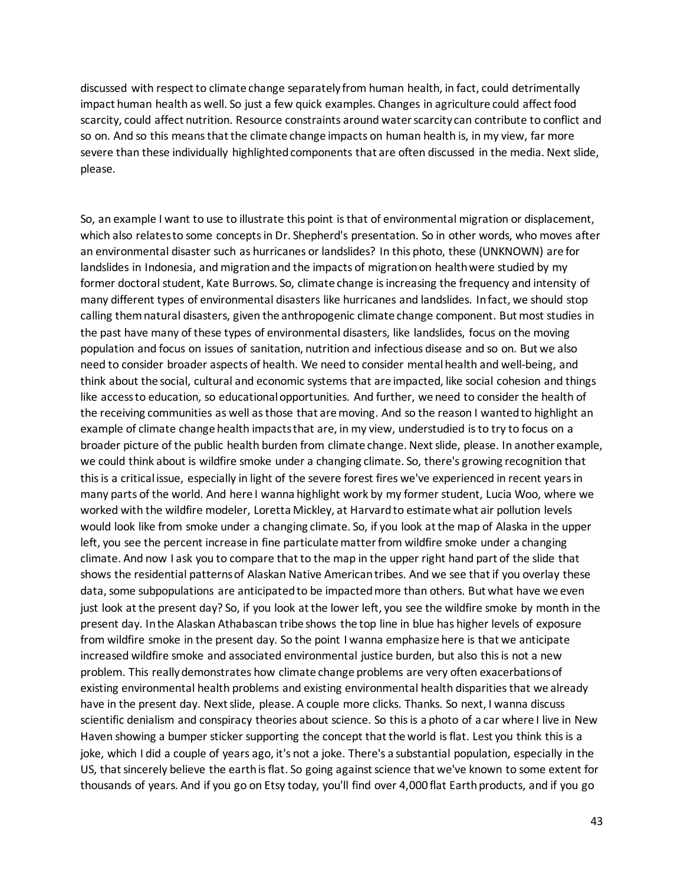discussed with respect to climate change separately from human health, in fact, could detrimentally impact human health as well. So just a few quick examples. Changes in agriculture could affect food scarcity, could affect nutrition. Resource constraints around water scarcity can contribute to conflict and so on. And so this means that the climate change impacts on human health is, in my view, far more severe than these individually highlighted components that are often discussed in the media. Next slide, please.

So, an example I want to use to illustrate this point is that of environmental migration or displacement, which also relates to some concepts in Dr. Shepherd's presentation. So in other words, who moves after an environmental disaster such as hurricanes or landslides? In this photo, these (UNKNOWN) are for landslides in Indonesia, and migration and the impacts of migration on health were studied by my former doctoral student, Kate Burrows. So, climate change is increasing the frequency and intensity of many different types of environmental disasters like hurricanes and landslides. In fact, we should stop calling them natural disasters, given the anthropogenic climate change component. But most studies in the past have many of these types of environmental disasters, like landslides, focus on the moving population and focus on issues of sanitation, nutrition and infectious disease and so on. But we also need to consider broader aspects of health. We need to consider mental health and well-being, and think about the social, cultural and economic systems that are impacted, like social cohesion and things like access to education, so educational opportunities. And further, we need to consider the health of the receiving communities as well as those that are moving. And so the reason I wanted to highlight an example of climate change health impacts that are, in my view, understudied is to try to focus on a broader picture of the public health burden from climate change. Next slide, please. In another example, we could think about is wildfire smoke under a changing climate. So, there's growing recognition that this is a critical issue, especially in light of the severe forest fires we've experienced in recent years in many parts of the world. And here I wanna highlight work by my former student, Lucia Woo, where we worked with the wildfire modeler, Loretta Mickley, at Harvard to estimate what air pollution levels would look like from smoke under a changing climate. So, if you look at the map of Alaska in the upper left, you see the percent increase in fine particulate matter from wildfire smoke under a changing climate. And now I ask you to compare that to the map in the upper right hand part of the slide that shows the residential patterns of Alaskan Native American tribes. And we see that if you overlay these data, some subpopulations are anticipated to be impacted more than others. But what have we even just look at the present day? So, if you look at the lower left, you see the wildfire smoke by month in the present day. In the Alaskan Athabascan tribe shows the top line in blue has higher levels of exposure from wildfire smoke in the present day. So the point I wanna emphasize here is that we anticipate increased wildfire smoke and associated environmental justice burden, but also this is not a new problem. This really demonstrates how climate change problems are very often exacerbations of existing environmental health problems and existing environmental health disparities that we already have in the present day. Next slide, please. A couple more clicks. Thanks. So next, I wanna discuss scientific denialism and conspiracy theories about science. So this is a photo of a car where I live in New Haven showing a bumper sticker supporting the concept that the world is flat. Lest you think this is a joke, which I did a couple of years ago, it's not a joke. There's a substantial population, especially in the US, that sincerely believe the earth is flat. So going against science that we've known to some extent for thousands of years. And if you go on Etsy today, you'll find over 4,000 flat Earth products, and if you go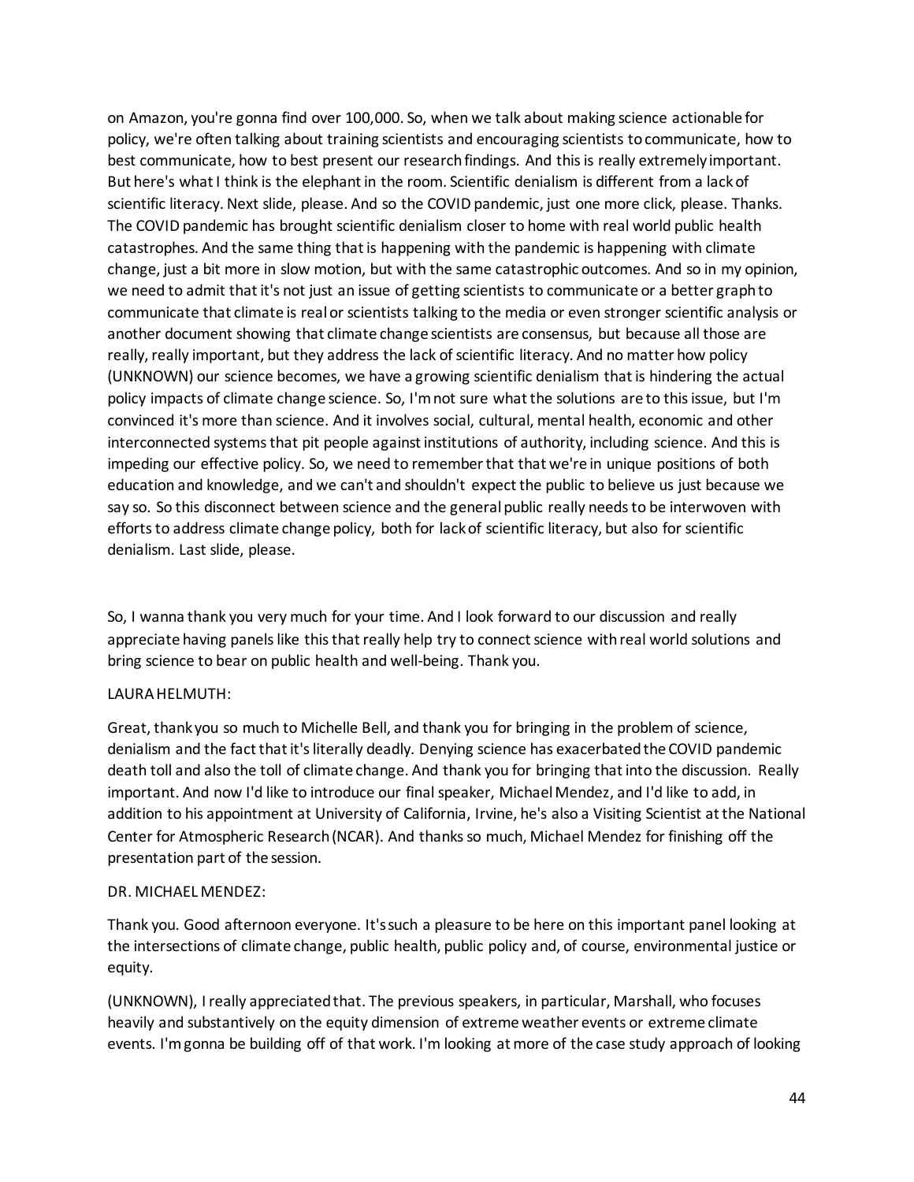on Amazon, you're gonna find over 100,000. So, when we talk about making science actionable for policy, we're often talking about training scientists and encouraging scientists to communicate, how to best communicate, how to best present our research findings. And this is really extremely important. But here's what I think is the elephant in the room. Scientific denialism is different from a lack of scientific literacy. Next slide, please. And so the COVID pandemic, just one more click, please. Thanks. The COVID pandemic has brought scientific denialism closer to home with real world public health catastrophes. And the same thing that is happening with the pandemic is happening with climate change, just a bit more in slow motion, but with the same catastrophic outcomes. And so in my opinion, we need to admit that it's not just an issue of getting scientists to communicate or a better graph to communicate that climate is real or scientists talking to the media or even stronger scientific analysis or another document showing that climate change scientists are consensus, but because all those are really, really important, but they address the lack of scientific literacy. And no matter how policy (UNKNOWN) our science becomes, we have a growing scientific denialism that is hindering the actual policy impacts of climate change science. So, I'm not sure what the solutions are to this issue, but I'm convinced it's more than science. And it involves social, cultural, mental health, economic and other interconnected systems that pit people against institutions of authority, including science. And this is impeding our effective policy. So, we need to remember that that we're in unique positions of both education and knowledge, and we can't and shouldn't expect the public to believe us just because we say so. So this disconnect between science and the general public really needs to be interwoven with efforts to address climate change policy, both for lack of scientific literacy, but also for scientific denialism. Last slide, please.

So, I wanna thank you very much for your time. And I look forward to our discussion and really appreciate having panels like this that really help try to connect science with real world solutions and bring science to bear on public health and well-being. Thank you.

LAURA HELMUTH:

Great, thank you so much to Michelle Bell, and thank you for bringing in the problem of science, denialism and the fact that it's literally deadly. Denying science has exacerbated the COVID pandemic death toll and also the toll of climate change. And thank you for bringing that into the discussion. Really important. And now I'd like to introduce our final speaker, Michael Mendez, and I'd like to add, in addition to his appointment at University of California, Irvine, he's also a Visiting Scientist at the National Center for Atmospheric Research (NCAR). And thanks so much, Michael Mendez for finishing off the presentation part of the session.

DR. MICHAEL MENDEZ:

Thank you. Good afternoon everyone. It's such a pleasure to be here on this important panel looking at the intersections of climate change, public health, public policy and, of course, environmental justice or equity.

(UNKNOWN), I really appreciated that. The previous speakers, in particular, Marshall, who focuses heavily and substantively on the equity dimension of extreme weather events or extreme climate events. I'm gonna be building off of that work. I'm looking at more of the case study approach of looking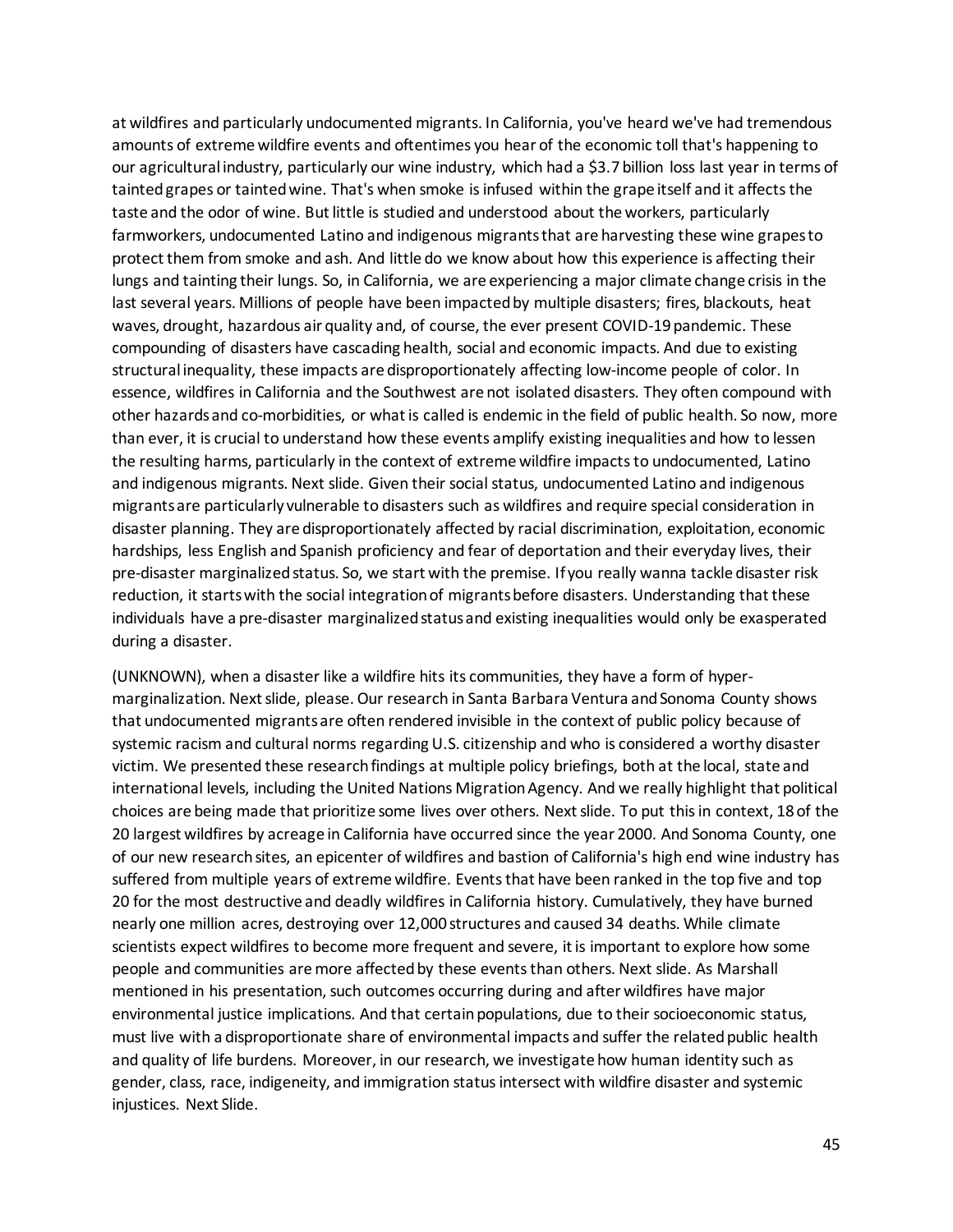at wildfires and particularly undocumented migrants. In California, you've heard we've had tremendous amounts of extreme wildfire events and oftentimes you hear of the economic toll that's happening to our agricultural industry, particularly our wine industry, which had a $3.7 billion loss last year in terms of tainted grapes or tainted wine. That's when smoke is infused within the grape itself and it affects the taste and the odor of wine. But little is studied and understood about the workers, particularly farmworkers, undocumented Latino and indigenous migrants that are harvesting these wine grapes to protect them from smoke and ash. And little do we know about how this experience is affecting their lungs and tainting their lungs. So, in California, we are experiencing a major climate change crisis in the last several years. Millions of people have been impacted by multiple disasters; fires, blackouts, heat waves, drought, hazardous air quality and, of course, the ever present COVID-19 pandemic. These compounding of disasters have cascading health, social and economic impacts. And due to existing structural inequality, these impacts are disproportionately affecting low-income people of color. In essence, wildfires in California and the Southwest are not isolated disasters. They often compound with other hazards and co-morbidities, or what is called is endemic in the field of public health. So now, more than ever, it is crucial to understand how these events amplify existing inequalities and how to lessen the resulting harms, particularly in the context of extreme wildfire impacts to undocumented, Latino and indigenous migrants. Next slide. Given their social status, undocumented Latino and indigenous migrants are particularly vulnerable to disasters such as wildfires and require special consideration in disaster planning. They are disproportionately affected by racial discrimination, exploitation, economic hardships, less English and Spanish proficiency and fear of deportation and their everyday lives, their pre-disaster marginalized status. So, we start with the premise. If you really wanna tackle disaster risk reduction, it starts with the social integration of migrants before disasters. Understanding that these individuals have a pre-disaster marginalized status and existing inequalities would only be exasperated during a disaster.

(UNKNOWN), when a disaster like a wildfire hits its communities, they have a form of hyper-marginalization. Next slide, please. Our research in Santa Barbara Ventura and Sonoma County shows that undocumented migrants are often rendered invisible in the context of public policy because of systemic racism and cultural norms regarding U.S. citizenship and who is considered a worthy disaster victim. We presented these research findings at multiple policy briefings, both at the local, state and international levels, including the United Nations Migration Agency. And we really highlight that political choices are being made that prioritize some lives over others. Next slide. To put this in context, 18 of the 20 largest wildfires by acreage in California have occurred since the year 2000. And Sonoma County, one of our new research sites, an epicenter of wildfires and bastion of California's high end wine industry has suffered from multiple years of extreme wildfire. Events that have been ranked in the top five and top 20 for the most destructive and deadly wildfires in California history. Cumulatively, they have burned nearly one million acres, destroying over 12,000 structures and caused 34 deaths. While climate scientists expect wildfires to become more frequent and severe, it is important to explore how some people and communities are more affected by these events than others. Next slide. As Marshall mentioned in his presentation, such outcomes occurring during and after wildfires have major environmental justice implications. And that certain populations, due to their socioeconomic status, must live with a disproportionate share of environmental impacts and suffer the related public health and quality of life burdens. Moreover, in our research, we investigate how human identity such as gender, class, race, indigeneity, and immigration status intersect with wildfire disaster and systemic injustices. Next Slide.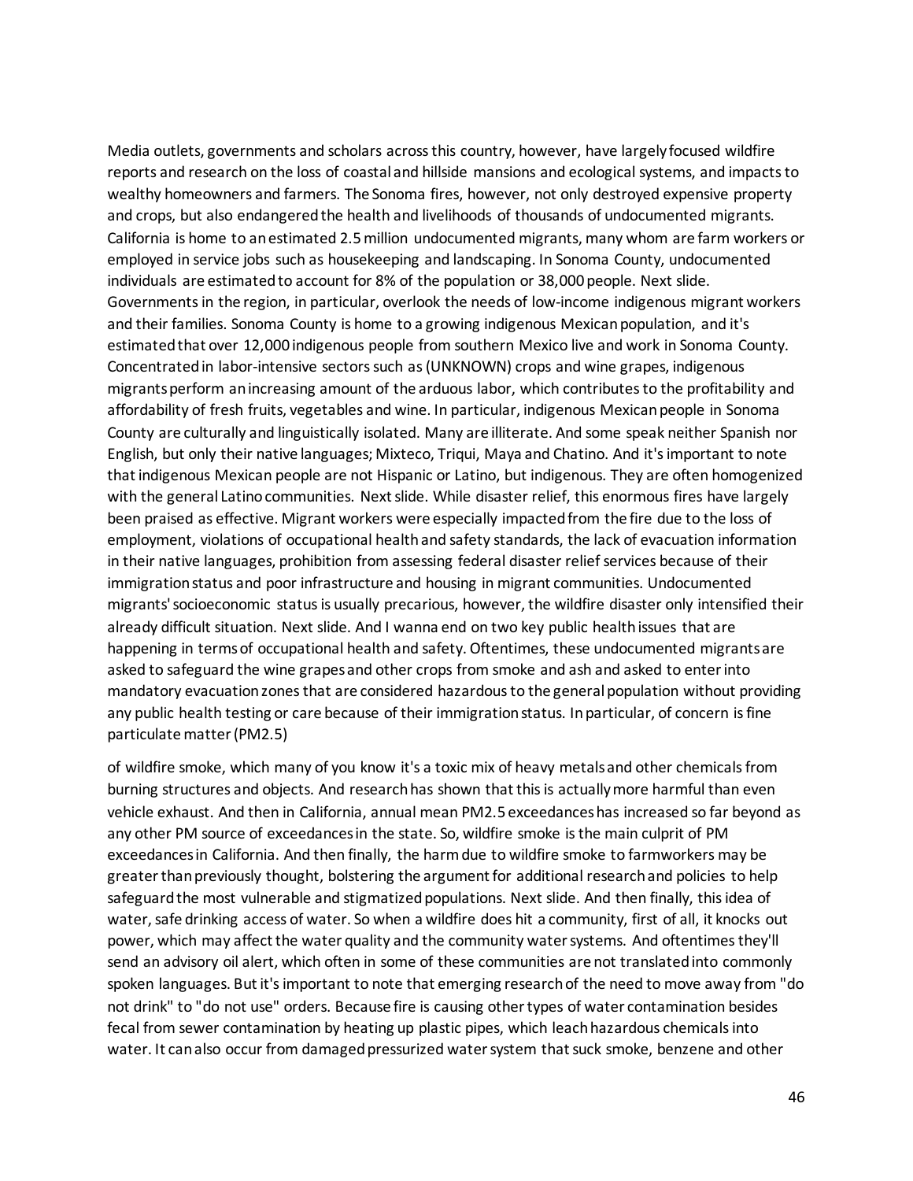Media outlets, governments and scholars across this country, however, have largely focused wildfire reports and research on the loss of coastal and hillside mansions and ecological systems, and impacts to wealthy homeowners and farmers. The Sonoma fires, however, not only destroyed expensive property and crops, but also endangered the health and livelihoods of thousands of undocumented migrants. California is home to an estimated 2.5 million undocumented migrants, many whom are farm workers or employed in service jobs such as housekeeping and landscaping. In Sonoma County, undocumented individuals are estimated to account for 8% of the population or 38,000 people. Next slide. Governments in the region, in particular, overlook the needs of low-income indigenous migrant workers and their families. Sonoma County is home to a growing indigenous Mexican population, and it's estimated that over 12,000 indigenous people from southern Mexico live and work in Sonoma County. Concentrated in labor-intensive sectors such as (UNKNOWN) crops and wine grapes, indigenous migrants perform an increasing amount of the arduous labor, which contributes to the profitability and affordability of fresh fruits, vegetables and wine. In particular, indigenous Mexican people in Sonoma County are culturally and linguistically isolated. Many are illiterate. And some speak neither Spanish nor English, but only their native languages; Mixteco, Triqui, Maya and Chatino. And it's important to note that indigenous Mexican people are not Hispanic or Latino, but indigenous. They are often homogenized with the general Latino communities. Next slide. While disaster relief, this enormous fires have largely been praised as effective. Migrant workers were especially impacted from the fire due to the loss of employment, violations of occupational health and safety standards, the lack of evacuation information in their native languages, prohibition from assessing federal disaster relief services because of their immigration status and poor infrastructure and housing in migrant communities. Undocumented migrants' socioeconomic status is usually precarious, however, the wildfire disaster only intensified their already difficult situation. Next slide. And I wanna end on two key public health issues that are happening in terms of occupational health and safety. Oftentimes, these undocumented migrants are asked to safeguard the wine grapes and other crops from smoke and ash and asked to enter into mandatory evacuation zones that are considered hazardous to the general population without providing any public health testing or care because of their immigration status. In particular, of concern is fine particulate matter (PM2.5)

of wildfire smoke, which many of you know it's a toxic mix of heavy metals and other chemicals from burning structures and objects. And research has shown that this is actually more harmful than even vehicle exhaust. And then in California, annual mean PM2.5 exceedances has increased so far beyond as any other PM source of exceedances in the state. So, wildfire smoke is the main culprit of PM exceedances in California. And then finally, the harm due to wildfire smoke to farmworkers may be greater than previously thought, bolstering the argument for additional research and policies to help safeguard the most vulnerable and stigmatized populations. Next slide. And then finally, this idea of water, safe drinking access of water. So when a wildfire does hit a community, first of all, it knocks out power, which may affect the water quality and the community water systems. And oftentimes they'll send an advisory oil alert, which often in some of these communities are not translated into commonly spoken languages. But it's important to note that emerging research of the need to move away from "do not drink" to "do not use" orders. Because fire is causing other types of water contamination besides fecal from sewer contamination by heating up plastic pipes, which leach hazardous chemicals into water. It can also occur from damaged pressurized water system that suck smoke, benzene and other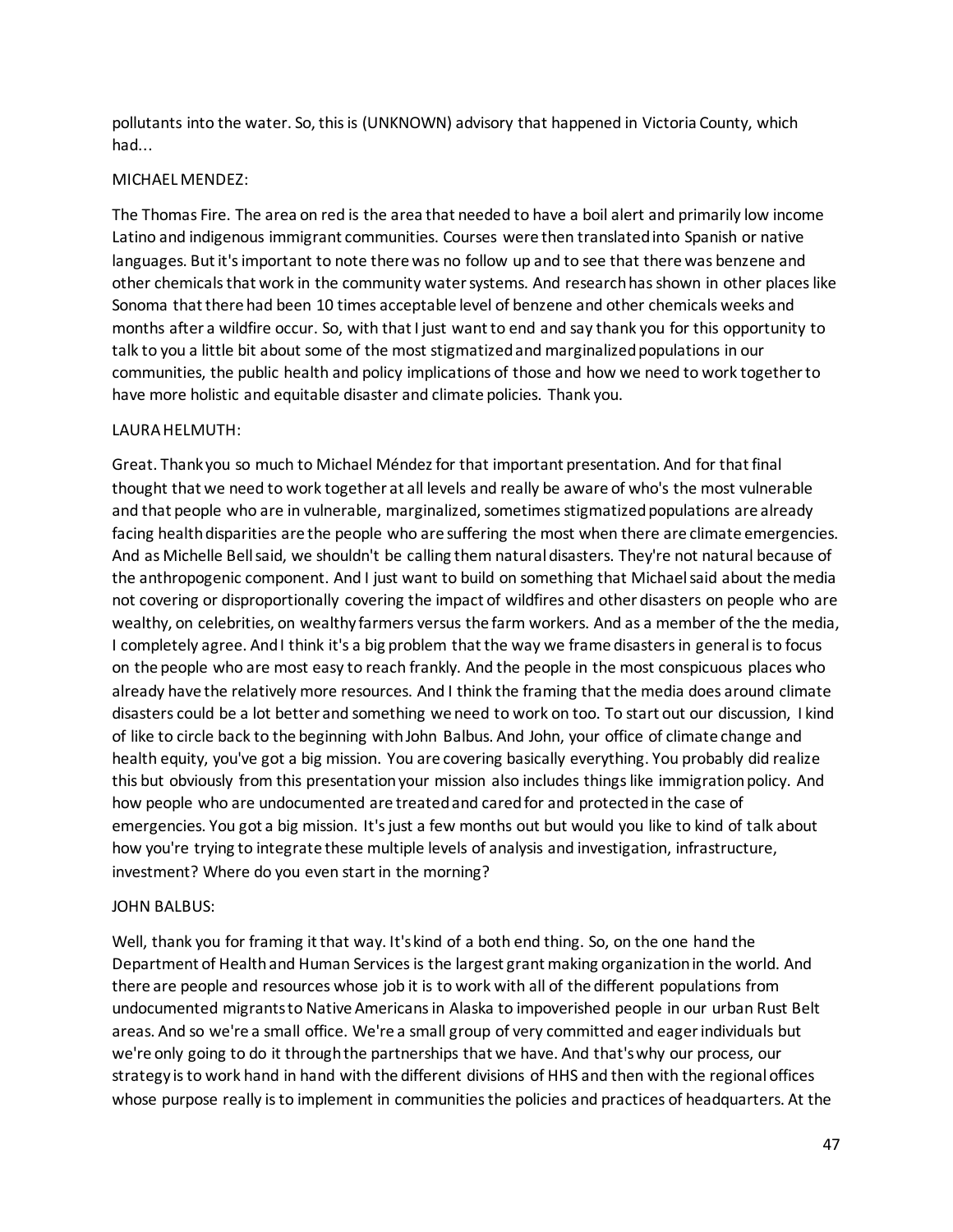pollutants into the water. So, this is (UNKNOWN) advisory that happened in Victoria County, which had...

MICHAEL MENDEZ:

The Thomas Fire. The area on red is the area that needed to have a boil alert and primarily low income Latino and indigenous immigrant communities. Courses were then translated into Spanish or native languages. But it's important to note there was no follow up and to see that there was benzene and other chemicals that work in the community water systems. And research has shown in other places like Sonoma that there had been 10 times acceptable level of benzene and other chemicals weeks and months after a wildfire occur. So, with that I just want to end and say thank you for this opportunity to talk to you a little bit about some of the most stigmatized and marginalized populations in our communities, the public health and policy implications of those and how we need to work together to have more holistic and equitable disaster and climate policies. Thank you.

LAURA HELMUTH:

Great. Thank you so much to Michael Méndez for that important presentation. And for that final thought that we need to work together at all levels and really be aware of who's the most vulnerable and that people who are in vulnerable, marginalized, sometimes stigmatized populations are already facing health disparities are the people who are suffering the most when there are climate emergencies. And as Michelle Bell said, we shouldn't be calling them natural disasters. They're not natural because of the anthropogenic component. And I just want to build on something that Michael said about the media not covering or disproportionally covering the impact of wildfires and other disasters on people who are wealthy, on celebrities, on wealthy farmers versus the farm workers. And as a member of the the media, I completely agree. And I think it's a big problem that the way we frame disasters in general is to focus on the people who are most easy to reach frankly. And the people in the most conspicuous places who already have the relatively more resources. And I think the framing that the media does around climate disasters could be a lot better and something we need to work on too. To start out our discussion, I kind of like to circle back to the beginning with John Balbus. And John, your office of climate change and health equity, you've got a big mission. You are covering basically everything. You probably did realize this but obviously from this presentation your mission also includes things like immigration policy. And how people who are undocumented are treated and cared for and protected in the case of emergencies. You got a big mission. It's just a few months out but would you like to kind of talk about how you're trying to integrate these multiple levels of analysis and investigation, infrastructure, investment? Where do you even start in the morning?

JOHN BALBUS:

Well, thank you for framing it that way. It's kind of a both end thing. So, on the one hand the Department of Health and Human Services is the largest grant making organization in the world. And there are people and resources whose job it is to work with all of the different populations from undocumented migrants to Native Americans in Alaska to impoverished people in our urban Rust Belt areas. And so we're a small office. We're a small group of very committed and eager individuals but we're only going to do it through the partnerships that we have. And that's why our process, our strategy is to work hand in hand with the different divisions of HHS and then with the regional offices whose purpose really is to implement in communities the policies and practices of headquarters. At the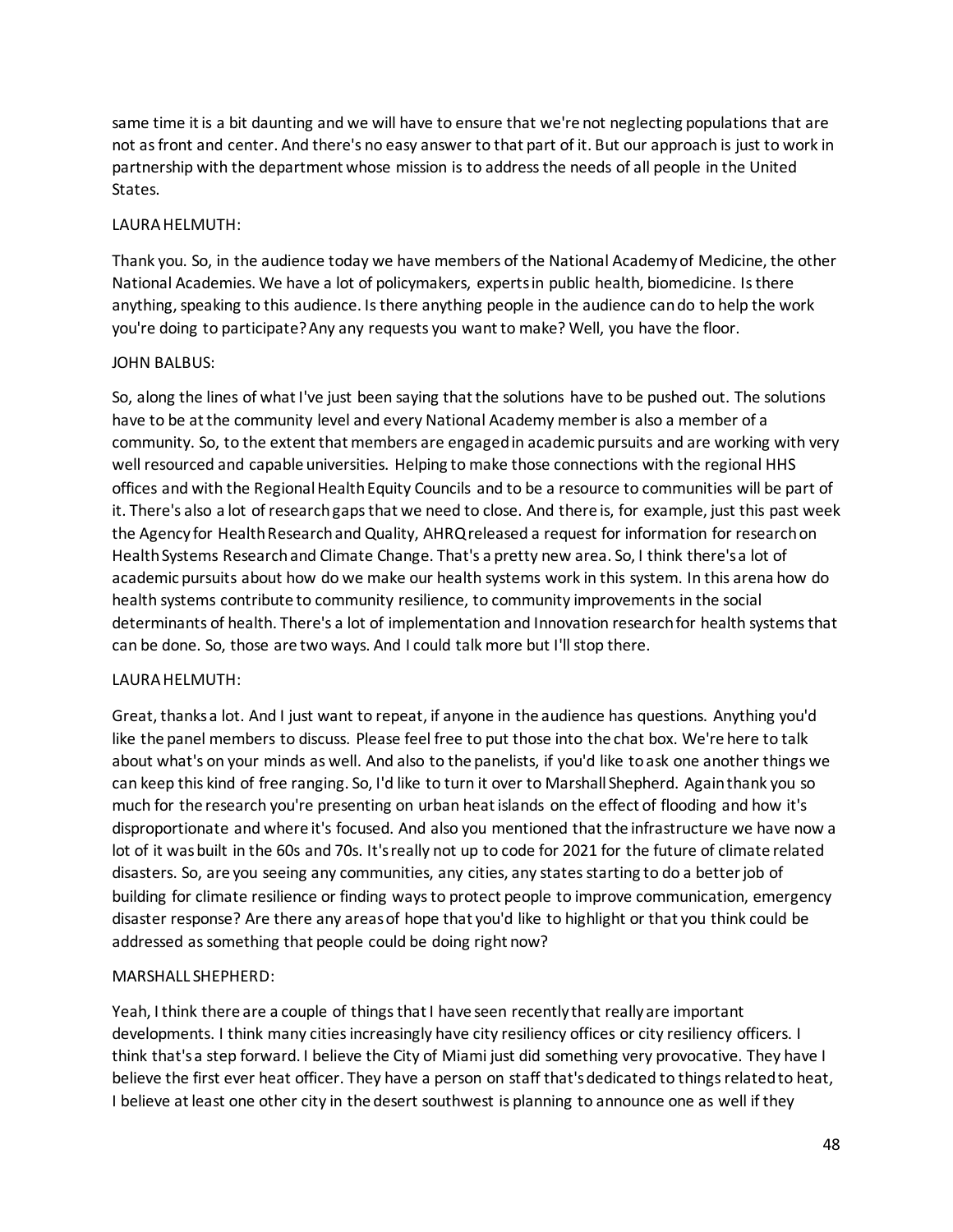same time it is a bit daunting and we will have to ensure that we're not neglecting populations that are not as front and center. And there's no easy answer to that part of it. But our approach is just to work in partnership with the department whose mission is to address the needs of all people in the United States.

LAURA HELMUTH:

Thank you. So, in the audience today we have members of the National Academy of Medicine, the other National Academies. We have a lot of policymakers, experts in public health, biomedicine. Is there anything, speaking to this audience. Is there anything people in the audience can do to help the work you're doing to participate? Any any requests you want to make? Well, you have the floor.

JOHN BALBUS:

So, along the lines of what I've just been saying that the solutions have to be pushed out. The solutions have to be at the community level and every National Academy member is also a member of a community. So, to the extent that members are engaged in academic pursuits and are working with very well resourced and capable universities. Helping to make those connections with the regional HHS offices and with the Regional Health Equity Councils and to be a resource to communities will be part of it. There's also a lot of research gaps that we need to close. And there is, for example, just this past week the Agency for Health Research and Quality, AHRQ released a request for information for research on Health Systems Research and Climate Change. That's a pretty new area. So, I think there's a lot of academic pursuits about how do we make our health systems work in this system. In this arena how do health systems contribute to community resilience, to community improvements in the social determinants of health. There's a lot of implementation and Innovation research for health systems that can be done. So, those are two ways. And I could talk more but I'll stop there.

LAURA HELMUTH:

Great, thanks a lot. And I just want to repeat, if anyone in the audience has questions. Anything you'd like the panel members to discuss. Please feel free to put those into the chat box. We're here to talk about what's on your minds as well. And also to the panelists, if you'd like to ask one another things we can keep this kind of free ranging. So, I'd like to turn it over to Marshall Shepherd. Again thank you so much for the research you're presenting on urban heat islands on the effect of flooding and how it's disproportionate and where it's focused. And also you mentioned that the infrastructure we have now a lot of it was built in the 60s and 70s. It's really not up to code for 2021 for the future of climate related disasters. So, are you seeing any communities, any cities, any states starting to do a better job of building for climate resilience or finding ways to protect people to improve communication, emergency disaster response? Are there any areas of hope that you'd like to highlight or that you think could be addressed as something that people could be doing right now?

MARSHALL SHEPHERD:

Yeah, I think there are a couple of things that I have seen recently that really are important developments. I think many cities increasingly have city resiliency offices or city resiliency officers. I think that's a step forward. I believe the City of Miami just did something very provocative. They have I believe the first ever heat officer. They have a person on staff that's dedicated to things related to heat, I believe at least one other city in the desert southwest is planning to announce one as well if they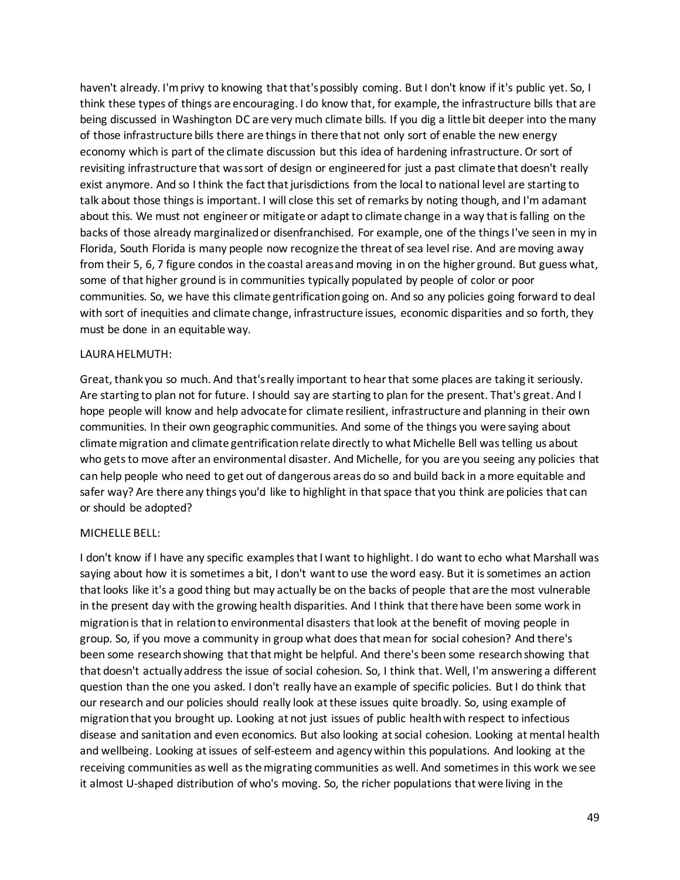haven't already. I'm privy to knowing that that's possibly coming. But I don't know if it's public yet. So, I think these types of things are encouraging. I do know that, for example, the infrastructure bills that are being discussed in Washington DC are very much climate bills. If you dig a little bit deeper into the many of those infrastructure bills there are things in there that not only sort of enable the new energy economy which is part of the climate discussion but this idea of hardening infrastructure. Or sort of revisiting infrastructure that was sort of design or engineered for just a past climate that doesn't really exist anymore. And so I think the fact that jurisdictions from the local to national level are starting to talk about those things is important. I will close this set of remarks by noting though, and I'm adamant about this. We must not engineer or mitigate or adapt to climate change in a way that is falling on the backs of those already marginalized or disenfranchised. For example, one of the things I've seen in my in Florida, South Florida is many people now recognize the threat of sea level rise. And are moving away from their 5, 6, 7 figure condos in the coastal areas and moving in on the higher ground. But guess what, some of that higher ground is in communities typically populated by people of color or poor communities. So, we have this climate gentrification going on. And so any policies going forward to deal with sort of inequities and climate change, infrastructure issues, economic disparities and so forth, they must be done in an equitable way.

LAURA HELMUTH:

Great, thank you so much. And that's really important to hear that some places are taking it seriously. Are starting to plan not for future. I should say are starting to plan for the present. That's great. And I hope people will know and help advocate for climate resilient, infrastructure and planning in their own communities. In their own geographic communities. And some of the things you were saying about climate migration and climate gentrification relate directly to what Michelle Bell was telling us about who gets to move after an environmental disaster. And Michelle, for you are you seeing any policies that can help people who need to get out of dangerous areas do so and build back in a more equitable and safer way? Are there any things you'd like to highlight in that space that you think are policies that can or should be adopted?

MICHELLE BELL:

I don't know if I have any specific examples that I want to highlight. I do want to echo what Marshall was saying about how it is sometimes a bit, I don't want to use the word easy. But it is sometimes an action that looks like it's a good thing but may actually be on the backs of people that are the most vulnerable in the present day with the growing health disparities. And I think that there have been some work in migration is that in relation to environmental disasters that look at the benefit of moving people in group. So, if you move a community in group what does that mean for social cohesion? And there's been some research showing that that might be helpful. And there's been some research showing that that doesn't actually address the issue of social cohesion. So, I think that. Well, I'm answering a different question than the one you asked. I don't really have an example of specific policies. But I do think that our research and our policies should really look at these issues quite broadly. So, using example of migration that you brought up. Looking at not just issues of public health with respect to infectious disease and sanitation and even economics. But also looking at social cohesion. Looking at mental health and wellbeing. Looking at issues of self-esteem and agency within this populations. And looking at the receiving communities as well as the migrating communities as well. And sometimes in this work we see it almost U-shaped distribution of who's moving. So, the richer populations that were living in the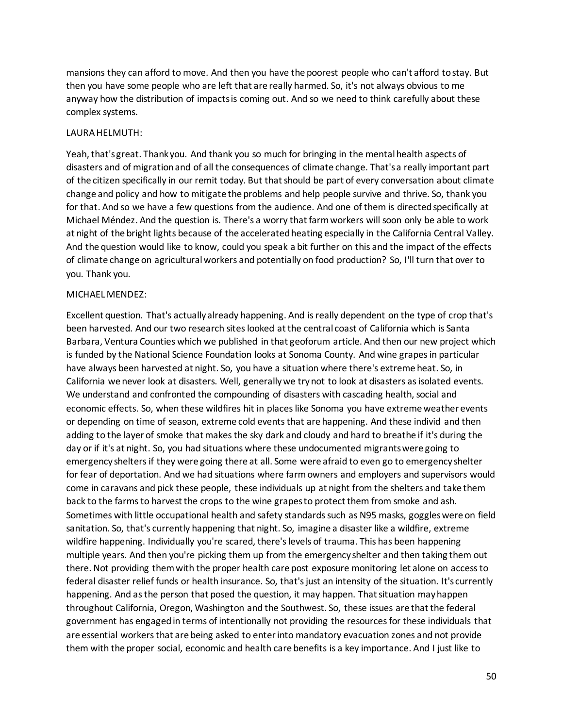mansions they can afford to move. And then you have the poorest people who can't afford to stay. But then you have some people who are left that are really harmed. So, it's not always obvious to me anyway how the distribution of impacts is coming out. And so we need to think carefully about these complex systems.

LAURA HELMUTH:

Yeah, that's great. Thank you. And thank you so much for bringing in the mental health aspects of disasters and of migration and of all the consequences of climate change. That's a really important part of the citizen specifically in our remit today. But that should be part of every conversation about climate change and policy and how to mitigate the problems and help people survive and thrive. So, thank you for that. And so we have a few questions from the audience. And one of them is directed specifically at Michael Méndez. And the question is. There's a worry that farm workers will soon only be able to work at night of the bright lights because of the accelerated heating especially in the California Central Valley. And the question would like to know, could you speak a bit further on this and the impact of the effects of climate change on agricultural workers and potentially on food production? So, I'll turn that over to you. Thank you.

MICHAEL MENDEZ:

Excellent question. That's actually already happening. And is really dependent on the type of crop that's been harvested. And our two research sites looked at the central coast of California which is Santa Barbara, Ventura Counties which we published in that geoforum article. And then our new project which is funded by the National Science Foundation looks at Sonoma County. And wine grapes in particular have always been harvested at night. So, you have a situation where there's extreme heat. So, in California we never look at disasters. Well, generally we try not to look at disasters as isolated events. We understand and confronted the compounding of disasters with cascading health, social and economic effects. So, when these wildfires hit in places like Sonoma you have extreme weather events or depending on time of season, extreme cold events that are happening. And these individ and then adding to the layer of smoke that makes the sky dark and cloudy and hard to breathe if it's during the day or if it's at night. So, you had situations where these undocumented migrants were going to emergency shelters if they were going there at all. Some were afraid to even go to emergency shelter for fear of deportation. And we had situations where farm owners and employers and supervisors would come in caravans and pick these people, these individuals up at night from the shelters and take them back to the farms to harvest the crops to the wine grapes to protect them from smoke and ash. Sometimes with little occupational health and safety standards such as N95 masks, goggles were on field sanitation. So, that's currently happening that night. So, imagine a disaster like a wildfire, extreme wildfire happening. Individually you're scared, there's levels of trauma. This has been happening multiple years. And then you're picking them up from the emergency shelter and then taking them out there. Not providing them with the proper health care post exposure monitoring let alone on access to federal disaster relief funds or health insurance. So, that's just an intensity of the situation. It's currently happening. And as the person that posed the question, it may happen. That situation may happen throughout California, Oregon, Washington and the Southwest. So, these issues are that the federal government has engaged in terms of intentionally not providing the resources for these individuals that are essential workers that are being asked to enter into mandatory evacuation zones and not provide them with the proper social, economic and health care benefits is a key importance. And I just like to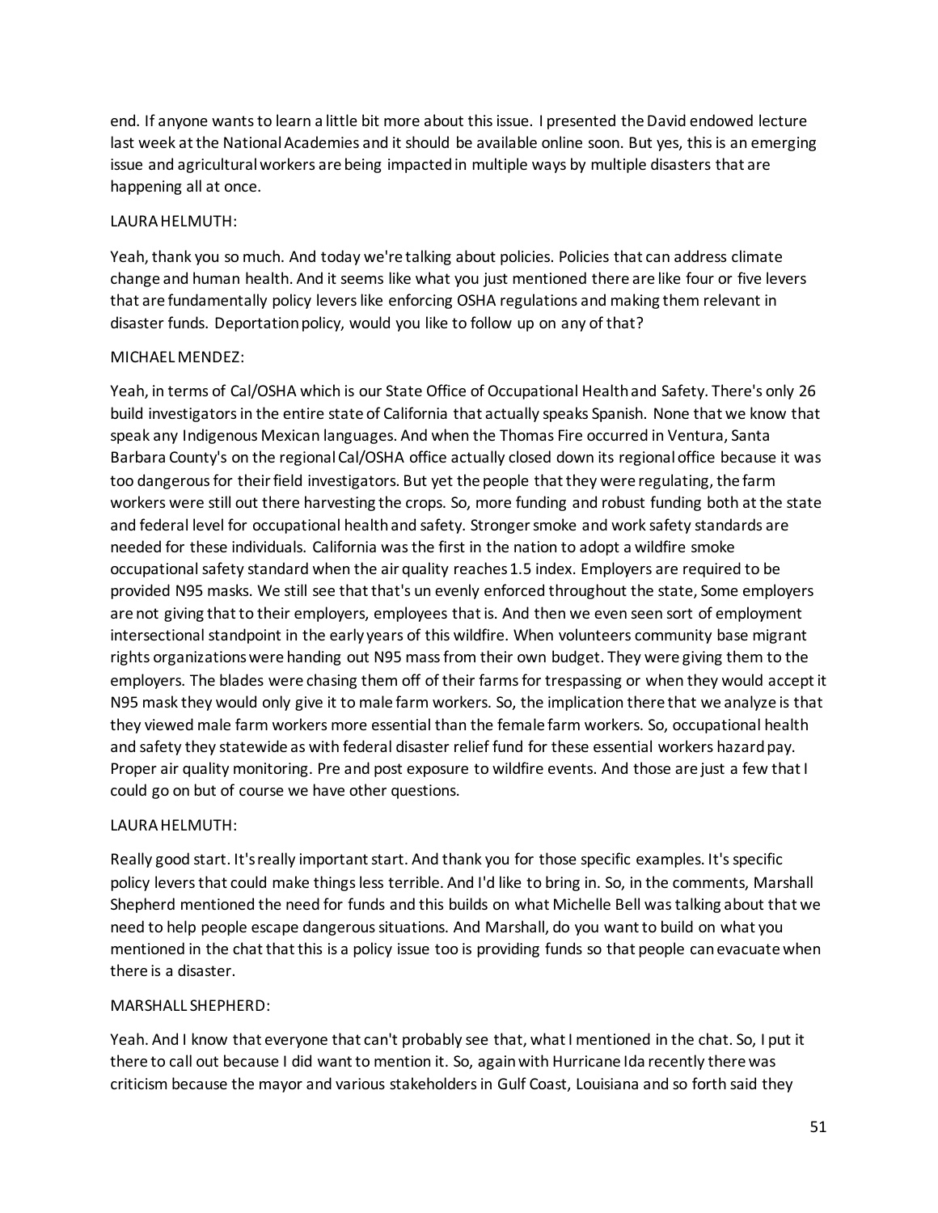end. If anyone wants to learn a little bit more about this issue. I presented the David endowed lecture last week at the National Academies and it should be available online soon. But yes, this is an emerging issue and agricultural workers are being impacted in multiple ways by multiple disasters that are happening all at once.

LAURA HELMUTH:

Yeah, thank you so much. And today we're talking about policies. Policies that can address climate change and human health. And it seems like what you just mentioned there are like four or five levers that are fundamentally policy levers like enforcing OSHA regulations and making them relevant in disaster funds. Deportation policy, would you like to follow up on any of that?

MICHAEL MENDEZ:

Yeah, in terms of Cal/OSHA which is our State Office of Occupational Health and Safety. There's only 26 build investigators in the entire state of California that actually speaks Spanish. None that we know that speak any Indigenous Mexican languages. And when the Thomas Fire occurred in Ventura, Santa Barbara County's on the regional Cal/OSHA office actually closed down its regional office because it was too dangerous for their field investigators. But yet the people that they were regulating, the farm workers were still out there harvesting the crops. So, more funding and robust funding both at the state and federal level for occupational health and safety. Stronger smoke and work safety standards are needed for these individuals. California was the first in the nation to adopt a wildfire smoke occupational safety standard when the air quality reaches 1.5 index. Employers are required to be provided N95 masks. We still see that that's un evenly enforced throughout the state, Some employers are not giving that to their employers, employees that is. And then we even seen sort of employment intersectional standpoint in the early years of this wildfire. When volunteers community base migrant rights organizations were handing out N95 mass from their own budget. They were giving them to the employers. The blades were chasing them off of their farms for trespassing or when they would accept it N95 mask they would only give it to male farm workers. So, the implication there that we analyze is that they viewed male farm workers more essential than the female farm workers. So, occupational health and safety they statewide as with federal disaster relief fund for these essential workers hazard pay. Proper air quality monitoring. Pre and post exposure to wildfire events. And those are just a few that I could go on but of course we have other questions.

LAURA HELMUTH:

Really good start. It's really important start. And thank you for those specific examples. It's specific policy levers that could make things less terrible. And I'd like to bring in. So, in the comments, Marshall Shepherd mentioned the need for funds and this builds on what Michelle Bell was talking about that we need to help people escape dangerous situations. And Marshall, do you want to build on what you mentioned in the chat that this is a policy issue too is providing funds so that people can evacuate when there is a disaster.

MARSHALL SHEPHERD:

Yeah. And I know that everyone that can't probably see that, what I mentioned in the chat. So, I put it there to call out because I did want to mention it. So, again with Hurricane Ida recently there was criticism because the mayor and various stakeholders in Gulf Coast, Louisiana and so forth said they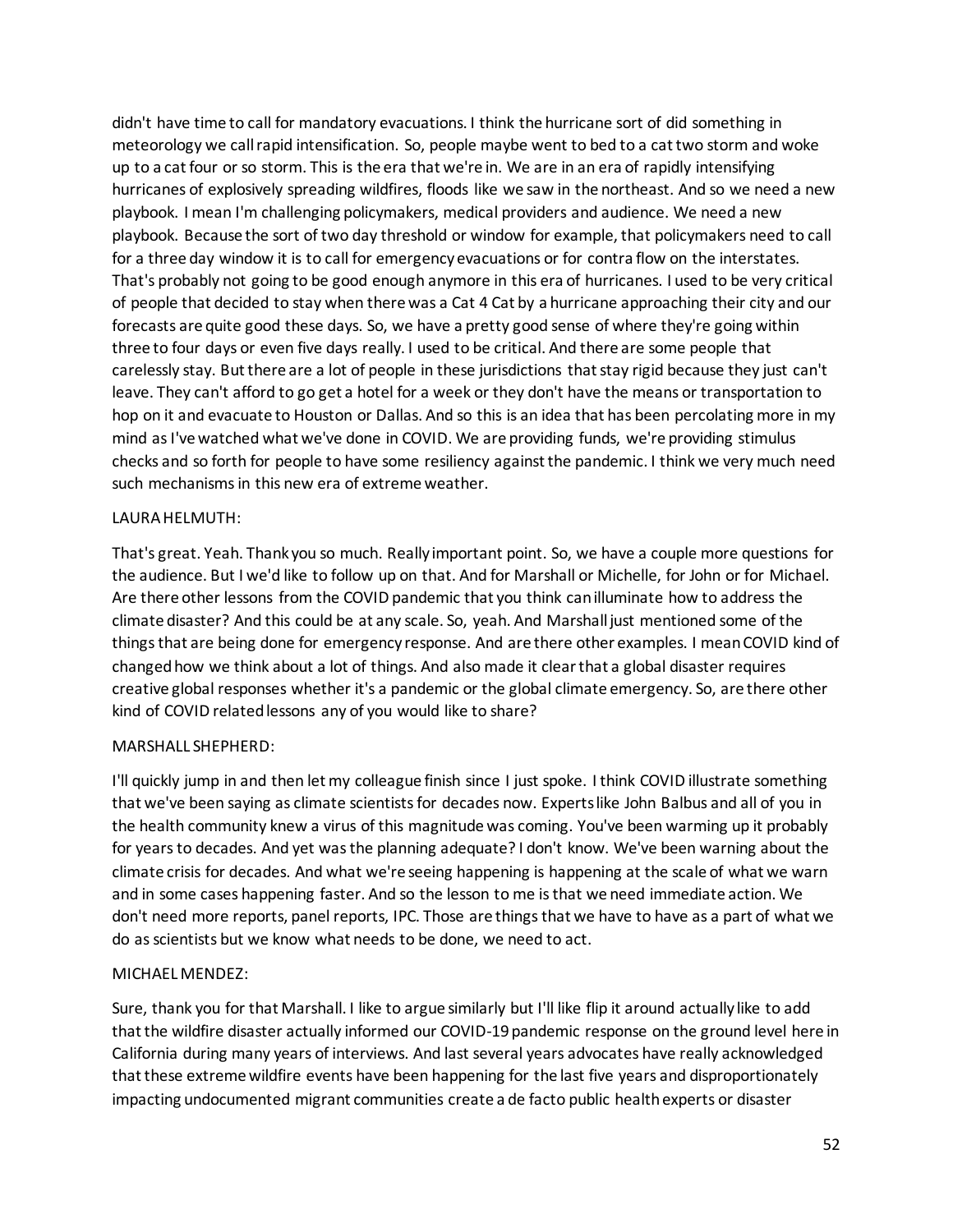didn't have time to call for mandatory evacuations. I think the hurricane sort of did something in meteorology we call rapid intensification. So, people maybe went to bed to a cat two storm and woke up to a cat four or so storm. This is the era that we're in. We are in an era of rapidly intensifying hurricanes of explosively spreading wildfires, floods like we saw in the northeast. And so we need a new playbook. I mean I'm challenging policymakers, medical providers and audience. We need a new playbook. Because the sort of two day threshold or window for example, that policymakers need to call for a three day window it is to call for emergency evacuations or for contra flow on the interstates. That's probably not going to be good enough anymore in this era of hurricanes. I used to be very critical of people that decided to stay when there was a Cat 4 Cat by a hurricane approaching their city and our forecasts are quite good these days. So, we have a pretty good sense of where they're going within three to four days or even five days really. I used to be critical. And there are some people that carelessly stay. But there are a lot of people in these jurisdictions that stay rigid because they just can't leave. They can't afford to go get a hotel for a week or they don't have the means or transportation to hop on it and evacuate to Houston or Dallas. And so this is an idea that has been percolating more in my mind as I've watched what we've done in COVID. We are providing funds, we're providing stimulus checks and so forth for people to have some resiliency against the pandemic. I think we very much need such mechanisms in this new era of extreme weather.

LAURA HELMUTH:

That's great. Yeah. Thank you so much. Really important point. So, we have a couple more questions for the audience. But I we'd like to follow up on that. And for Marshall or Michelle, for John or for Michael. Are there other lessons from the COVID pandemic that you think can illuminate how to address the climate disaster? And this could be at any scale. So, yeah. And Marshall just mentioned some of the things that are being done for emergency response. And are there other examples. I mean COVID kind of changed how we think about a lot of things. And also made it clear that a global disaster requires creative global responses whether it's a pandemic or the global climate emergency. So, are there other kind of COVID related lessons any of you would like to share?

MARSHALL SHEPHERD:

I'll quickly jump in and then let my colleague finish since I just spoke. I think COVID illustrate something that we've been saying as climate scientists for decades now. Experts like John Balbus and all of you in the health community knew a virus of this magnitude was coming. You've been warming up it probably for years to decades. And yet was the planning adequate? I don't know. We've been warning about the climate crisis for decades. And what we're seeing happening is happening at the scale of what we warn and in some cases happening faster. And so the lesson to me is that we need immediate action. We don't need more reports, panel reports, IPC. Those are things that we have to have as a part of what we do as scientists but we know what needs to be done, we need to act.

MICHAEL MENDEZ:

Sure, thank you for that Marshall. I like to argue similarly but I'll like flip it around actually like to add that the wildfire disaster actually informed our COVID-19 pandemic response on the ground level here in California during many years of interviews. And last several years advocates have really acknowledged that these extreme wildfire events have been happening for the last five years and disproportionately impacting undocumented migrant communities create a de facto public health experts or disaster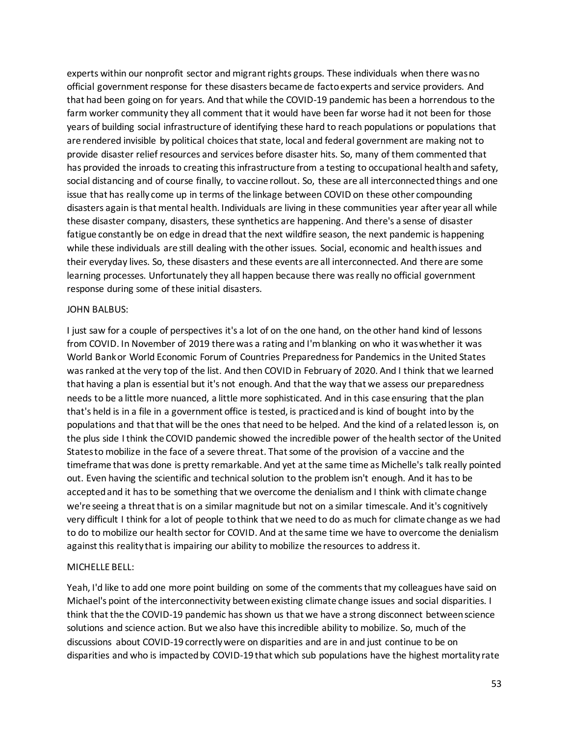experts within our nonprofit sector and migrant rights groups. These individuals when there was no official government response for these disasters became de facto experts and service providers. And that had been going on for years. And that while the COVID-19 pandemic has been a horrendous to the farm worker community they all comment that it would have been far worse had it not been for those years of building social infrastructure of identifying these hard to reach populations or populations that are rendered invisible by political choices that state, local and federal government are making not to provide disaster relief resources and services before disaster hits. So, many of them commented that has provided the inroads to creating this infrastructure from a testing to occupational health and safety, social distancing and of course finally, to vaccine rollout. So, these are all interconnected things and one issue that has really come up in terms of the linkage between COVID on these other compounding disasters again is that mental health. Individuals are living in these communities year after year all while these disaster company, disasters, these synthetics are happening. And there's a sense of disaster fatigue constantly be on edge in dread that the next wildfire season, the next pandemic is happening while these individuals are still dealing with the other issues. Social, economic and health issues and their everyday lives. So, these disasters and these events are all interconnected. And there are some learning processes. Unfortunately they all happen because there was really no official government response during some of these initial disasters.

JOHN BALBUS:

I just saw for a couple of perspectives it's a lot of on the one hand, on the other hand kind of lessons from COVID. In November of 2019 there was a rating and I'm blanking on who it was whether it was World Bank or World Economic Forum of Countries Preparedness for Pandemics in the United States was ranked at the very top of the list. And then COVID in February of 2020. And I think that we learned that having a plan is essential but it's not enough. And that the way that we assess our preparedness needs to be a little more nuanced, a little more sophisticated. And in this case ensuring that the plan that's held is in a file in a government office is tested, is practiced and is kind of bought into by the populations and that that will be the ones that need to be helped. And the kind of a related lesson is, on the plus side I think the COVID pandemic showed the incredible power of the health sector of the United States to mobilize in the face of a severe threat. That some of the provision of a vaccine and the timeframe that was done is pretty remarkable. And yet at the same time as Michelle's talk really pointed out. Even having the scientific and technical solution to the problem isn't enough. And it has to be accepted and it has to be something that we overcome the denialism and I think with climate change we're seeing a threat that is on a similar magnitude but not on a similar timescale. And it's cognitively very difficult I think for a lot of people to think that we need to do as much for climate change as we had to do to mobilize our health sector for COVID. And at the same time we have to overcome the denialism against this reality that is impairing our ability to mobilize the resources to address it.

MICHELLE BELL:

Yeah, I'd like to add one more point building on some of the comments that my colleagues have said on Michael's point of the interconnectivity between existing climate change issues and social disparities. I think that the the COVID-19 pandemic has shown us that we have a strong disconnect between science solutions and science action. But we also have this incredible ability to mobilize. So, much of the discussions about COVID-19 correctly were on disparities and are in and just continue to be on disparities and who is impacted by COVID-19 that which sub populations have the highest mortality rate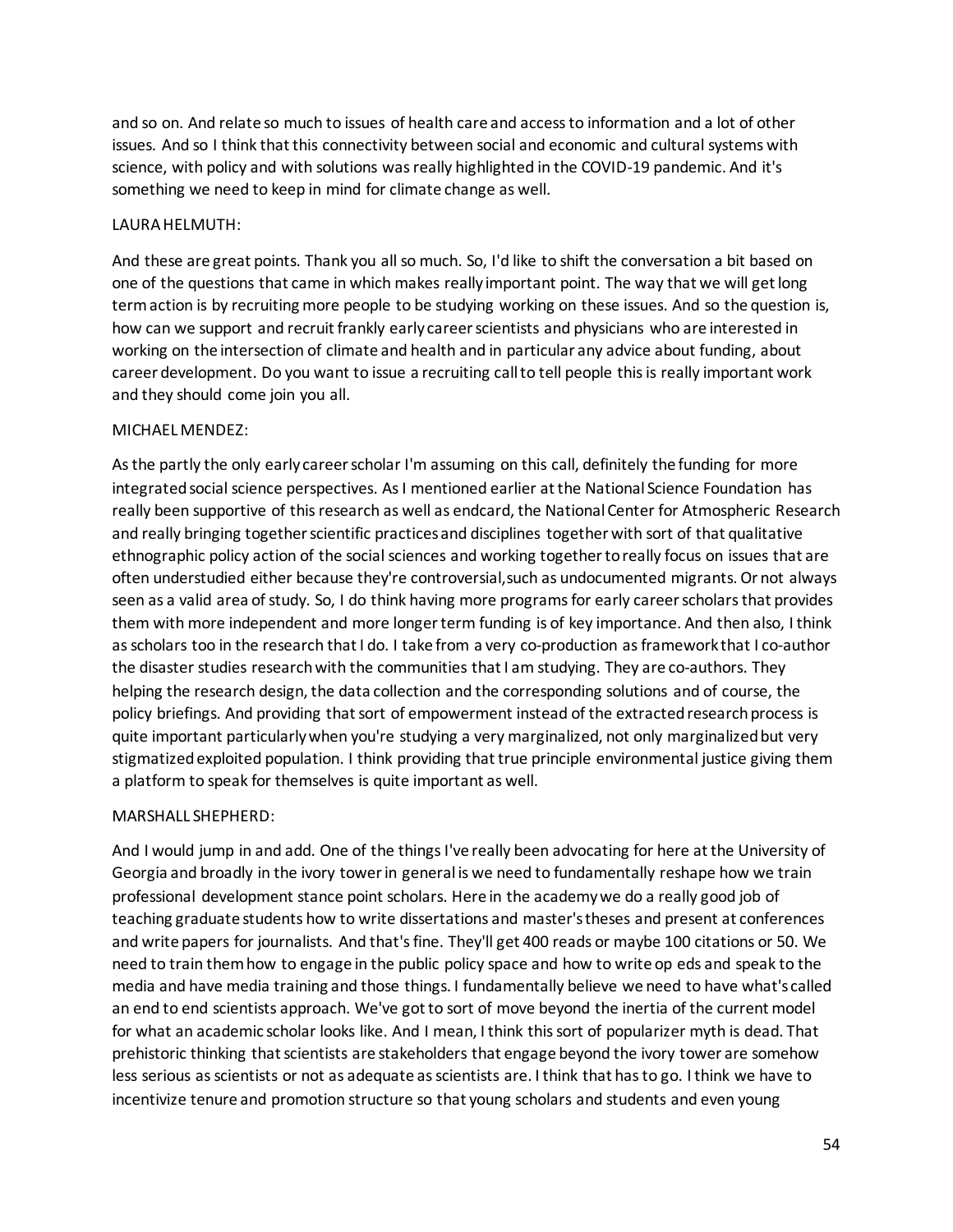and so on. And relate so much to issues of health care and access to information and a lot of other issues. And so I think that this connectivity between social and economic and cultural systems with science, with policy and with solutions was really highlighted in the COVID-19 pandemic. And it's something we need to keep in mind for climate change as well.

LAURA HELMUTH:

And these are great points. Thank you all so much. So, I'd like to shift the conversation a bit based on one of the questions that came in which makes really important point. The way that we will get long term action is by recruiting more people to be studying working on these issues. And so the question is, how can we support and recruit frankly early career scientists and physicians who are interested in working on the intersection of climate and health and in particular any advice about funding, about career development. Do you want to issue a recruiting call to tell people this is really important work and they should come join you all.

MICHAEL MENDEZ:

As the partly the only early career scholar I'm assuming on this call, definitely the funding for more integrated social science perspectives. As I mentioned earlier at the National Science Foundation has really been supportive of this research as well as endcard, the National Center for Atmospheric Research and really bringing together scientific practices and disciplines together with sort of that qualitative ethnographic policy action of the social sciences and working together to really focus on issues that are often understudied either because they're controversial,such as undocumented migrants. Or not always seen as a valid area of study. So, I do think having more programs for early career scholars that provides them with more independent and more longer term funding is of key importance. And then also, I think as scholars too in the research that I do. I take from a very co-production as framework that I co-author the disaster studies research with the communities that I am studying. They are co-authors. They helping the research design, the data collection and the corresponding solutions and of course, the policy briefings. And providing that sort of empowerment instead of the extracted research process is quite important particularly when you're studying a very marginalized, not only marginalized but very stigmatized exploited population. I think providing that true principle environmental justice giving them a platform to speak for themselves is quite important as well.

MARSHALL SHEPHERD:

And I would jump in and add. One of the things I've really been advocating for here at the University of Georgia and broadly in the ivory tower in general is we need to fundamentally reshape how we train professional development stance point scholars. Here in the academy we do a really good job of teaching graduate students how to write dissertations and master's theses and present at conferences and write papers for journalists. And that's fine. They'll get 400 reads or maybe 100 citations or 50. We need to train them how to engage in the public policy space and how to write op eds and speak to the media and have media training and those things. I fundamentally believe we need to have what's called an end to end scientists approach. We've got to sort of move beyond the inertia of the current model for what an academic scholar looks like. And I mean, I think this sort of popularizer myth is dead. That prehistoric thinking that scientists are stakeholders that engage beyond the ivory tower are somehow less serious as scientists or not as adequate as scientists are. I think that has to go. I think we have to incentivize tenure and promotion structure so that young scholars and students and even young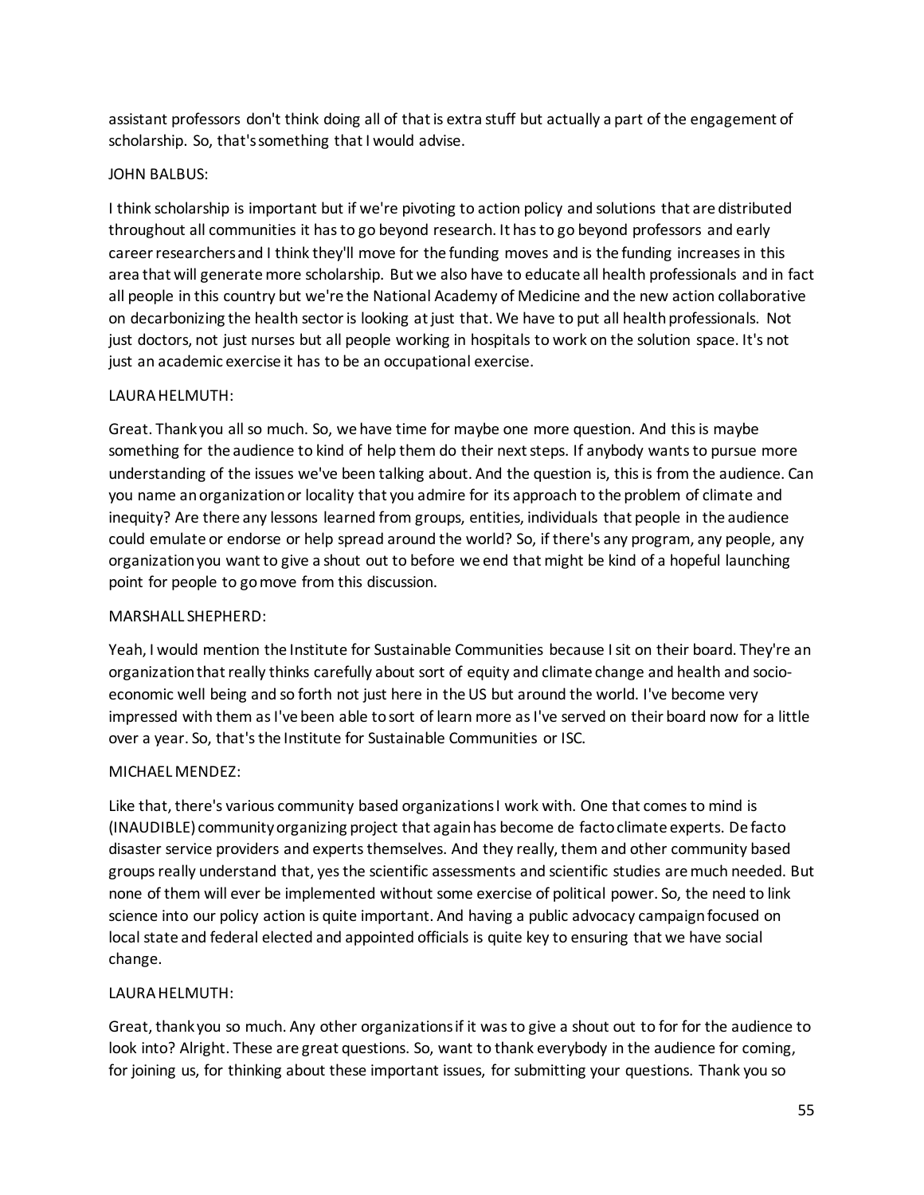assistant professors don't think doing all of that is extra stuff but actually a part of the engagement of scholarship. So, that's something that I would advise.

JOHN BALBUS:

I think scholarship is important but if we're pivoting to action policy and solutions that are distributed throughout all communities it has to go beyond research. It has to go beyond professors and early career researchers and I think they'll move for the funding moves and is the funding increases in this area that will generate more scholarship. But we also have to educate all health professionals and in fact all people in this country but we're the National Academy of Medicine and the new action collaborative on decarbonizing the health sector is looking at just that. We have to put all health professionals. Not just doctors, not just nurses but all people working in hospitals to work on the solution space. It's not just an academic exercise it has to be an occupational exercise.

LAURA HELMUTH:

Great. Thank you all so much. So, we have time for maybe one more question. And this is maybe something for the audience to kind of help them do their next steps. If anybody wants to pursue more understanding of the issues we've been talking about. And the question is, this is from the audience. Can you name an organization or locality that you admire for its approach to the problem of climate and inequity? Are there any lessons learned from groups, entities, individuals that people in the audience could emulate or endorse or help spread around the world? So, if there's any program, any people, any organization you want to give a shout out to before we end that might be kind of a hopeful launching point for people to go move from this discussion.

MARSHALL SHEPHERD:

Yeah, I would mention the Institute for Sustainable Communities because I sit on their board. They're an organization that really thinks carefully about sort of equity and climate change and health and socio-economic well being and so forth not just here in the US but around the world. I've become very impressed with them as I've been able to sort of learn more as I've served on their board now for a little over a year. So, that's the Institute for Sustainable Communities or ISC.

MICHAEL MENDEZ:

Like that, there's various community based organizations I work with. One that comes to mind is (INAUDIBLE) community organizing project that again has become de facto climate experts. De facto disaster service providers and experts themselves. And they really, them and other community based groups really understand that, yes the scientific assessments and scientific studies are much needed. But none of them will ever be implemented without some exercise of political power. So, the need to link science into our policy action is quite important. And having a public advocacy campaign focused on local state and federal elected and appointed officials is quite key to ensuring that we have social change.

LAURA HELMUTH:

Great, thank you so much. Any other organizations if it was to give a shout out to for for the audience to look into? Alright. These are great questions. So, want to thank everybody in the audience for coming, for joining us, for thinking about these important issues, for submitting your questions. Thank you so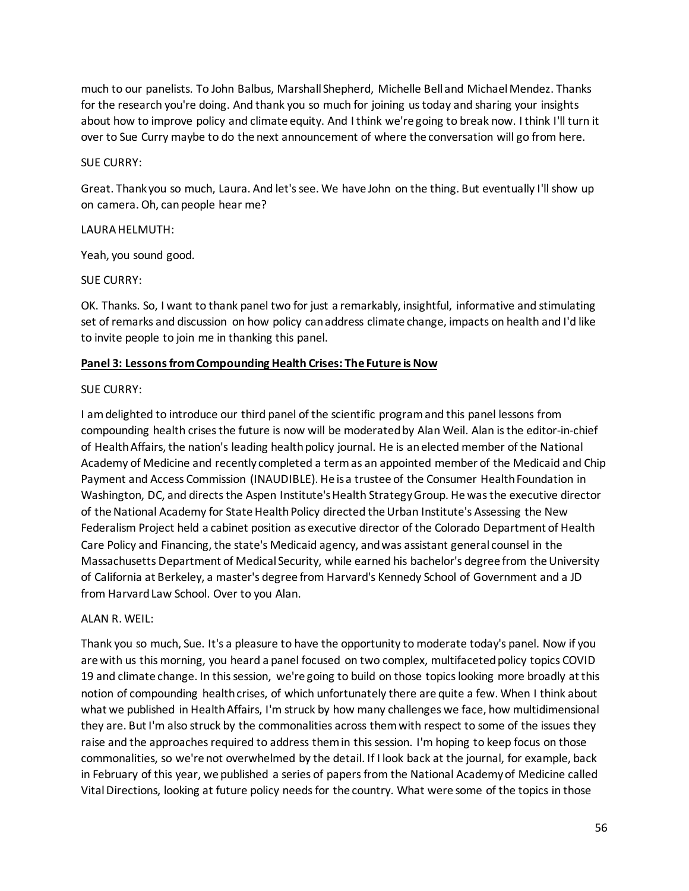much to our panelists. To John Balbus, Marshall Shepherd, Michelle Bell and Michael Mendez. Thanks for the research you're doing. And thank you so much for joining us today and sharing your insights about how to improve policy and climate equity. And I think we're going to break now. I think I'll turn it over to Sue Curry maybe to do the next announcement of where the conversation will go from here.

SUE CURRY:

Great. Thank you so much, Laura. And let's see. We have John on the thing. But eventually I'll show up on camera. Oh, can people hear me?

LAURA HELMUTH:

Yeah, you sound good.

SUE CURRY:

OK. Thanks. So, I want to thank panel two for just a remarkably, insightful, informative and stimulating set of remarks and discussion on how policy can address climate change, impacts on health and I'd like to invite people to join me in thanking this panel.

**Panel 3: Lessons from Compounding Health Crises: The Future is Now**

SUE CURRY:

I am delighted to introduce our third panel of the scientific program and this panel lessons from compounding health crises the future is now will be moderated by Alan Weil. Alan is the editor-in-chief of Health Affairs, the nation's leading health policy journal. He is an elected member of the National Academy of Medicine and recently completed a term as an appointed member of the Medicaid and Chip Payment and Access Commission (INAUDIBLE). He is a trustee of the Consumer Health Foundation in Washington, DC, and directs the Aspen Institute's Health Strategy Group. He was the executive director of the National Academy for State Health Policy directed the Urban Institute's Assessing the New Federalism Project held a cabinet position as executive director of the Colorado Department of Health Care Policy and Financing, the state's Medicaid agency, and was assistant general counsel in the Massachusetts Department of Medical Security, while earned his bachelor's degree from the University of California at Berkeley, a master's degree from Harvard's Kennedy School of Government and a JD from Harvard Law School. Over to you Alan.

ALAN R. WEIL:

Thank you so much, Sue. It's a pleasure to have the opportunity to moderate today's panel. Now if you are with us this morning, you heard a panel focused on two complex, multifaceted policy topics COVID 19 and climate change. In this session, we're going to build on those topics looking more broadly at this notion of compounding health crises, of which unfortunately there are quite a few. When I think about what we published in Health Affairs, I'm struck by how many challenges we face, how multidimensional they are. But I'm also struck by the commonalities across them with respect to some of the issues they raise and the approaches required to address them in this session. I'm hoping to keep focus on those commonalities, so we're not overwhelmed by the detail. If I look back at the journal, for example, back in February of this year, we published a series of papers from the National Academy of Medicine called Vital Directions, looking at future policy needs for the country. What were some of the topics in those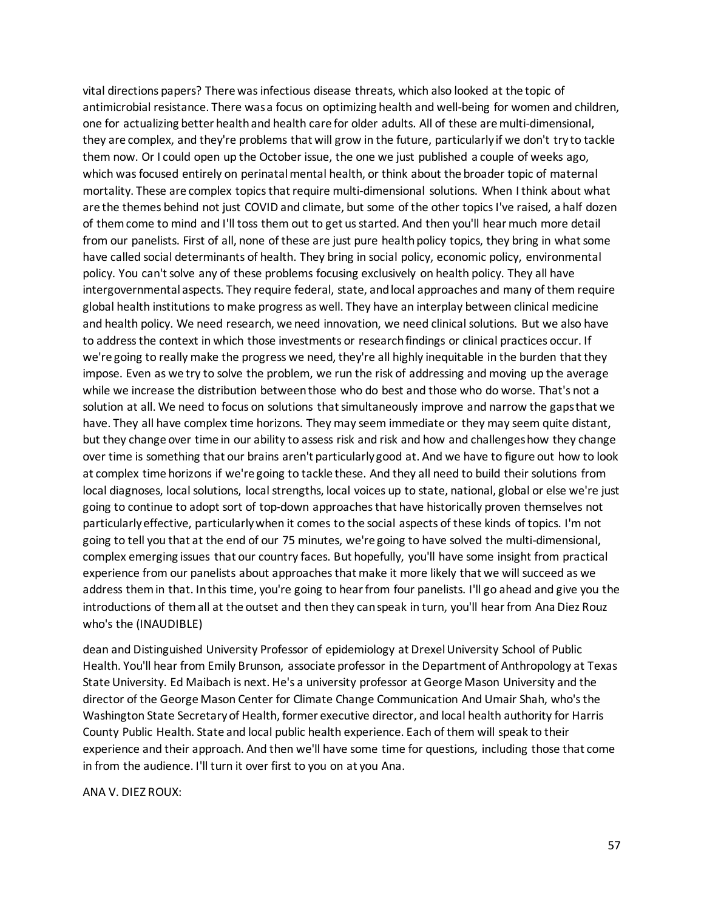vital directions papers? There was infectious disease threats, which also looked at the topic of antimicrobial resistance. There was a focus on optimizing health and well-being for women and children, one for actualizing better health and health care for older adults. All of these are multi-dimensional, they are complex, and they're problems that will grow in the future, particularly if we don't try to tackle them now. Or I could open up the October issue, the one we just published a couple of weeks ago, which was focused entirely on perinatal mental health, or think about the broader topic of maternal mortality. These are complex topics that require multi-dimensional solutions. When I think about what are the themes behind not just COVID and climate, but some of the other topics I've raised, a half dozen of them come to mind and I'll toss them out to get us started. And then you'll hear much more detail from our panelists. First of all, none of these are just pure health policy topics, they bring in what some have called social determinants of health. They bring in social policy, economic policy, environmental policy. You can't solve any of these problems focusing exclusively on health policy. They all have intergovernmental aspects. They require federal, state, and local approaches and many of them require global health institutions to make progress as well. They have an interplay between clinical medicine and health policy. We need research, we need innovation, we need clinical solutions. But we also have to address the context in which those investments or research findings or clinical practices occur. If we're going to really make the progress we need, they're all highly inequitable in the burden that they impose. Even as we try to solve the problem, we run the risk of addressing and moving up the average while we increase the distribution between those who do best and those who do worse. That's not a solution at all. We need to focus on solutions that simultaneously improve and narrow the gaps that we have. They all have complex time horizons. They may seem immediate or they may seem quite distant, but they change over time in our ability to assess risk and risk and how and challenges how they change over time is something that our brains aren't particularly good at. And we have to figure out how to look at complex time horizons if we're going to tackle these. And they all need to build their solutions from local diagnoses, local solutions, local strengths, local voices up to state, national, global or else we're just going to continue to adopt sort of top-down approaches that have historically proven themselves not particularly effective, particularly when it comes to the social aspects of these kinds of topics. I'm not going to tell you that at the end of our 75 minutes, we're going to have solved the multi-dimensional, complex emerging issues that our country faces. But hopefully, you'll have some insight from practical experience from our panelists about approaches that make it more likely that we will succeed as we address them in that. In this time, you're going to hear from four panelists. I'll go ahead and give you the introductions of them all at the outset and then they can speak in turn, you'll hear from Ana Diez Rouz who's the (INAUDIBLE)

dean and Distinguished University Professor of epidemiology at Drexel University School of Public Health. You'll hear from Emily Brunson, associate professor in the Department of Anthropology at Texas State University. Ed Maibach is next. He's a university professor at George Mason University and the director of the George Mason Center for Climate Change Communication And Umair Shah, who's the Washington State Secretary of Health, former executive director, and local health authority for Harris County Public Health. State and local public health experience. Each of them will speak to their experience and their approach. And then we'll have some time for questions, including those that come in from the audience. I'll turn it over first to you on at you Ana.

ANA V. DIEZ ROUX: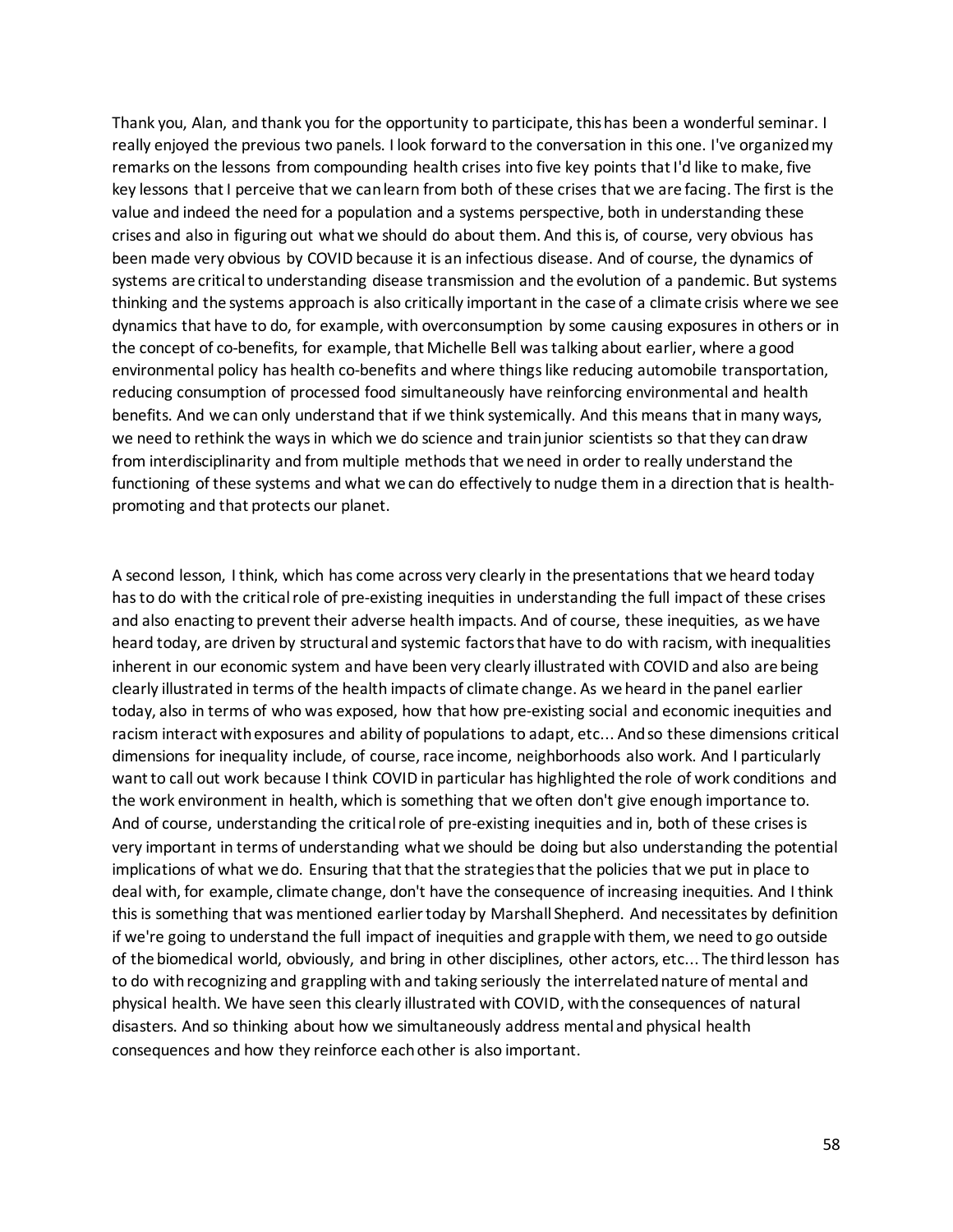Thank you, Alan, and thank you for the opportunity to participate, this has been a wonderful seminar. I really enjoyed the previous two panels. I look forward to the conversation in this one. I've organized my remarks on the lessons from compounding health crises into five key points that I'd like to make, five key lessons that I perceive that we can learn from both of these crises that we are facing. The first is the value and indeed the need for a population and a systems perspective, both in understanding these crises and also in figuring out what we should do about them. And this is, of course, very obvious has been made very obvious by COVID because it is an infectious disease. And of course, the dynamics of systems are critical to understanding disease transmission and the evolution of a pandemic. But systems thinking and the systems approach is also critically important in the case of a climate crisis where we see dynamics that have to do, for example, with overconsumption by some causing exposures in others or in the concept of co-benefits, for example, that Michelle Bell was talking about earlier, where a good environmental policy has health co-benefits and where things like reducing automobile transportation, reducing consumption of processed food simultaneously have reinforcing environmental and health benefits. And we can only understand that if we think systemically. And this means that in many ways, we need to rethink the ways in which we do science and train junior scientists so that they can draw from interdisciplinarity and from multiple methods that we need in order to really understand the functioning of these systems and what we can do effectively to nudge them in a direction that is health-promoting and that protects our planet.

A second lesson, I think, which has come across very clearly in the presentations that we heard today has to do with the critical role of pre-existing inequities in understanding the full impact of these crises and also enacting to prevent their adverse health impacts. And of course, these inequities, as we have heard today, are driven by structural and systemic factors that have to do with racism, with inequalities inherent in our economic system and have been very clearly illustrated with COVID and also are being clearly illustrated in terms of the health impacts of climate change. As we heard in the panel earlier today, also in terms of who was exposed, how that how pre-existing social and economic inequities and racism interact with exposures and ability of populations to adapt, etc... And so these dimensions critical dimensions for inequality include, of course, race income, neighborhoods also work. And I particularly want to call out work because I think COVID in particular has highlighted the role of work conditions and the work environment in health, which is something that we often don't give enough importance to. And of course, understanding the critical role of pre-existing inequities and in, both of these crises is very important in terms of understanding what we should be doing but also understanding the potential implications of what we do. Ensuring that that the strategies that the policies that we put in place to deal with, for example, climate change, don't have the consequence of increasing inequities. And I think this is something that was mentioned earlier today by Marshall Shepherd. And necessitates by definition if we're going to understand the full impact of inequities and grapple with them, we need to go outside of the biomedical world, obviously, and bring in other disciplines, other actors, etc... The third lesson has to do with recognizing and grappling with and taking seriously the interrelated nature of mental and physical health. We have seen this clearly illustrated with COVID, with the consequences of natural disasters. And so thinking about how we simultaneously address mental and physical health consequences and how they reinforce each other is also important.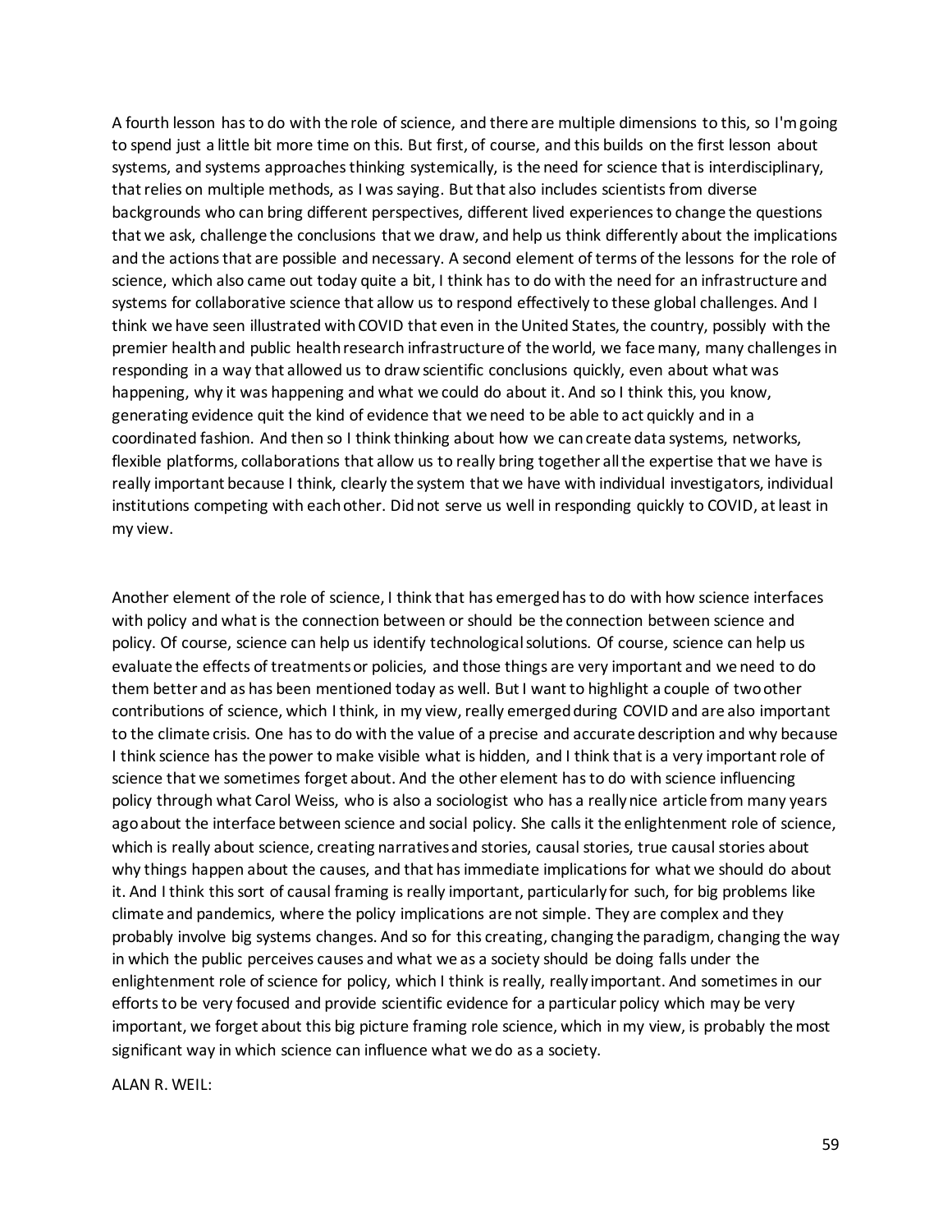A fourth lesson has to do with the role of science, and there are multiple dimensions to this, so I'm going to spend just a little bit more time on this. But first, of course, and this builds on the first lesson about systems, and systems approaches thinking systemically, is the need for science that is interdisciplinary, that relies on multiple methods, as I was saying. But that also includes scientists from diverse backgrounds who can bring different perspectives, different lived experiences to change the questions that we ask, challenge the conclusions that we draw, and help us think differently about the implications and the actions that are possible and necessary. A second element of terms of the lessons for the role of science, which also came out today quite a bit, I think has to do with the need for an infrastructure and systems for collaborative science that allow us to respond effectively to these global challenges. And I think we have seen illustrated with COVID that even in the United States, the country, possibly with the premier health and public health research infrastructure of the world, we face many, many challenges in responding in a way that allowed us to draw scientific conclusions quickly, even about what was happening, why it was happening and what we could do about it. And so I think this, you know, generating evidence quit the kind of evidence that we need to be able to act quickly and in a coordinated fashion. And then so I think thinking about how we can create data systems, networks, flexible platforms, collaborations that allow us to really bring together all the expertise that we have is really important because I think, clearly the system that we have with individual investigators, individual institutions competing with each other. Did not serve us well in responding quickly to COVID, at least in my view.

Another element of the role of science, I think that has emerged has to do with how science interfaces with policy and what is the connection between or should be the connection between science and policy. Of course, science can help us identify technological solutions. Of course, science can help us evaluate the effects of treatments or policies, and those things are very important and we need to do them better and as has been mentioned today as well. But I want to highlight a couple of two other contributions of science, which I think, in my view, really emerged during COVID and are also important to the climate crisis. One has to do with the value of a precise and accurate description and why because I think science has the power to make visible what is hidden, and I think that is a very important role of science that we sometimes forget about. And the other element has to do with science influencing policy through what Carol Weiss, who is also a sociologist who has a really nice article from many years ago about the interface between science and social policy. She calls it the enlightenment role of science, which is really about science, creating narratives and stories, causal stories, true causal stories about why things happen about the causes, and that has immediate implications for what we should do about it. And I think this sort of causal framing is really important, particularly for such, for big problems like climate and pandemics, where the policy implications are not simple. They are complex and they probably involve big systems changes. And so for this creating, changing the paradigm, changing the way in which the public perceives causes and what we as a society should be doing falls under the enlightenment role of science for policy, which I think is really, really important. And sometimes in our efforts to be very focused and provide scientific evidence for a particular policy which may be very important, we forget about this big picture framing role science, which in my view, is probably the most significant way in which science can influence what we do as a society.

ALAN R. WEIL: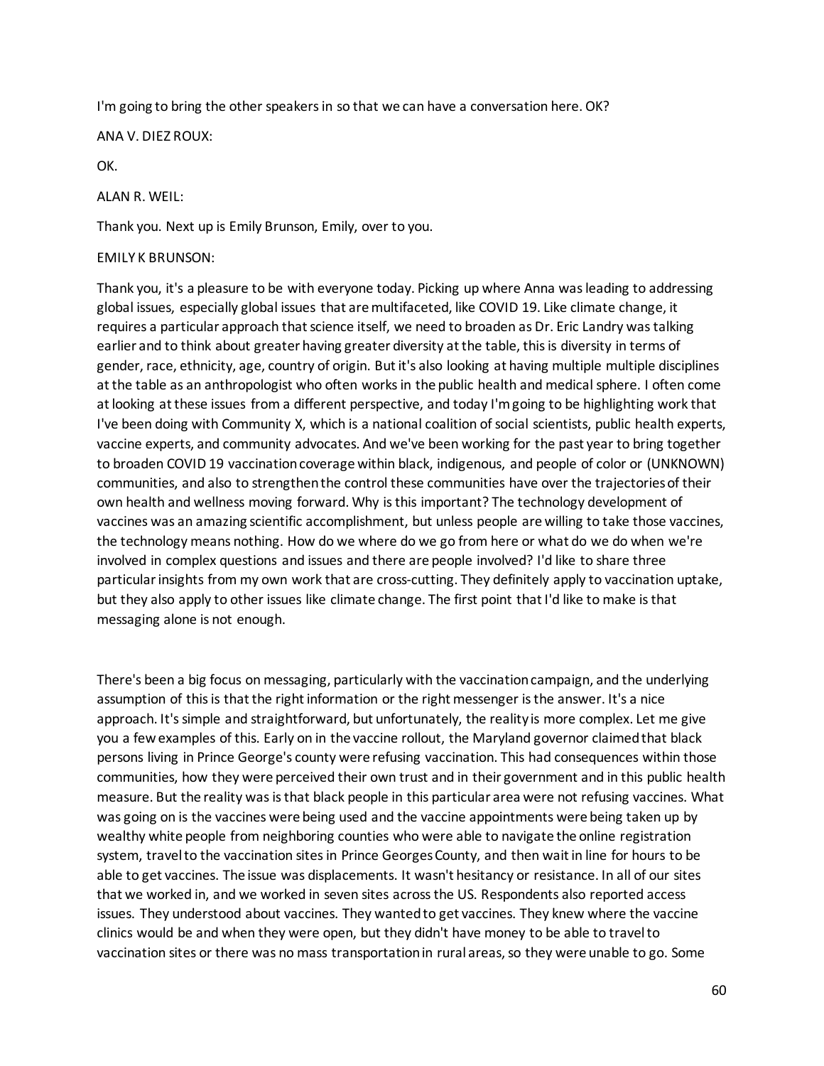I'm going to bring the other speakers in so that we can have a conversation here. OK?

ANA V. DIEZ ROUX:

OK.

ALAN R. WEIL:

Thank you. Next up is Emily Brunson, Emily, over to you.

EMILY K BRUNSON:

Thank you, it's a pleasure to be with everyone today. Picking up where Anna was leading to addressing global issues, especially global issues that are multifaceted, like COVID 19. Like climate change, it requires a particular approach that science itself, we need to broaden as Dr. Eric Landry was talking earlier and to think about greater having greater diversity at the table, this is diversity in terms of gender, race, ethnicity, age, country of origin. But it's also looking at having multiple multiple disciplines at the table as an anthropologist who often works in the public health and medical sphere. I often come at looking at these issues from a different perspective, and today I'm going to be highlighting work that I've been doing with Community X, which is a national coalition of social scientists, public health experts, vaccine experts, and community advocates. And we've been working for the past year to bring together to broaden COVID 19 vaccination coverage within black, indigenous, and people of color or (UNKNOWN) communities, and also to strengthen the control these communities have over the trajectories of their own health and wellness moving forward. Why is this important? The technology development of vaccines was an amazing scientific accomplishment, but unless people are willing to take those vaccines, the technology means nothing. How do we where do we go from here or what do we do when we're involved in complex questions and issues and there are people involved? I'd like to share three particular insights from my own work that are cross-cutting. They definitely apply to vaccination uptake, but they also apply to other issues like climate change. The first point that I'd like to make is that messaging alone is not enough.

There's been a big focus on messaging, particularly with the vaccination campaign, and the underlying assumption of this is that the right information or the right messenger is the answer. It's a nice approach. It's simple and straightforward, but unfortunately, the reality is more complex. Let me give you a few examples of this. Early on in the vaccine rollout, the Maryland governor claimed that black persons living in Prince George's county were refusing vaccination. This had consequences within those communities, how they were perceived their own trust and in their government and in this public health measure. But the reality was is that black people in this particular area were not refusing vaccines. What was going on is the vaccines were being used and the vaccine appointments were being taken up by wealthy white people from neighboring counties who were able to navigate the online registration system, travel to the vaccination sites in Prince Georges County, and then wait in line for hours to be able to get vaccines. The issue was displacements. It wasn't hesitancy or resistance. In all of our sites that we worked in, and we worked in seven sites across the US. Respondents also reported access issues. They understood about vaccines. They wanted to get vaccines. They knew where the vaccine clinics would be and when they were open, but they didn't have money to be able to travel to vaccination sites or there was no mass transportation in rural areas, so they were unable to go. Some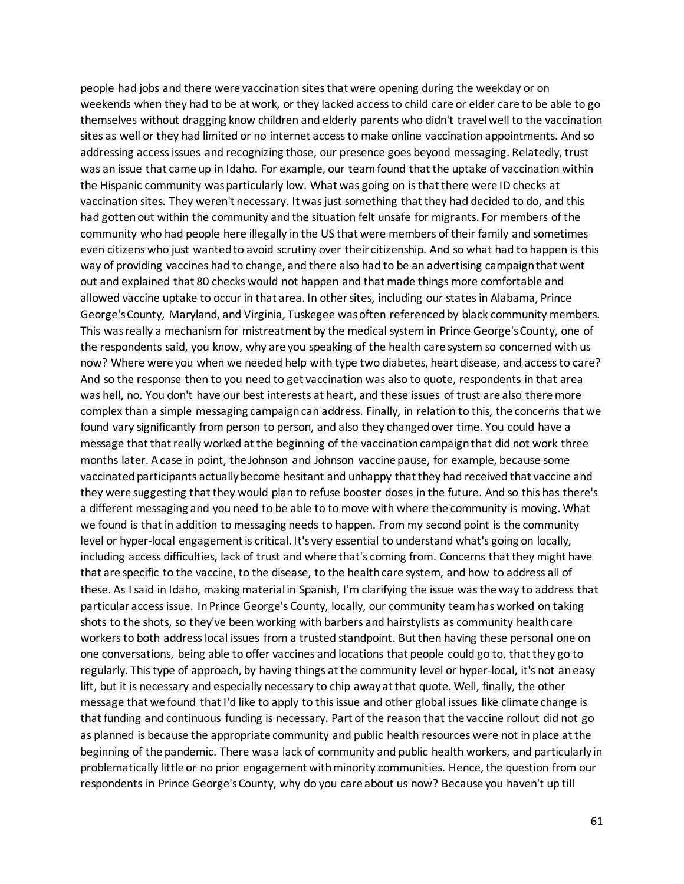people had jobs and there were vaccination sites that were opening during the weekday or on weekends when they had to be at work, or they lacked access to child care or elder care to be able to go themselves without dragging know children and elderly parents who didn't travel well to the vaccination sites as well or they had limited or no internet access to make online vaccination appointments. And so addressing access issues and recognizing those, our presence goes beyond messaging. Relatedly, trust was an issue that came up in Idaho. For example, our team found that the uptake of vaccination within the Hispanic community was particularly low. What was going on is that there were ID checks at vaccination sites. They weren't necessary. It was just something that they had decided to do, and this had gotten out within the community and the situation felt unsafe for migrants. For members of the community who had people here illegally in the US that were members of their family and sometimes even citizens who just wanted to avoid scrutiny over their citizenship. And so what had to happen is this way of providing vaccines had to change, and there also had to be an advertising campaign that went out and explained that 80 checks would not happen and that made things more comfortable and allowed vaccine uptake to occur in that area. In other sites, including our states in Alabama, Prince George's County, Maryland, and Virginia, Tuskegee was often referenced by black community members. This was really a mechanism for mistreatment by the medical system in Prince George's County, one of the respondents said, you know, why are you speaking of the health care system so concerned with us now? Where were you when we needed help with type two diabetes, heart disease, and access to care? And so the response then to you need to get vaccination was also to quote, respondents in that area was hell, no. You don't have our best interests at heart, and these issues of trust are also there more complex than a simple messaging campaign can address. Finally, in relation to this, the concerns that we found vary significantly from person to person, and also they changed over time. You could have a message that that really worked at the beginning of the vaccination campaign that did not work three months later. A case in point, the Johnson and Johnson vaccine pause, for example, because some vaccinated participants actually become hesitant and unhappy that they had received that vaccine and they were suggesting that they would plan to refuse booster doses in the future. And so this has there's a different messaging and you need to be able to to move with where the community is moving. What we found is that in addition to messaging needs to happen. From my second point is the community level or hyper-local engagement is critical. It's very essential to understand what's going on locally, including access difficulties, lack of trust and where that's coming from. Concerns that they might have that are specific to the vaccine, to the disease, to the health care system, and how to address all of these. As I said in Idaho, making material in Spanish, I'm clarifying the issue was the way to address that particular access issue. In Prince George's County, locally, our community team has worked on taking shots to the shots, so they've been working with barbers and hairstylists as community health care workers to both address local issues from a trusted standpoint. But then having these personal one on one conversations, being able to offer vaccines and locations that people could go to, that they go to regularly. This type of approach, by having things at the community level or hyper-local, it's not an easy lift, but it is necessary and especially necessary to chip away at that quote. Well, finally, the other message that we found that I'd like to apply to this issue and other global issues like climate change is that funding and continuous funding is necessary. Part of the reason that the vaccine rollout did not go as planned is because the appropriate community and public health resources were not in place at the beginning of the pandemic. There was a lack of community and public health workers, and particularly in problematically little or no prior engagement with minority communities. Hence, the question from our respondents in Prince George's County, why do you care about us now? Because you haven't up till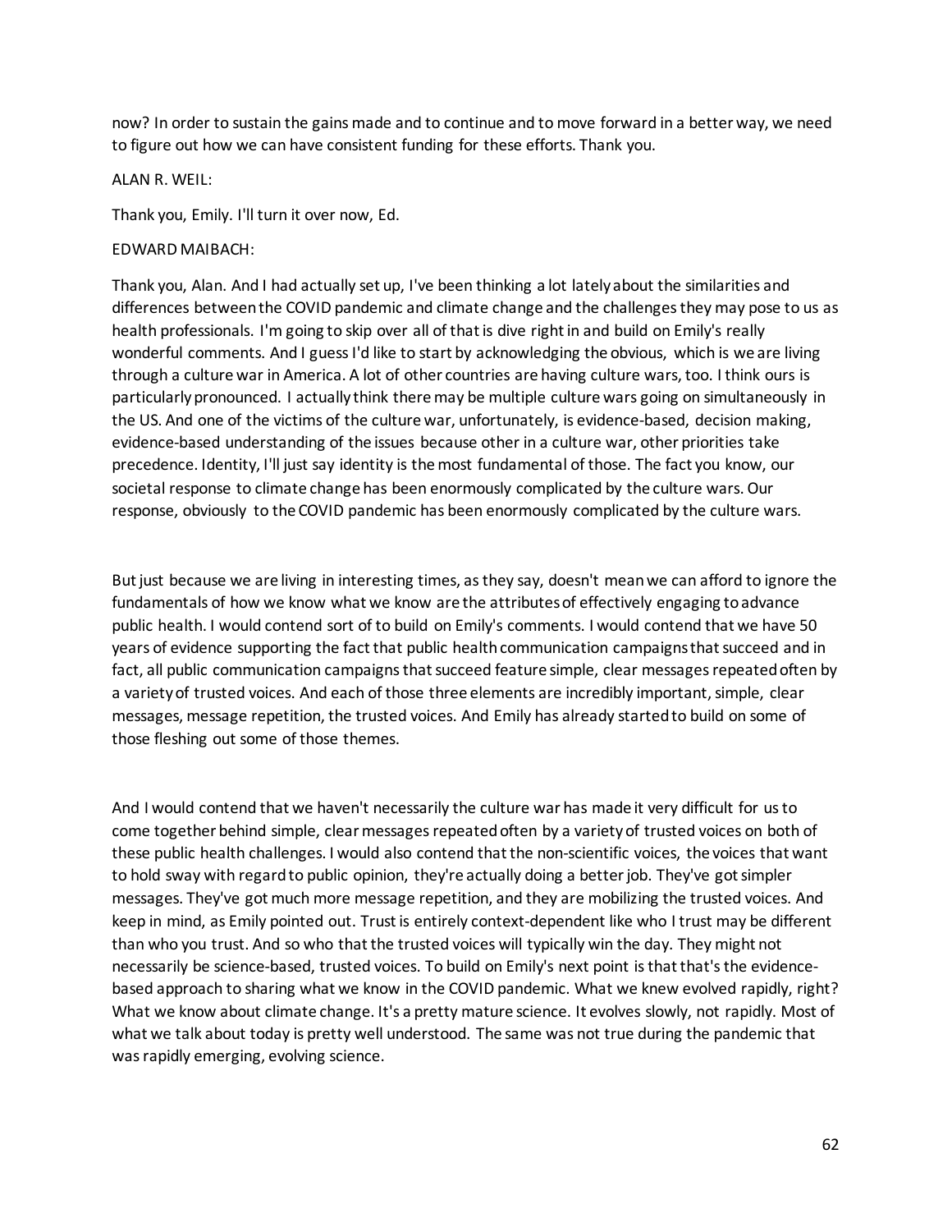now? In order to sustain the gains made and to continue and to move forward in a better way, we need to figure out how we can have consistent funding for these efforts. Thank you.

ALAN R. WEIL:

Thank you, Emily. I'll turn it over now, Ed.

EDWARD MAIBACH:

Thank you, Alan. And I had actually set up, I've been thinking a lot lately about the similarities and differences between the COVID pandemic and climate change and the challenges they may pose to us as health professionals. I'm going to skip over all of that is dive right in and build on Emily's really wonderful comments. And I guess I'd like to start by acknowledging the obvious, which is we are living through a culture war in America. A lot of other countries are having culture wars, too. I think ours is particularly pronounced. I actually think there may be multiple culture wars going on simultaneously in the US. And one of the victims of the culture war, unfortunately, is evidence-based, decision making, evidence-based understanding of the issues because other in a culture war, other priorities take precedence. Identity, I'll just say identity is the most fundamental of those. The fact you know, our societal response to climate change has been enormously complicated by the culture wars. Our response, obviously to the COVID pandemic has been enormously complicated by the culture wars.

But just because we are living in interesting times, as they say, doesn't mean we can afford to ignore the fundamentals of how we know what we know are the attributes of effectively engaging to advance public health. I would contend sort of to build on Emily's comments. I would contend that we have 50 years of evidence supporting the fact that public health communication campaigns that succeed and in fact, all public communication campaigns that succeed feature simple, clear messages repeated often by a variety of trusted voices. And each of those three elements are incredibly important, simple, clear messages, message repetition, the trusted voices. And Emily has already started to build on some of those fleshing out some of those themes.

And I would contend that we haven't necessarily the culture war has made it very difficult for us to come together behind simple, clear messages repeated often by a variety of trusted voices on both of these public health challenges. I would also contend that the non-scientific voices, the voices that want to hold sway with regard to public opinion, they're actually doing a better job. They've got simpler messages. They've got much more message repetition, and they are mobilizing the trusted voices. And keep in mind, as Emily pointed out. Trust is entirely context-dependent like who I trust may be different than who you trust. And so who that the trusted voices will typically win the day. They might not necessarily be science-based, trusted voices. To build on Emily's next point is that that's the evidence-based approach to sharing what we know in the COVID pandemic. What we knew evolved rapidly, right? What we know about climate change. It's a pretty mature science. It evolves slowly, not rapidly. Most of what we talk about today is pretty well understood. The same was not true during the pandemic that was rapidly emerging, evolving science.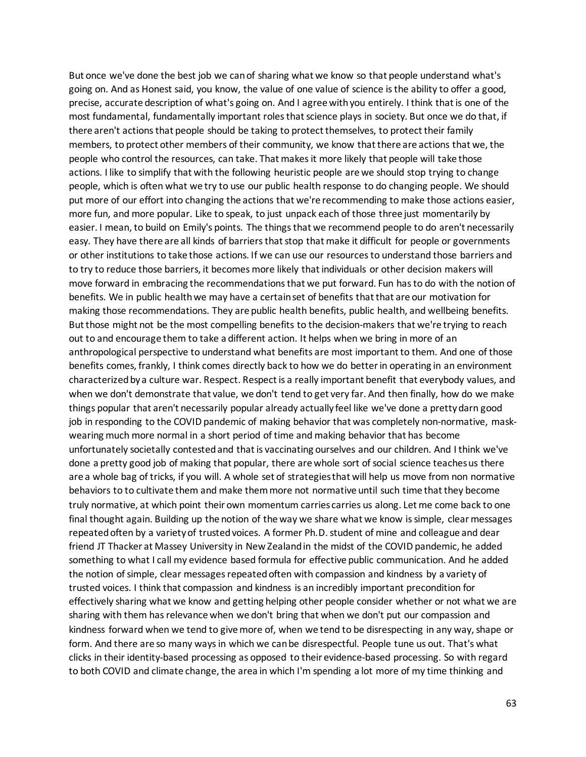But once we've done the best job we can of sharing what we know so that people understand what's going on. And as Honest said, you know, the value of one value of science is the ability to offer a good, precise, accurate description of what's going on. And I agree with you entirely. I think that is one of the most fundamental, fundamentally important roles that science plays in society. But once we do that, if there aren't actions that people should be taking to protect themselves, to protect their family members, to protect other members of their community, we know that there are actions that we, the people who control the resources, can take. That makes it more likely that people will take those actions. I like to simplify that with the following heuristic people are we should stop trying to change people, which is often what we try to use our public health response to do changing people. We should put more of our effort into changing the actions that we're recommending to make those actions easier, more fun, and more popular. Like to speak, to just unpack each of those three just momentarily by easier. I mean, to build on Emily's points. The things that we recommend people to do aren't necessarily easy. They have there are all kinds of barriers that stop that make it difficult for people or governments or other institutions to take those actions. If we can use our resources to understand those barriers and to try to reduce those barriers, it becomes more likely that individuals or other decision makers will move forward in embracing the recommendations that we put forward. Fun has to do with the notion of benefits. We in public health we may have a certain set of benefits that that are our motivation for making those recommendations. They are public health benefits, public health, and wellbeing benefits. But those might not be the most compelling benefits to the decision-makers that we're trying to reach out to and encourage them to take a different action. It helps when we bring in more of an anthropological perspective to understand what benefits are most important to them. And one of those benefits comes, frankly, I think comes directly back to how we do better in operating in an environment characterized by a culture war. Respect. Respect is a really important benefit that everybody values, and when we don't demonstrate that value, we don't tend to get very far. And then finally, how do we make things popular that aren't necessarily popular already actually feel like we've done a pretty darn good job in responding to the COVID pandemic of making behavior that was completely non-normative, mask-wearing much more normal in a short period of time and making behavior that has become unfortunately societally contested and that is vaccinating ourselves and our children. And I think we've done a pretty good job of making that popular, there are whole sort of social science teaches us there are a whole bag of tricks, if you will. A whole set of strategies that will help us move from non normative behaviors to to cultivate them and make them more not normative until such time that they become truly normative, at which point their own momentum carries carries us along. Let me come back to one final thought again. Building up the notion of the way we share what we know is simple, clear messages repeated often by a variety of trusted voices. A former Ph.D. student of mine and colleague and dear friend JT Thacker at Massey University in New Zealand in the midst of the COVID pandemic, he added something to what I call my evidence based formula for effective public communication. And he added the notion of simple, clear messages repeated often with compassion and kindness by a variety of trusted voices. I think that compassion and kindness is an incredibly important precondition for effectively sharing what we know and getting helping other people consider whether or not what we are sharing with them has relevance when we don't bring that when we don't put our compassion and kindness forward when we tend to give more of, when we tend to be disrespecting in any way, shape or form. And there are so many ways in which we can be disrespectful. People tune us out. That's what clicks in their identity-based processing as opposed to their evidence-based processing. So with regard to both COVID and climate change, the area in which I'm spending a lot more of my time thinking and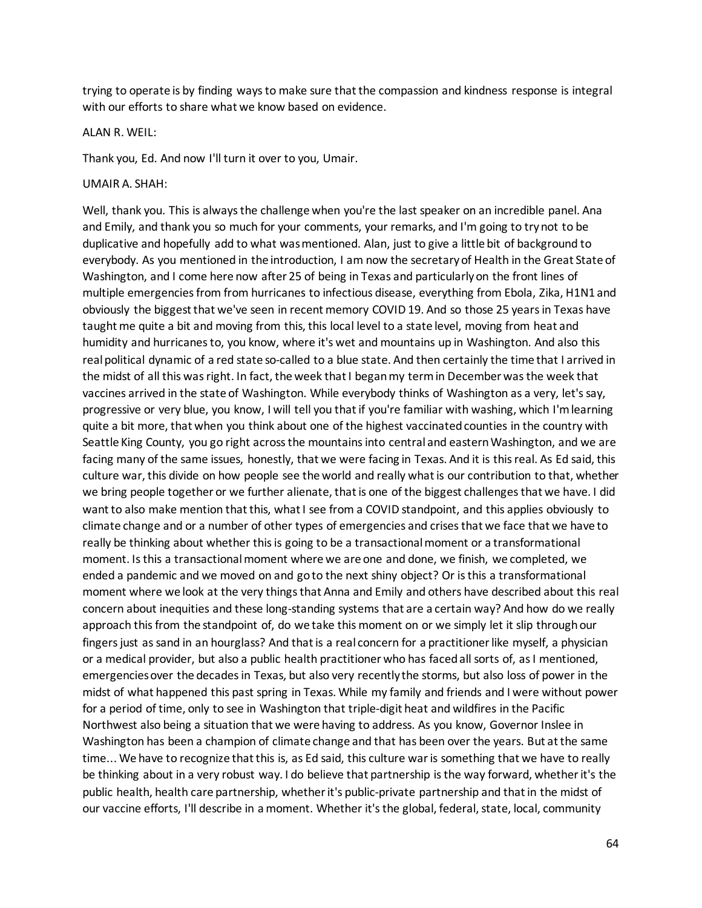trying to operate is by finding ways to make sure that the compassion and kindness response is integral with our efforts to share what we know based on evidence.

ALAN R. WEIL:

Thank you, Ed. And now I'll turn it over to you, Umair.

UMAIR A. SHAH:

Well, thank you. This is always the challenge when you're the last speaker on an incredible panel. Ana and Emily, and thank you so much for your comments, your remarks, and I'm going to try not to be duplicative and hopefully add to what was mentioned. Alan, just to give a little bit of background to everybody. As you mentioned in the introduction, I am now the secretary of Health in the Great State of Washington, and I come here now after 25 of being in Texas and particularly on the front lines of multiple emergencies from from hurricanes to infectious disease, everything from Ebola, Zika, H1N1 and obviously the biggest that we've seen in recent memory COVID 19. And so those 25 years in Texas have taught me quite a bit and moving from this, this local level to a state level, moving from heat and humidity and hurricanes to, you know, where it's wet and mountains up in Washington. And also this real political dynamic of a red state so-called to a blue state. And then certainly the time that I arrived in the midst of all this was right. In fact, the week that I began my term in December was the week that vaccines arrived in the state of Washington. While everybody thinks of Washington as a very, let's say, progressive or very blue, you know, I will tell you that if you're familiar with washing, which I'm learning quite a bit more, that when you think about one of the highest vaccinated counties in the country with Seattle King County, you go right across the mountains into central and eastern Washington, and we are facing many of the same issues, honestly, that we were facing in Texas. And it is this real. As Ed said, this culture war, this divide on how people see the world and really what is our contribution to that, whether we bring people together or we further alienate, that is one of the biggest challenges that we have. I did want to also make mention that this, what I see from a COVID standpoint, and this applies obviously to climate change and or a number of other types of emergencies and crises that we face that we have to really be thinking about whether this is going to be a transactional moment or a transformational moment. Is this a transactional moment where we are one and done, we finish, we completed, we ended a pandemic and we moved on and go to the next shiny object? Or is this a transformational moment where we look at the very things that Anna and Emily and others have described about this real concern about inequities and these long-standing systems that are a certain way? And how do we really approach this from the standpoint of, do we take this moment on or we simply let it slip through our fingers just as sand in an hourglass? And that is a real concern for a practitioner like myself, a physician or a medical provider, but also a public health practitioner who has faced all sorts of, as I mentioned, emergencies over the decades in Texas, but also very recently the storms, but also loss of power in the midst of what happened this past spring in Texas. While my family and friends and I were without power for a period of time, only to see in Washington that triple-digit heat and wildfires in the Pacific Northwest also being a situation that we were having to address. As you know, Governor Inslee in Washington has been a champion of climate change and that has been over the years. But at the same time... We have to recognize that this is, as Ed said, this culture war is something that we have to really be thinking about in a very robust way. I do believe that partnership is the way forward, whether it's the public health, health care partnership, whether it's public-private partnership and that in the midst of our vaccine efforts, I'll describe in a moment. Whether it's the global, federal, state, local, community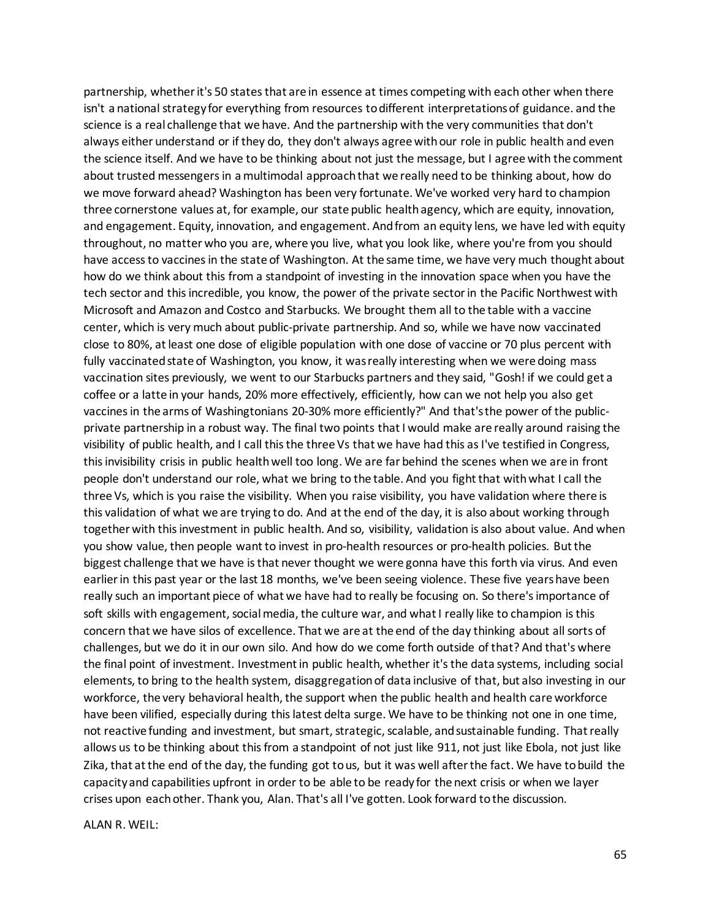partnership, whether it's 50 states that are in essence at times competing with each other when there isn't a national strategy for everything from resources to different interpretations of guidance. and the science is a real challenge that we have. And the partnership with the very communities that don't always either understand or if they do, they don't always agree with our role in public health and even the science itself. And we have to be thinking about not just the message, but I agree with the comment about trusted messengers in a multimodal approach that we really need to be thinking about, how do we move forward ahead? Washington has been very fortunate. We've worked very hard to champion three cornerstone values at, for example, our state public health agency, which are equity, innovation, and engagement. Equity, innovation, and engagement. And from an equity lens, we have led with equity throughout, no matter who you are, where you live, what you look like, where you're from you should have access to vaccines in the state of Washington. At the same time, we have very much thought about how do we think about this from a standpoint of investing in the innovation space when you have the tech sector and this incredible, you know, the power of the private sector in the Pacific Northwest with Microsoft and Amazon and Costco and Starbucks. We brought them all to the table with a vaccine center, which is very much about public-private partnership. And so, while we have now vaccinated close to 80%, at least one dose of eligible population with one dose of vaccine or 70 plus percent with fully vaccinated state of Washington, you know, it was really interesting when we were doing mass vaccination sites previously, we went to our Starbucks partners and they said, "Gosh! if we could get a coffee or a latte in your hands, 20% more effectively, efficiently, how can we not help you also get vaccines in the arms of Washingtonians 20-30% more efficiently?" And that's the power of the public-private partnership in a robust way. The final two points that I would make are really around raising the visibility of public health, and I call this the three Vs that we have had this as I've testified in Congress, this invisibility crisis in public health well too long. We are far behind the scenes when we are in front people don't understand our role, what we bring to the table. And you fight that with what I call the three Vs, which is you raise the visibility. When you raise visibility, you have validation where there is this validation of what we are trying to do. And at the end of the day, it is also about working through together with this investment in public health. And so, visibility, validation is also about value. And when you show value, then people want to invest in pro-health resources or pro-health policies. But the biggest challenge that we have is that never thought we were gonna have this forth via virus. And even earlier in this past year or the last 18 months, we've been seeing violence. These five years have been really such an important piece of what we have had to really be focusing on. So there's importance of soft skills with engagement, social media, the culture war, and what I really like to champion is this concern that we have silos of excellence. That we are at the end of the day thinking about all sorts of challenges, but we do it in our own silo. And how do we come forth outside of that? And that's where the final point of investment. Investment in public health, whether it's the data systems, including social elements, to bring to the health system, disaggregation of data inclusive of that, but also investing in our workforce, the very behavioral health, the support when the public health and health care workforce have been vilified, especially during this latest delta surge. We have to be thinking not one in one time, not reactive funding and investment, but smart, strategic, scalable, and sustainable funding. That really allows us to be thinking about this from a standpoint of not just like 911, not just like Ebola, not just like Zika, that at the end of the day, the funding got to us, but it was well after the fact. We have to build the capacity and capabilities upfront in order to be able to be ready for the next crisis or when we layer crises upon each other. Thank you, Alan. That's all I've gotten. Look forward to the discussion.

ALAN R. WEIL: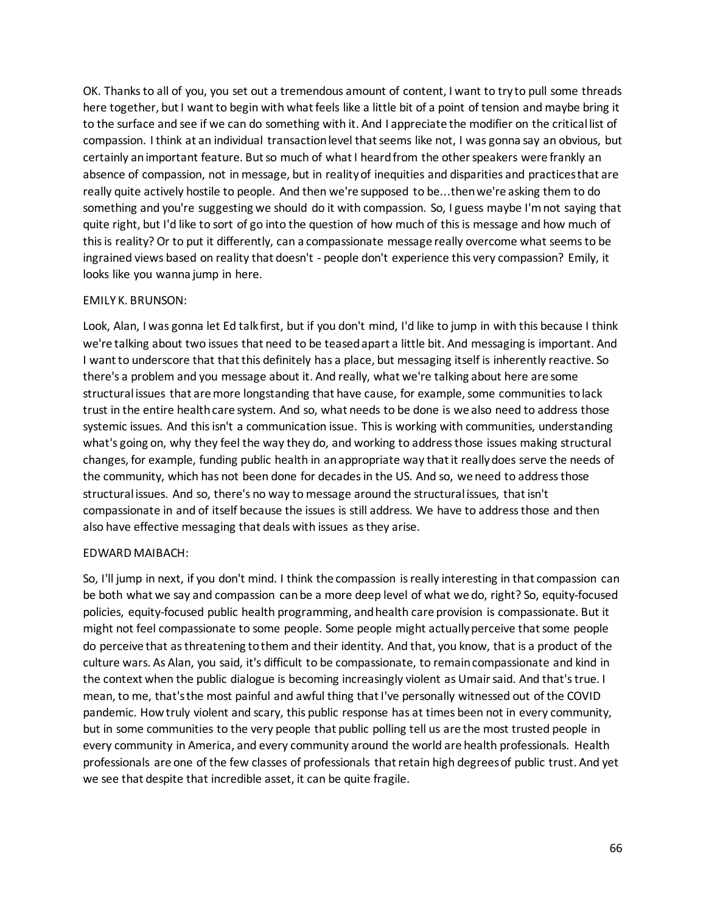OK. Thanks to all of you, you set out a tremendous amount of content, I want to try to pull some threads here together, but I want to begin with what feels like a little bit of a point of tension and maybe bring it to the surface and see if we can do something with it. And I appreciate the modifier on the critical list of compassion. I think at an individual transaction level that seems like not, I was gonna say an obvious, but certainly an important feature. But so much of what I heard from the other speakers were frankly an absence of compassion, not in message, but in reality of inequities and disparities and practices that are really quite actively hostile to people. And then we're supposed to be...then we're asking them to do something and you're suggesting we should do it with compassion. So, I guess maybe I'm not saying that quite right, but I'd like to sort of go into the question of how much of this is message and how much of this is reality? Or to put it differently, can a compassionate message really overcome what seems to be ingrained views based on reality that doesn't - people don't experience this very compassion? Emily, it looks like you wanna jump in here.

EMILY K. BRUNSON:

Look, Alan, I was gonna let Ed talk first, but if you don't mind, I'd like to jump in with this because I think we're talking about two issues that need to be teased apart a little bit. And messaging is important. And I want to underscore that that this definitely has a place, but messaging itself is inherently reactive. So there's a problem and you message about it. And really, what we're talking about here are some structural issues that are more longstanding that have cause, for example, some communities to lack trust in the entire health care system. And so, what needs to be done is we also need to address those systemic issues. And this isn't a communication issue. This is working with communities, understanding what's going on, why they feel the way they do, and working to address those issues making structural changes, for example, funding public health in an appropriate way that it really does serve the needs of the community, which has not been done for decades in the US. And so, we need to address those structural issues. And so, there's no way to message around the structural issues, that isn't compassionate in and of itself because the issues is still address. We have to address those and then also have effective messaging that deals with issues as they arise.

EDWARD MAIBACH:

So, I'll jump in next, if you don't mind. I think the compassion is really interesting in that compassion can be both what we say and compassion can be a more deep level of what we do, right? So, equity-focused policies, equity-focused public health programming, and health care provision is compassionate. But it might not feel compassionate to some people. Some people might actually perceive that some people do perceive that as threatening to them and their identity. And that, you know, that is a product of the culture wars. As Alan, you said, it's difficult to be compassionate, to remain compassionate and kind in the context when the public dialogue is becoming increasingly violent as Umair said. And that's true. I mean, to me, that's the most painful and awful thing that I've personally witnessed out of the COVID pandemic. How truly violent and scary, this public response has at times been not in every community, but in some communities to the very people that public polling tell us are the most trusted people in every community in America, and every community around the world are health professionals. Health professionals are one of the few classes of professionals that retain high degrees of public trust. And yet we see that despite that incredible asset, it can be quite fragile.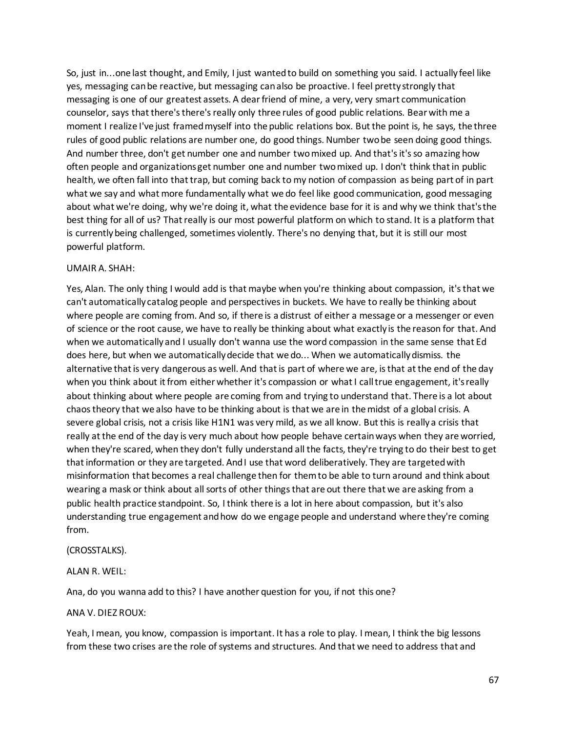So, just in…one last thought, and Emily, I just wanted to build on something you said. I actually feel like yes, messaging can be reactive, but messaging can also be proactive. I feel pretty strongly that messaging is one of our greatest assets. A dear friend of mine, a very, very smart communication counselor, says that there's there's really only three rules of good public relations. Bear with me a moment I realize I've just framed myself into the public relations box. But the point is, he says, the three rules of good public relations are number one, do good things. Number two be seen doing good things. And number three, don't get number one and number two mixed up. And that's it's so amazing how often people and organizations get number one and number two mixed up. I don't think that in public health, we often fall into that trap, but coming back to my notion of compassion as being part of in part what we say and what more fundamentally what we do feel like good communication, good messaging about what we're doing, why we're doing it, what the evidence base for it is and why we think that's the best thing for all of us? That really is our most powerful platform on which to stand. It is a platform that is currently being challenged, sometimes violently. There's no denying that, but it is still our most powerful platform.

UMAIR A. SHAH:

Yes, Alan. The only thing I would add is that maybe when you're thinking about compassion, it's that we can't automatically catalog people and perspectives in buckets. We have to really be thinking about where people are coming from. And so, if there is a distrust of either a message or a messenger or even of science or the root cause, we have to really be thinking about what exactly is the reason for that. And when we automatically and I usually don't wanna use the word compassion in the same sense that Ed does here, but when we automatically decide that we do… When we automatically dismiss. the alternative that is very dangerous as well. And that is part of where we are, is that at the end of the day when you think about it from either whether it's compassion or what I call true engagement, it's really about thinking about where people are coming from and trying to understand that. There is a lot about chaos theory that we also have to be thinking about is that we are in the midst of a global crisis. A severe global crisis, not a crisis like H1N1 was very mild, as we all know. But this is really a crisis that really at the end of the day is very much about how people behave certain ways when they are worried, when they're scared, when they don't fully understand all the facts, they're trying to do their best to get that information or they are targeted. And I use that word deliberatively. They are targeted with misinformation that becomes a real challenge then for them to be able to turn around and think about wearing a mask or think about all sorts of other things that are out there that we are asking from a public health practice standpoint. So, I think there is a lot in here about compassion, but it's also understanding true engagement and how do we engage people and understand where they're coming from.

(CROSSTALKS).

ALAN R. WEIL:

Ana, do you wanna add to this? I have another question for you, if not this one?

ANA V. DIEZ ROUX:

Yeah, I mean, you know, compassion is important. It has a role to play. I mean, I think the big lessons from these two crises are the role of systems and structures. And that we need to address that and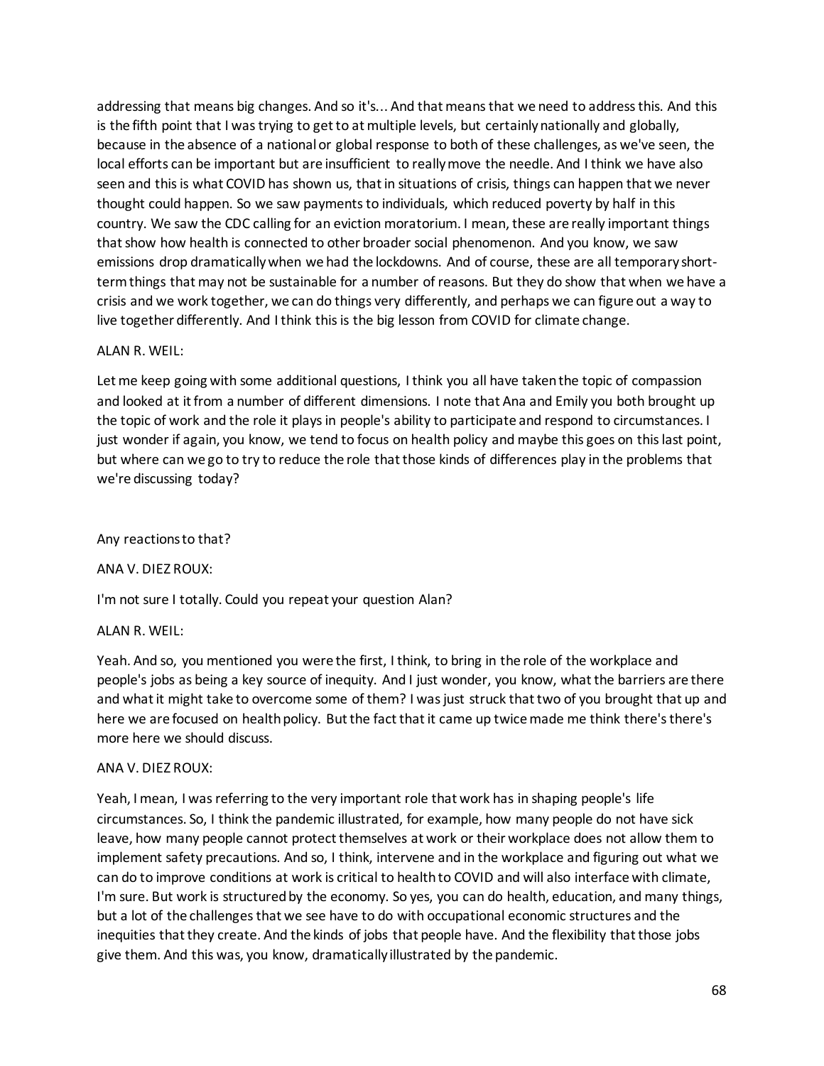addressing that means big changes. And so it's... And that means that we need to address this. And this is the fifth point that I was trying to get to at multiple levels, but certainly nationally and globally, because in the absence of a national or global response to both of these challenges, as we've seen, the local efforts can be important but are insufficient to really move the needle. And I think we have also seen and this is what COVID has shown us, that in situations of crisis, things can happen that we never thought could happen. So we saw payments to individuals, which reduced poverty by half in this country. We saw the CDC calling for an eviction moratorium. I mean, these are really important things that show how health is connected to other broader social phenomenon. And you know, we saw emissions drop dramatically when we had the lockdowns. And of course, these are all temporary short-term things that may not be sustainable for a number of reasons. But they do show that when we have a crisis and we work together, we can do things very differently, and perhaps we can figure out a way to live together differently. And I think this is the big lesson from COVID for climate change.

ALAN R. WEIL:

Let me keep going with some additional questions, I think you all have taken the topic of compassion and looked at it from a number of different dimensions. I note that Ana and Emily you both brought up the topic of work and the role it plays in people's ability to participate and respond to circumstances. I just wonder if again, you know, we tend to focus on health policy and maybe this goes on this last point, but where can we go to try to reduce the role that those kinds of differences play in the problems that we're discussing today?

Any reactions to that?

ANA V. DIEZ ROUX:

I'm not sure I totally. Could you repeat your question Alan?

ALAN R. WEIL:

Yeah. And so, you mentioned you were the first, I think, to bring in the role of the workplace and people's jobs as being a key source of inequity. And I just wonder, you know, what the barriers are there and what it might take to overcome some of them? I was just struck that two of you brought that up and here we are focused on health policy. But the fact that it came up twice made me think there's there's more here we should discuss.

ANA V. DIEZ ROUX:

Yeah, I mean, I was referring to the very important role that work has in shaping people's life circumstances. So, I think the pandemic illustrated, for example, how many people do not have sick leave, how many people cannot protect themselves at work or their workplace does not allow them to implement safety precautions. And so, I think, intervene and in the workplace and figuring out what we can do to improve conditions at work is critical to health to COVID and will also interface with climate, I'm sure. But work is structured by the economy. So yes, you can do health, education, and many things, but a lot of the challenges that we see have to do with occupational economic structures and the inequities that they create. And the kinds of jobs that people have. And the flexibility that those jobs give them. And this was, you know, dramatically illustrated by the pandemic.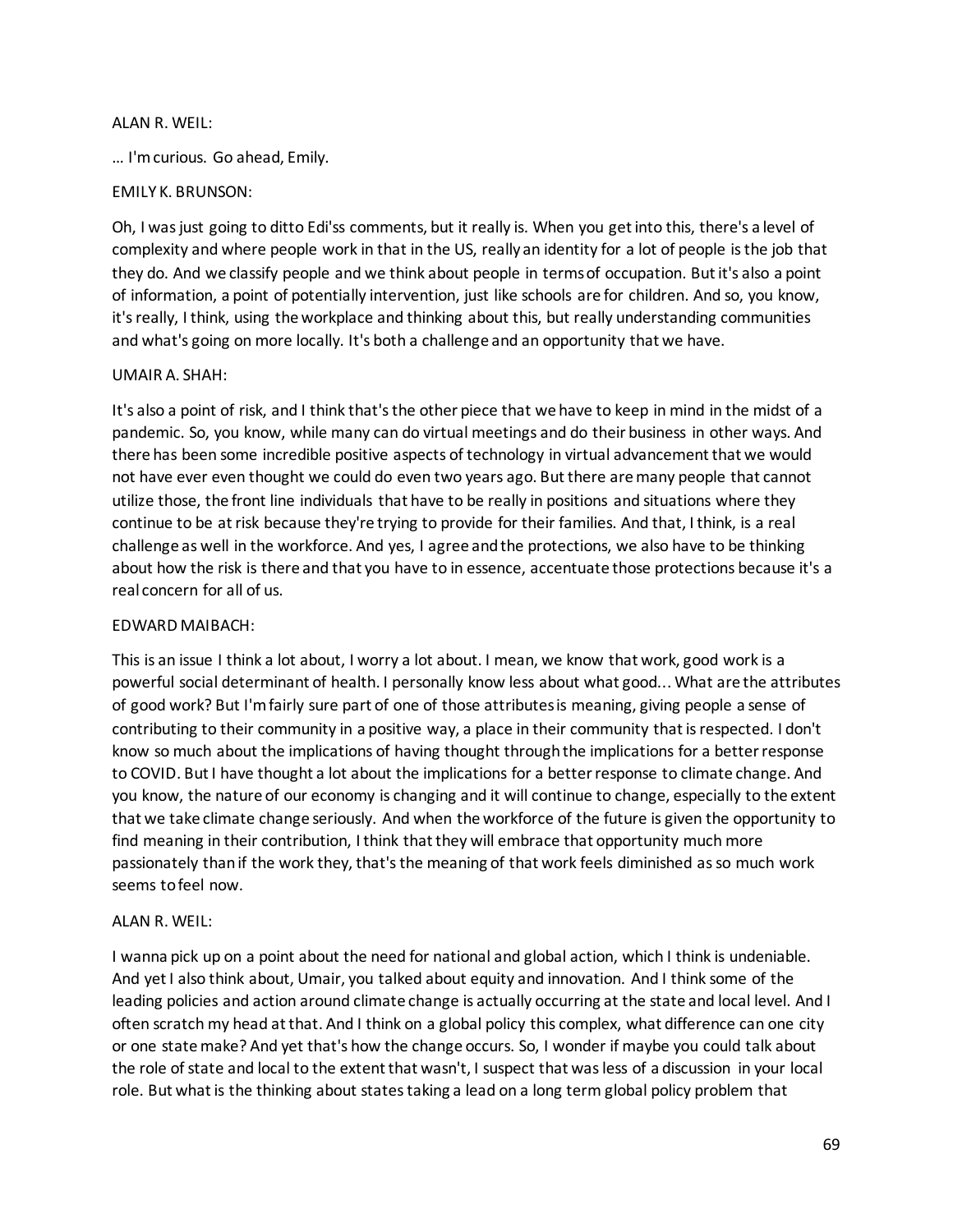ALAN R. WEIL:

... I'm curious. Go ahead, Emily.

EMILY K. BRUNSON:

Oh, I was just going to ditto Edi'ss comments, but it really is. When you get into this, there's a level of complexity and where people work in that in the US, really an identity for a lot of people is the job that they do. And we classify people and we think about people in terms of occupation. But it's also a point of information, a point of potentially intervention, just like schools are for children. And so, you know, it's really, I think, using the workplace and thinking about this, but really understanding communities and what's going on more locally. It's both a challenge and an opportunity that we have.

UMAIR A. SHAH:

It's also a point of risk, and I think that's the other piece that we have to keep in mind in the midst of a pandemic. So, you know, while many can do virtual meetings and do their business in other ways. And there has been some incredible positive aspects of technology in virtual advancement that we would not have ever even thought we could do even two years ago. But there are many people that cannot utilize those, the front line individuals that have to be really in positions and situations where they continue to be at risk because they're trying to provide for their families. And that, I think, is a real challenge as well in the workforce. And yes, I agree and the protections, we also have to be thinking about how the risk is there and that you have to in essence, accentuate those protections because it's a real concern for all of us.

EDWARD MAIBACH:

This is an issue I think a lot about, I worry a lot about. I mean, we know that work, good work is a powerful social determinant of health. I personally know less about what good... What are the attributes of good work? But I'm fairly sure part of one of those attributes is meaning, giving people a sense of contributing to their community in a positive way, a place in their community that is respected. I don't know so much about the implications of having thought through the implications for a better response to COVID. But I have thought a lot about the implications for a better response to climate change. And you know, the nature of our economy is changing and it will continue to change, especially to the extent that we take climate change seriously. And when the workforce of the future is given the opportunity to find meaning in their contribution, I think that they will embrace that opportunity much more passionately than if the work they, that's the meaning of that work feels diminished as so much work seems to feel now.

ALAN R. WEIL:

I wanna pick up on a point about the need for national and global action, which I think is undeniable. And yet I also think about, Umair, you talked about equity and innovation. And I think some of the leading policies and action around climate change is actually occurring at the state and local level. And I often scratch my head at that. And I think on a global policy this complex, what difference can one city or one state make? And yet that's how the change occurs. So, I wonder if maybe you could talk about the role of state and local to the extent that wasn't, I suspect that was less of a discussion in your local role. But what is the thinking about states taking a lead on a long term global policy problem that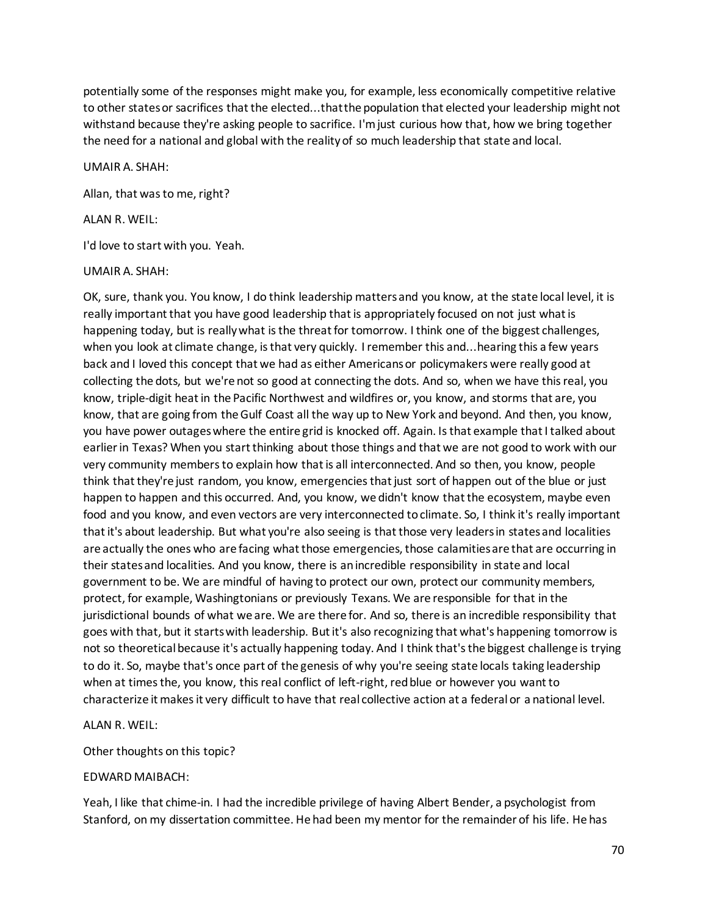potentially some of the responses might make you, for example, less economically competitive relative to other states or sacrifices that the elected...that the population that elected your leadership might not withstand because they're asking people to sacrifice. I'm just curious how that, how we bring together the need for a national and global with the reality of so much leadership that state and local.

UMAIR A. SHAH:

Allan, that was to me, right?

ALAN R. WEIL:

I'd love to start with you. Yeah.

UMAIR A. SHAH:

OK, sure, thank you. You know, I do think leadership matters and you know, at the state local level, it is really important that you have good leadership that is appropriately focused on not just what is happening today, but is really what is the threat for tomorrow. I think one of the biggest challenges, when you look at climate change, is that very quickly. I remember this and...hearing this a few years back and I loved this concept that we had as either Americans or policymakers were really good at collecting the dots, but we're not so good at connecting the dots. And so, when we have this real, you know, triple-digit heat in the Pacific Northwest and wildfires or, you know, and storms that are, you know, that are going from the Gulf Coast all the way up to New York and beyond. And then, you know, you have power outages where the entire grid is knocked off. Again. Is that example that I talked about earlier in Texas? When you start thinking about those things and that we are not good to work with our very community members to explain how that is all interconnected. And so then, you know, people think that they're just random, you know, emergencies that just sort of happen out of the blue or just happen to happen and this occurred. And, you know, we didn't know that the ecosystem, maybe even food and you know, and even vectors are very interconnected to climate. So, I think it's really important that it's about leadership. But what you're also seeing is that those very leaders in states and localities are actually the ones who are facing what those emergencies, those calamities are that are occurring in their states and localities. And you know, there is an incredible responsibility in state and local government to be. We are mindful of having to protect our own, protect our community members, protect, for example, Washingtonians or previously Texans. We are responsible for that in the jurisdictional bounds of what we are. We are there for. And so, there is an incredible responsibility that goes with that, but it starts with leadership. But it's also recognizing that what's happening tomorrow is not so theoretical because it's actually happening today. And I think that's the biggest challenge is trying to do it. So, maybe that's once part of the genesis of why you're seeing state locals taking leadership when at times the, you know, this real conflict of left-right, red blue or however you want to characterize it makes it very difficult to have that real collective action at a federal or a national level.

ALAN R. WEIL:

Other thoughts on this topic?

EDWARD MAIBACH:

Yeah, I like that chime-in. I had the incredible privilege of having Albert Bender, a psychologist from Stanford, on my dissertation committee. He had been my mentor for the remainder of his life. He has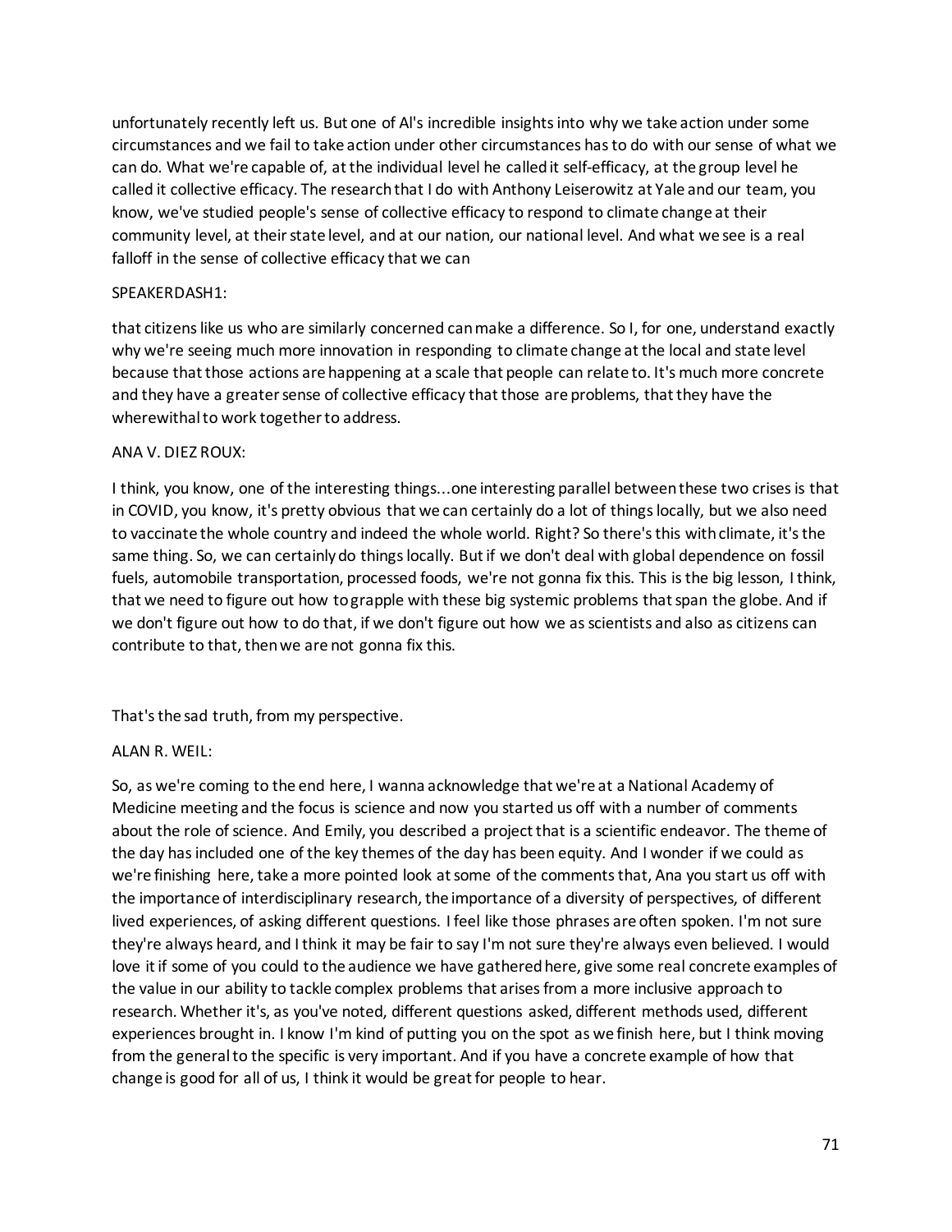unfortunately recently left us. But one of Al's incredible insights into why we take action under some circumstances and we fail to take action under other circumstances has to do with our sense of what we can do. What we're capable of, at the individual level he called it self-efficacy, at the group level he called it collective efficacy. The research that I do with Anthony Leiserowitz at Yale and our team, you know, we've studied people's sense of collective efficacy to respond to climate change at their community level, at their state level, and at our nation, our national level. And what we see is a real falloff in the sense of collective efficacy that we can

SPEAKERDASH1:

that citizens like us who are similarly concerned can make a difference. So I, for one, understand exactly why we're seeing much more innovation in responding to climate change at the local and state level because that those actions are happening at a scale that people can relate to. It's much more concrete and they have a greater sense of collective efficacy that those are problems, that they have the wherewithal to work together to address.

ANA V. DIEZ ROUX:

I think, you know, one of the interesting things...one interesting parallel between these two crises is that in COVID, you know, it's pretty obvious that we can certainly do a lot of things locally, but we also need to vaccinate the whole country and indeed the whole world. Right? So there's this with climate, it's the same thing. So, we can certainly do things locally. But if we don't deal with global dependence on fossil fuels, automobile transportation, processed foods, we're not gonna fix this. This is the big lesson, I think, that we need to figure out how to grapple with these big systemic problems that span the globe. And if we don't figure out how to do that, if we don't figure out how we as scientists and also as citizens can contribute to that, then we are not gonna fix this.

That's the sad truth, from my perspective.

ALAN R. WEIL:

So, as we're coming to the end here, I wanna acknowledge that we're at a National Academy of Medicine meeting and the focus is science and now you started us off with a number of comments about the role of science. And Emily, you described a project that is a scientific endeavor. The theme of the day has included one of the key themes of the day has been equity. And I wonder if we could as we're finishing here, take a more pointed look at some of the comments that, Ana you start us off with the importance of interdisciplinary research, the importance of a diversity of perspectives, of different lived experiences, of asking different questions. I feel like those phrases are often spoken. I'm not sure they're always heard, and I think it may be fair to say I'm not sure they're always even believed. I would love it if some of you could to the audience we have gathered here, give some real concrete examples of the value in our ability to tackle complex problems that arises from a more inclusive approach to research. Whether it's, as you've noted, different questions asked, different methods used, different experiences brought in. I know I'm kind of putting you on the spot as we finish here, but I think moving from the general to the specific is very important. And if you have a concrete example of how that change is good for all of us, I think it would be great for people to hear.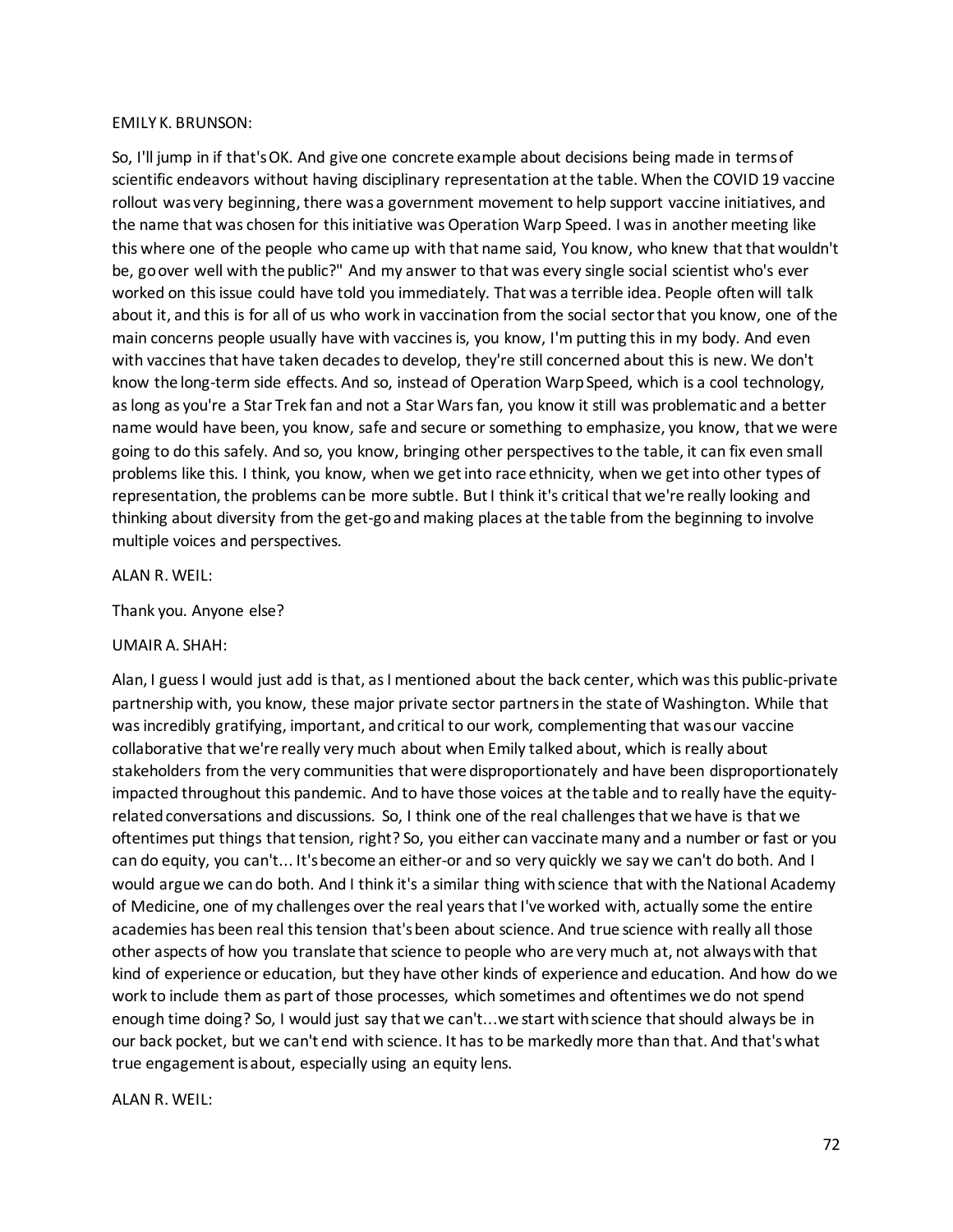EMILY K. BRUNSON:

So, I'll jump in if that's OK. And give one concrete example about decisions being made in terms of scientific endeavors without having disciplinary representation at the table. When the COVID 19 vaccine rollout was very beginning, there was a government movement to help support vaccine initiatives, and the name that was chosen for this initiative was Operation Warp Speed. I was in another meeting like this where one of the people who came up with that name said, You know, who knew that that wouldn't be, go over well with the public?" And my answer to that was every single social scientist who's ever worked on this issue could have told you immediately. That was a terrible idea. People often will talk about it, and this is for all of us who work in vaccination from the social sector that you know, one of the main concerns people usually have with vaccines is, you know, I'm putting this in my body. And even with vaccines that have taken decades to develop, they're still concerned about this is new. We don't know the long-term side effects. And so, instead of Operation Warp Speed, which is a cool technology, as long as you're a Star Trek fan and not a Star Wars fan, you know it still was problematic and a better name would have been, you know, safe and secure or something to emphasize, you know, that we were going to do this safely. And so, you know, bringing other perspectives to the table, it can fix even small problems like this. I think, you know, when we get into race ethnicity, when we get into other types of representation, the problems can be more subtle. But I think it's critical that we're really looking and thinking about diversity from the get-go and making places at the table from the beginning to involve multiple voices and perspectives.

ALAN R. WEIL:

Thank you. Anyone else?

UMAIR A. SHAH:

Alan, I guess I would just add is that, as I mentioned about the back center, which was this public-private partnership with, you know, these major private sector partners in the state of Washington. While that was incredibly gratifying, important, and critical to our work, complementing that was our vaccine collaborative that we're really very much about when Emily talked about, which is really about stakeholders from the very communities that were disproportionately and have been disproportionately impacted throughout this pandemic. And to have those voices at the table and to really have the equity-related conversations and discussions. So, I think one of the real challenges that we have is that we oftentimes put things that tension, right? So, you either can vaccinate many and a number or fast or you can do equity, you can't... It's become an either-or and so very quickly we say we can't do both. And I would argue we can do both. And I think it's a similar thing with science that with the National Academy of Medicine, one of my challenges over the real years that I've worked with, actually some the entire academies has been real this tension that's been about science. And true science with really all those other aspects of how you translate that science to people who are very much at, not always with that kind of experience or education, but they have other kinds of experience and education. And how do we work to include them as part of those processes, which sometimes and oftentimes we do not spend enough time doing? So, I would just say that we can't...we start with science that should always be in our back pocket, but we can't end with science. It has to be markedly more than that. And that's what true engagement is about, especially using an equity lens.

ALAN R. WEIL: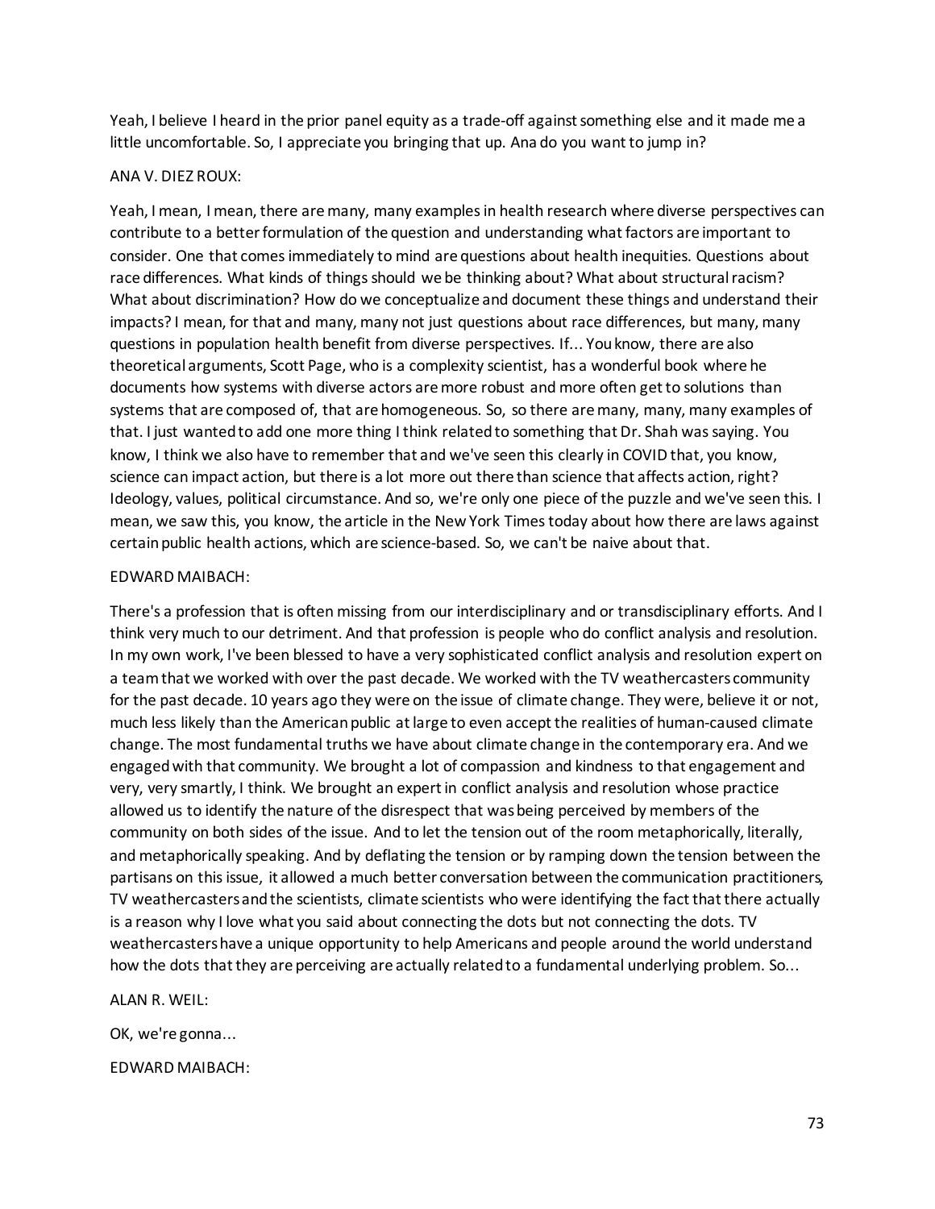Yeah, I believe I heard in the prior panel equity as a trade-off against something else and it made me a little uncomfortable. So, I appreciate you bringing that up. Ana do you want to jump in?

ANA V. DIEZ ROUX:

Yeah, I mean, I mean, there are many, many examples in health research where diverse perspectives can contribute to a better formulation of the question and understanding what factors are important to consider. One that comes immediately to mind are questions about health inequities. Questions about race differences. What kinds of things should we be thinking about? What about structural racism? What about discrimination? How do we conceptualize and document these things and understand their impacts? I mean, for that and many, many not just questions about race differences, but many, many questions in population health benefit from diverse perspectives. If... You know, there are also theoretical arguments, Scott Page, who is a complexity scientist, has a wonderful book where he documents how systems with diverse actors are more robust and more often get to solutions than systems that are composed of, that are homogeneous. So, so there are many, many, many examples of that. I just wanted to add one more thing I think related to something that Dr. Shah was saying. You know, I think we also have to remember that and we've seen this clearly in COVID that, you know, science can impact action, but there is a lot more out there than science that affects action, right? Ideology, values, political circumstance. And so, we're only one piece of the puzzle and we've seen this. I mean, we saw this, you know, the article in the New York Times today about how there are laws against certain public health actions, which are science-based. So, we can't be naive about that.

EDWARD MAIBACH:

There's a profession that is often missing from our interdisciplinary and or transdisciplinary efforts. And I think very much to our detriment. And that profession is people who do conflict analysis and resolution. In my own work, I've been blessed to have a very sophisticated conflict analysis and resolution expert on a team that we worked with over the past decade. We worked with the TV weathercasters community for the past decade. 10 years ago they were on the issue of climate change. They were, believe it or not, much less likely than the American public at large to even accept the realities of human-caused climate change. The most fundamental truths we have about climate change in the contemporary era. And we engaged with that community. We brought a lot of compassion and kindness to that engagement and very, very smartly, I think. We brought an expert in conflict analysis and resolution whose practice allowed us to identify the nature of the disrespect that was being perceived by members of the community on both sides of the issue. And to let the tension out of the room metaphorically, literally, and metaphorically speaking. And by deflating the tension or by ramping down the tension between the partisans on this issue, it allowed a much better conversation between the communication practitioners, TV weathercasters and the scientists, climate scientists who were identifying the fact that there actually is a reason why I love what you said about connecting the dots but not connecting the dots. TV weathercasters have a unique opportunity to help Americans and people around the world understand how the dots that they are perceiving are actually related to a fundamental underlying problem. So...

ALAN R. WEIL:

OK, we're gonna...

EDWARD MAIBACH: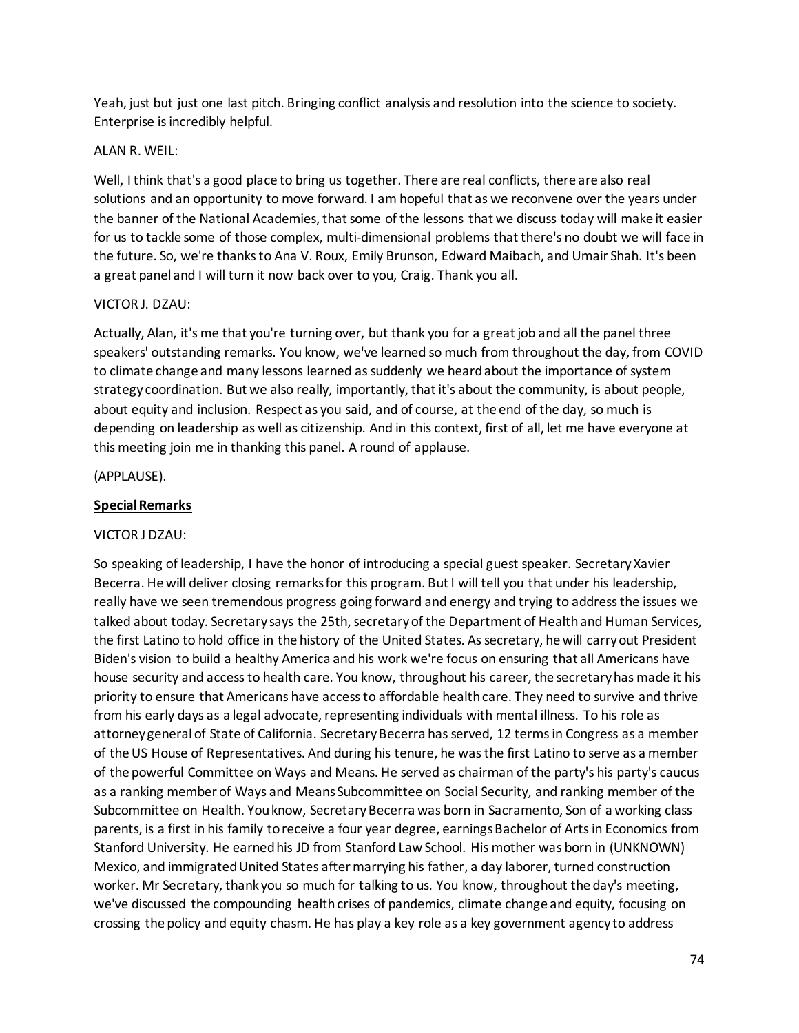Yeah, just but just one last pitch. Bringing conflict analysis and resolution into the science to society. Enterprise is incredibly helpful.

ALAN R. WEIL:

Well, I think that's a good place to bring us together. There are real conflicts, there are also real solutions and an opportunity to move forward. I am hopeful that as we reconvene over the years under the banner of the National Academies, that some of the lessons that we discuss today will make it easier for us to tackle some of those complex, multi-dimensional problems that there's no doubt we will face in the future. So, we're thanks to Ana V. Roux, Emily Brunson, Edward Maibach, and Umair Shah. It's been a great panel and I will turn it now back over to you, Craig. Thank you all.

VICTOR J. DZAU:

Actually, Alan, it's me that you're turning over, but thank you for a great job and all the panel three speakers' outstanding remarks. You know, we've learned so much from throughout the day, from COVID to climate change and many lessons learned as suddenly we heard about the importance of system strategy coordination. But we also really, importantly, that it's about the community, is about people, about equity and inclusion. Respect as you said, and of course, at the end of the day, so much is depending on leadership as well as citizenship. And in this context, first of all, let me have everyone at this meeting join me in thanking this panel. A round of applause.

(APPLAUSE).

**Special Remarks**

VICTOR J DZAU:

So speaking of leadership, I have the honor of introducing a special guest speaker. Secretary Xavier Becerra. He will deliver closing remarks for this program. But I will tell you that under his leadership, really have we seen tremendous progress going forward and energy and trying to address the issues we talked about today. Secretary says the 25th, secretary of the Department of Health and Human Services, the first Latino to hold office in the history of the United States. As secretary, he will carry out President Biden's vision to build a healthy America and his work we're focus on ensuring that all Americans have house security and access to health care. You know, throughout his career, the secretary has made it his priority to ensure that Americans have access to affordable health care. They need to survive and thrive from his early days as a legal advocate, representing individuals with mental illness. To his role as attorney general of State of California. Secretary Becerra has served, 12 terms in Congress as a member of the US House of Representatives. And during his tenure, he was the first Latino to serve as a member of the powerful Committee on Ways and Means. He served as chairman of the party's his party's caucus as a ranking member of Ways and Means Subcommittee on Social Security, and ranking member of the Subcommittee on Health. You know, Secretary Becerra was born in Sacramento, Son of a working class parents, is a first in his family to receive a four year degree, earnings Bachelor of Arts in Economics from Stanford University. He earned his JD from Stanford Law School. His mother was born in (UNKNOWN) Mexico, and immigrated United States after marrying his father, a day laborer, turned construction worker. Mr Secretary, thank you so much for talking to us. You know, throughout the day's meeting, we've discussed the compounding health crises of pandemics, climate change and equity, focusing on crossing the policy and equity chasm. He has play a key role as a key government agency to address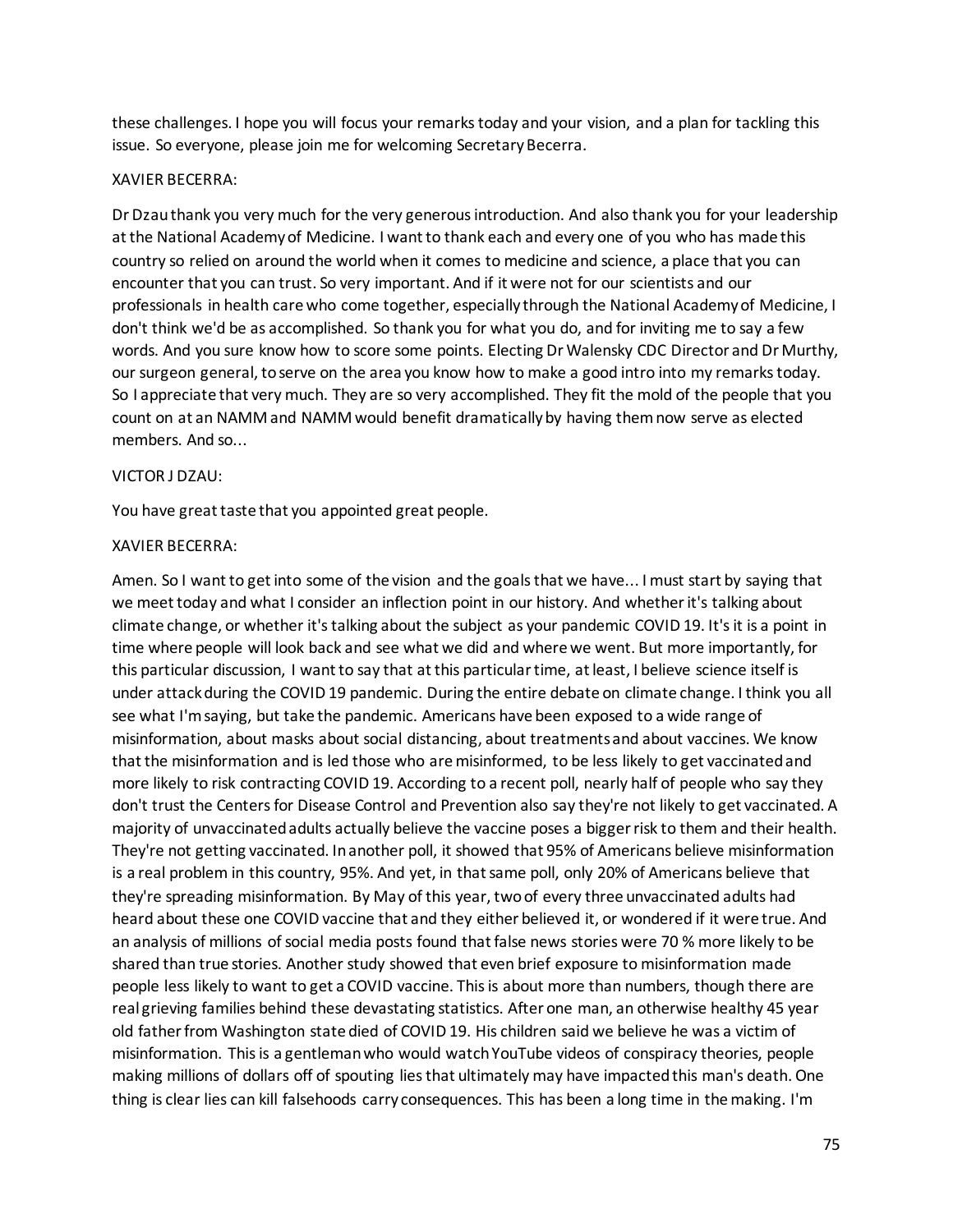these challenges. I hope you will focus your remarks today and your vision, and a plan for tackling this issue. So everyone, please join me for welcoming Secretary Becerra.

XAVIER BECERRA:

Dr Dzau thank you very much for the very generous introduction. And also thank you for your leadership at the National Academy of Medicine. I want to thank each and every one of you who has made this country so relied on around the world when it comes to medicine and science, a place that you can encounter that you can trust. So very important. And if it were not for our scientists and our professionals in health care who come together, especially through the National Academy of Medicine, I don't think we'd be as accomplished. So thank you for what you do, and for inviting me to say a few words. And you sure know how to score some points. Electing Dr Walensky CDC Director and Dr Murthy, our surgeon general, to serve on the area you know how to make a good intro into my remarks today. So I appreciate that very much. They are so very accomplished. They fit the mold of the people that you count on at an NAMM and NAMM would benefit dramatically by having them now serve as elected members. And so...

VICTOR J DZAU:

You have great taste that you appointed great people.

XAVIER BECERRA:

Amen. So I want to get into some of the vision and the goals that we have... I must start by saying that we meet today and what I consider an inflection point in our history. And whether it's talking about climate change, or whether it's talking about the subject as your pandemic COVID 19. It's it is a point in time where people will look back and see what we did and where we went. But more importantly, for this particular discussion, I want to say that at this particular time, at least, I believe science itself is under attack during the COVID 19 pandemic. During the entire debate on climate change. I think you all see what I'm saying, but take the pandemic. Americans have been exposed to a wide range of misinformation, about masks about social distancing, about treatments and about vaccines. We know that the misinformation and is led those who are misinformed, to be less likely to get vaccinated and more likely to risk contracting COVID 19. According to a recent poll, nearly half of people who say they don't trust the Centers for Disease Control and Prevention also say they're not likely to get vaccinated. A majority of unvaccinated adults actually believe the vaccine poses a bigger risk to them and their health. They're not getting vaccinated. In another poll, it showed that 95% of Americans believe misinformation is a real problem in this country, 95%. And yet, in that same poll, only 20% of Americans believe that they're spreading misinformation. By May of this year, two of every three unvaccinated adults had heard about these one COVID vaccine that and they either believed it, or wondered if it were true. And an analysis of millions of social media posts found that false news stories were 70 % more likely to be shared than true stories. Another study showed that even brief exposure to misinformation made people less likely to want to get a COVID vaccine. This is about more than numbers, though there are real grieving families behind these devastating statistics. After one man, an otherwise healthy 45 year old father from Washington state died of COVID 19. His children said we believe he was a victim of misinformation. This is a gentleman who would watch YouTube videos of conspiracy theories, people making millions of dollars off of spouting lies that ultimately may have impacted this man's death. One thing is clear lies can kill falsehoods carry consequences. This has been a long time in the making. I'm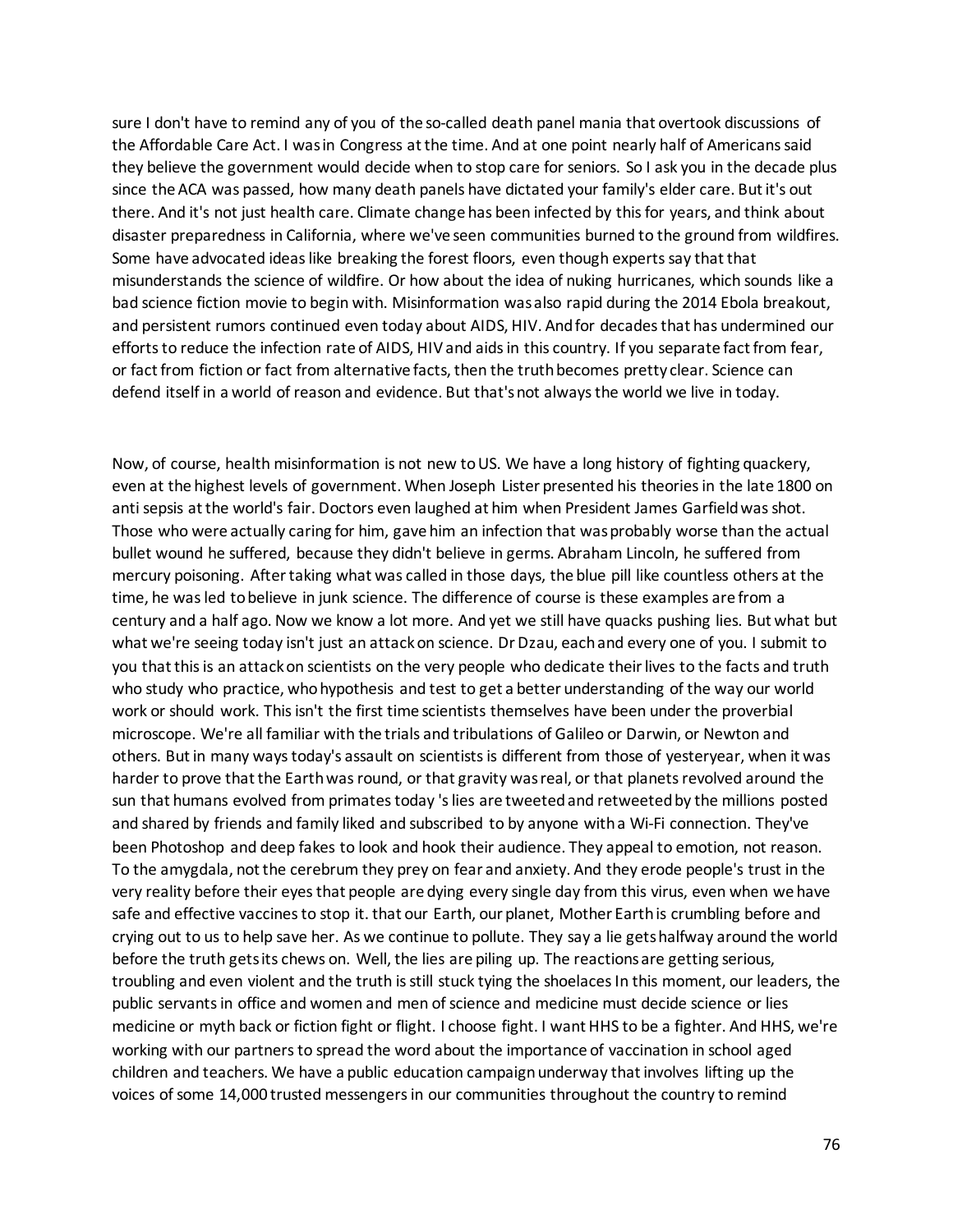sure I don't have to remind any of you of the so-called death panel mania that overtook discussions of the Affordable Care Act. I was in Congress at the time. And at one point nearly half of Americans said they believe the government would decide when to stop care for seniors. So I ask you in the decade plus since the ACA was passed, how many death panels have dictated your family's elder care. But it's out there. And it's not just health care. Climate change has been infected by this for years, and think about disaster preparedness in California, where we've seen communities burned to the ground from wildfires. Some have advocated ideas like breaking the forest floors, even though experts say that that misunderstands the science of wildfire. Or how about the idea of nuking hurricanes, which sounds like a bad science fiction movie to begin with. Misinformation was also rapid during the 2014 Ebola breakout, and persistent rumors continued even today about AIDS, HIV. And for decades that has undermined our efforts to reduce the infection rate of AIDS, HIV and aids in this country. If you separate fact from fear, or fact from fiction or fact from alternative facts, then the truth becomes pretty clear. Science can defend itself in a world of reason and evidence. But that's not always the world we live in today.

Now, of course, health misinformation is not new to US. We have a long history of fighting quackery, even at the highest levels of government. When Joseph Lister presented his theories in the late 1800 on anti sepsis at the world's fair. Doctors even laughed at him when President James Garfield was shot. Those who were actually caring for him, gave him an infection that was probably worse than the actual bullet wound he suffered, because they didn't believe in germs. Abraham Lincoln, he suffered from mercury poisoning. After taking what was called in those days, the blue pill like countless others at the time, he was led to believe in junk science. The difference of course is these examples are from a century and a half ago. Now we know a lot more. And yet we still have quacks pushing lies. But what but what we're seeing today isn't just an attack on science. Dr Dzau, each and every one of you. I submit to you that this is an attack on scientists on the very people who dedicate their lives to the facts and truth who study who practice, who hypothesis and test to get a better understanding of the way our world work or should work. This isn't the first time scientists themselves have been under the proverbial microscope. We're all familiar with the trials and tribulations of Galileo or Darwin, or Newton and others. But in many ways today's assault on scientists is different from those of yesteryear, when it was harder to prove that the Earth was round, or that gravity was real, or that planets revolved around the sun that humans evolved from primates today 's lies are tweeted and retweeted by the millions posted and shared by friends and family liked and subscribed to by anyone with a Wi-Fi connection. They've been Photoshop and deep fakes to look and hook their audience. They appeal to emotion, not reason. To the amygdala, not the cerebrum they prey on fear and anxiety. And they erode people's trust in the very reality before their eyes that people are dying every single day from this virus, even when we have safe and effective vaccines to stop it. that our Earth, our planet, Mother Earth is crumbling before and crying out to us to help save her. As we continue to pollute. They say a lie gets halfway around the world before the truth gets its chews on. Well, the lies are piling up. The reactions are getting serious, troubling and even violent and the truth is still stuck tying the shoelaces In this moment, our leaders, the public servants in office and women and men of science and medicine must decide science or lies medicine or myth back or fiction fight or flight. I choose fight. I want HHS to be a fighter. And HHS, we're working with our partners to spread the word about the importance of vaccination in school aged children and teachers. We have a public education campaign underway that involves lifting up the voices of some 14,000 trusted messengers in our communities throughout the country to remind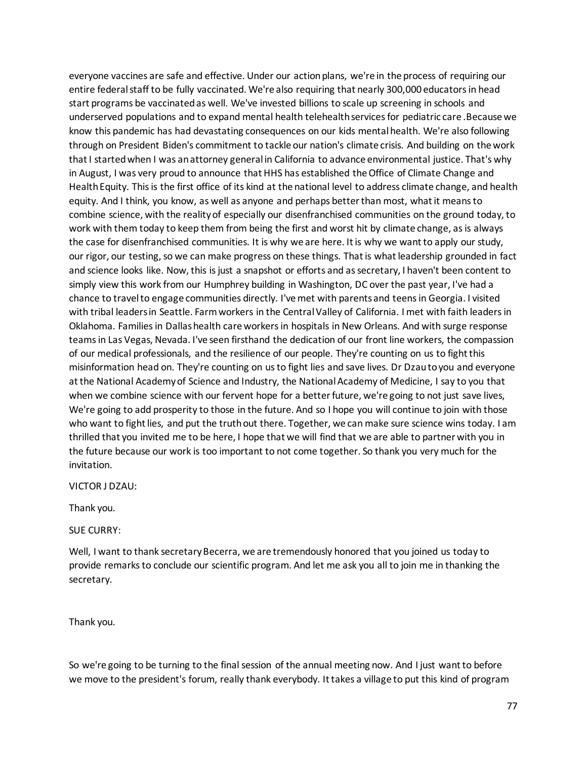everyone vaccines are safe and effective. Under our action plans, we're in the process of requiring our entire federal staff to be fully vaccinated. We're also requiring that nearly 300,000 educators in head start programs be vaccinated as well. We've invested billions to scale up screening in schools and underserved populations and to expand mental health telehealth services for pediatric care .Because we know this pandemic has had devastating consequences on our kids mental health. We're also following through on President Biden's commitment to tackle our nation's climate crisis. And building on the work that I started when I was an attorney general in California to advance environmental justice. That's why in August, I was very proud to announce that HHS has established the Office of Climate Change and Health Equity. This is the first office of its kind at the national level to address climate change, and health equity. And I think, you know, as well as anyone and perhaps better than most, what it means to combine science, with the reality of especially our disenfranchised communities on the ground today, to work with them today to keep them from being the first and worst hit by climate change, as is always the case for disenfranchised communities. It is why we are here. It is why we want to apply our study, our rigor, our testing, so we can make progress on these things. That is what leadership grounded in fact and science looks like. Now, this is just a snapshot or efforts and as secretary, I haven't been content to simply view this work from our Humphrey building in Washington, DC over the past year, I've had a chance to travel to engage communities directly. I've met with parents and teens in Georgia. I visited with tribal leaders in Seattle. Farm workers in the Central Valley of California. I met with faith leaders in Oklahoma. Families in Dallas health care workers in hospitals in New Orleans. And with surge response teams in Las Vegas, Nevada. I've seen firsthand the dedication of our front line workers, the compassion of our medical professionals, and the resilience of our people. They're counting on us to fight this misinformation head on. They're counting on us to fight lies and save lives. Dr Dzau to you and everyone at the National Academy of Science and Industry, the National Academy of Medicine, I say to you that when we combine science with our fervent hope for a better future, we're going to not just save lives, We're going to add prosperity to those in the future. And so I hope you will continue to join with those who want to fight lies, and put the truth out there. Together, we can make sure science wins today. I am thrilled that you invited me to be here, I hope that we will find that we are able to partner with you in the future because our work is too important to not come together. So thank you very much for the invitation.

VICTOR J DZAU:

Thank you.

SUE CURRY:

Well, I want to thank secretary Becerra, we are tremendously honored that you joined us today to provide remarks to conclude our scientific program. And let me ask you all to join me in thanking the secretary.

Thank you.

So we're going to be turning to the final session of the annual meeting now. And I just want to before we move to the president's forum, really thank everybody. It takes a village to put this kind of program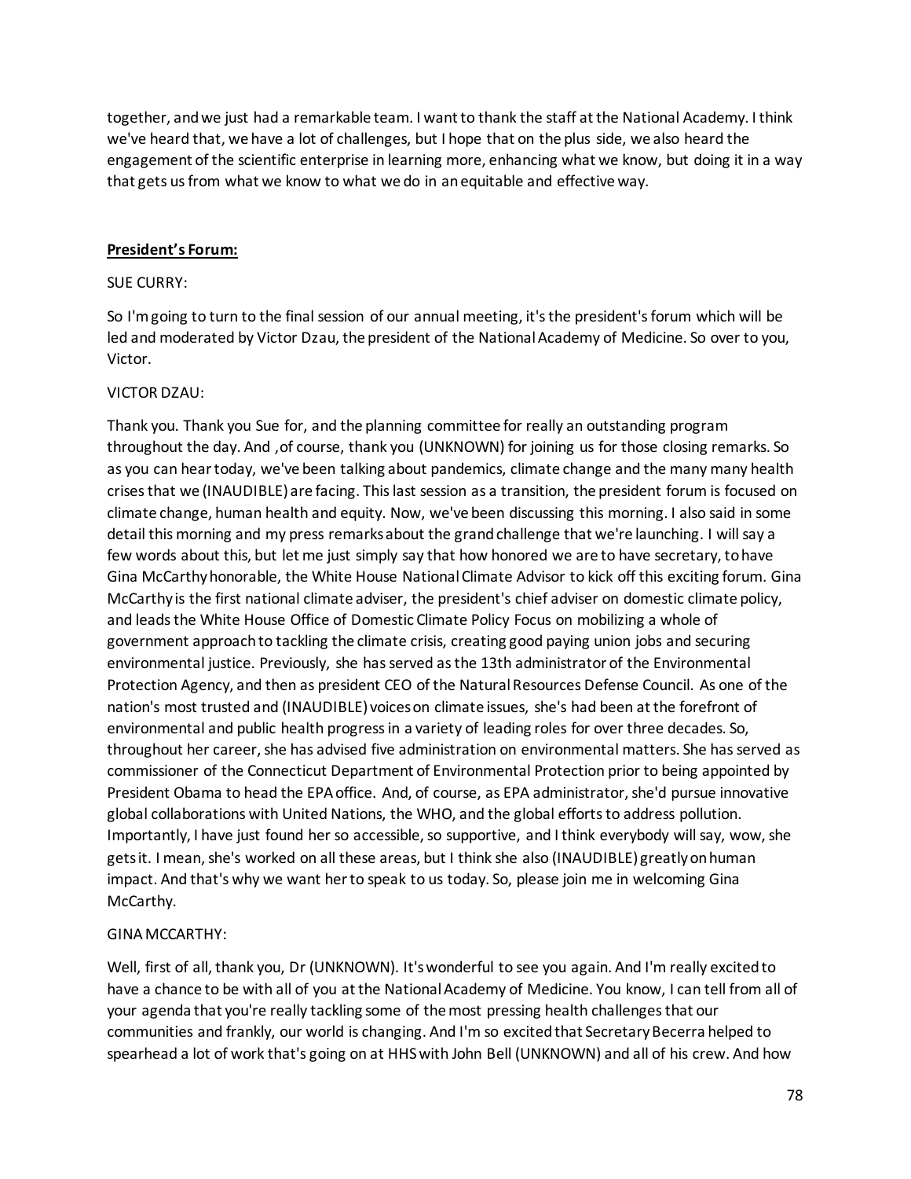together, and we just had a remarkable team. I want to thank the staff at the National Academy. I think we've heard that, we have a lot of challenges, but I hope that on the plus side, we also heard the engagement of the scientific enterprise in learning more, enhancing what we know, but doing it in a way that gets us from what we know to what we do in an equitable and effective way.

**President's Forum:**

SUE CURRY:

So I'm going to turn to the final session of our annual meeting, it's the president's forum which will be led and moderated by Victor Dzau, the president of the National Academy of Medicine. So over to you, Victor.

VICTOR DZAU:

Thank you. Thank you Sue for, and the planning committee for really an outstanding program throughout the day. And ,of course, thank you (UNKNOWN) for joining us for those closing remarks. So as you can hear today, we've been talking about pandemics, climate change and the many many health crises that we (INAUDIBLE) are facing. This last session as a transition, the president forum is focused on climate change, human health and equity. Now, we've been discussing this morning. I also said in some detail this morning and my press remarks about the grand challenge that we're launching. I will say a few words about this, but let me just simply say that how honored we are to have secretary, to have Gina McCarthy honorable, the White House National Climate Advisor to kick off this exciting forum. Gina McCarthy is the first national climate adviser, the president's chief adviser on domestic climate policy, and leads the White House Office of Domestic Climate Policy Focus on mobilizing a whole of government approach to tackling the climate crisis, creating good paying union jobs and securing environmental justice. Previously, she has served as the 13th administrator of the Environmental Protection Agency, and then as president CEO of the Natural Resources Defense Council. As one of the nation's most trusted and (INAUDIBLE) voices on climate issues, she's had been at the forefront of environmental and public health progress in a variety of leading roles for over three decades. So, throughout her career, she has advised five administration on environmental matters. She has served as commissioner of the Connecticut Department of Environmental Protection prior to being appointed by President Obama to head the EPA office. And, of course, as EPA administrator, she'd pursue innovative global collaborations with United Nations, the WHO, and the global efforts to address pollution. Importantly, I have just found her so accessible, so supportive, and I think everybody will say, wow, she gets it. I mean, she's worked on all these areas, but I think she also (INAUDIBLE) greatly on human impact. And that's why we want her to speak to us today. So, please join me in welcoming Gina McCarthy.

GINA MCCARTHY:

Well, first of all, thank you, Dr (UNKNOWN). It's wonderful to see you again. And I'm really excited to have a chance to be with all of you at the National Academy of Medicine. You know, I can tell from all of your agenda that you're really tackling some of the most pressing health challenges that our communities and frankly, our world is changing. And I'm so excited that Secretary Becerra helped to spearhead a lot of work that's going on at HHS with John Bell (UNKNOWN) and all of his crew. And how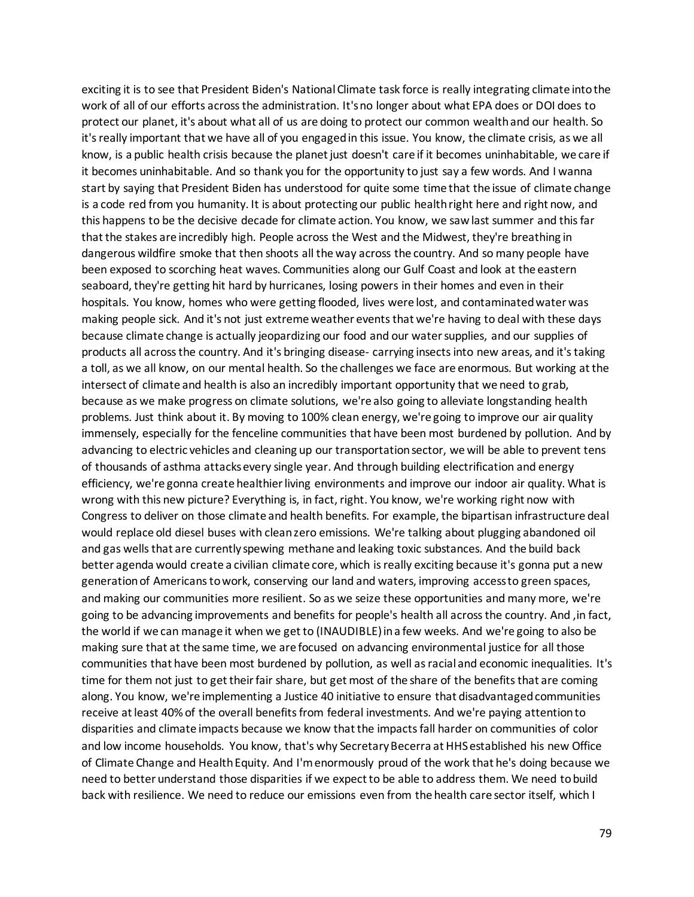exciting it is to see that President Biden's National Climate task force is really integrating climate into the work of all of our efforts across the administration. It's no longer about what EPA does or DOI does to protect our planet, it's about what all of us are doing to protect our common wealth and our health. So it's really important that we have all of you engaged in this issue. You know, the climate crisis, as we all know, is a public health crisis because the planet just doesn't care if it becomes uninhabitable, we care if it becomes uninhabitable. And so thank you for the opportunity to just say a few words. And I wanna start by saying that President Biden has understood for quite some time that the issue of climate change is a code red from you humanity. It is about protecting our public health right here and right now, and this happens to be the decisive decade for climate action. You know, we saw last summer and this far that the stakes are incredibly high. People across the West and the Midwest, they're breathing in dangerous wildfire smoke that then shoots all the way across the country. And so many people have been exposed to scorching heat waves. Communities along our Gulf Coast and look at the eastern seaboard, they're getting hit hard by hurricanes, losing powers in their homes and even in their hospitals. You know, homes who were getting flooded, lives were lost, and contaminated water was making people sick. And it's not just extreme weather events that we're having to deal with these days because climate change is actually jeopardizing our food and our water supplies, and our supplies of products all across the country. And it's bringing disease- carrying insects into new areas, and it's taking a toll, as we all know, on our mental health. So the challenges we face are enormous. But working at the intersect of climate and health is also an incredibly important opportunity that we need to grab, because as we make progress on climate solutions, we're also going to alleviate longstanding health problems. Just think about it. By moving to 100% clean energy, we're going to improve our air quality immensely, especially for the fenceline communities that have been most burdened by pollution. And by advancing to electric vehicles and cleaning up our transportation sector, we will be able to prevent tens of thousands of asthma attacks every single year. And through building electrification and energy efficiency, we're gonna create healthier living environments and improve our indoor air quality. What is wrong with this new picture? Everything is, in fact, right. You know, we're working right now with Congress to deliver on those climate and health benefits. For example, the bipartisan infrastructure deal would replace old diesel buses with clean zero emissions. We're talking about plugging abandoned oil and gas wells that are currently spewing methane and leaking toxic substances. And the build back better agenda would create a civilian climate core, which is really exciting because it's gonna put a new generation of Americans to work, conserving our land and waters, improving access to green spaces, and making our communities more resilient. So as we seize these opportunities and many more, we're going to be advancing improvements and benefits for people's health all across the country. And ,in fact, the world if we can manage it when we get to (INAUDIBLE) in a few weeks. And we're going to also be making sure that at the same time, we are focused on advancing environmental justice for all those communities that have been most burdened by pollution, as well as racial and economic inequalities. It's time for them not just to get their fair share, but get most of the share of the benefits that are coming along. You know, we're implementing a Justice 40 initiative to ensure that disadvantaged communities receive at least 40% of the overall benefits from federal investments. And we're paying attention to disparities and climate impacts because we know that the impacts fall harder on communities of color and low income households. You know, that's why Secretary Becerra at HHS established his new Office of Climate Change and Health Equity. And I'm enormously proud of the work that he's doing because we need to better understand those disparities if we expect to be able to address them. We need to build back with resilience. We need to reduce our emissions even from the health care sector itself, which I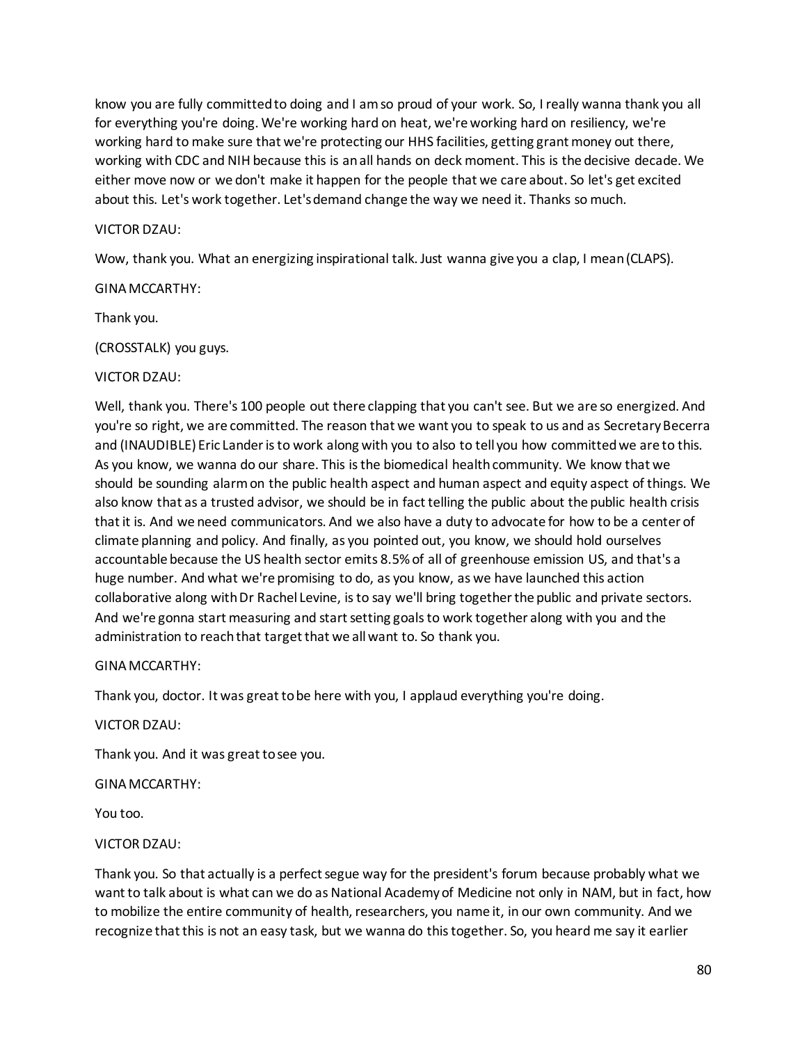know you are fully committed to doing and I am so proud of your work. So, I really wanna thank you all for everything you're doing. We're working hard on heat, we're working hard on resiliency, we're working hard to make sure that we're protecting our HHS facilities, getting grant money out there, working with CDC and NIH because this is an all hands on deck moment. This is the decisive decade. We either move now or we don't make it happen for the people that we care about. So let's get excited about this. Let's work together. Let's demand change the way we need it. Thanks so much.

VICTOR DZAU:

Wow, thank you. What an energizing inspirational talk. Just wanna give you a clap, I mean (CLAPS).

GINA MCCARTHY:

Thank you.

(CROSSTALK) you guys.

VICTOR DZAU:

Well, thank you. There's 100 people out there clapping that you can't see. But we are so energized. And you're so right, we are committed. The reason that we want you to speak to us and as Secretary Becerra and (INAUDIBLE) Eric Lander is to work along with you to also to tell you how committed we are to this. As you know, we wanna do our share. This is the biomedical health community. We know that we should be sounding alarm on the public health aspect and human aspect and equity aspect of things. We also know that as a trusted advisor, we should be in fact telling the public about the public health crisis that it is. And we need communicators. And we also have a duty to advocate for how to be a center of climate planning and policy. And finally, as you pointed out, you know, we should hold ourselves accountable because the US health sector emits 8.5% of all of greenhouse emission US, and that's a huge number. And what we're promising to do, as you know, as we have launched this action collaborative along with Dr Rachel Levine, is to say we'll bring together the public and private sectors. And we're gonna start measuring and start setting goals to work together along with you and the administration to reach that target that we all want to. So thank you.

GINA MCCARTHY:

Thank you, doctor. It was great to be here with you, I applaud everything you're doing.

VICTOR DZAU:

Thank you. And it was great to see you.

GINA MCCARTHY:

You too.

VICTOR DZAU:

Thank you. So that actually is a perfect segue way for the president's forum because probably what we want to talk about is what can we do as National Academy of Medicine not only in NAM, but in fact, how to mobilize the entire community of health, researchers, you name it, in our own community. And we recognize that this is not an easy task, but we wanna do this together. So, you heard me say it earlier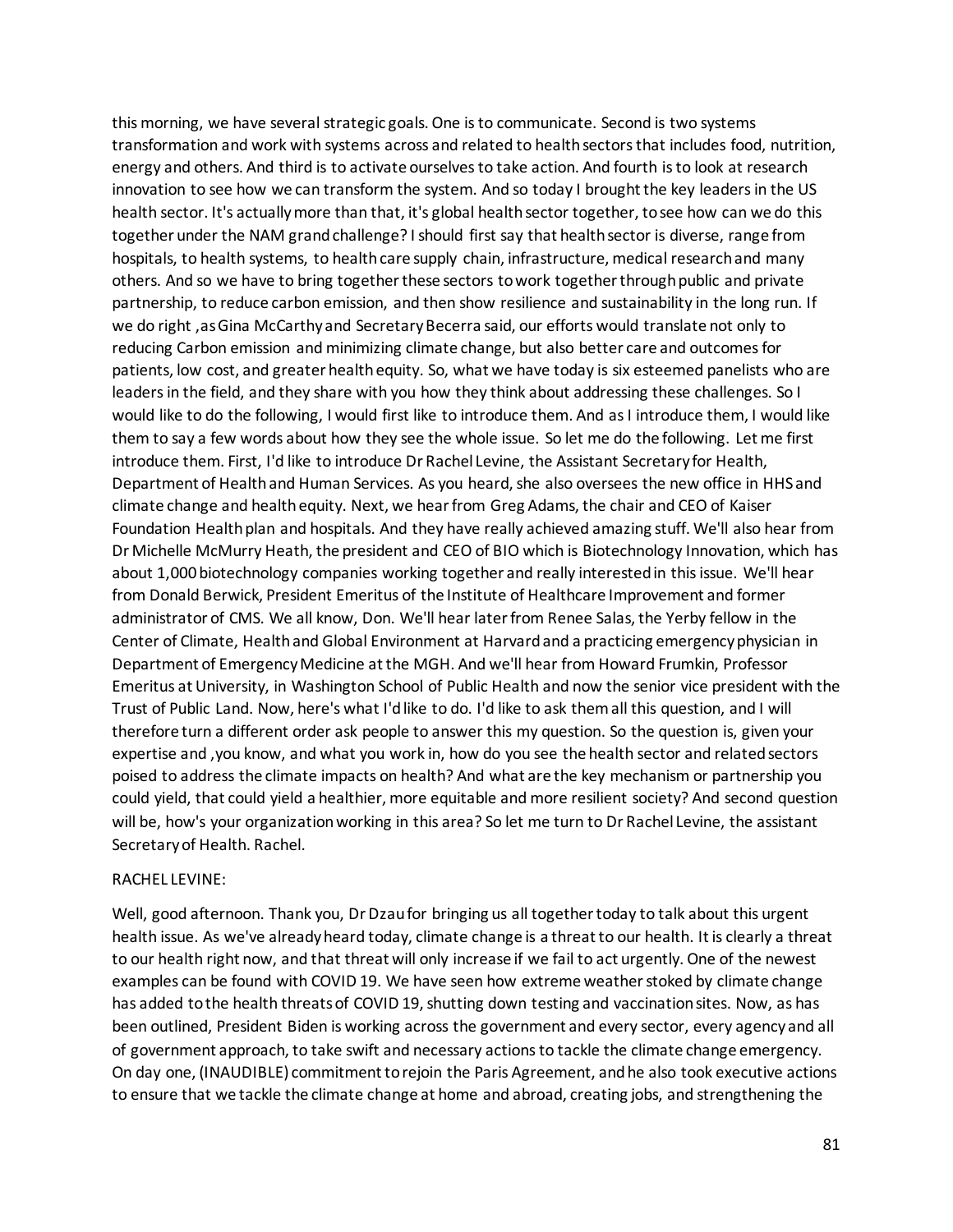this morning, we have several strategic goals. One is to communicate. Second is two systems transformation and work with systems across and related to health sectors that includes food, nutrition, energy and others. And third is to activate ourselves to take action. And fourth is to look at research innovation to see how we can transform the system. And so today I brought the key leaders in the US health sector. It's actually more than that, it's global health sector together, to see how can we do this together under the NAM grand challenge? I should first say that health sector is diverse, range from hospitals, to health systems, to health care supply chain, infrastructure, medical research and many others. And so we have to bring together these sectors to work together through public and private partnership, to reduce carbon emission, and then show resilience and sustainability in the long run. If we do right ,as Gina McCarthy and Secretary Becerra said, our efforts would translate not only to reducing Carbon emission and minimizing climate change, but also better care and outcomes for patients, low cost, and greater health equity. So, what we have today is six esteemed panelists who are leaders in the field, and they share with you how they think about addressing these challenges. So I would like to do the following, I would first like to introduce them. And as I introduce them, I would like them to say a few words about how they see the whole issue. So let me do the following. Let me first introduce them. First, I'd like to introduce Dr Rachel Levine, the Assistant Secretary for Health, Department of Health and Human Services. As you heard, she also oversees the new office in HHS and climate change and health equity. Next, we hear from Greg Adams, the chair and CEO of Kaiser Foundation Health plan and hospitals. And they have really achieved amazing stuff. We'll also hear from Dr Michelle McMurry Heath, the president and CEO of BIO which is Biotechnology Innovation, which has about 1,000 biotechnology companies working together and really interested in this issue. We'll hear from Donald Berwick, President Emeritus of the Institute of Healthcare Improvement and former administrator of CMS. We all know, Don. We'll hear later from Renee Salas, the Yerby fellow in the Center of Climate, Health and Global Environment at Harvard and a practicing emergency physician in Department of Emergency Medicine at the MGH. And we'll hear from Howard Frumkin, Professor Emeritus at University, in Washington School of Public Health and now the senior vice president with the Trust of Public Land. Now, here's what I'd like to do. I'd like to ask them all this question, and I will therefore turn a different order ask people to answer this my question. So the question is, given your expertise and ,you know, and what you work in, how do you see the health sector and related sectors poised to address the climate impacts on health? And what are the key mechanism or partnership you could yield, that could yield a healthier, more equitable and more resilient society? And second question will be, how's your organization working in this area? So let me turn to Dr Rachel Levine, the assistant Secretary of Health. Rachel.

RACHEL LEVINE:

Well, good afternoon. Thank you, Dr Dzau for bringing us all together today to talk about this urgent health issue. As we've already heard today, climate change is a threat to our health. It is clearly a threat to our health right now, and that threat will only increase if we fail to act urgently. One of the newest examples can be found with COVID 19. We have seen how extreme weather stoked by climate change has added to the health threats of COVID 19, shutting down testing and vaccination sites. Now, as has been outlined, President Biden is working across the government and every sector, every agency and all of government approach, to take swift and necessary actions to tackle the climate change emergency. On day one, (INAUDIBLE) commitment to rejoin the Paris Agreement, and he also took executive actions to ensure that we tackle the climate change at home and abroad, creating jobs, and strengthening the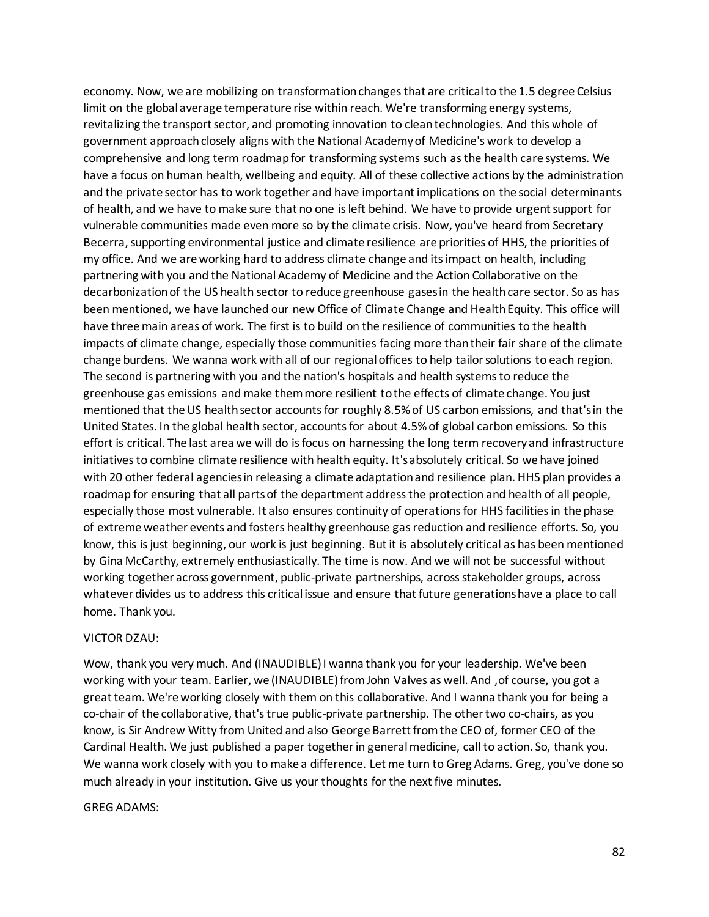economy. Now, we are mobilizing on transformation changes that are critical to the 1.5 degree Celsius limit on the global average temperature rise within reach. We're transforming energy systems, revitalizing the transport sector, and promoting innovation to clean technologies. And this whole of government approach closely aligns with the National Academy of Medicine's work to develop a comprehensive and long term roadmap for transforming systems such as the health care systems. We have a focus on human health, wellbeing and equity. All of these collective actions by the administration and the private sector has to work together and have important implications on the social determinants of health, and we have to make sure that no one is left behind. We have to provide urgent support for vulnerable communities made even more so by the climate crisis. Now, you've heard from Secretary Becerra, supporting environmental justice and climate resilience are priorities of HHS, the priorities of my office. And we are working hard to address climate change and its impact on health, including partnering with you and the National Academy of Medicine and the Action Collaborative on the decarbonization of the US health sector to reduce greenhouse gases in the health care sector. So as has been mentioned, we have launched our new Office of Climate Change and Health Equity. This office will have three main areas of work. The first is to build on the resilience of communities to the health impacts of climate change, especially those communities facing more than their fair share of the climate change burdens. We wanna work with all of our regional offices to help tailor solutions to each region. The second is partnering with you and the nation's hospitals and health systems to reduce the greenhouse gas emissions and make them more resilient to the effects of climate change. You just mentioned that the US health sector accounts for roughly 8.5% of US carbon emissions, and that's in the United States. In the global health sector, accounts for about 4.5% of global carbon emissions. So this effort is critical. The last area we will do is focus on harnessing the long term recovery and infrastructure initiatives to combine climate resilience with health equity. It's absolutely critical. So we have joined with 20 other federal agencies in releasing a climate adaptation and resilience plan. HHS plan provides a roadmap for ensuring that all parts of the department address the protection and health of all people, especially those most vulnerable. It also ensures continuity of operations for HHS facilities in the phase of extreme weather events and fosters healthy greenhouse gas reduction and resilience efforts. So, you know, this is just beginning, our work is just beginning. But it is absolutely critical as has been mentioned by Gina McCarthy, extremely enthusiastically. The time is now. And we will not be successful without working together across government, public-private partnerships, across stakeholder groups, across whatever divides us to address this critical issue and ensure that future generations have a place to call home. Thank you.

VICTOR DZAU:

Wow, thank you very much. And (INAUDIBLE) I wanna thank you for your leadership. We've been working with your team. Earlier, we (INAUDIBLE) from John Valves as well. And ,of course, you got a great team. We're working closely with them on this collaborative. And I wanna thank you for being a co-chair of the collaborative, that's true public-private partnership. The other two co-chairs, as you know, is Sir Andrew Witty from United and also George Barrett from the CEO of, former CEO of the Cardinal Health. We just published a paper together in general medicine, call to action. So, thank you. We wanna work closely with you to make a difference. Let me turn to Greg Adams. Greg, you've done so much already in your institution. Give us your thoughts for the next five minutes.

GREG ADAMS: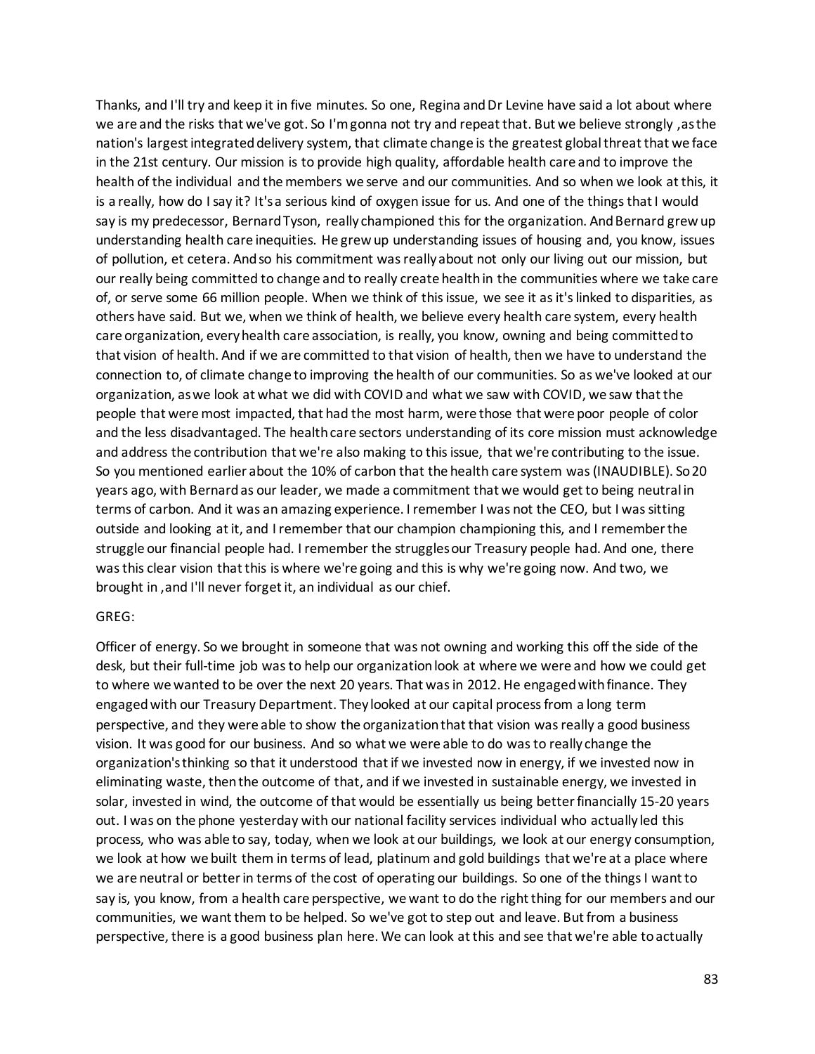Thanks, and I'll try and keep it in five minutes. So one, Regina and Dr Levine have said a lot about where we are and the risks that we've got. So I'm gonna not try and repeat that. But we believe strongly ,as the nation's largest integrated delivery system, that climate change is the greatest global threat that we face in the 21st century. Our mission is to provide high quality, affordable health care and to improve the health of the individual and the members we serve and our communities. And so when we look at this, it is a really, how do I say it? It's a serious kind of oxygen issue for us. And one of the things that I would say is my predecessor, Bernard Tyson, really championed this for the organization. And Bernard grew up understanding health care inequities. He grew up understanding issues of housing and, you know, issues of pollution, et cetera. And so his commitment was really about not only our living out our mission, but our really being committed to change and to really create health in the communities where we take care of, or serve some 66 million people. When we think of this issue, we see it as it's linked to disparities, as others have said. But we, when we think of health, we believe every health care system, every health care organization, every health care association, is really, you know, owning and being committed to that vision of health. And if we are committed to that vision of health, then we have to understand the connection to, of climate change to improving the health of our communities. So as we've looked at our organization, as we look at what we did with COVID and what we saw with COVID, we saw that the people that were most impacted, that had the most harm, were those that were poor people of color and the less disadvantaged. The health care sectors understanding of its core mission must acknowledge and address the contribution that we're also making to this issue, that we're contributing to the issue. So you mentioned earlier about the 10% of carbon that the health care system was (INAUDIBLE). So 20 years ago, with Bernard as our leader, we made a commitment that we would get to being neutral in terms of carbon. And it was an amazing experience. I remember I was not the CEO, but I was sitting outside and looking at it, and I remember that our champion championing this, and I remember the struggle our financial people had. I remember the struggles our Treasury people had. And one, there was this clear vision that this is where we're going and this is why we're going now. And two, we brought in ,and I'll never forget it, an individual as our chief.

GREG:

Officer of energy. So we brought in someone that was not owning and working this off the side of the desk, but their full-time job was to help our organization look at where we were and how we could get to where we wanted to be over the next 20 years. That was in 2012. He engaged with finance. They engaged with our Treasury Department. They looked at our capital process from a long term perspective, and they were able to show the organization that that vision was really a good business vision. It was good for our business. And so what we were able to do was to really change the organization's thinking so that it understood that if we invested now in energy, if we invested now in eliminating waste, then the outcome of that, and if we invested in sustainable energy, we invested in solar, invested in wind, the outcome of that would be essentially us being better financially 15-20 years out. I was on the phone yesterday with our national facility services individual who actually led this process, who was able to say, today, when we look at our buildings, we look at our energy consumption, we look at how we built them in terms of lead, platinum and gold buildings that we're at a place where we are neutral or better in terms of the cost of operating our buildings. So one of the things I want to say is, you know, from a health care perspective, we want to do the right thing for our members and our communities, we want them to be helped. So we've got to step out and leave. But from a business perspective, there is a good business plan here. We can look at this and see that we're able to actually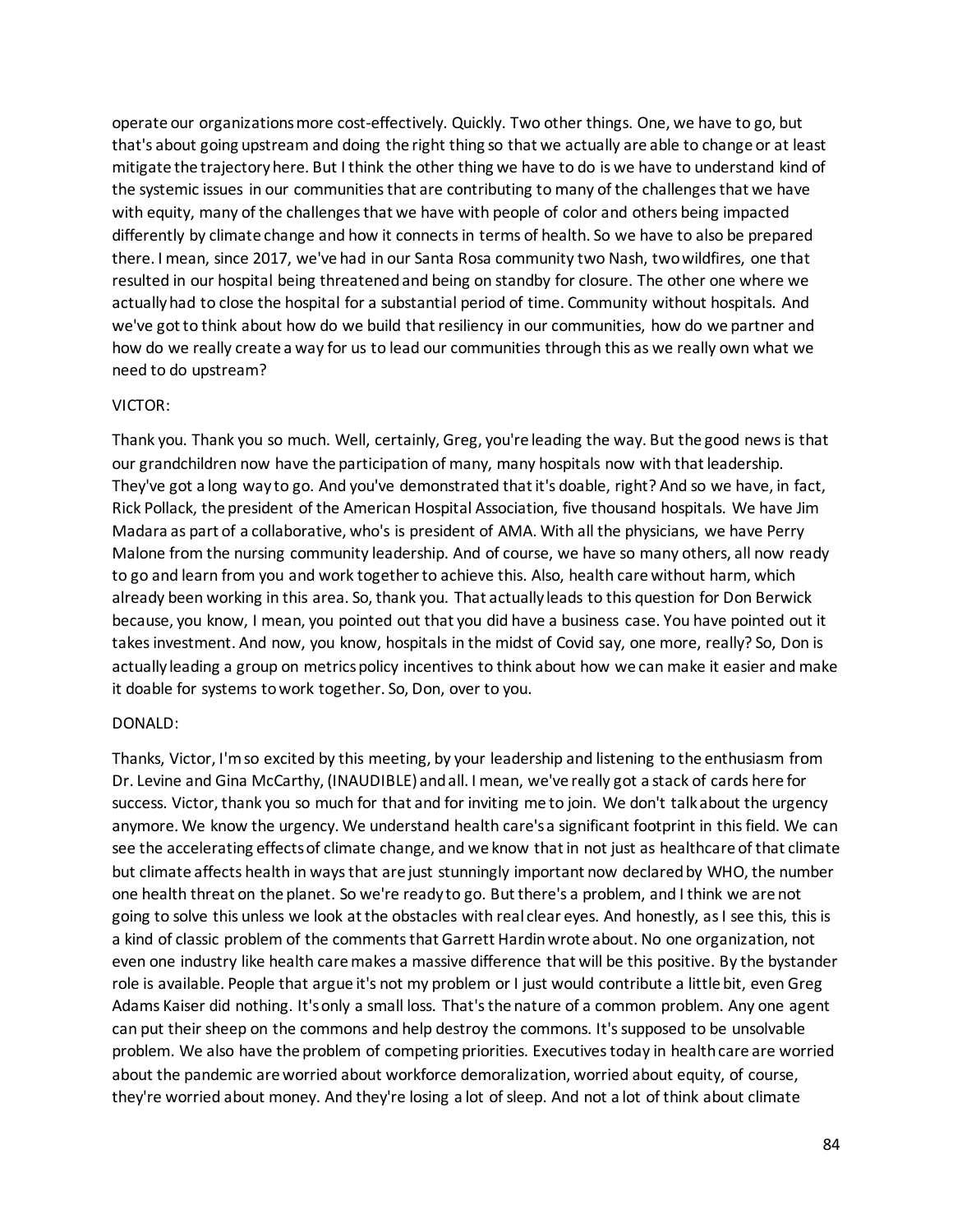operate our organizations more cost-effectively. Quickly. Two other things. One, we have to go, but that's about going upstream and doing the right thing so that we actually are able to change or at least mitigate the trajectory here. But I think the other thing we have to do is we have to understand kind of the systemic issues in our communities that are contributing to many of the challenges that we have with equity, many of the challenges that we have with people of color and others being impacted differently by climate change and how it connects in terms of health. So we have to also be prepared there. I mean, since 2017, we've had in our Santa Rosa community two Nash, two wildfires, one that resulted in our hospital being threatened and being on standby for closure. The other one where we actually had to close the hospital for a substantial period of time. Community without hospitals. And we've got to think about how do we build that resiliency in our communities, how do we partner and how do we really create a way for us to lead our communities through this as we really own what we need to do upstream?

VICTOR:

Thank you. Thank you so much. Well, certainly, Greg, you're leading the way. But the good news is that our grandchildren now have the participation of many, many hospitals now with that leadership. They've got a long way to go. And you've demonstrated that it's doable, right? And so we have, in fact, Rick Pollack, the president of the American Hospital Association, five thousand hospitals. We have Jim Madara as part of a collaborative, who's is president of AMA. With all the physicians, we have Perry Malone from the nursing community leadership. And of course, we have so many others, all now ready to go and learn from you and work together to achieve this. Also, health care without harm, which already been working in this area. So, thank you. That actually leads to this question for Don Berwick because, you know, I mean, you pointed out that you did have a business case. You have pointed out it takes investment. And now, you know, hospitals in the midst of Covid say, one more, really? So, Don is actually leading a group on metrics policy incentives to think about how we can make it easier and make it doable for systems to work together. So, Don, over to you.

DONALD:

Thanks, Victor, I'm so excited by this meeting, by your leadership and listening to the enthusiasm from Dr. Levine and Gina McCarthy, (INAUDIBLE) and all. I mean, we've really got a stack of cards here for success. Victor, thank you so much for that and for inviting me to join. We don't talk about the urgency anymore. We know the urgency. We understand health care's a significant footprint in this field. We can see the accelerating effects of climate change, and we know that in not just as healthcare of that climate but climate affects health in ways that are just stunningly important now declared by WHO, the number one health threat on the planet. So we're ready to go. But there's a problem, and I think we are not going to solve this unless we look at the obstacles with real clear eyes. And honestly, as I see this, this is a kind of classic problem of the comments that Garrett Hardin wrote about. No one organization, not even one industry like health care makes a massive difference that will be this positive. By the bystander role is available. People that argue it's not my problem or I just would contribute a little bit, even Greg Adams Kaiser did nothing. It's only a small loss. That's the nature of a common problem. Any one agent can put their sheep on the commons and help destroy the commons. It's supposed to be unsolvable problem. We also have the problem of competing priorities. Executives today in health care are worried about the pandemic are worried about workforce demoralization, worried about equity, of course, they're worried about money. And they're losing a lot of sleep. And not a lot of think about climate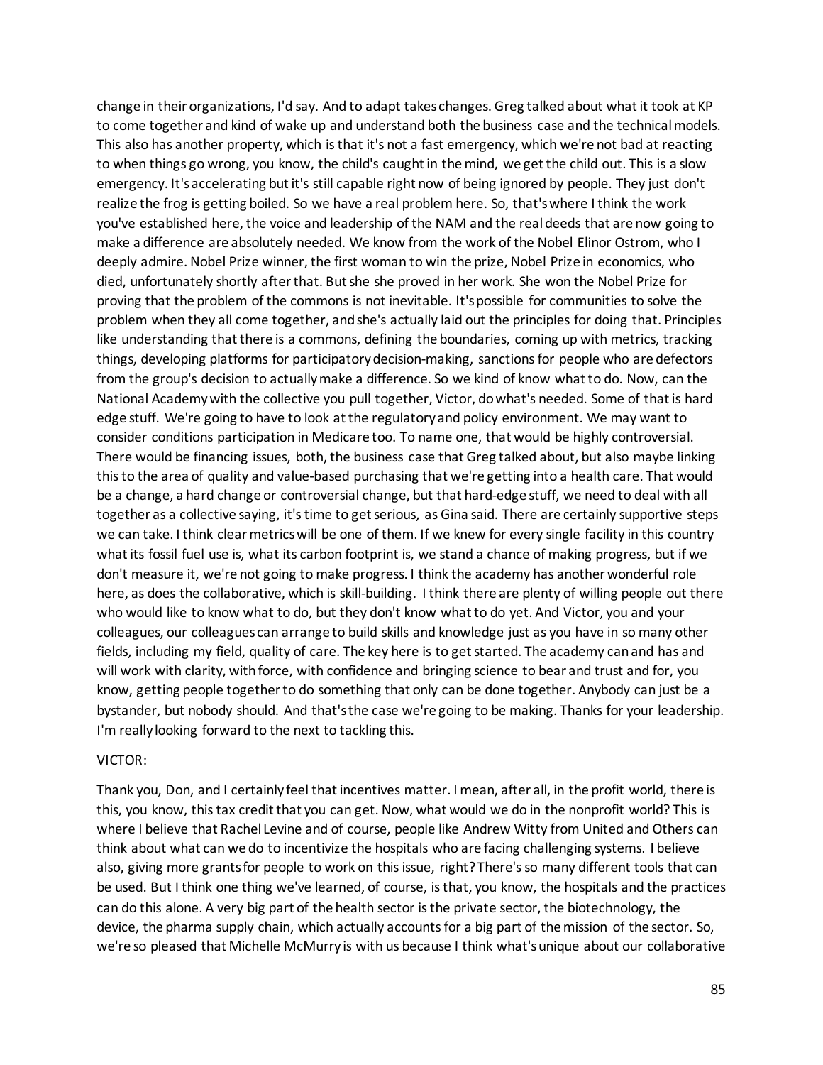change in their organizations, I'd say. And to adapt takes changes. Greg talked about what it took at KP to come together and kind of wake up and understand both the business case and the technical models. This also has another property, which is that it's not a fast emergency, which we're not bad at reacting to when things go wrong, you know, the child's caught in the mind, we get the child out. This is a slow emergency. It's accelerating but it's still capable right now of being ignored by people. They just don't realize the frog is getting boiled. So we have a real problem here. So, that's where I think the work you've established here, the voice and leadership of the NAM and the real deeds that are now going to make a difference are absolutely needed. We know from the work of the Nobel Elinor Ostrom, who I deeply admire. Nobel Prize winner, the first woman to win the prize, Nobel Prize in economics, who died, unfortunately shortly after that. But she she proved in her work. She won the Nobel Prize for proving that the problem of the commons is not inevitable. It's possible for communities to solve the problem when they all come together, and she's actually laid out the principles for doing that. Principles like understanding that there is a commons, defining the boundaries, coming up with metrics, tracking things, developing platforms for participatory decision-making, sanctions for people who are defectors from the group's decision to actually make a difference. So we kind of know what to do. Now, can the National Academy with the collective you pull together, Victor, do what's needed. Some of that is hard edge stuff. We're going to have to look at the regulatory and policy environment. We may want to consider conditions participation in Medicare too. To name one, that would be highly controversial. There would be financing issues, both, the business case that Greg talked about, but also maybe linking this to the area of quality and value-based purchasing that we're getting into a health care. That would be a change, a hard change or controversial change, but that hard-edge stuff, we need to deal with all together as a collective saying, it's time to get serious, as Gina said. There are certainly supportive steps we can take. I think clear metrics will be one of them. If we knew for every single facility in this country what its fossil fuel use is, what its carbon footprint is, we stand a chance of making progress, but if we don't measure it, we're not going to make progress. I think the academy has another wonderful role here, as does the collaborative, which is skill-building. I think there are plenty of willing people out there who would like to know what to do, but they don't know what to do yet. And Victor, you and your colleagues, our colleagues can arrange to build skills and knowledge just as you have in so many other fields, including my field, quality of care. The key here is to get started. The academy can and has and will work with clarity, with force, with confidence and bringing science to bear and trust and for, you know, getting people together to do something that only can be done together. Anybody can just be a bystander, but nobody should. And that's the case we're going to be making. Thanks for your leadership. I'm really looking forward to the next to tackling this.

VICTOR:

Thank you, Don, and I certainly feel that incentives matter. I mean, after all, in the profit world, there is this, you know, this tax credit that you can get. Now, what would we do in the nonprofit world? This is where I believe that Rachel Levine and of course, people like Andrew Witty from United and Others can think about what can we do to incentivize the hospitals who are facing challenging systems. I believe also, giving more grants for people to work on this issue, right? There's so many different tools that can be used. But I think one thing we've learned, of course, is that, you know, the hospitals and the practices can do this alone. A very big part of the health sector is the private sector, the biotechnology, the device, the pharma supply chain, which actually accounts for a big part of the mission of the sector. So, we're so pleased that Michelle McMurry is with us because I think what's unique about our collaborative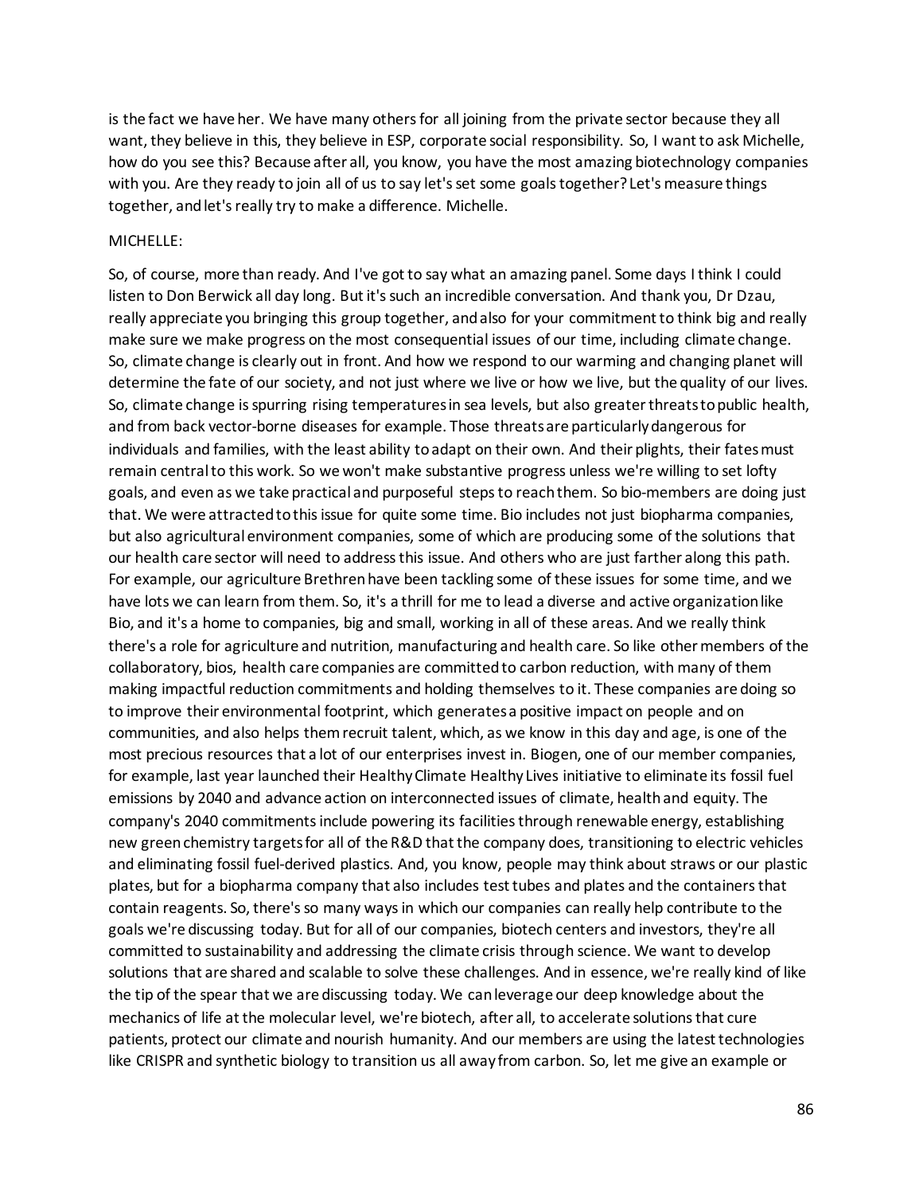is the fact we have her. We have many others for all joining from the private sector because they all want, they believe in this, they believe in ESP, corporate social responsibility. So, I want to ask Michelle, how do you see this? Because after all, you know, you have the most amazing biotechnology companies with you. Are they ready to join all of us to say let's set some goals together? Let's measure things together, and let's really try to make a difference. Michelle.

MICHELLE:

So, of course, more than ready. And I've got to say what an amazing panel. Some days I think I could listen to Don Berwick all day long. But it's such an incredible conversation. And thank you, Dr Dzau, really appreciate you bringing this group together, and also for your commitment to think big and really make sure we make progress on the most consequential issues of our time, including climate change. So, climate change is clearly out in front. And how we respond to our warming and changing planet will determine the fate of our society, and not just where we live or how we live, but the quality of our lives. So, climate change is spurring rising temperatures in sea levels, but also greater threats to public health, and from back vector-borne diseases for example. Those threats are particularly dangerous for individuals and families, with the least ability to adapt on their own. And their plights, their fates must remain central to this work. So we won't make substantive progress unless we're willing to set lofty goals, and even as we take practical and purposeful steps to reach them. So bio-members are doing just that. We were attracted to this issue for quite some time. Bio includes not just biopharma companies, but also agricultural environment companies, some of which are producing some of the solutions that our health care sector will need to address this issue. And others who are just farther along this path. For example, our agriculture Brethren have been tackling some of these issues for some time, and we have lots we can learn from them. So, it's a thrill for me to lead a diverse and active organization like Bio, and it's a home to companies, big and small, working in all of these areas. And we really think there's a role for agriculture and nutrition, manufacturing and health care. So like other members of the collaboratory, bios, health care companies are committed to carbon reduction, with many of them making impactful reduction commitments and holding themselves to it. These companies are doing so to improve their environmental footprint, which generates a positive impact on people and on communities, and also helps them recruit talent, which, as we know in this day and age, is one of the most precious resources that a lot of our enterprises invest in. Biogen, one of our member companies, for example, last year launched their Healthy Climate Healthy Lives initiative to eliminate its fossil fuel emissions by 2040 and advance action on interconnected issues of climate, health and equity. The company's 2040 commitments include powering its facilities through renewable energy, establishing new green chemistry targets for all of the R&D that the company does, transitioning to electric vehicles and eliminating fossil fuel-derived plastics. And, you know, people may think about straws or our plastic plates, but for a biopharma company that also includes test tubes and plates and the containers that contain reagents. So, there's so many ways in which our companies can really help contribute to the goals we're discussing today. But for all of our companies, biotech centers and investors, they're all committed to sustainability and addressing the climate crisis through science. We want to develop solutions that are shared and scalable to solve these challenges. And in essence, we're really kind of like the tip of the spear that we are discussing today. We can leverage our deep knowledge about the mechanics of life at the molecular level, we're biotech, after all, to accelerate solutions that cure patients, protect our climate and nourish humanity. And our members are using the latest technologies like CRISPR and synthetic biology to transition us all away from carbon. So, let me give an example or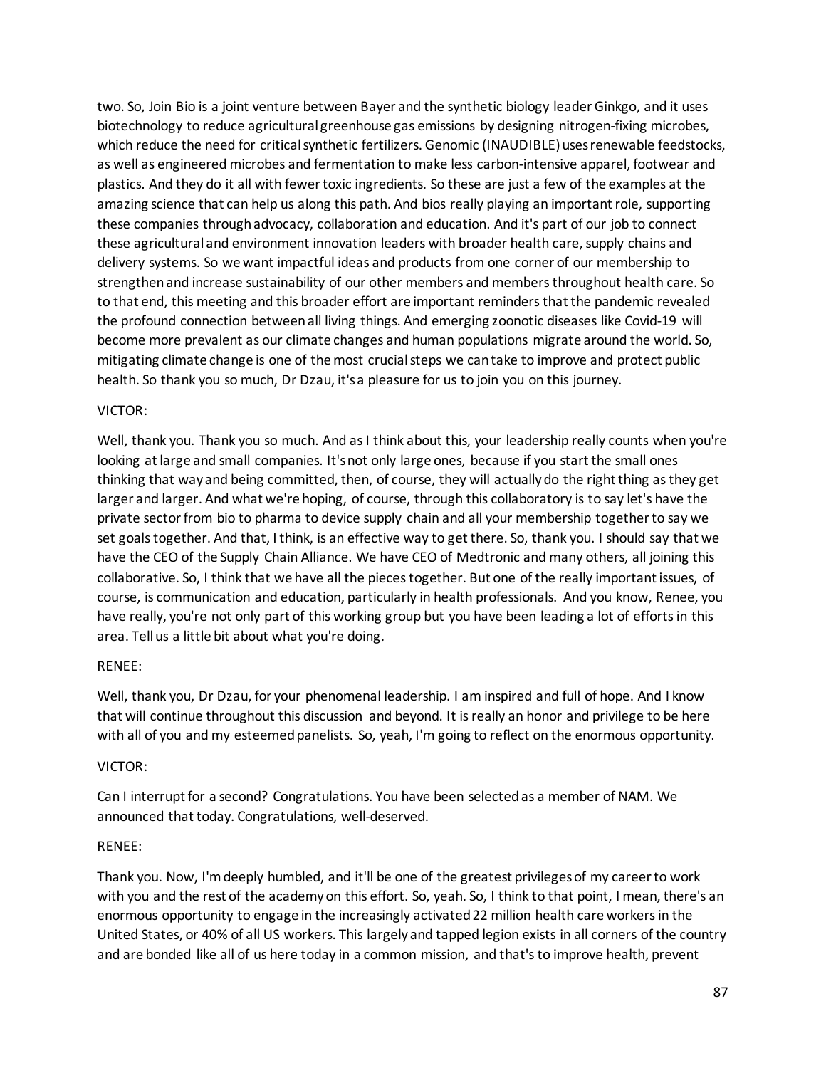two. So, Join Bio is a joint venture between Bayer and the synthetic biology leader Ginkgo, and it uses biotechnology to reduce agricultural greenhouse gas emissions by designing nitrogen-fixing microbes, which reduce the need for critical synthetic fertilizers. Genomic (INAUDIBLE) uses renewable feedstocks, as well as engineered microbes and fermentation to make less carbon-intensive apparel, footwear and plastics. And they do it all with fewer toxic ingredients. So these are just a few of the examples at the amazing science that can help us along this path. And bios really playing an important role, supporting these companies through advocacy, collaboration and education. And it's part of our job to connect these agricultural and environment innovation leaders with broader health care, supply chains and delivery systems. So we want impactful ideas and products from one corner of our membership to strengthen and increase sustainability of our other members and members throughout health care. So to that end, this meeting and this broader effort are important reminders that the pandemic revealed the profound connection between all living things. And emerging zoonotic diseases like Covid-19 will become more prevalent as our climate changes and human populations migrate around the world. So, mitigating climate change is one of the most crucial steps we can take to improve and protect public health. So thank you so much, Dr Dzau, it's a pleasure for us to join you on this journey.

VICTOR:

Well, thank you. Thank you so much. And as I think about this, your leadership really counts when you're looking at large and small companies. It's not only large ones, because if you start the small ones thinking that way and being committed, then, of course, they will actually do the right thing as they get larger and larger. And what we're hoping, of course, through this collaboratory is to say let's have the private sector from bio to pharma to device supply chain and all your membership together to say we set goals together. And that, I think, is an effective way to get there. So, thank you. I should say that we have the CEO of the Supply Chain Alliance. We have CEO of Medtronic and many others, all joining this collaborative. So, I think that we have all the pieces together. But one of the really important issues, of course, is communication and education, particularly in health professionals. And you know, Renee, you have really, you're not only part of this working group but you have been leading a lot of efforts in this area. Tell us a little bit about what you're doing.

RENEE:

Well, thank you, Dr Dzau, for your phenomenal leadership. I am inspired and full of hope. And I know that will continue throughout this discussion and beyond. It is really an honor and privilege to be here with all of you and my esteemed panelists. So, yeah, I'm going to reflect on the enormous opportunity.

VICTOR:

Can I interrupt for a second? Congratulations. You have been selected as a member of NAM. We announced that today. Congratulations, well-deserved.

RENEE:

Thank you. Now, I'm deeply humbled, and it'll be one of the greatest privileges of my career to work with you and the rest of the academy on this effort. So, yeah. So, I think to that point, I mean, there's an enormous opportunity to engage in the increasingly activated 22 million health care workers in the United States, or 40% of all US workers. This largely and tapped legion exists in all corners of the country and are bonded like all of us here today in a common mission, and that's to improve health, prevent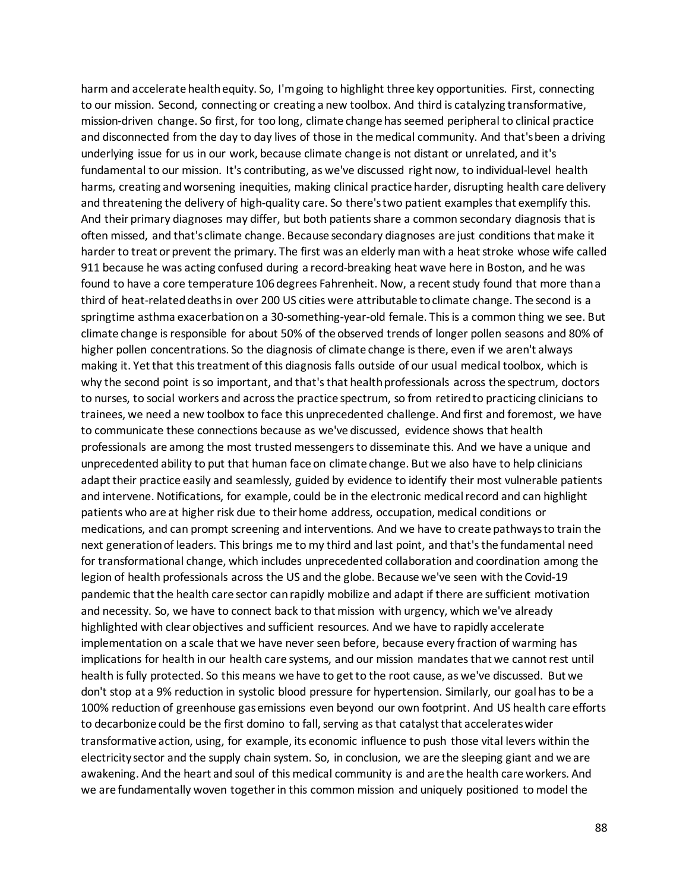harm and accelerate health equity. So, I'm going to highlight three key opportunities. First, connecting to our mission. Second, connecting or creating a new toolbox. And third is catalyzing transformative, mission-driven change. So first, for too long, climate change has seemed peripheral to clinical practice and disconnected from the day to day lives of those in the medical community. And that's been a driving underlying issue for us in our work, because climate change is not distant or unrelated, and it's fundamental to our mission. It's contributing, as we've discussed right now, to individual-level health harms, creating and worsening inequities, making clinical practice harder, disrupting health care delivery and threatening the delivery of high-quality care. So there's two patient examples that exemplify this. And their primary diagnoses may differ, but both patients share a common secondary diagnosis that is often missed, and that's climate change. Because secondary diagnoses are just conditions that make it harder to treat or prevent the primary. The first was an elderly man with a heat stroke whose wife called 911 because he was acting confused during a record-breaking heat wave here in Boston, and he was found to have a core temperature 106 degrees Fahrenheit. Now, a recent study found that more than a third of heat-related deaths in over 200 US cities were attributable to climate change. The second is a springtime asthma exacerbation on a 30-something-year-old female. This is a common thing we see. But climate change is responsible for about 50% of the observed trends of longer pollen seasons and 80% of higher pollen concentrations. So the diagnosis of climate change is there, even if we aren't always making it. Yet that this treatment of this diagnosis falls outside of our usual medical toolbox, which is why the second point is so important, and that's that health professionals across the spectrum, doctors to nurses, to social workers and across the practice spectrum, so from retired to practicing clinicians to trainees, we need a new toolbox to face this unprecedented challenge. And first and foremost, we have to communicate these connections because as we've discussed, evidence shows that health professionals are among the most trusted messengers to disseminate this. And we have a unique and unprecedented ability to put that human face on climate change. But we also have to help clinicians adapt their practice easily and seamlessly, guided by evidence to identify their most vulnerable patients and intervene. Notifications, for example, could be in the electronic medical record and can highlight patients who are at higher risk due to their home address, occupation, medical conditions or medications, and can prompt screening and interventions. And we have to create pathways to train the next generation of leaders. This brings me to my third and last point, and that's the fundamental need for transformational change, which includes unprecedented collaboration and coordination among the legion of health professionals across the US and the globe. Because we've seen with the Covid-19 pandemic that the health care sector can rapidly mobilize and adapt if there are sufficient motivation and necessity. So, we have to connect back to that mission with urgency, which we've already highlighted with clear objectives and sufficient resources. And we have to rapidly accelerate implementation on a scale that we have never seen before, because every fraction of warming has implications for health in our health care systems, and our mission mandates that we cannot rest until health is fully protected. So this means we have to get to the root cause, as we've discussed. But we don't stop at a 9% reduction in systolic blood pressure for hypertension. Similarly, our goal has to be a 100% reduction of greenhouse gas emissions even beyond our own footprint. And US health care efforts to decarbonize could be the first domino to fall, serving as that catalyst that accelerates wider transformative action, using, for example, its economic influence to push those vital levers within the electricity sector and the supply chain system. So, in conclusion, we are the sleeping giant and we are awakening. And the heart and soul of this medical community is and are the health care workers. And we are fundamentally woven together in this common mission and uniquely positioned to model the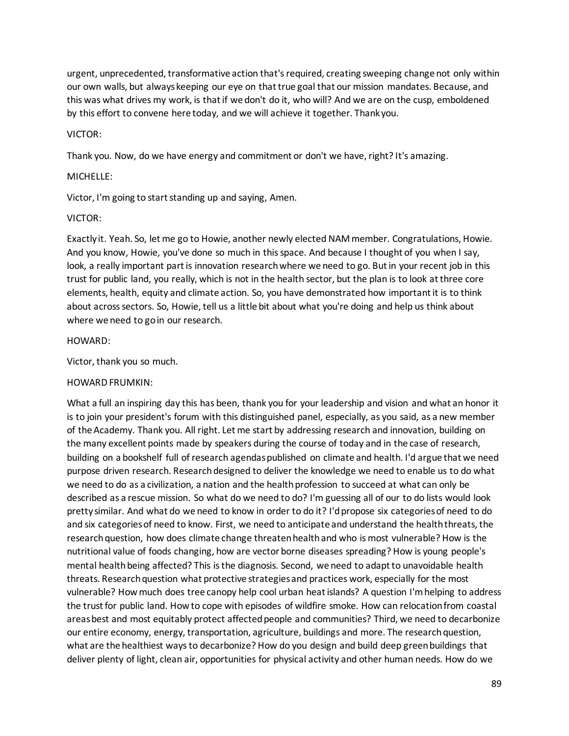urgent, unprecedented, transformative action that's required, creating sweeping change not only within our own walls, but always keeping our eye on that true goal that our mission mandates. Because, and this was what drives my work, is that if we don't do it, who will? And we are on the cusp, emboldened by this effort to convene here today, and we will achieve it together. Thank you.

VICTOR:

Thank you. Now, do we have energy and commitment or don't we have, right? It's amazing.

MICHELLE:

Victor, I'm going to start standing up and saying, Amen.

VICTOR:

Exactly it. Yeah. So, let me go to Howie, another newly elected NAM member. Congratulations, Howie. And you know, Howie, you've done so much in this space. And because I thought of you when I say, look, a really important part is innovation research where we need to go. But in your recent job in this trust for public land, you really, which is not in the health sector, but the plan is to look at three core elements, health, equity and climate action. So, you have demonstrated how important it is to think about across sectors. So, Howie, tell us a little bit about what you're doing and help us think about where we need to go in our research.

HOWARD:

Victor, thank you so much.

HOWARD FRUMKIN:

What a full an inspiring day this has been, thank you for your leadership and vision and what an honor it is to join your president's forum with this distinguished panel, especially, as you said, as a new member of the Academy. Thank you. All right. Let me start by addressing research and innovation, building on the many excellent points made by speakers during the course of today and in the case of research, building on a bookshelf full of research agendas published on climate and health. I'd argue that we need purpose driven research. Research designed to deliver the knowledge we need to enable us to do what we need to do as a civilization, a nation and the health profession to succeed at what can only be described as a rescue mission. So what do we need to do? I'm guessing all of our to do lists would look pretty similar. And what do we need to know in order to do it? I'd propose six categories of need to do and six categories of need to know. First, we need to anticipate and understand the health threats, the research question, how does climate change threaten health and who is most vulnerable? How is the nutritional value of foods changing, how are vector borne diseases spreading? How is young people's mental health being affected? This is the diagnosis. Second, we need to adapt to unavoidable health threats. Research question what protective strategies and practices work, especially for the most vulnerable? How much does tree canopy help cool urban heat islands? A question I'm helping to address the trust for public land. How to cope with episodes of wildfire smoke. How can relocation from coastal areas best and most equitably protect affected people and communities? Third, we need to decarbonize our entire economy, energy, transportation, agriculture, buildings and more. The research question, what are the healthiest ways to decarbonize? How do you design and build deep green buildings that deliver plenty of light, clean air, opportunities for physical activity and other human needs. How do we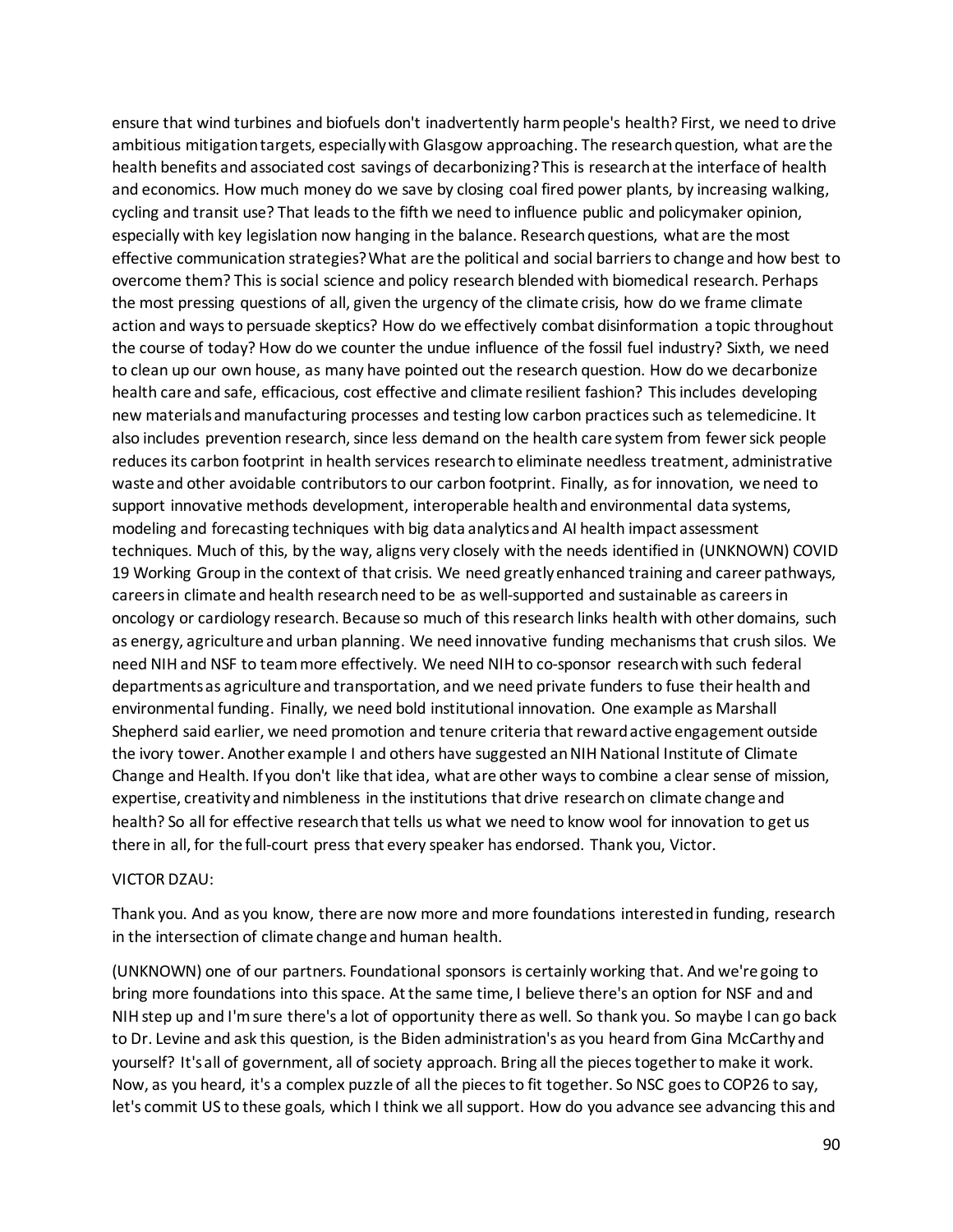ensure that wind turbines and biofuels don't inadvertently harm people's health? First, we need to drive ambitious mitigation targets, especially with Glasgow approaching. The research question, what are the health benefits and associated cost savings of decarbonizing? This is research at the interface of health and economics. How much money do we save by closing coal fired power plants, by increasing walking, cycling and transit use? That leads to the fifth we need to influence public and policymaker opinion, especially with key legislation now hanging in the balance. Research questions, what are the most effective communication strategies? What are the political and social barriers to change and how best to overcome them? This is social science and policy research blended with biomedical research. Perhaps the most pressing questions of all, given the urgency of the climate crisis, how do we frame climate action and ways to persuade skeptics? How do we effectively combat disinformation a topic throughout the course of today? How do we counter the undue influence of the fossil fuel industry? Sixth, we need to clean up our own house, as many have pointed out the research question. How do we decarbonize health care and safe, efficacious, cost effective and climate resilient fashion? This includes developing new materials and manufacturing processes and testing low carbon practices such as telemedicine. It also includes prevention research, since less demand on the health care system from fewer sick people reduces its carbon footprint in health services research to eliminate needless treatment, administrative waste and other avoidable contributors to our carbon footprint. Finally, as for innovation, we need to support innovative methods development, interoperable health and environmental data systems, modeling and forecasting techniques with big data analytics and AI health impact assessment techniques. Much of this, by the way, aligns very closely with the needs identified in (UNKNOWN) COVID 19 Working Group in the context of that crisis. We need greatly enhanced training and career pathways, careers in climate and health research need to be as well-supported and sustainable as careers in oncology or cardiology research. Because so much of this research links health with other domains, such as energy, agriculture and urban planning. We need innovative funding mechanisms that crush silos. We need NIH and NSF to team more effectively. We need NIH to co-sponsor research with such federal departments as agriculture and transportation, and we need private funders to fuse their health and environmental funding. Finally, we need bold institutional innovation. One example as Marshall Shepherd said earlier, we need promotion and tenure criteria that reward active engagement outside the ivory tower. Another example I and others have suggested an NIH National Institute of Climate Change and Health. If you don't like that idea, what are other ways to combine a clear sense of mission, expertise, creativity and nimbleness in the institutions that drive research on climate change and health? So all for effective research that tells us what we need to know wool for innovation to get us there in all, for the full-court press that every speaker has endorsed. Thank you, Victor.

VICTOR DZAU:

Thank you. And as you know, there are now more and more foundations interested in funding, research in the intersection of climate change and human health.

(UNKNOWN) one of our partners. Foundational sponsors is certainly working that. And we're going to bring more foundations into this space. At the same time, I believe there's an option for NSF and and NIH step up and I'm sure there's a lot of opportunity there as well. So thank you. So maybe I can go back to Dr. Levine and ask this question, is the Biden administration's as you heard from Gina McCarthy and yourself? It's all of government, all of society approach. Bring all the pieces together to make it work. Now, as you heard, it's a complex puzzle of all the pieces to fit together. So NSC goes to COP26 to say, let's commit US to these goals, which I think we all support. How do you advance see advancing this and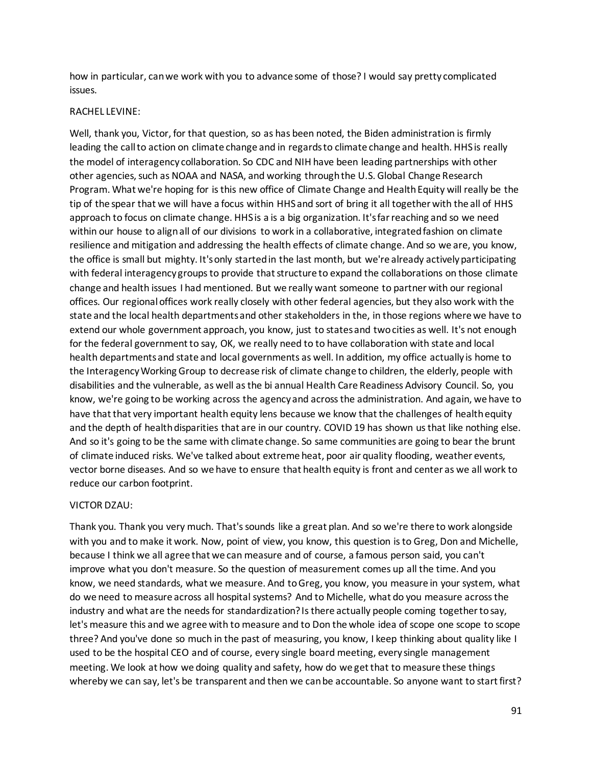how in particular, can we work with you to advance some of those? I would say pretty complicated issues.

RACHEL LEVINE:

Well, thank you, Victor, for that question, so as has been noted, the Biden administration is firmly leading the call to action on climate change and in regards to climate change and health. HHS is really the model of interagency collaboration. So CDC and NIH have been leading partnerships with other other agencies, such as NOAA and NASA, and working through the U.S. Global Change Research Program. What we're hoping for is this new office of Climate Change and Health Equity will really be the tip of the spear that we will have a focus within HHS and sort of bring it all together with the all of HHS approach to focus on climate change. HHS is a is a big organization. It's far reaching and so we need within our house to align all of our divisions to work in a collaborative, integrated fashion on climate resilience and mitigation and addressing the health effects of climate change. And so we are, you know, the office is small but mighty. It's only started in the last month, but we're already actively participating with federal interagency groups to provide that structure to expand the collaborations on those climate change and health issues I had mentioned. But we really want someone to partner with our regional offices. Our regional offices work really closely with other federal agencies, but they also work with the state and the local health departments and other stakeholders in the, in those regions where we have to extend our whole government approach, you know, just to states and two cities as well. It's not enough for the federal government to say, OK, we really need to to have collaboration with state and local health departments and state and local governments as well. In addition, my office actually is home to the Interagency Working Group to decrease risk of climate change to children, the elderly, people with disabilities and the vulnerable, as well as the bi annual Health Care Readiness Advisory Council. So, you know, we're going to be working across the agency and across the administration. And again, we have to have that that very important health equity lens because we know that the challenges of health equity and the depth of health disparities that are in our country. COVID 19 has shown us that like nothing else. And so it's going to be the same with climate change. So same communities are going to bear the brunt of climate induced risks. We've talked about extreme heat, poor air quality flooding, weather events, vector borne diseases. And so we have to ensure that health equity is front and center as we all work to reduce our carbon footprint.

VICTOR DZAU:

Thank you. Thank you very much. That's sounds like a great plan. And so we're there to work alongside with you and to make it work. Now, point of view, you know, this question is to Greg, Don and Michelle, because I think we all agree that we can measure and of course, a famous person said, you can't improve what you don't measure. So the question of measurement comes up all the time. And you know, we need standards, what we measure. And to Greg, you know, you measure in your system, what do we need to measure across all hospital systems? And to Michelle, what do you measure across the industry and what are the needs for standardization? Is there actually people coming together to say, let's measure this and we agree with to measure and to Don the whole idea of scope one scope to scope three? And you've done so much in the past of measuring, you know, I keep thinking about quality like I used to be the hospital CEO and of course, every single board meeting, every single management meeting. We look at how we doing quality and safety, how do we get that to measure these things whereby we can say, let's be transparent and then we can be accountable. So anyone want to start first?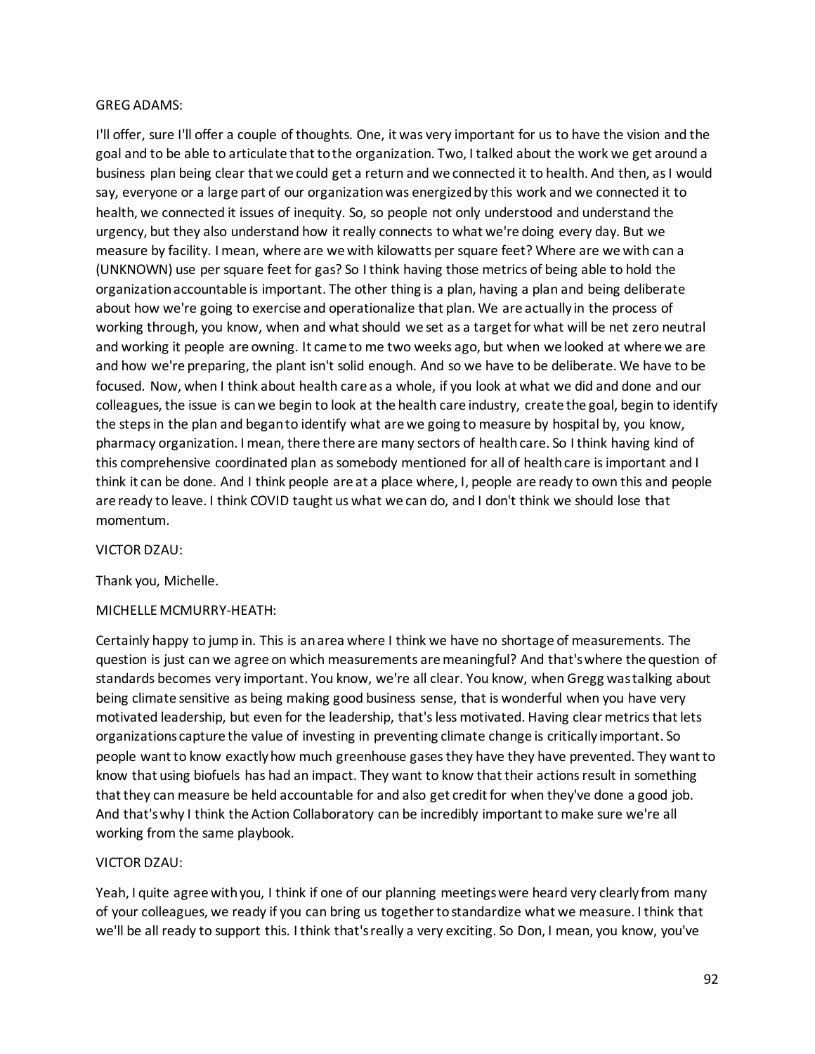GREG ADAMS:

I'll offer, sure I'll offer a couple of thoughts. One, it was very important for us to have the vision and the goal and to be able to articulate that to the organization. Two, I talked about the work we get around a business plan being clear that we could get a return and we connected it to health. And then, as I would say, everyone or a large part of our organization was energized by this work and we connected it to health, we connected it issues of inequity. So, so people not only understood and understand the urgency, but they also understand how it really connects to what we're doing every day. But we measure by facility. I mean, where are we with kilowatts per square feet? Where are we with can a (UNKNOWN) use per square feet for gas? So I think having those metrics of being able to hold the organization accountable is important. The other thing is a plan, having a plan and being deliberate about how we're going to exercise and operationalize that plan. We are actually in the process of working through, you know, when and what should we set as a target for what will be net zero neutral and working it people are owning. It came to me two weeks ago, but when we looked at where we are and how we're preparing, the plant isn't solid enough. And so we have to be deliberate. We have to be focused. Now, when I think about health care as a whole, if you look at what we did and done and our colleagues, the issue is can we begin to look at the health care industry, create the goal, begin to identify the steps in the plan and began to identify what are we going to measure by hospital by, you know, pharmacy organization. I mean, there there are many sectors of health care. So I think having kind of this comprehensive coordinated plan as somebody mentioned for all of health care is important and I think it can be done. And I think people are at a place where, I, people are ready to own this and people are ready to leave. I think COVID taught us what we can do, and I don't think we should lose that momentum.

VICTOR DZAU:

Thank you, Michelle.

MICHELLE MCMURRY-HEATH:

Certainly happy to jump in. This is an area where I think we have no shortage of measurements. The question is just can we agree on which measurements are meaningful? And that's where the question of standards becomes very important. You know, we're all clear. You know, when Gregg was talking about being climate sensitive as being making good business sense, that is wonderful when you have very motivated leadership, but even for the leadership, that's less motivated. Having clear metrics that lets organizations capture the value of investing in preventing climate change is critically important. So people want to know exactly how much greenhouse gases they have they have prevented. They want to know that using biofuels has had an impact. They want to know that their actions result in something that they can measure be held accountable for and also get credit for when they've done a good job. And that's why I think the Action Collaboratory can be incredibly important to make sure we're all working from the same playbook.

VICTOR DZAU:

Yeah, I quite agree with you, I think if one of our planning meetings were heard very clearly from many of your colleagues, we ready if you can bring us together to standardize what we measure. I think that we'll be all ready to support this. I think that's really a very exciting. So Don, I mean, you know, you've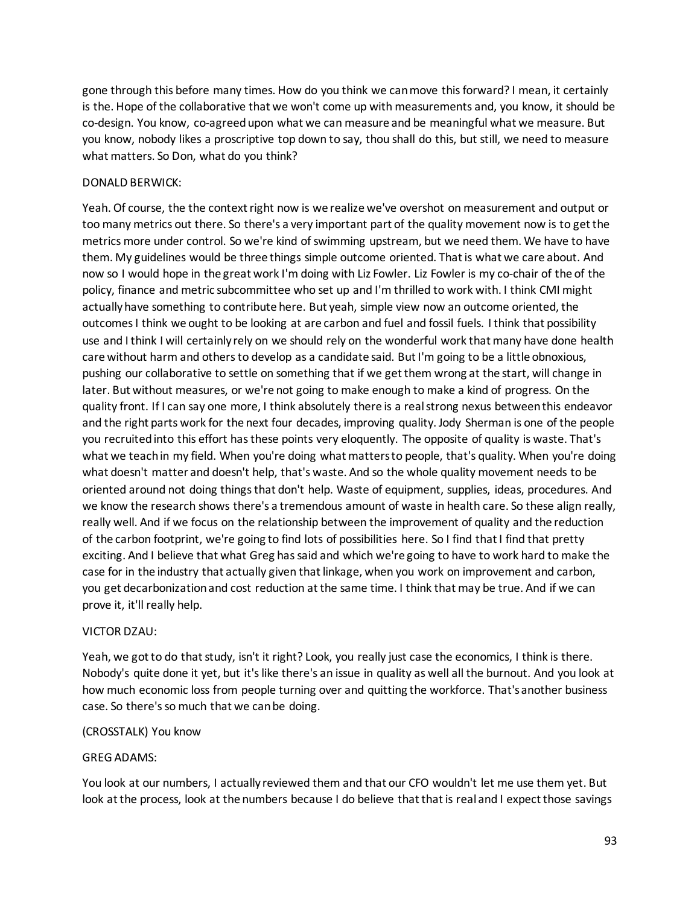gone through this before many times. How do you think we can move this forward? I mean, it certainly is the. Hope of the collaborative that we won't come up with measurements and, you know, it should be co-design. You know, co-agreed upon what we can measure and be meaningful what we measure. But you know, nobody likes a proscriptive top down to say, thou shall do this, but still, we need to measure what matters. So Don, what do you think?

DONALD BERWICK:

Yeah. Of course, the the context right now is we realize we've overshot on measurement and output or too many metrics out there. So there's a very important part of the quality movement now is to get the metrics more under control. So we're kind of swimming upstream, but we need them. We have to have them. My guidelines would be three things simple outcome oriented. That is what we care about. And now so I would hope in the great work I'm doing with Liz Fowler. Liz Fowler is my co-chair of the of the policy, finance and metric subcommittee who set up and I'm thrilled to work with. I think CMI might actually have something to contribute here. But yeah, simple view now an outcome oriented, the outcomes I think we ought to be looking at are carbon and fuel and fossil fuels. I think that possibility use and I think I will certainly rely on we should rely on the wonderful work that many have done health care without harm and others to develop as a candidate said. But I'm going to be a little obnoxious, pushing our collaborative to settle on something that if we get them wrong at the start, will change in later. But without measures, or we're not going to make enough to make a kind of progress. On the quality front. If I can say one more, I think absolutely there is a real strong nexus between this endeavor and the right parts work for the next four decades, improving quality. Jody Sherman is one of the people you recruited into this effort has these points very eloquently. The opposite of quality is waste. That's what we teach in my field. When you're doing what matters to people, that's quality. When you're doing what doesn't matter and doesn't help, that's waste. And so the whole quality movement needs to be oriented around not doing things that don't help. Waste of equipment, supplies, ideas, procedures. And we know the research shows there's a tremendous amount of waste in health care. So these align really, really well. And if we focus on the relationship between the improvement of quality and the reduction of the carbon footprint, we're going to find lots of possibilities here. So I find that I find that pretty exciting. And I believe that what Greg has said and which we're going to have to work hard to make the case for in the industry that actually given that linkage, when you work on improvement and carbon, you get decarbonization and cost reduction at the same time. I think that may be true. And if we can prove it, it'll really help.

VICTOR DZAU:

Yeah, we got to do that study, isn't it right? Look, you really just case the economics, I think is there. Nobody's quite done it yet, but it's like there's an issue in quality as well all the burnout. And you look at how much economic loss from people turning over and quitting the workforce. That's another business case. So there's so much that we can be doing.

(CROSSTALK) You know

GREG ADAMS:

You look at our numbers, I actually reviewed them and that our CFO wouldn't let me use them yet. But look at the process, look at the numbers because I do believe that that is real and I expect those savings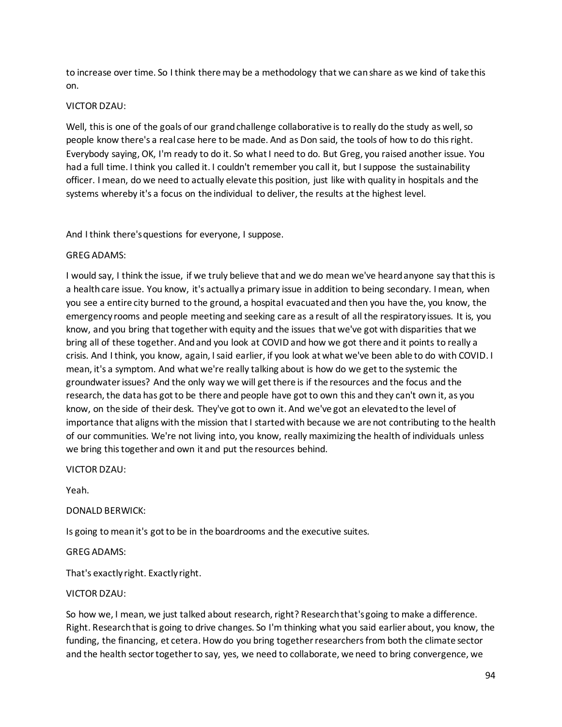to increase over time. So I think there may be a methodology that we can share as we kind of take this on.

VICTOR DZAU:

Well, this is one of the goals of our grand challenge collaborative is to really do the study as well, so people know there's a real case here to be made. And as Don said, the tools of how to do this right. Everybody saying, OK, I'm ready to do it. So what I need to do. But Greg, you raised another issue. You had a full time. I think you called it. I couldn't remember you call it, but I suppose the sustainability officer. I mean, do we need to actually elevate this position, just like with quality in hospitals and the systems whereby it's a focus on the individual to deliver, the results at the highest level.

And I think there's questions for everyone, I suppose.

GREG ADAMS:

I would say, I think the issue, if we truly believe that and we do mean we've heard anyone say that this is a health care issue. You know, it's actually a primary issue in addition to being secondary. I mean, when you see a entire city burned to the ground, a hospital evacuated and then you have the, you know, the emergency rooms and people meeting and seeking care as a result of all the respiratory issues. It is, you know, and you bring that together with equity and the issues that we've got with disparities that we bring all of these together. And and you look at COVID and how we got there and it points to really a crisis. And I think, you know, again, I said earlier, if you look at what we've been able to do with COVID. I mean, it's a symptom. And what we're really talking about is how do we get to the systemic the groundwater issues? And the only way we will get there is if the resources and the focus and the research, the data has got to be there and people have got to own this and they can't own it, as you know, on the side of their desk. They've got to own it. And we've got an elevated to the level of importance that aligns with the mission that I started with because we are not contributing to the health of our communities. We're not living into, you know, really maximizing the health of individuals unless we bring this together and own it and put the resources behind.

VICTOR DZAU:

Yeah.

DONALD BERWICK:

Is going to mean it's got to be in the boardrooms and the executive suites.

GREG ADAMS:

That's exactly right. Exactly right.

VICTOR DZAU:

So how we, I mean, we just talked about research, right? Research that's going to make a difference. Right. Research that is going to drive changes. So I'm thinking what you said earlier about, you know, the funding, the financing, et cetera. How do you bring together researchers from both the climate sector and the health sector together to say, yes, we need to collaborate, we need to bring convergence, we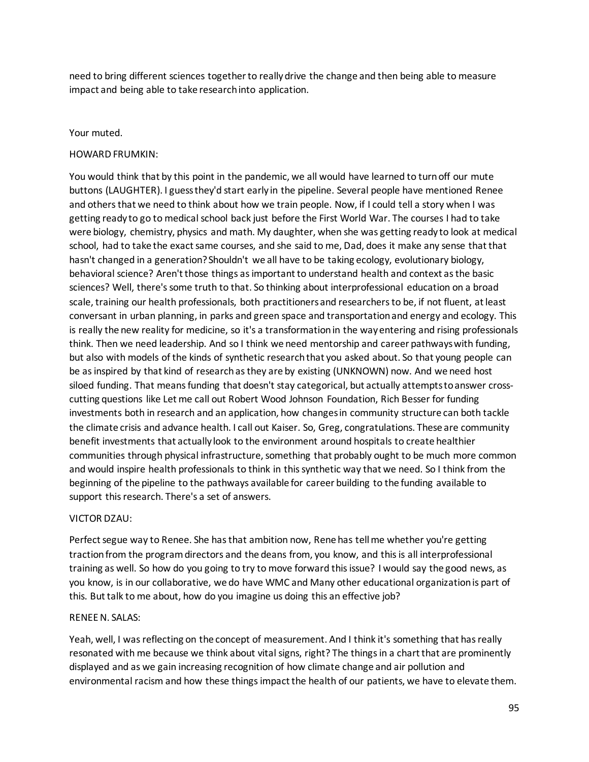need to bring different sciences together to really drive the change and then being able to measure impact and being able to take research into application.

Your muted.

HOWARD FRUMKIN:

You would think that by this point in the pandemic, we all would have learned to turn off our mute buttons (LAUGHTER). I guess they'd start early in the pipeline. Several people have mentioned Renee and others that we need to think about how we train people. Now, if I could tell a story when I was getting ready to go to medical school back just before the First World War. The courses I had to take were biology, chemistry, physics and math. My daughter, when she was getting ready to look at medical school, had to take the exact same courses, and she said to me, Dad, does it make any sense that that hasn't changed in a generation? Shouldn't we all have to be taking ecology, evolutionary biology, behavioral science? Aren't those things as important to understand health and context as the basic sciences? Well, there's some truth to that. So thinking about interprofessional education on a broad scale, training our health professionals, both practitioners and researchers to be, if not fluent, at least conversant in urban planning, in parks and green space and transportation and energy and ecology. This is really the new reality for medicine, so it's a transformation in the way entering and rising professionals think. Then we need leadership. And so I think we need mentorship and career pathways with funding, but also with models of the kinds of synthetic research that you asked about. So that young people can be as inspired by that kind of research as they are by existing (UNKNOWN) now. And we need host siloed funding. That means funding that doesn't stay categorical, but actually attempts to answer cross-cutting questions like Let me call out Robert Wood Johnson Foundation, Rich Besser for funding investments both in research and an application, how changes in community structure can both tackle the climate crisis and advance health. I call out Kaiser. So, Greg, congratulations. These are community benefit investments that actually look to the environment around hospitals to create healthier communities through physical infrastructure, something that probably ought to be much more common and would inspire health professionals to think in this synthetic way that we need. So I think from the beginning of the pipeline to the pathways available for career building to the funding available to support this research. There's a set of answers.

VICTOR DZAU:

Perfect segue way to Renee. She has that ambition now, Rene has tell me whether you're getting traction from the program directors and the deans from, you know, and this is all interprofessional training as well. So how do you going to try to move forward this issue? I would say the good news, as you know, is in our collaborative, we do have WMC and Many other educational organization is part of this. But talk to me about, how do you imagine us doing this an effective job?

RENEE N. SALAS:

Yeah, well, I was reflecting on the concept of measurement. And I think it's something that has really resonated with me because we think about vital signs, right? The things in a chart that are prominently displayed and as we gain increasing recognition of how climate change and air pollution and environmental racism and how these things impact the health of our patients, we have to elevate them.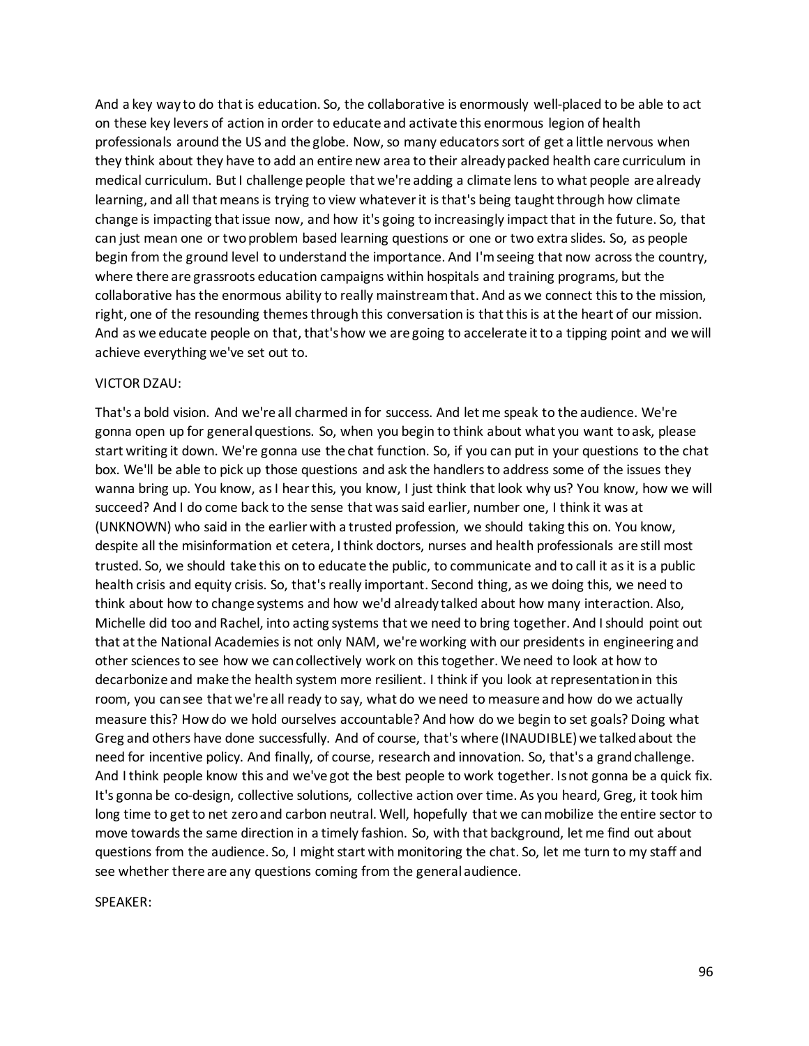And a key way to do that is education. So, the collaborative is enormously well-placed to be able to act on these key levers of action in order to educate and activate this enormous legion of health professionals around the US and the globe. Now, so many educators sort of get a little nervous when they think about they have to add an entire new area to their already packed health care curriculum in medical curriculum. But I challenge people that we're adding a climate lens to what people are already learning, and all that means is trying to view whatever it is that's being taught through how climate change is impacting that issue now, and how it's going to increasingly impact that in the future. So, that can just mean one or two problem based learning questions or one or two extra slides. So, as people begin from the ground level to understand the importance. And I'm seeing that now across the country, where there are grassroots education campaigns within hospitals and training programs, but the collaborative has the enormous ability to really mainstream that. And as we connect this to the mission, right, one of the resounding themes through this conversation is that this is at the heart of our mission. And as we educate people on that, that's how we are going to accelerate it to a tipping point and we will achieve everything we've set out to.

VICTOR DZAU:

That's a bold vision. And we're all charmed in for success. And let me speak to the audience. We're gonna open up for general questions. So, when you begin to think about what you want to ask, please start writing it down. We're gonna use the chat function. So, if you can put in your questions to the chat box. We'll be able to pick up those questions and ask the handlers to address some of the issues they wanna bring up. You know, as I hear this, you know, I just think that look why us? You know, how we will succeed? And I do come back to the sense that was said earlier, number one, I think it was at (UNKNOWN) who said in the earlier with a trusted profession, we should taking this on. You know, despite all the misinformation et cetera, I think doctors, nurses and health professionals are still most trusted. So, we should take this on to educate the public, to communicate and to call it as it is a public health crisis and equity crisis. So, that's really important. Second thing, as we doing this, we need to think about how to change systems and how we'd already talked about how many interaction. Also, Michelle did too and Rachel, into acting systems that we need to bring together. And I should point out that at the National Academies is not only NAM, we're working with our presidents in engineering and other sciences to see how we can collectively work on this together. We need to look at how to decarbonize and make the health system more resilient. I think if you look at representation in this room, you can see that we're all ready to say, what do we need to measure and how do we actually measure this? How do we hold ourselves accountable? And how do we begin to set goals? Doing what Greg and others have done successfully. And of course, that's where (INAUDIBLE) we talked about the need for incentive policy. And finally, of course, research and innovation. So, that's a grand challenge. And I think people know this and we've got the best people to work together. Is not gonna be a quick fix. It's gonna be co-design, collective solutions, collective action over time. As you heard, Greg, it took him long time to get to net zero and carbon neutral. Well, hopefully that we can mobilize the entire sector to move towards the same direction in a timely fashion. So, with that background, let me find out about questions from the audience. So, I might start with monitoring the chat. So, let me turn to my staff and see whether there are any questions coming from the general audience.

SPEAKER: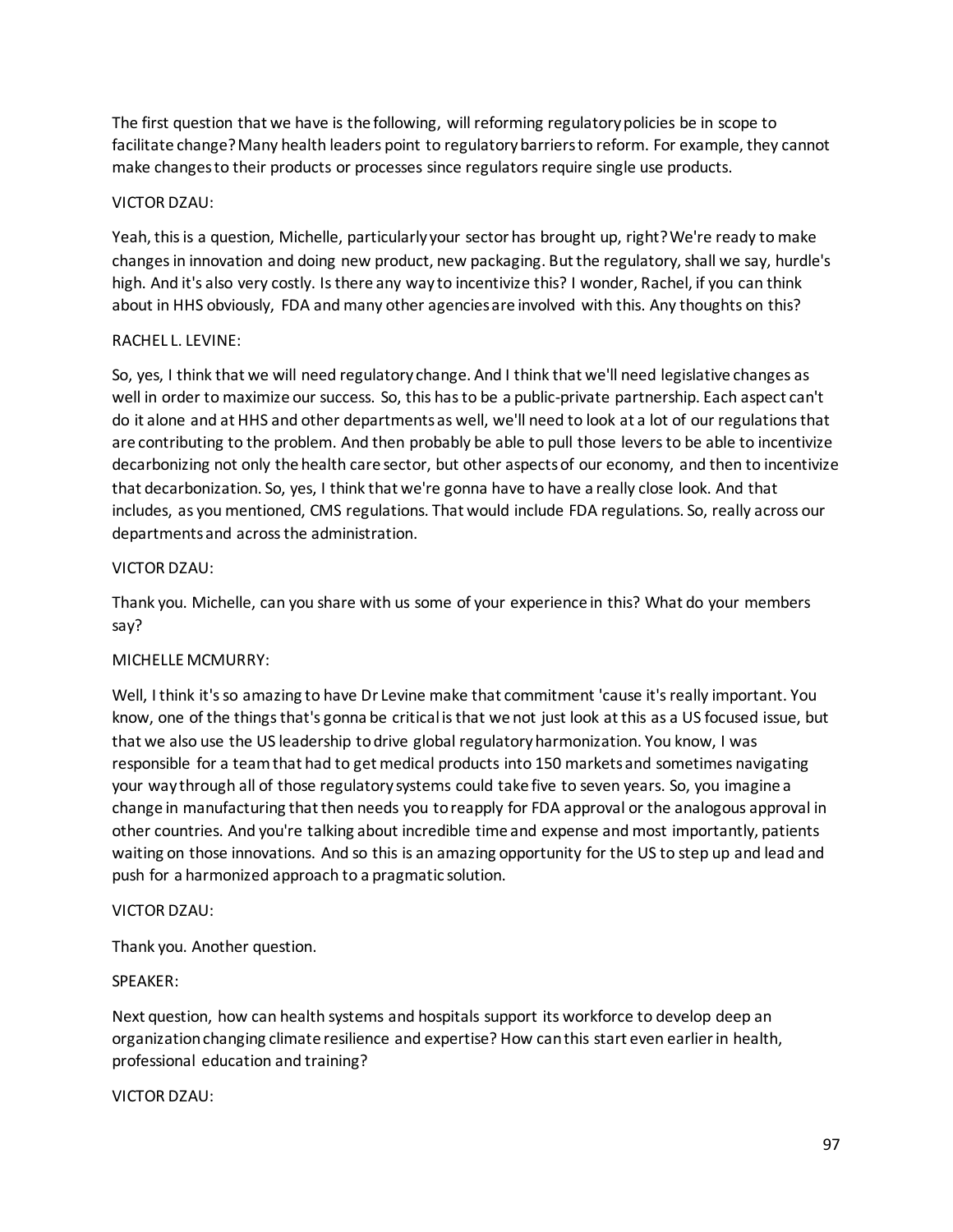The first question that we have is the following, will reforming regulatory policies be in scope to facilitate change? Many health leaders point to regulatory barriers to reform. For example, they cannot make changes to their products or processes since regulators require single use products.

VICTOR DZAU:

Yeah, this is a question, Michelle, particularly your sector has brought up, right? We're ready to make changes in innovation and doing new product, new packaging. But the regulatory, shall we say, hurdle's high. And it's also very costly. Is there any way to incentivize this? I wonder, Rachel, if you can think about in HHS obviously, FDA and many other agencies are involved with this. Any thoughts on this?

RACHEL L. LEVINE:

So, yes, I think that we will need regulatory change. And I think that we'll need legislative changes as well in order to maximize our success. So, this has to be a public-private partnership. Each aspect can't do it alone and at HHS and other departments as well, we'll need to look at a lot of our regulations that are contributing to the problem. And then probably be able to pull those levers to be able to incentivize decarbonizing not only the health care sector, but other aspects of our economy, and then to incentivize that decarbonization. So, yes, I think that we're gonna have to have a really close look. And that includes, as you mentioned, CMS regulations. That would include FDA regulations. So, really across our departments and across the administration.

VICTOR DZAU:

Thank you. Michelle, can you share with us some of your experience in this? What do your members say?

MICHELLE MCMURRY:

Well, I think it's so amazing to have Dr Levine make that commitment 'cause it's really important. You know, one of the things that's gonna be critical is that we not just look at this as a US focused issue, but that we also use the US leadership to drive global regulatory harmonization. You know, I was responsible for a team that had to get medical products into 150 markets and sometimes navigating your way through all of those regulatory systems could take five to seven years. So, you imagine a change in manufacturing that then needs you to reapply for FDA approval or the analogous approval in other countries. And you're talking about incredible time and expense and most importantly, patients waiting on those innovations. And so this is an amazing opportunity for the US to step up and lead and push for a harmonized approach to a pragmatic solution.

VICTOR DZAU:

Thank you. Another question.

SPEAKER:

Next question, how can health systems and hospitals support its workforce to develop deep an organization changing climate resilience and expertise? How can this start even earlier in health, professional education and training?

VICTOR DZAU: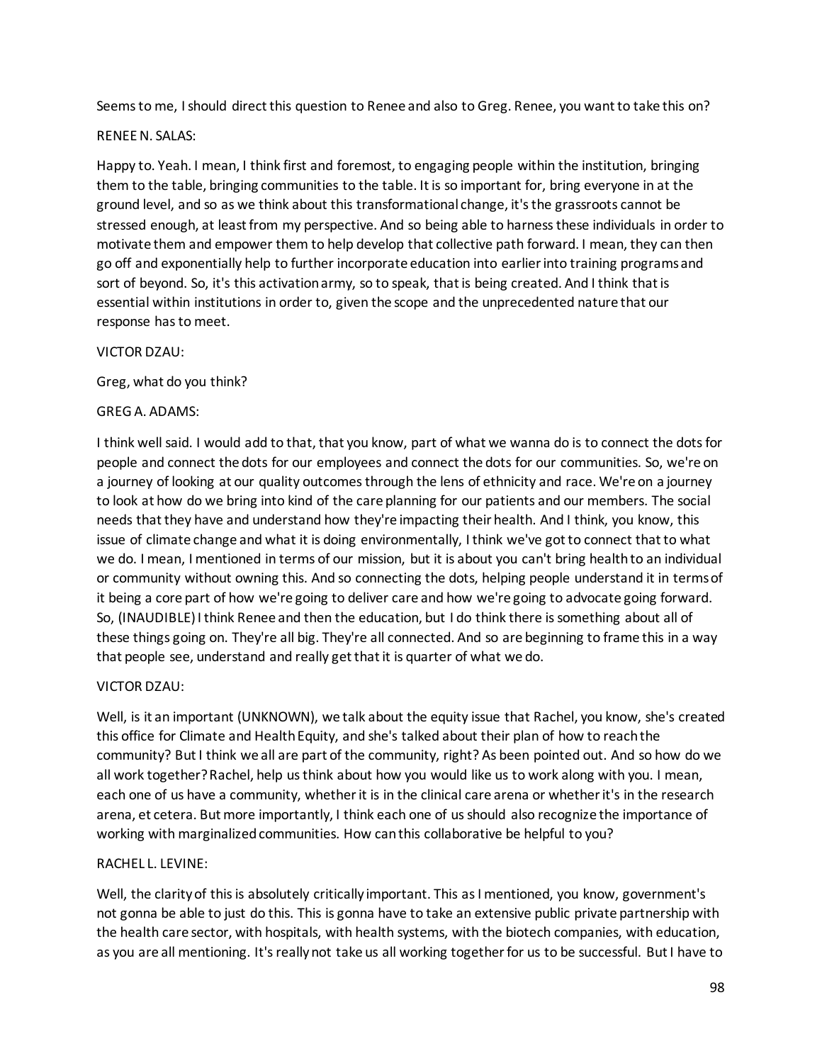Seems to me, I should direct this question to Renee and also to Greg. Renee, you want to take this on?

RENEE N. SALAS:

Happy to. Yeah. I mean, I think first and foremost, to engaging people within the institution, bringing them to the table, bringing communities to the table. It is so important for, bring everyone in at the ground level, and so as we think about this transformational change, it's the grassroots cannot be stressed enough, at least from my perspective. And so being able to harness these individuals in order to motivate them and empower them to help develop that collective path forward. I mean, they can then go off and exponentially help to further incorporate education into earlier into training programs and sort of beyond. So, it's this activation army, so to speak, that is being created. And I think that is essential within institutions in order to, given the scope and the unprecedented nature that our response has to meet.

VICTOR DZAU:

Greg, what do you think?

GREG A. ADAMS:

I think well said. I would add to that, that you know, part of what we wanna do is to connect the dots for people and connect the dots for our employees and connect the dots for our communities. So, we're on a journey of looking at our quality outcomes through the lens of ethnicity and race. We're on a journey to look at how do we bring into kind of the care planning for our patients and our members. The social needs that they have and understand how they're impacting their health. And I think, you know, this issue of climate change and what it is doing environmentally, I think we've got to connect that to what we do. I mean, I mentioned in terms of our mission, but it is about you can't bring health to an individual or community without owning this. And so connecting the dots, helping people understand it in terms of it being a core part of how we're going to deliver care and how we're going to advocate going forward. So, (INAUDIBLE) I think Renee and then the education, but I do think there is something about all of these things going on. They're all big. They're all connected. And so are beginning to frame this in a way that people see, understand and really get that it is quarter of what we do.

VICTOR DZAU:

Well, is it an important (UNKNOWN), we talk about the equity issue that Rachel, you know, she's created this office for Climate and Health Equity, and she's talked about their plan of how to reach the community? But I think we all are part of the community, right? As been pointed out. And so how do we all work together? Rachel, help us think about how you would like us to work along with you. I mean, each one of us have a community, whether it is in the clinical care arena or whether it's in the research arena, et cetera. But more importantly, I think each one of us should also recognize the importance of working with marginalized communities. How can this collaborative be helpful to you?

RACHEL L. LEVINE:

Well, the clarity of this is absolutely critically important. This as I mentioned, you know, government's not gonna be able to just do this. This is gonna have to take an extensive public private partnership with the health care sector, with hospitals, with health systems, with the biotech companies, with education, as you are all mentioning. It's really not take us all working together for us to be successful. But I have to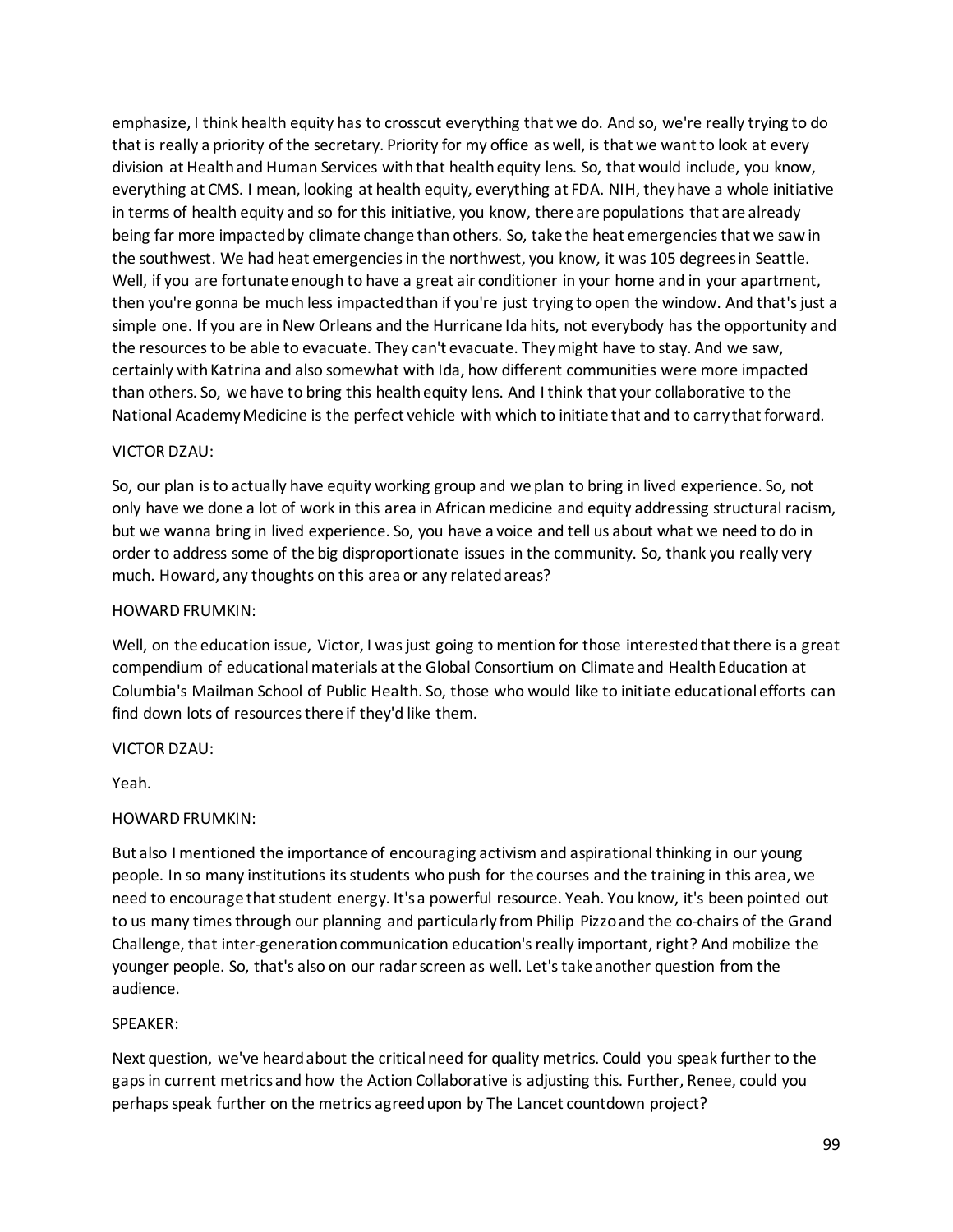emphasize, I think health equity has to crosscut everything that we do. And so, we're really trying to do that is really a priority of the secretary. Priority for my office as well, is that we want to look at every division at Health and Human Services with that health equity lens. So, that would include, you know, everything at CMS. I mean, looking at health equity, everything at FDA. NIH, they have a whole initiative in terms of health equity and so for this initiative, you know, there are populations that are already being far more impacted by climate change than others. So, take the heat emergencies that we saw in the southwest. We had heat emergencies in the northwest, you know, it was 105 degrees in Seattle. Well, if you are fortunate enough to have a great air conditioner in your home and in your apartment, then you're gonna be much less impacted than if you're just trying to open the window. And that's just a simple one. If you are in New Orleans and the Hurricane Ida hits, not everybody has the opportunity and the resources to be able to evacuate. They can't evacuate. They might have to stay. And we saw, certainly with Katrina and also somewhat with Ida, how different communities were more impacted than others. So, we have to bring this health equity lens. And I think that your collaborative to the National Academy Medicine is the perfect vehicle with which to initiate that and to carry that forward.

VICTOR DZAU:

So, our plan is to actually have equity working group and we plan to bring in lived experience. So, not only have we done a lot of work in this area in African medicine and equity addressing structural racism, but we wanna bring in lived experience. So, you have a voice and tell us about what we need to do in order to address some of the big disproportionate issues in the community. So, thank you really very much. Howard, any thoughts on this area or any related areas?

HOWARD FRUMKIN:

Well, on the education issue, Victor, I was just going to mention for those interested that there is a great compendium of educational materials at the Global Consortium on Climate and Health Education at Columbia's Mailman School of Public Health. So, those who would like to initiate educational efforts can find down lots of resources there if they'd like them.

VICTOR DZAU:

Yeah.

HOWARD FRUMKIN:

But also I mentioned the importance of encouraging activism and aspirational thinking in our young people. In so many institutions its students who push for the courses and the training in this area, we need to encourage that student energy. It's a powerful resource. Yeah. You know, it's been pointed out to us many times through our planning and particularly from Philip Pizzo and the co-chairs of the Grand Challenge, that inter-generation communication education's really important, right? And mobilize the younger people. So, that's also on our radar screen as well. Let's take another question from the audience.

SPEAKER:

Next question, we've heard about the critical need for quality metrics. Could you speak further to the gaps in current metrics and how the Action Collaborative is adjusting this. Further, Renee, could you perhaps speak further on the metrics agreed upon by The Lancet countdown project?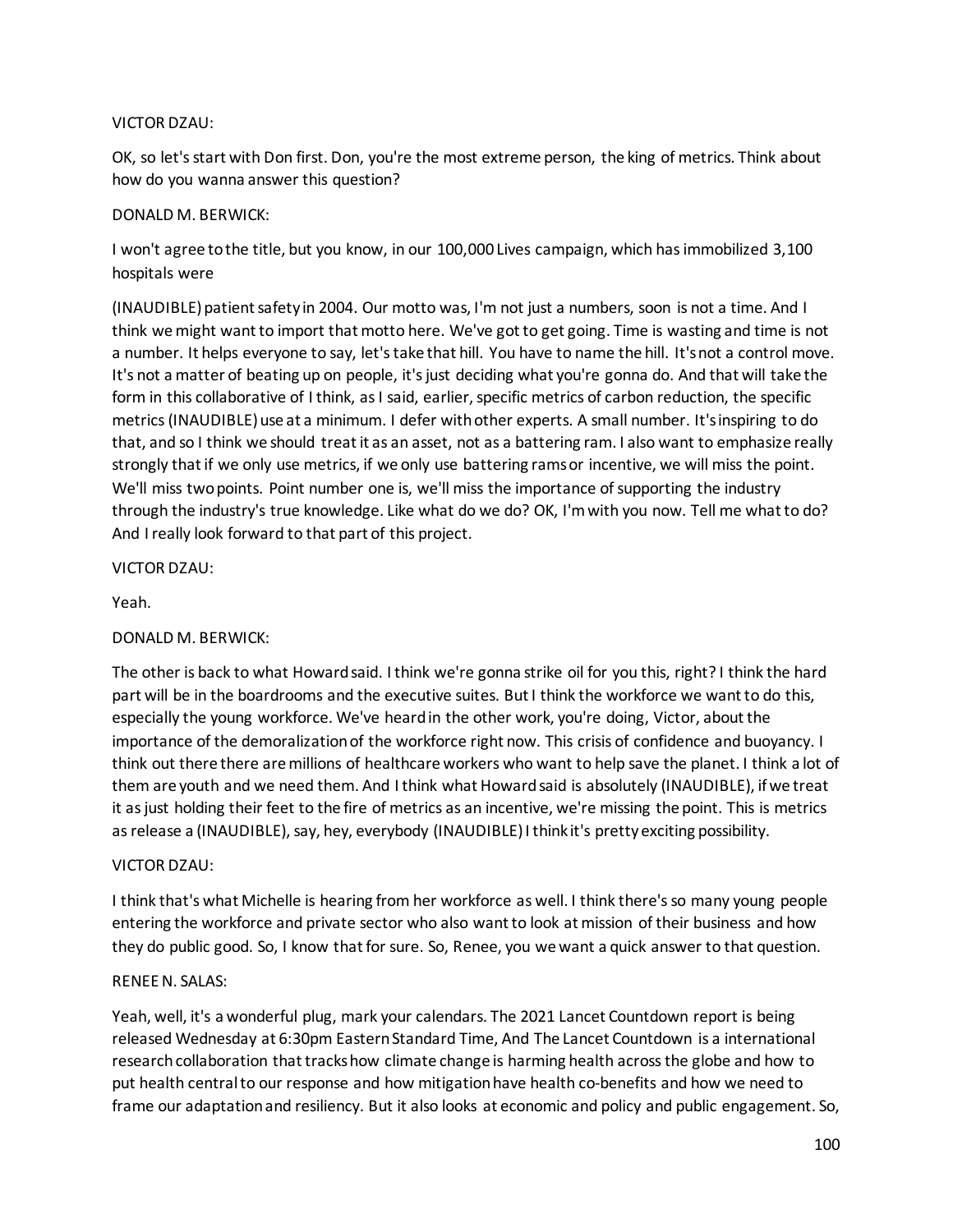VICTOR DZAU:

OK, so let's start with Don first. Don, you're the most extreme person, the king of metrics. Think about how do you wanna answer this question?

DONALD M. BERWICK:

I won't agree to the title, but you know, in our 100,000 Lives campaign, which has immobilized 3,100 hospitals were

(INAUDIBLE) patient safety in 2004. Our motto was, I'm not just a numbers, soon is not a time. And I think we might want to import that motto here. We've got to get going. Time is wasting and time is not a number. It helps everyone to say, let's take that hill. You have to name the hill. It's not a control move. It's not a matter of beating up on people, it's just deciding what you're gonna do. And that will take the form in this collaborative of I think, as I said, earlier, specific metrics of carbon reduction, the specific metrics (INAUDIBLE) use at a minimum. I defer with other experts. A small number. It's inspiring to do that, and so I think we should treat it as an asset, not as a battering ram. I also want to emphasize really strongly that if we only use metrics, if we only use battering rams or incentive, we will miss the point. We'll miss two points. Point number one is, we'll miss the importance of supporting the industry through the industry's true knowledge. Like what do we do? OK, I'm with you now. Tell me what to do? And I really look forward to that part of this project.

VICTOR DZAU:

Yeah.

DONALD M. BERWICK:

The other is back to what Howard said. I think we're gonna strike oil for you this, right? I think the hard part will be in the boardrooms and the executive suites. But I think the workforce we want to do this, especially the young workforce. We've heard in the other work, you're doing, Victor, about the importance of the demoralization of the workforce right now. This crisis of confidence and buoyancy. I think out there there are millions of healthcare workers who want to help save the planet. I think a lot of them are youth and we need them. And I think what Howard said is absolutely (INAUDIBLE), if we treat it as just holding their feet to the fire of metrics as an incentive, we're missing the point. This is metrics as release a (INAUDIBLE), say, hey, everybody (INAUDIBLE) I think it's pretty exciting possibility.

VICTOR DZAU:

I think that's what Michelle is hearing from her workforce as well. I think there's so many young people entering the workforce and private sector who also want to look at mission of their business and how they do public good. So, I know that for sure. So, Renee, you we want a quick answer to that question.

RENEE N. SALAS:

Yeah, well, it's a wonderful plug, mark your calendars. The 2021 Lancet Countdown report is being released Wednesday at 6:30pm Eastern Standard Time, And The Lancet Countdown is a international research collaboration that tracks how climate change is harming health across the globe and how to put health central to our response and how mitigation have health co-benefits and how we need to frame our adaptation and resiliency. But it also looks at economic and policy and public engagement. So,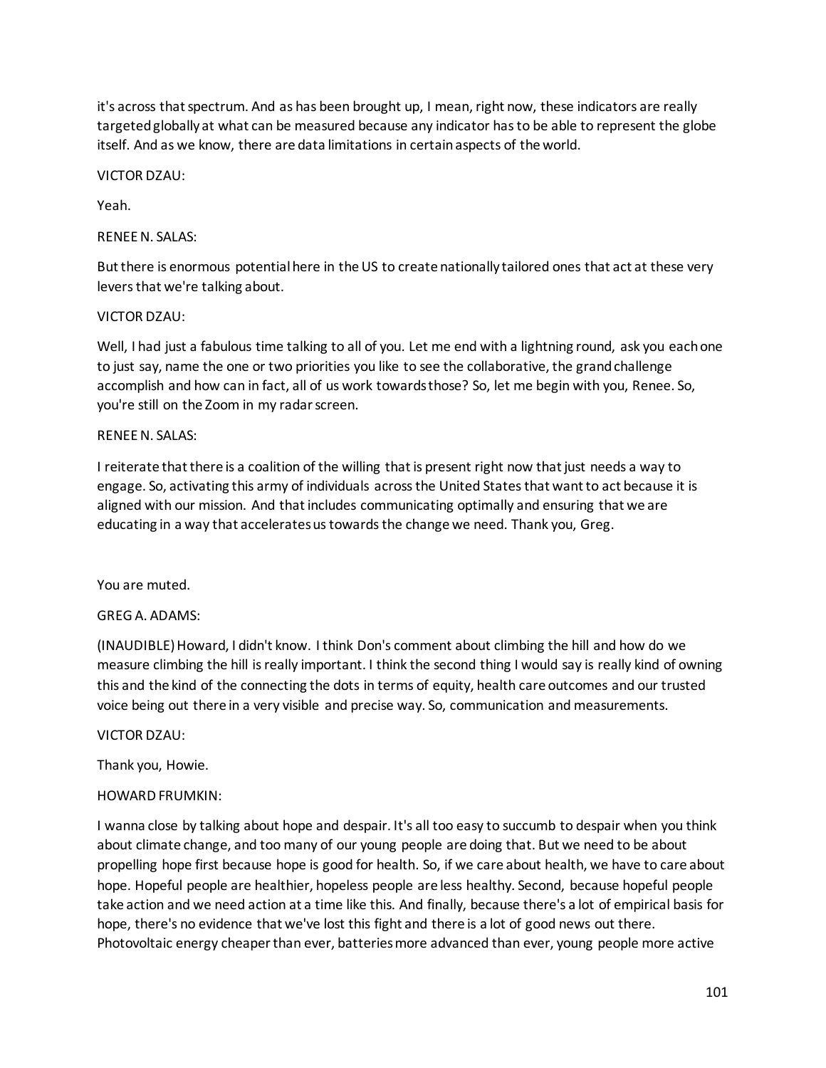it's across that spectrum. And as has been brought up, I mean, right now, these indicators are really targeted globally at what can be measured because any indicator has to be able to represent the globe itself. And as we know, there are data limitations in certain aspects of the world.

VICTOR DZAU:

Yeah.

RENEE N. SALAS:

But there is enormous potential here in the US to create nationally tailored ones that act at these very levers that we're talking about.

VICTOR DZAU:

Well, I had just a fabulous time talking to all of you. Let me end with a lightning round, ask you each one to just say, name the one or two priorities you like to see the collaborative, the grand challenge accomplish and how can in fact, all of us work towards those? So, let me begin with you, Renee. So, you're still on the Zoom in my radar screen.

RENEE N. SALAS:

I reiterate that there is a coalition of the willing that is present right now that just needs a way to engage. So, activating this army of individuals across the United States that want to act because it is aligned with our mission. And that includes communicating optimally and ensuring that we are educating in a way that accelerates us towards the change we need. Thank you, Greg.

You are muted.

GREG A. ADAMS:

(INAUDIBLE) Howard, I didn't know. I think Don's comment about climbing the hill and how do we measure climbing the hill is really important. I think the second thing I would say is really kind of owning this and the kind of the connecting the dots in terms of equity, health care outcomes and our trusted voice being out there in a very visible and precise way. So, communication and measurements.

VICTOR DZAU:

Thank you, Howie.

HOWARD FRUMKIN:

I wanna close by talking about hope and despair. It's all too easy to succumb to despair when you think about climate change, and too many of our young people are doing that. But we need to be about propelling hope first because hope is good for health. So, if we care about health, we have to care about hope. Hopeful people are healthier, hopeless people are less healthy. Second, because hopeful people take action and we need action at a time like this. And finally, because there's a lot of empirical basis for hope, there's no evidence that we've lost this fight and there is a lot of good news out there. Photovoltaic energy cheaper than ever, batteries more advanced than ever, young people more active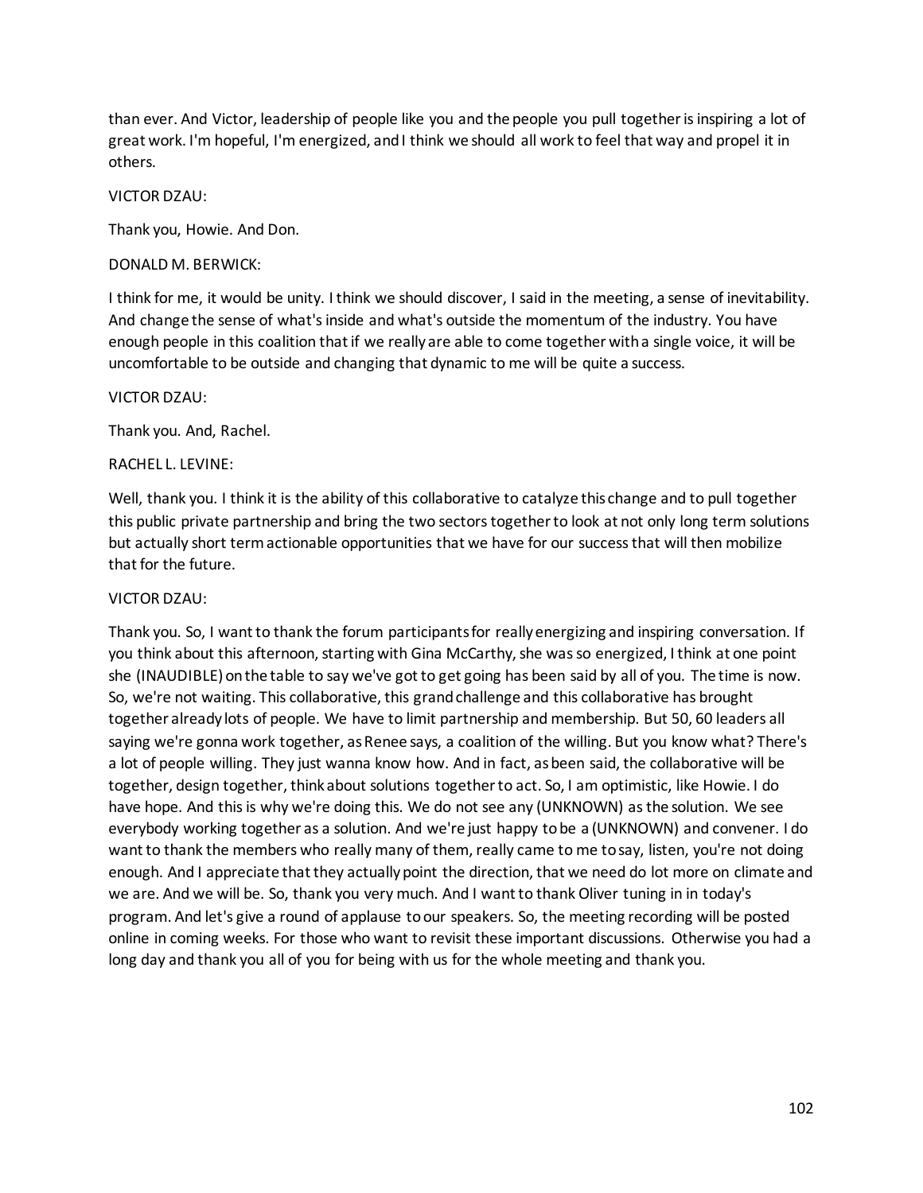than ever. And Victor, leadership of people like you and the people you pull together is inspiring a lot of great work. I'm hopeful, I'm energized, and I think we should all work to feel that way and propel it in others.

VICTOR DZAU:

Thank you, Howie. And Don.

DONALD M. BERWICK:

I think for me, it would be unity. I think we should discover, I said in the meeting, a sense of inevitability. And change the sense of what's inside and what's outside the momentum of the industry. You have enough people in this coalition that if we really are able to come together with a single voice, it will be uncomfortable to be outside and changing that dynamic to me will be quite a success.

VICTOR DZAU:

Thank you. And, Rachel.

RACHEL L. LEVINE:

Well, thank you. I think it is the ability of this collaborative to catalyze this change and to pull together this public private partnership and bring the two sectors together to look at not only long term solutions but actually short term actionable opportunities that we have for our success that will then mobilize that for the future.

VICTOR DZAU:

Thank you. So, I want to thank the forum participants for really energizing and inspiring conversation. If you think about this afternoon, starting with Gina McCarthy, she was so energized, I think at one point she (INAUDIBLE) on the table to say we've got to get going has been said by all of you. The time is now. So, we're not waiting. This collaborative, this grand challenge and this collaborative has brought together already lots of people. We have to limit partnership and membership. But 50, 60 leaders all saying we're gonna work together, as Renee says, a coalition of the willing. But you know what? There's a lot of people willing. They just wanna know how. And in fact, as been said, the collaborative will be together, design together, think about solutions together to act. So, I am optimistic, like Howie. I do have hope. And this is why we're doing this. We do not see any (UNKNOWN) as the solution. We see everybody working together as a solution. And we're just happy to be a (UNKNOWN) and convener. I do want to thank the members who really many of them, really came to me to say, listen, you're not doing enough. And I appreciate that they actually point the direction, that we need do lot more on climate and we are. And we will be. So, thank you very much. And I want to thank Oliver tuning in in today's program. And let's give a round of applause to our speakers. So, the meeting recording will be posted online in coming weeks. For those who want to revisit these important discussions. Otherwise you had a long day and thank you all of you for being with us for the whole meeting and thank you.